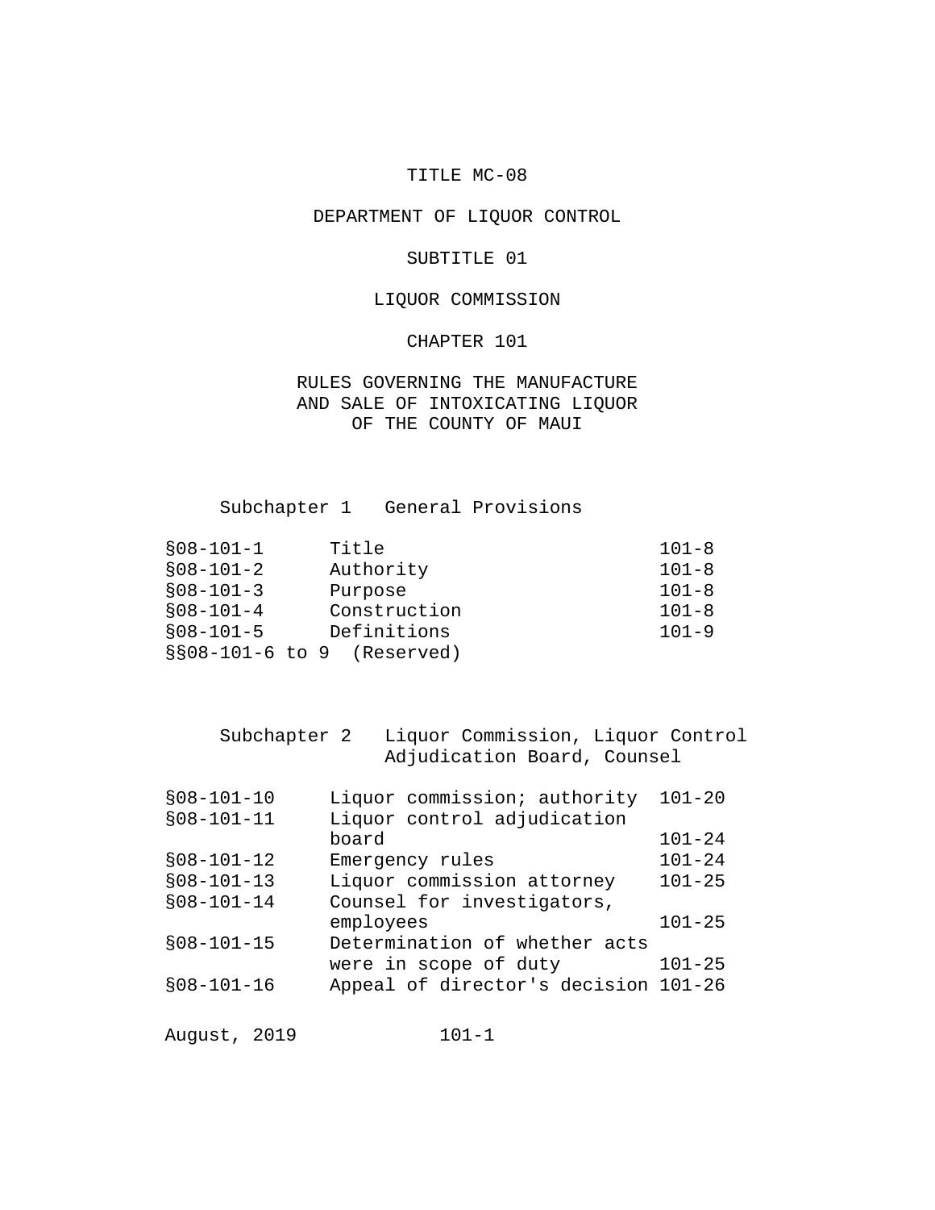# TITLE MC-08

# DEPARTMENT OF LIQUOR CONTROL

## SUBTITLE 01

## LIQUOR COMMISSION

### CHAPTER 101

### RULES GOVERNING THE MANUFACTURE AND SALE OF INTOXICATING LIQUOR OF THE COUNTY OF MAUI

#### Subchapter 1 General Provisions

| | | |
|---|---|---|
| §08-101-1 | Title | 101-8 |
| §08-101-2 | Authority | 101-8 |
| §08-101-3 | Purpose | 101-8 |
| §08-101-4 | Construction | 101-8 |
| §08-101-5 | Definitions | 101-9 |
| §§08-101-6 to 9 | (Reserved) | |

#### Subchapter 2 Liquor Commission, Liquor Control Adjudication Board, Counsel

| | | |
|---|---|---|
| §08-101-10 | Liquor commission; authority | 101-20 |
| §08-101-11 | Liquor control adjudication board | 101-24 |
| §08-101-12 | Emergency rules | 101-24 |
| §08-101-13 | Liquor commission attorney | 101-25 |
| §08-101-14 | Counsel for investigators, employees | 101-25 |
| §08-101-15 | Determination of whether acts were in scope of duty | 101-25 |
| §08-101-16 | Appeal of director's decision | 101-26 |

August, 2019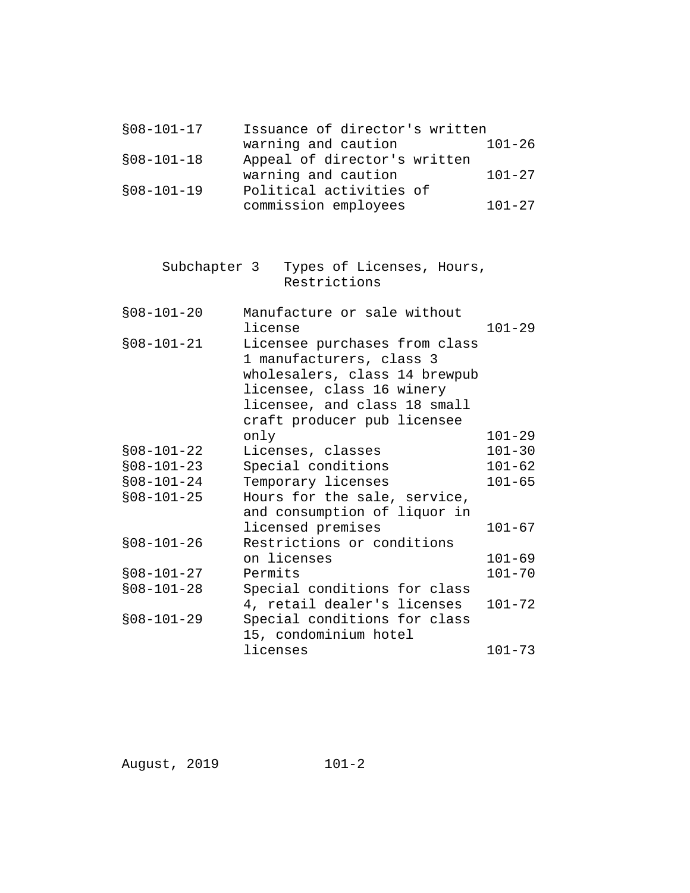| | | |
|---|---|---|
| §08-101-17 | Issuance of director's written warning and caution | 101-26 |
| §08-101-18 | Appeal of director's written warning and caution | 101-27 |
| §08-101-19 | Political activities of commission employees | 101-27 |

Subchapter 3 Types of Licenses, Hours, Restrictions

| | | |
|---|---|---|
| §08-101-20 | Manufacture or sale without license | 101-29 |
| §08-101-21 | Licensee purchases from class 1 manufacturers, class 3 wholesalers, class 14 brewpub licensee, class 16 winery licensee, and class 18 small craft producer pub licensee only | 101-29 |
| §08-101-22 | Licenses, classes | 101-30 |
| §08-101-23 | Special conditions | 101-62 |
| §08-101-24 | Temporary licenses | 101-65 |
| §08-101-25 | Hours for the sale, service, and consumption of liquor in licensed premises | 101-67 |
| §08-101-26 | Restrictions or conditions on licenses | 101-69 |
| §08-101-27 | Permits | 101-70 |
| §08-101-28 | Special conditions for class 4, retail dealer's licenses | 101-72 |
| §08-101-29 | Special conditions for class 15, condominium hotel licenses | 101-73 |

August, 2019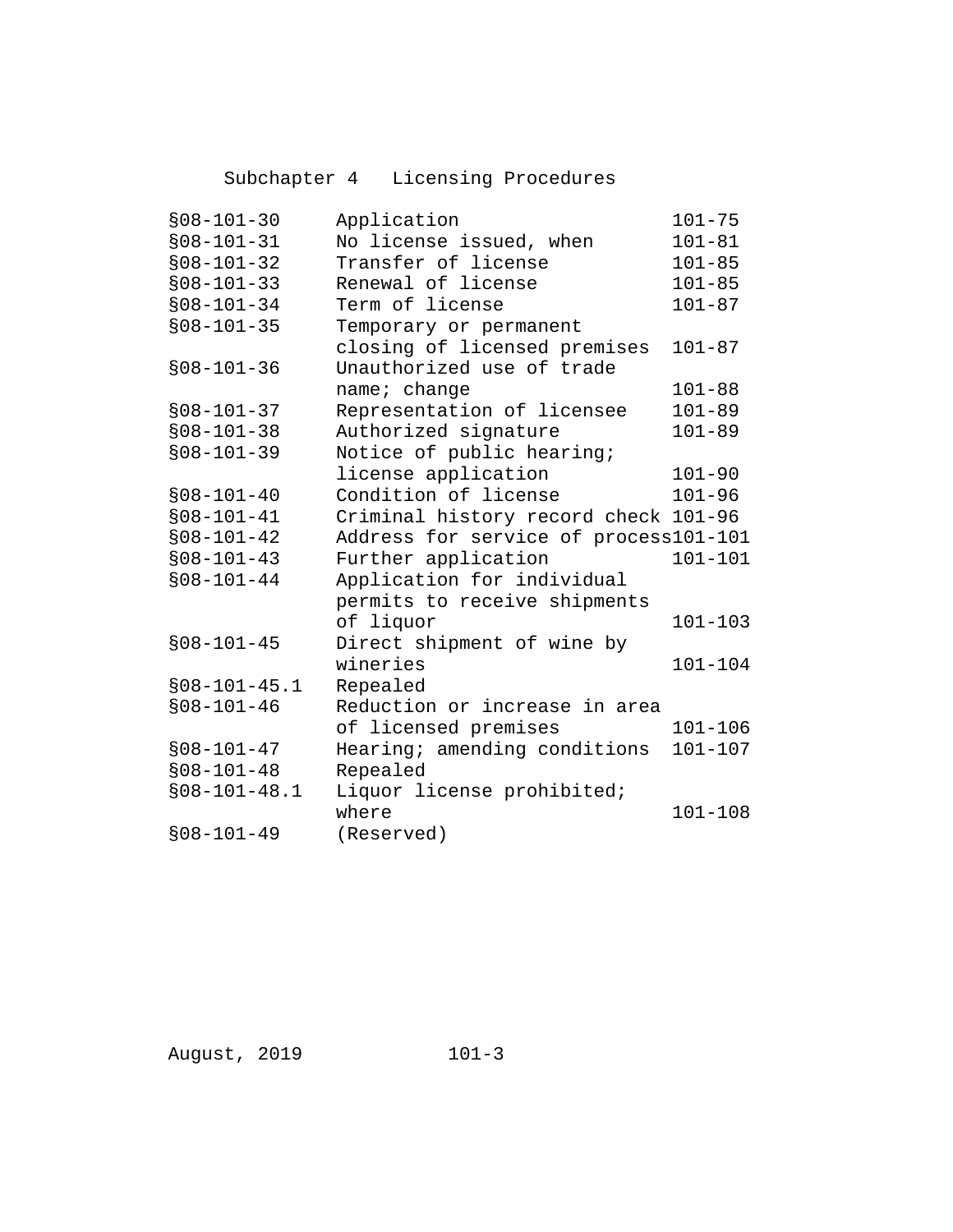## Subchapter 4 Licensing Procedures

| | | |
|---|---|---|
| §08-101-30 | Application | 101-75 |
| §08-101-31 | No license issued, when | 101-81 |
| §08-101-32 | Transfer of license | 101-85 |
| §08-101-33 | Renewal of license | 101-85 |
| §08-101-34 | Term of license | 101-87 |
| §08-101-35 | Temporary or permanent closing of licensed premises | 101-87 |
| §08-101-36 | Unauthorized use of trade name; change | 101-88 |
| §08-101-37 | Representation of licensee | 101-89 |
| §08-101-38 | Authorized signature | 101-89 |
| §08-101-39 | Notice of public hearing; license application | 101-90 |
| §08-101-40 | Condition of license | 101-96 |
| §08-101-41 | Criminal history record check | 101-96 |
| §08-101-42 | Address for service of process | 101-101 |
| §08-101-43 | Further application | 101-101 |
| §08-101-44 | Application for individual permits to receive shipments of liquor | 101-103 |
| §08-101-45 | Direct shipment of wine by wineries | 101-104 |
| §08-101-45.1 | Repealed | |
| §08-101-46 | Reduction or increase in area of licensed premises | 101-106 |
| §08-101-47 | Hearing; amending conditions | 101-107 |
| §08-101-48 | Repealed | |
| §08-101-48.1 | Liquor license prohibited; where | 101-108 |
| §08-101-49 | (Reserved) | |

August, 2019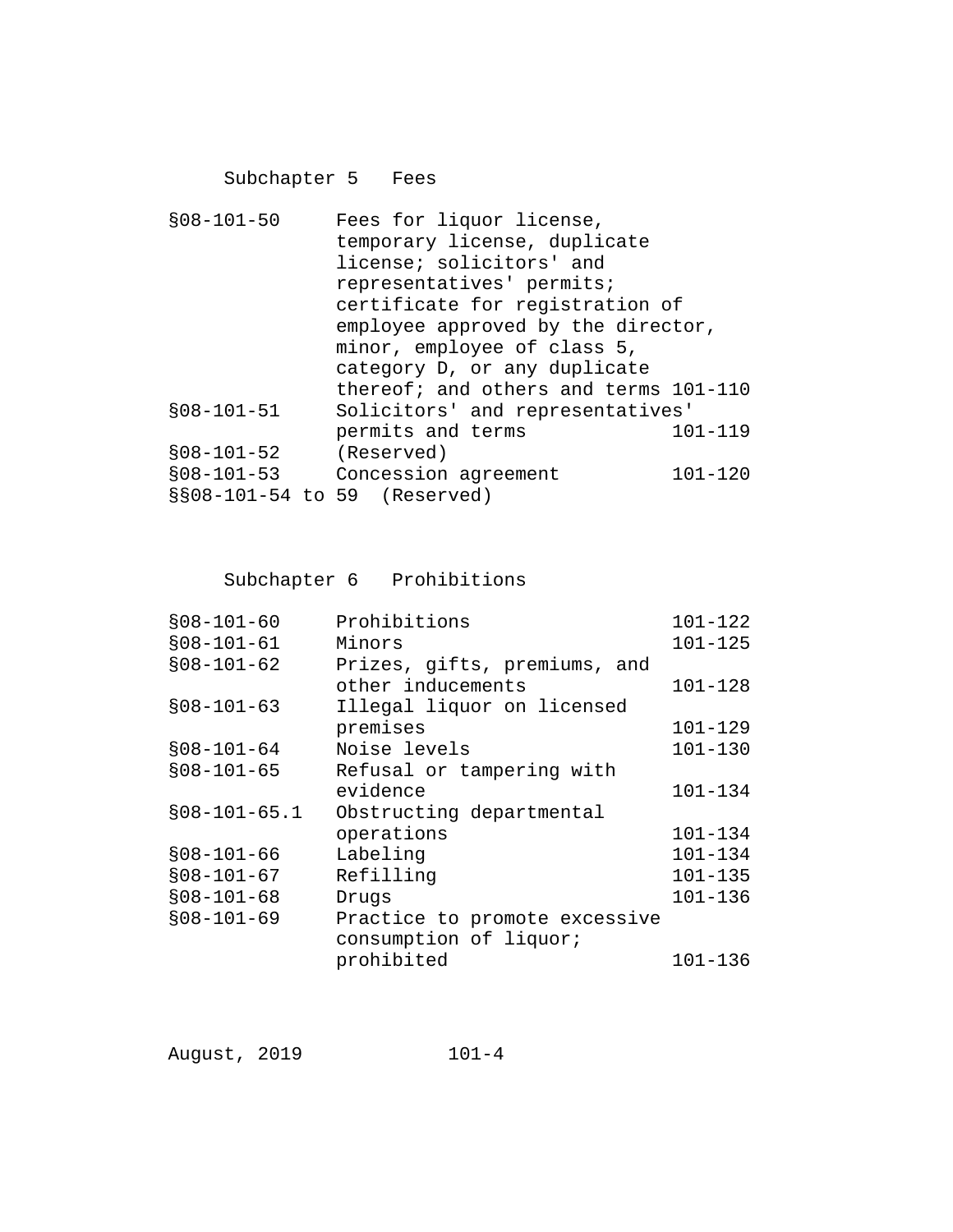## Subchapter 5 Fees

| | | |
|---|---|---|
| §08-101-50 | Fees for liquor license, temporary license, duplicate license; solicitors' and representatives' permits; certificate for registration of employee approved by the director, minor, employee of class 5, category D, or any duplicate thereof; and others and terms | 101-110 |
| §08-101-51 | Solicitors' and representatives' permits and terms | 101-119 |
| §08-101-52 | (Reserved) | |
| §08-101-53 | Concession agreement | 101-120 |
| §§08-101-54 to 59 | (Reserved) | |

## Subchapter 6 Prohibitions

| | | |
|---|---|---|
| §08-101-60 | Prohibitions | 101-122 |
| §08-101-61 | Minors | 101-125 |
| §08-101-62 | Prizes, gifts, premiums, and other inducements | 101-128 |
| §08-101-63 | Illegal liquor on licensed premises | 101-129 |
| §08-101-64 | Noise levels | 101-130 |
| §08-101-65 | Refusal or tampering with evidence | 101-134 |
| §08-101-65.1 | Obstructing departmental operations | 101-134 |
| §08-101-66 | Labeling | 101-134 |
| §08-101-67 | Refilling | 101-135 |
| §08-101-68 | Drugs | 101-136 |
| §08-101-69 | Practice to promote excessive consumption of liquor; prohibited | 101-136 |

August, 2019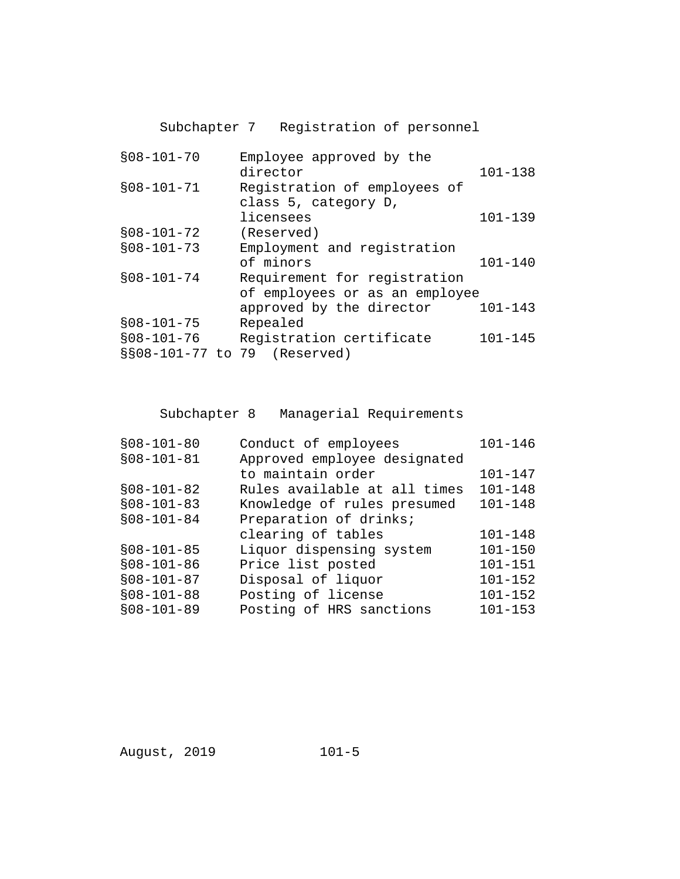## Subchapter 7 Registration of personnel

| | | |
|---|---|---|
| §08-101-70 | Employee approved by the director | 101-138 |
| §08-101-71 | Registration of employees of class 5, category D, licensees | 101-139 |
| §08-101-72 | (Reserved) | |
| §08-101-73 | Employment and registration of minors | 101-140 |
| §08-101-74 | Requirement for registration of employees or as an employee approved by the director | 101-143 |
| §08-101-75 | Repealed | |
| §08-101-76 | Registration certificate | 101-145 |
| §§08-101-77 to 79 | (Reserved) | |

## Subchapter 8 Managerial Requirements

| | | |
|---|---|---|
| §08-101-80 | Conduct of employees | 101-146 |
| §08-101-81 | Approved employee designated to maintain order | 101-147 |
| §08-101-82 | Rules available at all times | 101-148 |
| §08-101-83 | Knowledge of rules presumed | 101-148 |
| §08-101-84 | Preparation of drinks; clearing of tables | 101-148 |
| §08-101-85 | Liquor dispensing system | 101-150 |
| §08-101-86 | Price list posted | 101-151 |
| §08-101-87 | Disposal of liquor | 101-152 |
| §08-101-88 | Posting of license | 101-152 |
| §08-101-89 | Posting of HRS sanctions | 101-153 |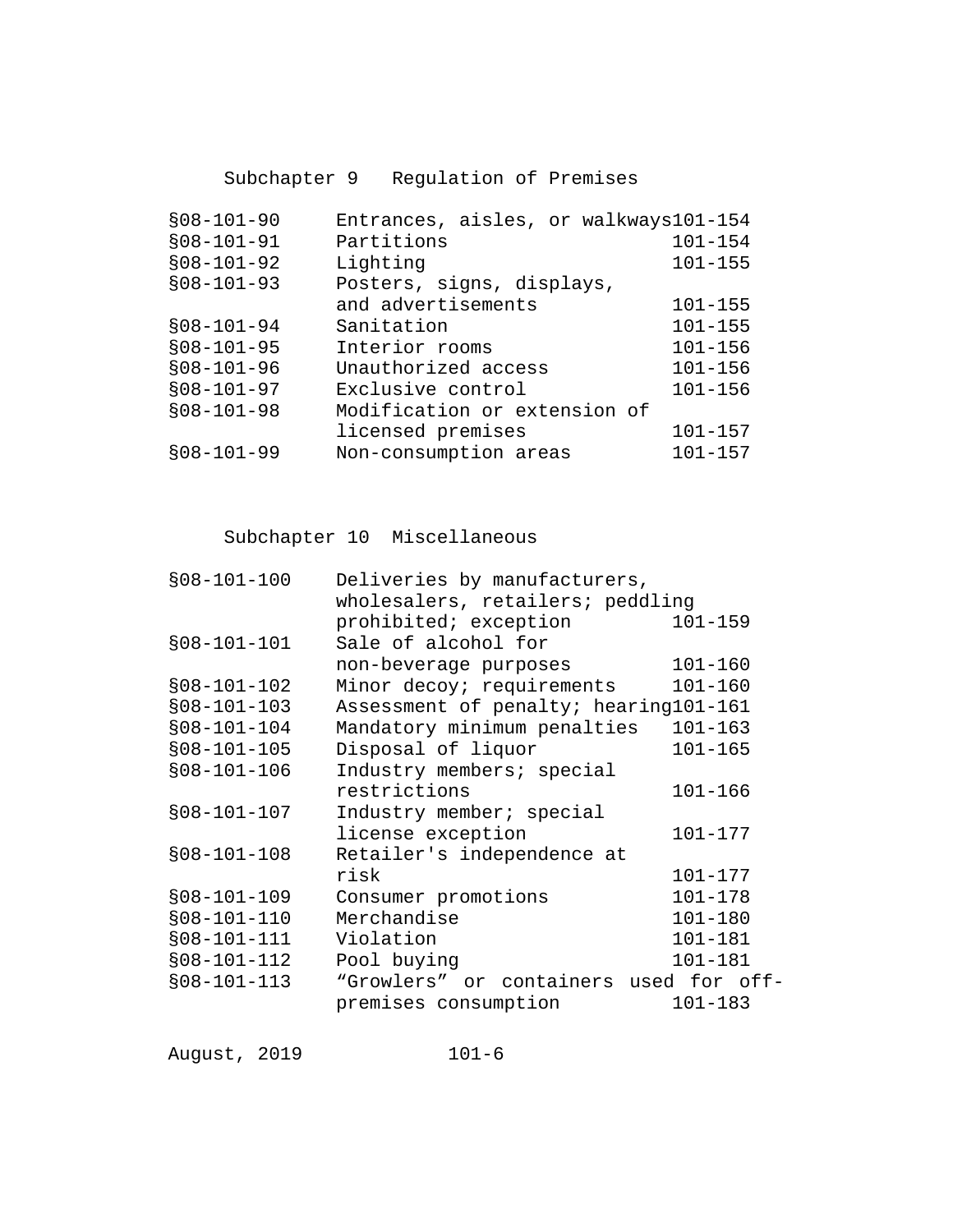## Subchapter 9 Regulation of Premises

| | | |
|---|---|---|
| §08-101-90 | Entrances, aisles, or walkways | 101-154 |
| §08-101-91 | Partitions | 101-154 |
| §08-101-92 | Lighting | 101-155 |
| §08-101-93 | Posters, signs, displays, and advertisements | 101-155 |
| §08-101-94 | Sanitation | 101-155 |
| §08-101-95 | Interior rooms | 101-156 |
| §08-101-96 | Unauthorized access | 101-156 |
| §08-101-97 | Exclusive control | 101-156 |
| §08-101-98 | Modification or extension of licensed premises | 101-157 |
| §08-101-99 | Non-consumption areas | 101-157 |

## Subchapter 10 Miscellaneous

| | | |
|---|---|---|
| §08-101-100 | Deliveries by manufacturers, wholesalers, retailers; peddling prohibited; exception | 101-159 |
| §08-101-101 | Sale of alcohol for non-beverage purposes | 101-160 |
| §08-101-102 | Minor decoy; requirements | 101-160 |
| §08-101-103 | Assessment of penalty; hearing | 101-161 |
| §08-101-104 | Mandatory minimum penalties | 101-163 |
| §08-101-105 | Disposal of liquor | 101-165 |
| §08-101-106 | Industry members; special restrictions | 101-166 |
| §08-101-107 | Industry member; special license exception | 101-177 |
| §08-101-108 | Retailer's independence at risk | 101-177 |
| §08-101-109 | Consumer promotions | 101-178 |
| §08-101-110 | Merchandise | 101-180 |
| §08-101-111 | Violation | 101-181 |
| §08-101-112 | Pool buying | 101-181 |
| §08-101-113 | “Growlers” or containers used for off-premises consumption | 101-183 |

August, 2019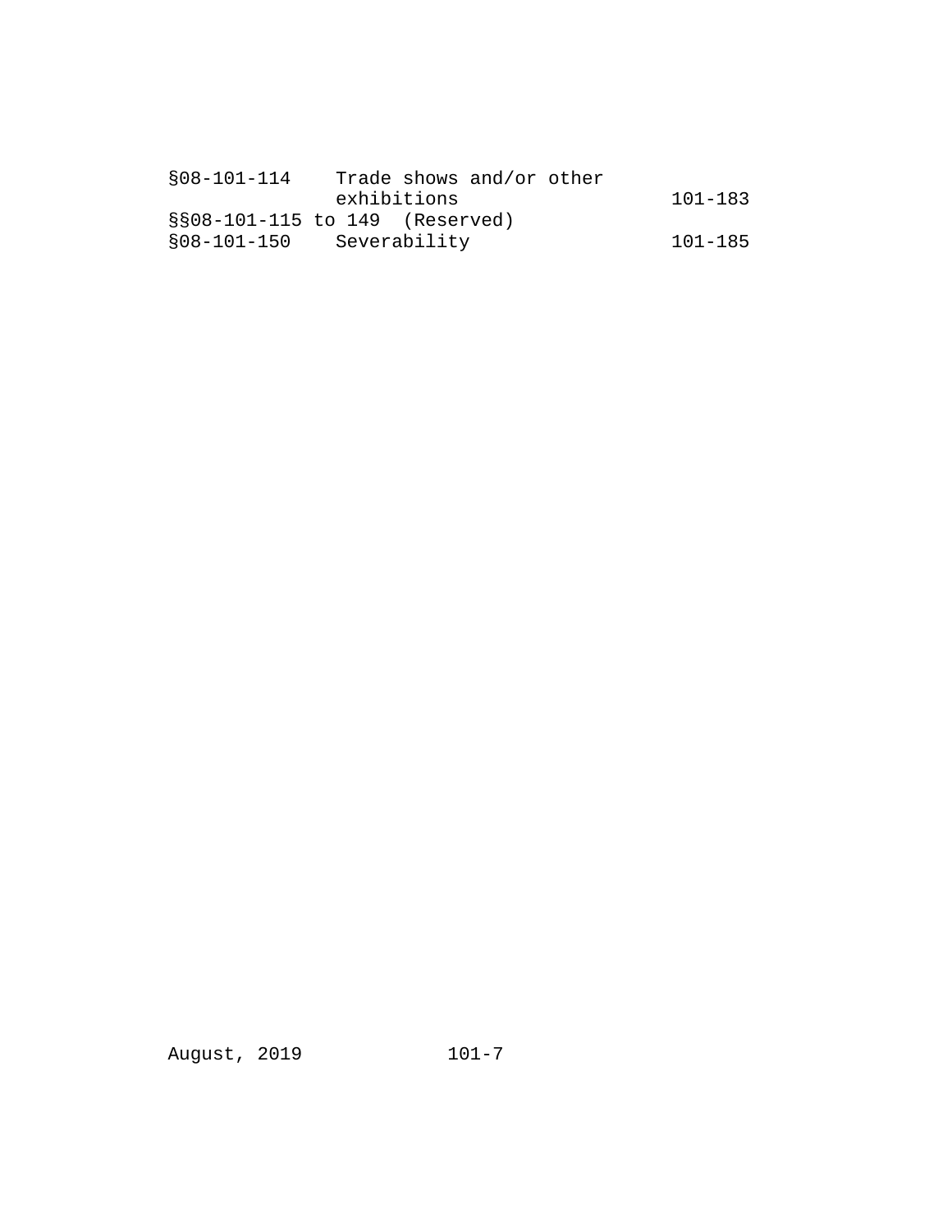| | | |
|---|---|---|
| §08-101-114 | Trade shows and/or other exhibitions | 101-183 |
| §§08-101-115 to 149 | (Reserved) | |
| §08-101-150 | Severability | 101-185 |

August, 2019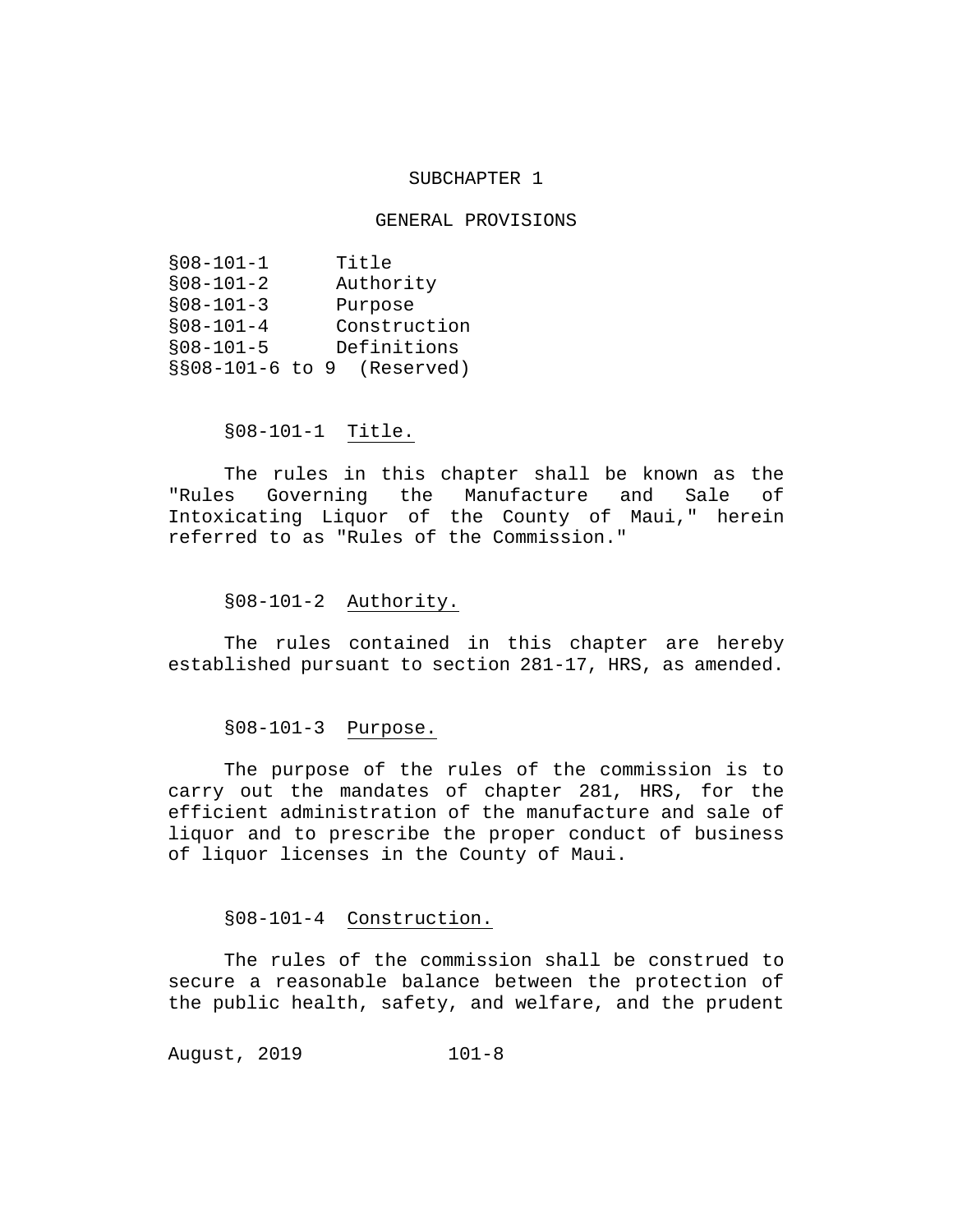## SUBCHAPTER 1

## GENERAL PROVISIONS

§08-101-1 Title
§08-101-2 Authority
§08-101-3 Purpose
§08-101-4 Construction
§08-101-5 Definitions
§§08-101-6 to 9 (Reserved)

§08-101-1 Title.

The rules in this chapter shall be known as the "Rules Governing the Manufacture and Sale of Intoxicating Liquor of the County of Maui," herein referred to as "Rules of the Commission."

§08-101-2 Authority.

The rules contained in this chapter are hereby established pursuant to section 281-17, HRS, as amended.

§08-101-3 Purpose.

The purpose of the rules of the commission is to carry out the mandates of chapter 281, HRS, for the efficient administration of the manufacture and sale of liquor and to prescribe the proper conduct of business of liquor licenses in the County of Maui.

§08-101-4 Construction.

The rules of the commission shall be construed to secure a reasonable balance between the protection of the public health, safety, and welfare, and the prudent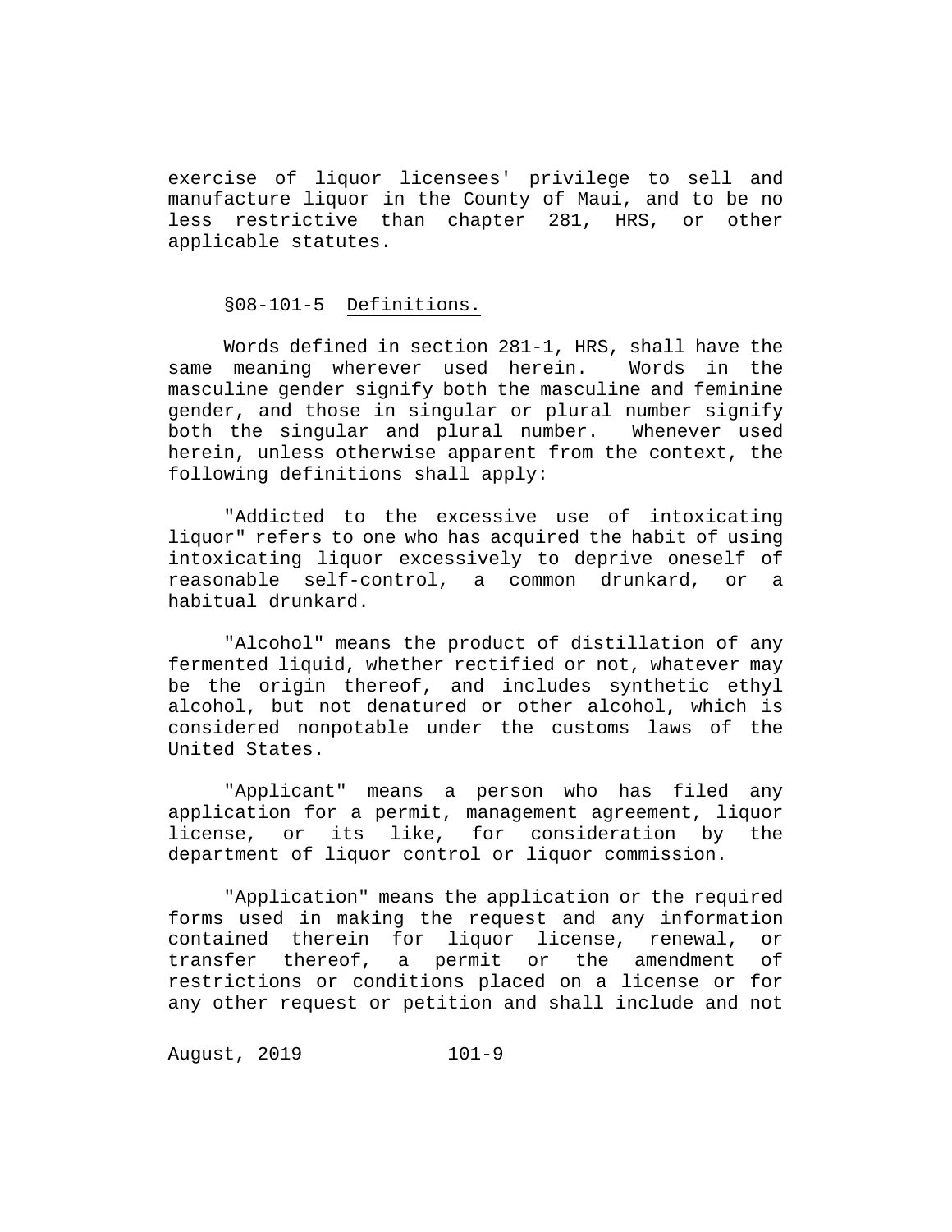exercise of liquor licensees' privilege to sell and manufacture liquor in the County of Maui, and to be no less restrictive than chapter 281, HRS, or other applicable statutes.

§08-101-5 Definitions.

Words defined in section 281-1, HRS, shall have the same meaning wherever used herein. Words in the masculine gender signify both the masculine and feminine gender, and those in singular or plural number signify both the singular and plural number. Whenever used herein, unless otherwise apparent from the context, the following definitions shall apply:

"Addicted to the excessive use of intoxicating liquor" refers to one who has acquired the habit of using intoxicating liquor excessively to deprive oneself of reasonable self-control, a common drunkard, or a habitual drunkard.

"Alcohol" means the product of distillation of any fermented liquid, whether rectified or not, whatever may be the origin thereof, and includes synthetic ethyl alcohol, but not denatured or other alcohol, which is considered nonpotable under the customs laws of the United States.

"Applicant" means a person who has filed any application for a permit, management agreement, liquor license, or its like, for consideration by the department of liquor control or liquor commission.

"Application" means the application or the required forms used in making the request and any information contained therein for liquor license, renewal, or transfer thereof, a permit or the amendment of restrictions or conditions placed on a license or for any other request or petition and shall include and not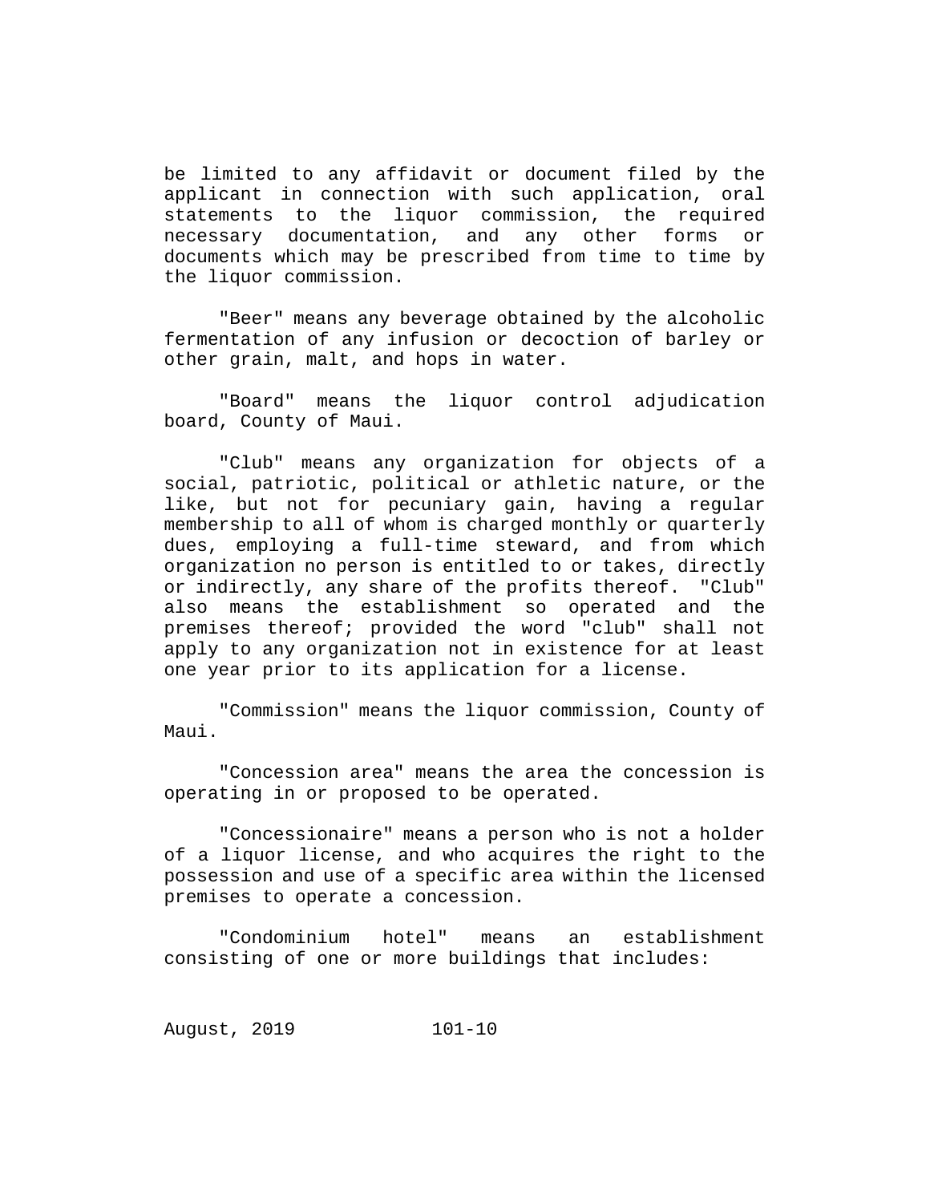be limited to any affidavit or document filed by the applicant in connection with such application, oral statements to the liquor commission, the required necessary documentation, and any other forms or documents which may be prescribed from time to time by the liquor commission.

"Beer" means any beverage obtained by the alcoholic fermentation of any infusion or decoction of barley or other grain, malt, and hops in water.

"Board" means the liquor control adjudication board, County of Maui.

"Club" means any organization for objects of a social, patriotic, political or athletic nature, or the like, but not for pecuniary gain, having a regular membership to all of whom is charged monthly or quarterly dues, employing a full-time steward, and from which organization no person is entitled to or takes, directly or indirectly, any share of the profits thereof. "Club" also means the establishment so operated and the premises thereof; provided the word "club" shall not apply to any organization not in existence for at least one year prior to its application for a license.

"Commission" means the liquor commission, County of Maui.

"Concession area" means the area the concession is operating in or proposed to be operated.

"Concessionaire" means a person who is not a holder of a liquor license, and who acquires the right to the possession and use of a specific area within the licensed premises to operate a concession.

"Condominium hotel" means an establishment consisting of one or more buildings that includes: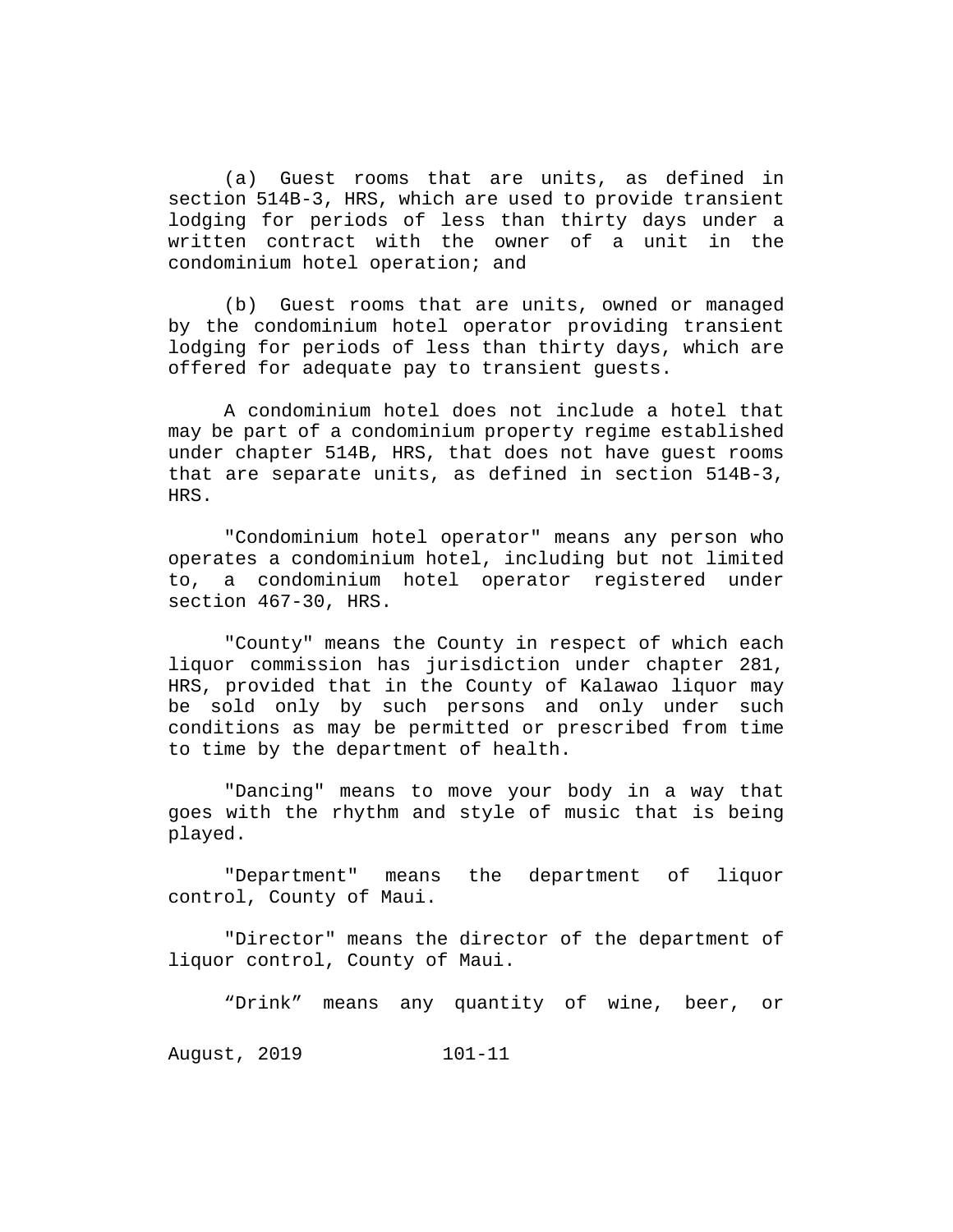(a) Guest rooms that are units, as defined in section 514B-3, HRS, which are used to provide transient lodging for periods of less than thirty days under a written contract with the owner of a unit in the condominium hotel operation; and

(b) Guest rooms that are units, owned or managed by the condominium hotel operator providing transient lodging for periods of less than thirty days, which are offered for adequate pay to transient guests.

A condominium hotel does not include a hotel that may be part of a condominium property regime established under chapter 514B, HRS, that does not have guest rooms that are separate units, as defined in section 514B-3, HRS.

"Condominium hotel operator" means any person who operates a condominium hotel, including but not limited to, a condominium hotel operator registered under section 467-30, HRS.

"County" means the County in respect of which each liquor commission has jurisdiction under chapter 281, HRS, provided that in the County of Kalawao liquor may be sold only by such persons and only under such conditions as may be permitted or prescribed from time to time by the department of health.

"Dancing" means to move your body in a way that goes with the rhythm and style of music that is being played.

"Department" means the department of liquor control, County of Maui.

"Director" means the director of the department of liquor control, County of Maui.

“Drink” means any quantity of wine, beer, or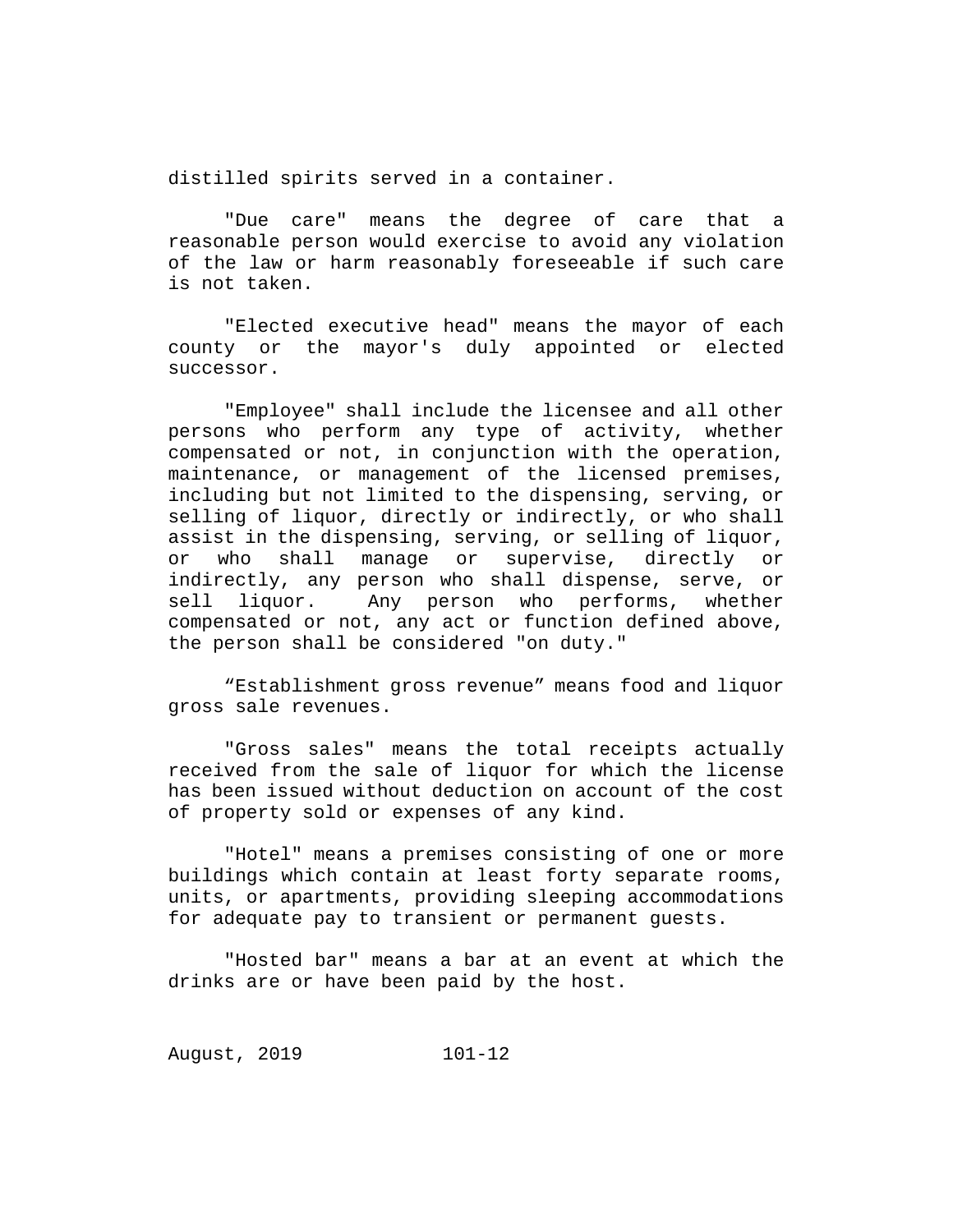distilled spirits served in a container.

"Due care" means the degree of care that a reasonable person would exercise to avoid any violation of the law or harm reasonably foreseeable if such care is not taken.

"Elected executive head" means the mayor of each county or the mayor's duly appointed or elected successor.

"Employee" shall include the licensee and all other persons who perform any type of activity, whether compensated or not, in conjunction with the operation, maintenance, or management of the licensed premises, including but not limited to the dispensing, serving, or selling of liquor, directly or indirectly, or who shall assist in the dispensing, serving, or selling of liquor, or who shall manage or supervise, directly or indirectly, any person who shall dispense, serve, or sell liquor. Any person who performs, whether compensated or not, any act or function defined above, the person shall be considered "on duty."

“Establishment gross revenue” means food and liquor gross sale revenues.

"Gross sales" means the total receipts actually received from the sale of liquor for which the license has been issued without deduction on account of the cost of property sold or expenses of any kind.

"Hotel" means a premises consisting of one or more buildings which contain at least forty separate rooms, units, or apartments, providing sleeping accommodations for adequate pay to transient or permanent guests.

"Hosted bar" means a bar at an event at which the drinks are or have been paid by the host.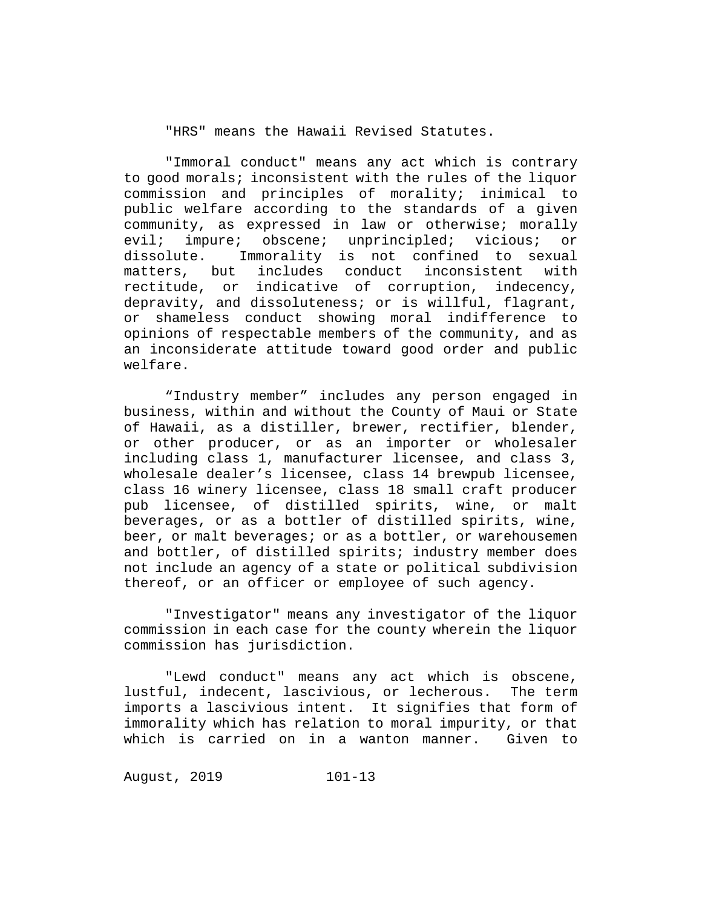"HRS" means the Hawaii Revised Statutes.

"Immoral conduct" means any act which is contrary to good morals; inconsistent with the rules of the liquor commission and principles of morality; inimical to public welfare according to the standards of a given community, as expressed in law or otherwise; morally evil; impure; obscene; unprincipled; vicious; or dissolute. Immorality is not confined to sexual matters, but includes conduct inconsistent with rectitude, or indicative of corruption, indecency, depravity, and dissoluteness; or is willful, flagrant, or shameless conduct showing moral indifference to opinions of respectable members of the community, and as an inconsiderate attitude toward good order and public welfare.

“Industry member” includes any person engaged in business, within and without the County of Maui or State of Hawaii, as a distiller, brewer, rectifier, blender, or other producer, or as an importer or wholesaler including class 1, manufacturer licensee, and class 3, wholesale dealer’s licensee, class 14 brewpub licensee, class 16 winery licensee, class 18 small craft producer pub licensee, of distilled spirits, wine, or malt beverages, or as a bottler of distilled spirits, wine, beer, or malt beverages; or as a bottler, or warehousemen and bottler, of distilled spirits; industry member does not include an agency of a state or political subdivision thereof, or an officer or employee of such agency.

"Investigator" means any investigator of the liquor commission in each case for the county wherein the liquor commission has jurisdiction.

"Lewd conduct" means any act which is obscene, lustful, indecent, lascivious, or lecherous. The term imports a lascivious intent. It signifies that form of immorality which has relation to moral impurity, or that which is carried on in a wanton manner. Given to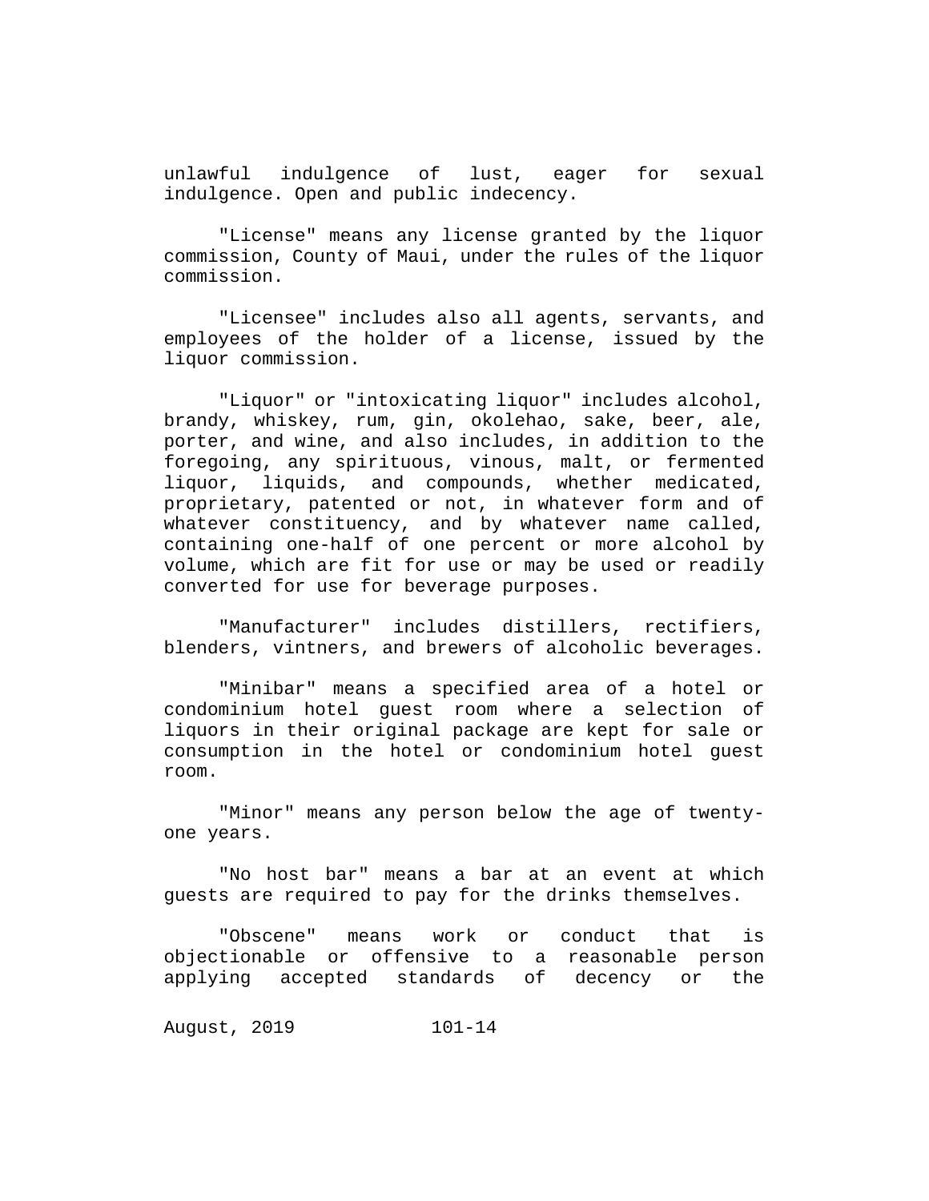unlawful indulgence of lust, eager for sexual indulgence. Open and public indecency.

"License" means any license granted by the liquor commission, County of Maui, under the rules of the liquor commission.

"Licensee" includes also all agents, servants, and employees of the holder of a license, issued by the liquor commission.

"Liquor" or "intoxicating liquor" includes alcohol, brandy, whiskey, rum, gin, okolehao, sake, beer, ale, porter, and wine, and also includes, in addition to the foregoing, any spirituous, vinous, malt, or fermented liquor, liquids, and compounds, whether medicated, proprietary, patented or not, in whatever form and of whatever constituency, and by whatever name called, containing one-half of one percent or more alcohol by volume, which are fit for use or may be used or readily converted for use for beverage purposes.

"Manufacturer" includes distillers, rectifiers, blenders, vintners, and brewers of alcoholic beverages.

"Minibar" means a specified area of a hotel or condominium hotel guest room where a selection of liquors in their original package are kept for sale or consumption in the hotel or condominium hotel guest room.

"Minor" means any person below the age of twenty-one years.

"No host bar" means a bar at an event at which guests are required to pay for the drinks themselves.

"Obscene" means work or conduct that is objectionable or offensive to a reasonable person applying accepted standards of decency or the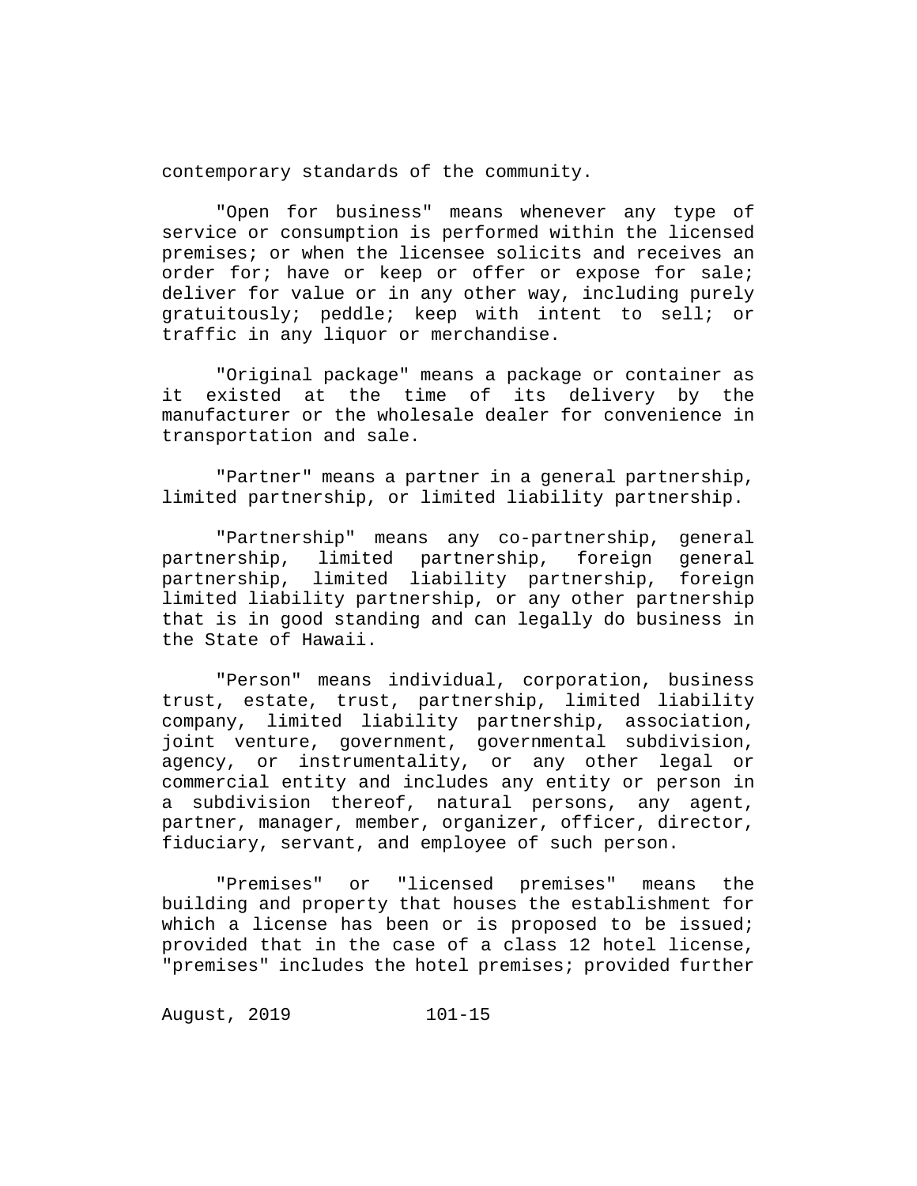contemporary standards of the community.

"Open for business" means whenever any type of service or consumption is performed within the licensed premises; or when the licensee solicits and receives an order for; have or keep or offer or expose for sale; deliver for value or in any other way, including purely gratuitously; peddle; keep with intent to sell; or traffic in any liquor or merchandise.

"Original package" means a package or container as it existed at the time of its delivery by the manufacturer or the wholesale dealer for convenience in transportation and sale.

"Partner" means a partner in a general partnership, limited partnership, or limited liability partnership.

"Partnership" means any co-partnership, general partnership, limited partnership, foreign general partnership, limited liability partnership, foreign limited liability partnership, or any other partnership that is in good standing and can legally do business in the State of Hawaii.

"Person" means individual, corporation, business trust, estate, trust, partnership, limited liability company, limited liability partnership, association, joint venture, government, governmental subdivision, agency, or instrumentality, or any other legal or commercial entity and includes any entity or person in a subdivision thereof, natural persons, any agent, partner, manager, member, organizer, officer, director, fiduciary, servant, and employee of such person.

"Premises" or "licensed premises" means the building and property that houses the establishment for which a license has been or is proposed to be issued; provided that in the case of a class 12 hotel license, "premises" includes the hotel premises; provided further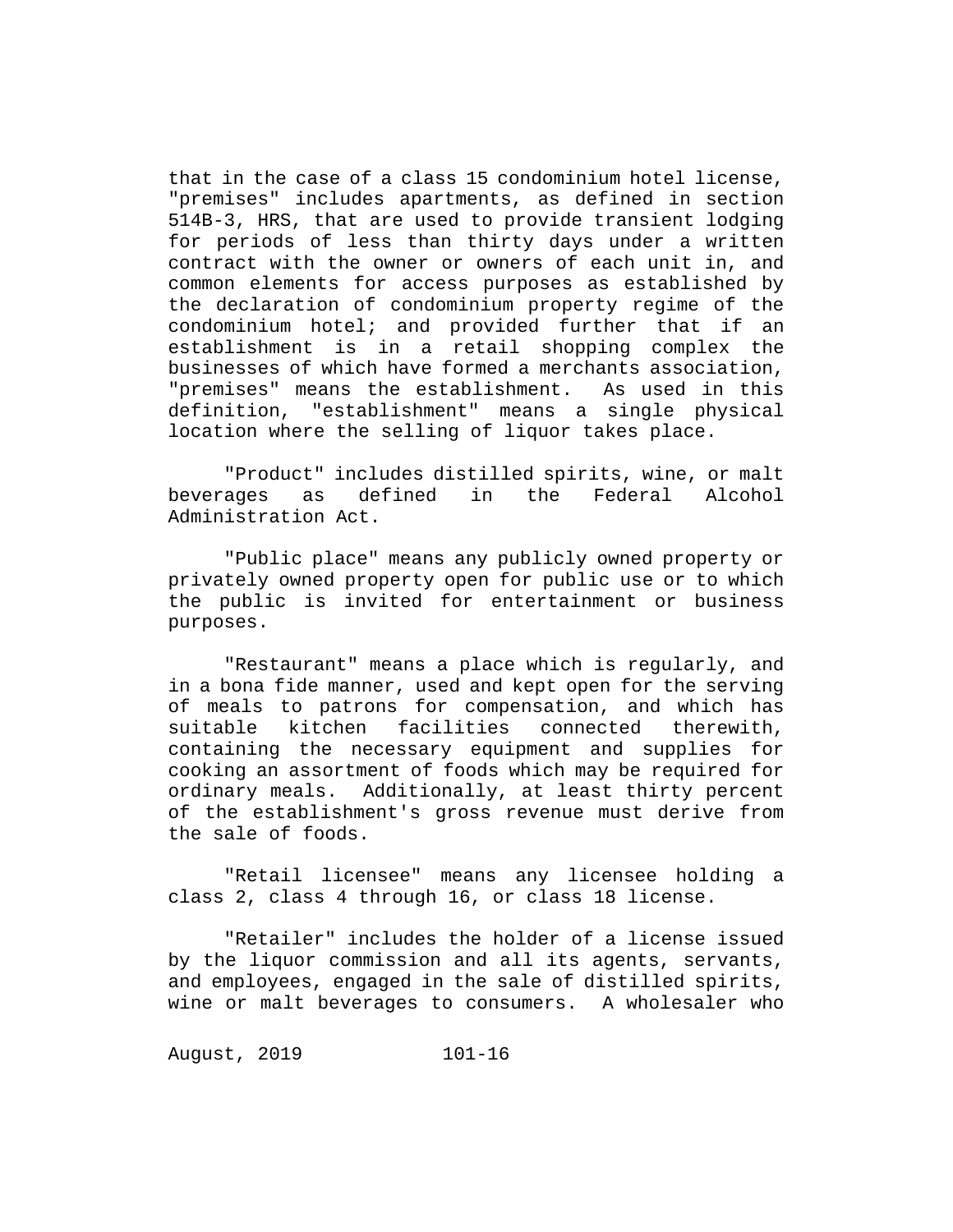that in the case of a class 15 condominium hotel license, "premises" includes apartments, as defined in section 514B-3, HRS, that are used to provide transient lodging for periods of less than thirty days under a written contract with the owner or owners of each unit in, and common elements for access purposes as established by the declaration of condominium property regime of the condominium hotel; and provided further that if an establishment is in a retail shopping complex the businesses of which have formed a merchants association, "premises" means the establishment. As used in this definition, "establishment" means a single physical location where the selling of liquor takes place.

"Product" includes distilled spirits, wine, or malt beverages as defined in the Federal Alcohol Administration Act.

"Public place" means any publicly owned property or privately owned property open for public use or to which the public is invited for entertainment or business purposes.

"Restaurant" means a place which is regularly, and in a bona fide manner, used and kept open for the serving of meals to patrons for compensation, and which has suitable kitchen facilities connected therewith, containing the necessary equipment and supplies for cooking an assortment of foods which may be required for ordinary meals. Additionally, at least thirty percent of the establishment's gross revenue must derive from the sale of foods.

"Retail licensee" means any licensee holding a class 2, class 4 through 16, or class 18 license.

"Retailer" includes the holder of a license issued by the liquor commission and all its agents, servants, and employees, engaged in the sale of distilled spirits, wine or malt beverages to consumers. A wholesaler who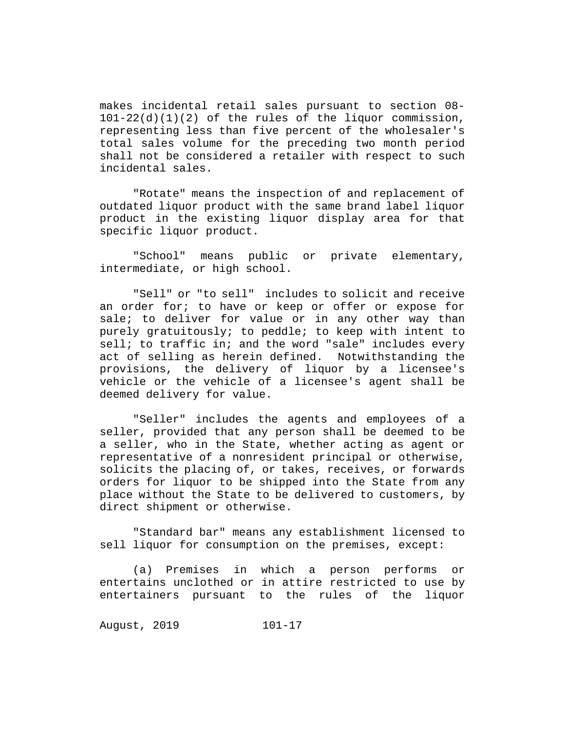makes incidental retail sales pursuant to section 08-101-22(d)(1)(2) of the rules of the liquor commission, representing less than five percent of the wholesaler's total sales volume for the preceding two month period shall not be considered a retailer with respect to such incidental sales.

"Rotate" means the inspection of and replacement of outdated liquor product with the same brand label liquor product in the existing liquor display area for that specific liquor product.

"School" means public or private elementary, intermediate, or high school.

"Sell" or "to sell" includes to solicit and receive an order for; to have or keep or offer or expose for sale; to deliver for value or in any other way than purely gratuitously; to peddle; to keep with intent to sell; to traffic in; and the word "sale" includes every act of selling as herein defined. Notwithstanding the provisions, the delivery of liquor by a licensee's vehicle or the vehicle of a licensee's agent shall be deemed delivery for value.

"Seller" includes the agents and employees of a seller, provided that any person shall be deemed to be a seller, who in the State, whether acting as agent or representative of a nonresident principal or otherwise, solicits the placing of, or takes, receives, or forwards orders for liquor to be shipped into the State from any place without the State to be delivered to customers, by direct shipment or otherwise.

"Standard bar" means any establishment licensed to sell liquor for consumption on the premises, except:

(a) Premises in which a person performs or entertains unclothed or in attire restricted to use by entertainers pursuant to the rules of the liquor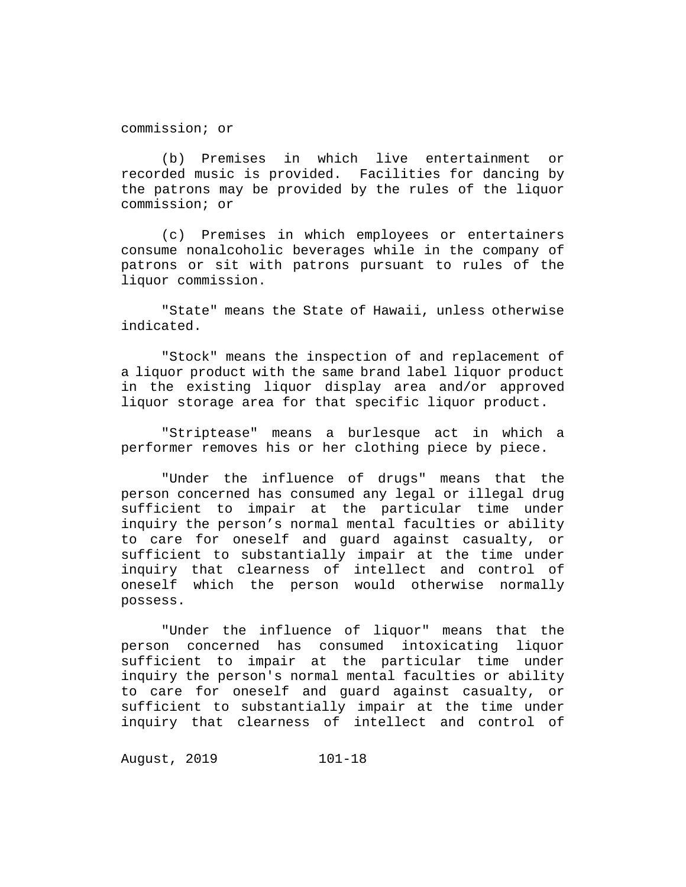commission; or

(b) Premises in which live entertainment or recorded music is provided. Facilities for dancing by the patrons may be provided by the rules of the liquor commission; or

(c) Premises in which employees or entertainers consume nonalcoholic beverages while in the company of patrons or sit with patrons pursuant to rules of the liquor commission.

"State" means the State of Hawaii, unless otherwise indicated.

"Stock" means the inspection of and replacement of a liquor product with the same brand label liquor product in the existing liquor display area and/or approved liquor storage area for that specific liquor product.

"Striptease" means a burlesque act in which a performer removes his or her clothing piece by piece.

"Under the influence of drugs" means that the person concerned has consumed any legal or illegal drug sufficient to impair at the particular time under inquiry the person’s normal mental faculties or ability to care for oneself and guard against casualty, or sufficient to substantially impair at the time under inquiry that clearness of intellect and control of oneself which the person would otherwise normally possess.

"Under the influence of liquor" means that the person concerned has consumed intoxicating liquor sufficient to impair at the particular time under inquiry the person's normal mental faculties or ability to care for oneself and guard against casualty, or sufficient to substantially impair at the time under inquiry that clearness of intellect and control of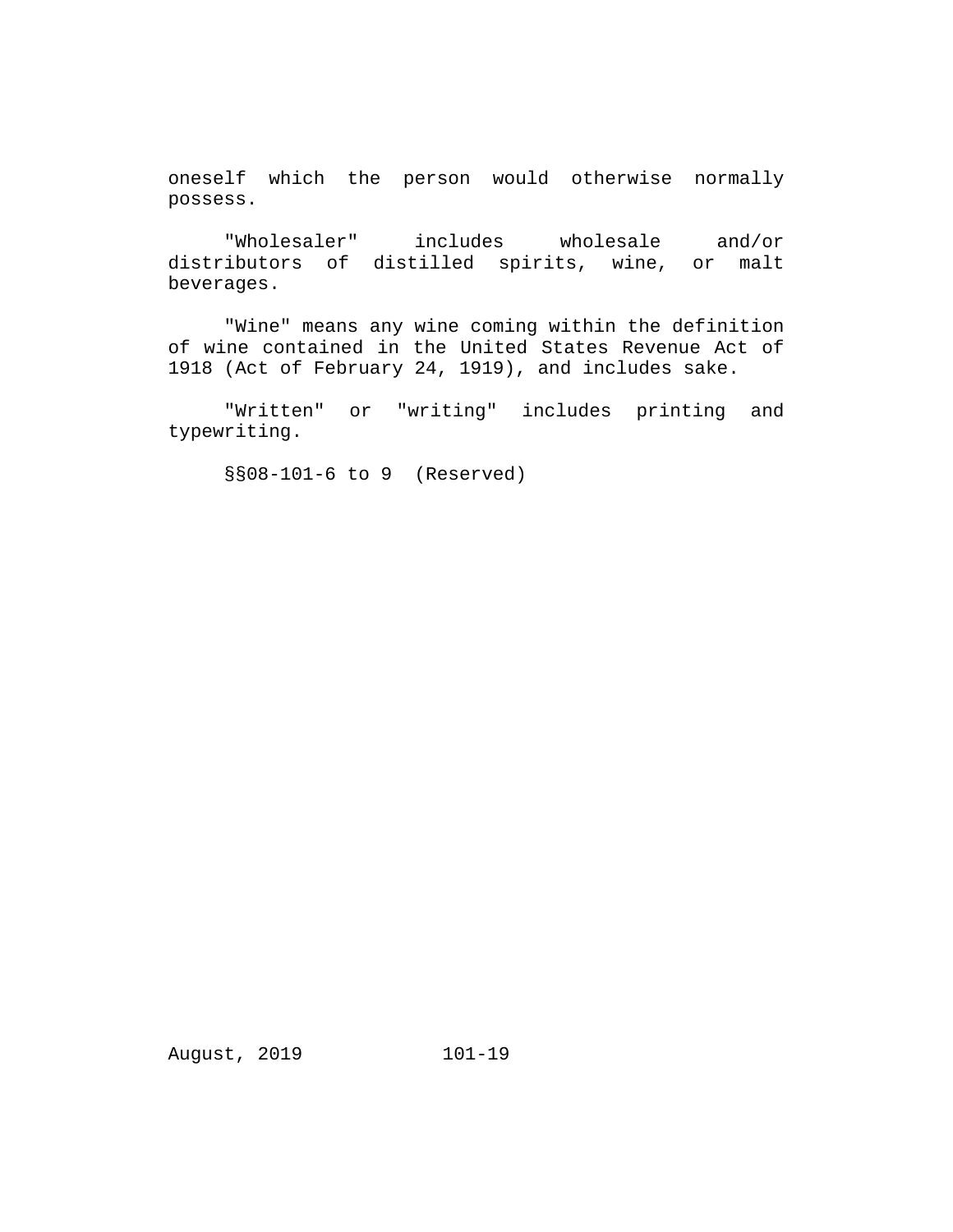oneself which the person would otherwise normally possess.

"Wholesaler" includes wholesale and/or distributors of distilled spirits, wine, or malt beverages.

"Wine" means any wine coming within the definition of wine contained in the United States Revenue Act of 1918 (Act of February 24, 1919), and includes sake.

"Written" or "writing" includes printing and typewriting.

§§08-101-6 to 9 (Reserved)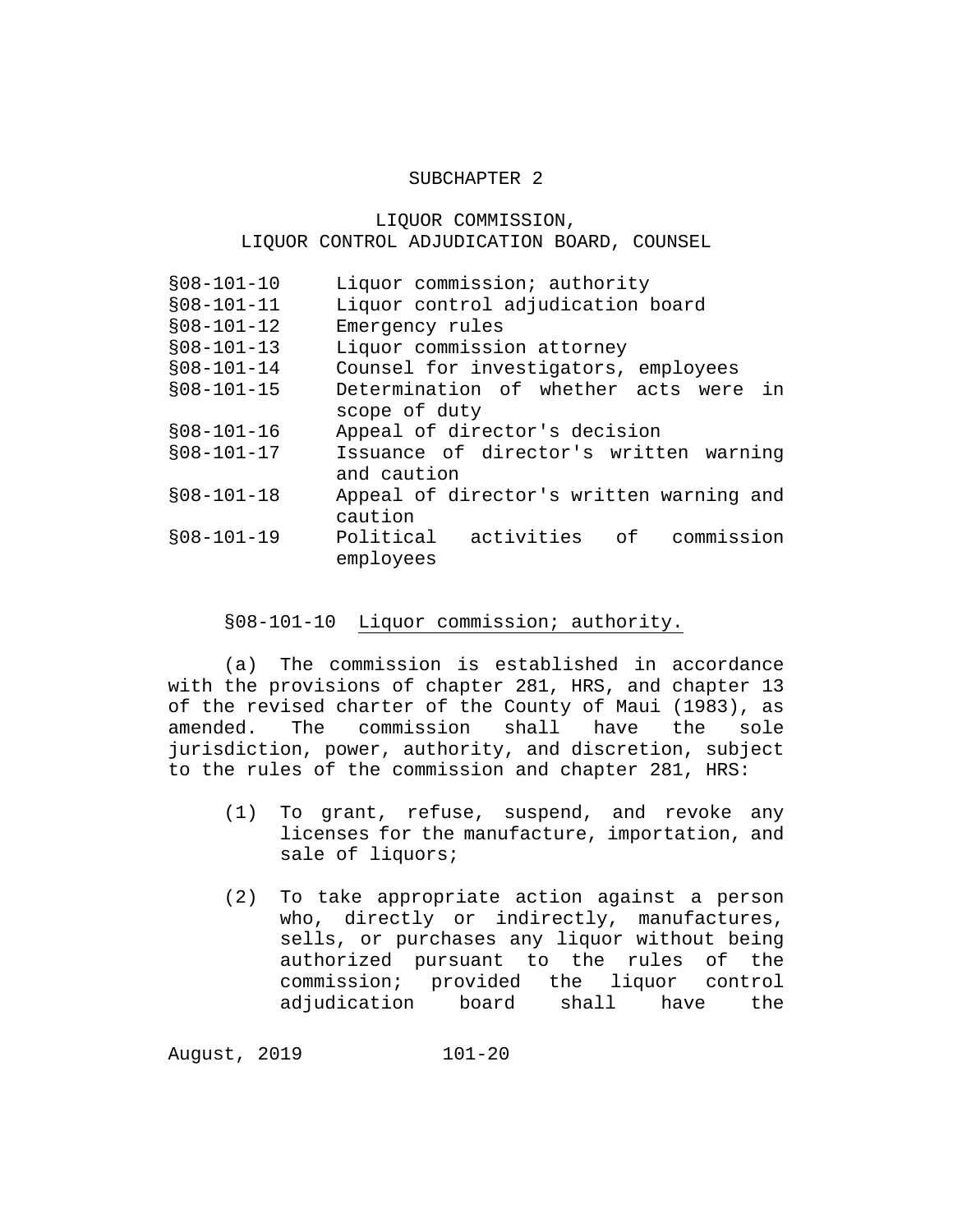## SUBCHAPTER 2

### LIQUOR COMMISSION, LIQUOR CONTROL ADJUDICATION BOARD, COUNSEL

| | |
|---|---|
| §08-101-10 | Liquor commission; authority |
| §08-101-11 | Liquor control adjudication board |
| §08-101-12 | Emergency rules |
| §08-101-13 | Liquor commission attorney |
| §08-101-14 | Counsel for investigators, employees |
| §08-101-15 | Determination of whether acts were in scope of duty |
| §08-101-16 | Appeal of director's decision |
| §08-101-17 | Issuance of director's written warning and caution |
| §08-101-18 | Appeal of director's written warning and caution |
| §08-101-19 | Political activities of commission employees |

§08-101-10 Liquor commission; authority.

(a) The commission is established in accordance with the provisions of chapter 281, HRS, and chapter 13 of the revised charter of the County of Maui (1983), as amended. The commission shall have the sole jurisdiction, power, authority, and discretion, subject to the rules of the commission and chapter 281, HRS:

(1) To grant, refuse, suspend, and revoke any licenses for the manufacture, importation, and sale of liquors;

(2) To take appropriate action against a person who, directly or indirectly, manufactures, sells, or purchases any liquor without being authorized pursuant to the rules of the commission; provided the liquor control adjudication board shall have the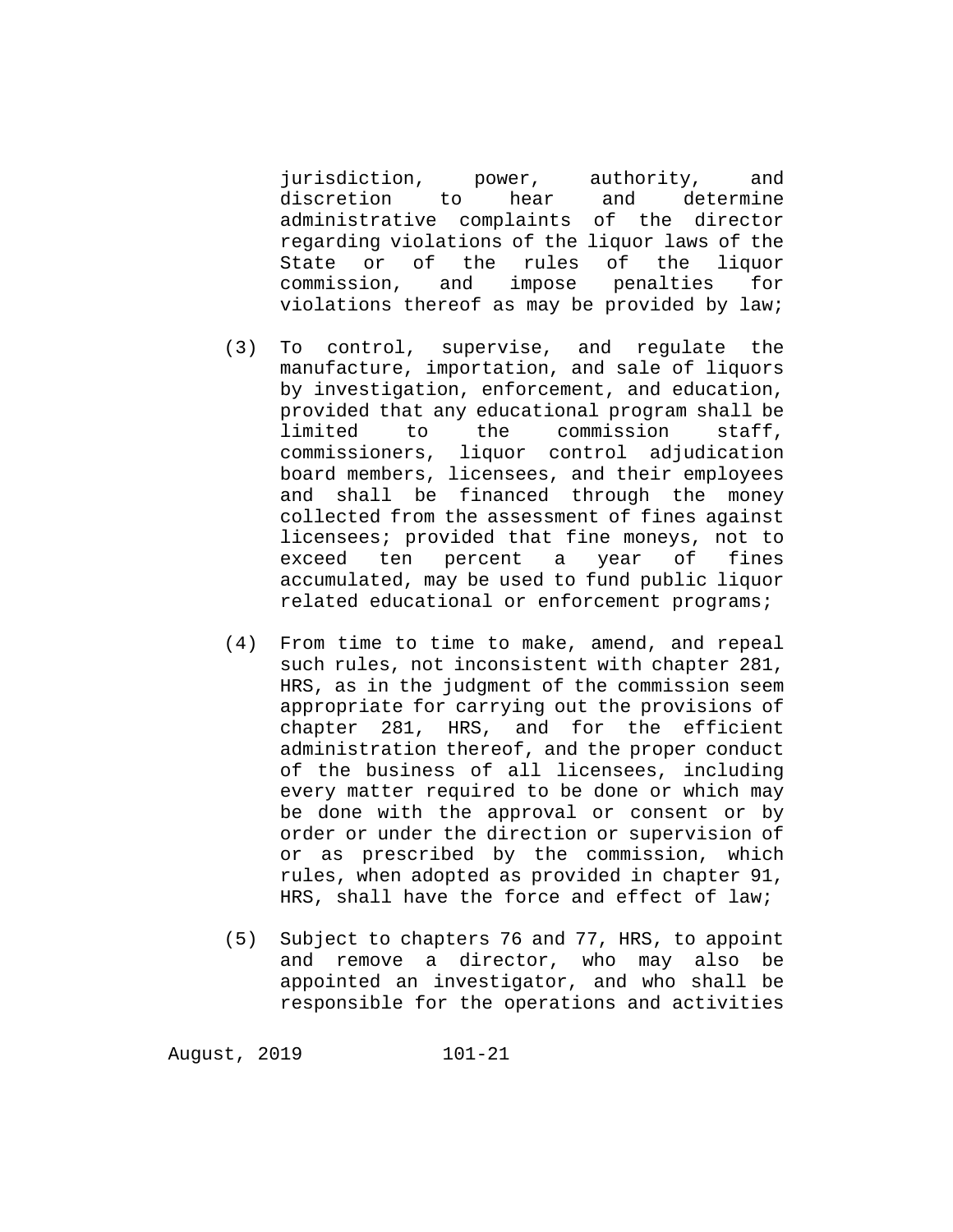jurisdiction, power, authority, and discretion to hear and determine administrative complaints of the director regarding violations of the liquor laws of the State or of the rules of the liquor commission, and impose penalties for violations thereof as may be provided by law;

(3) To control, supervise, and regulate the manufacture, importation, and sale of liquors by investigation, enforcement, and education, provided that any educational program shall be limited to the commission staff, commissioners, liquor control adjudication board members, licensees, and their employees and shall be financed through the money collected from the assessment of fines against licensees; provided that fine moneys, not to exceed ten percent a year of fines accumulated, may be used to fund public liquor related educational or enforcement programs;

(4) From time to time to make, amend, and repeal such rules, not inconsistent with chapter 281, HRS, as in the judgment of the commission seem appropriate for carrying out the provisions of chapter 281, HRS, and for the efficient administration thereof, and the proper conduct of the business of all licensees, including every matter required to be done or which may be done with the approval or consent or by order or under the direction or supervision of or as prescribed by the commission, which rules, when adopted as provided in chapter 91, HRS, shall have the force and effect of law;

(5) Subject to chapters 76 and 77, HRS, to appoint and remove a director, who may also be appointed an investigator, and who shall be responsible for the operations and activities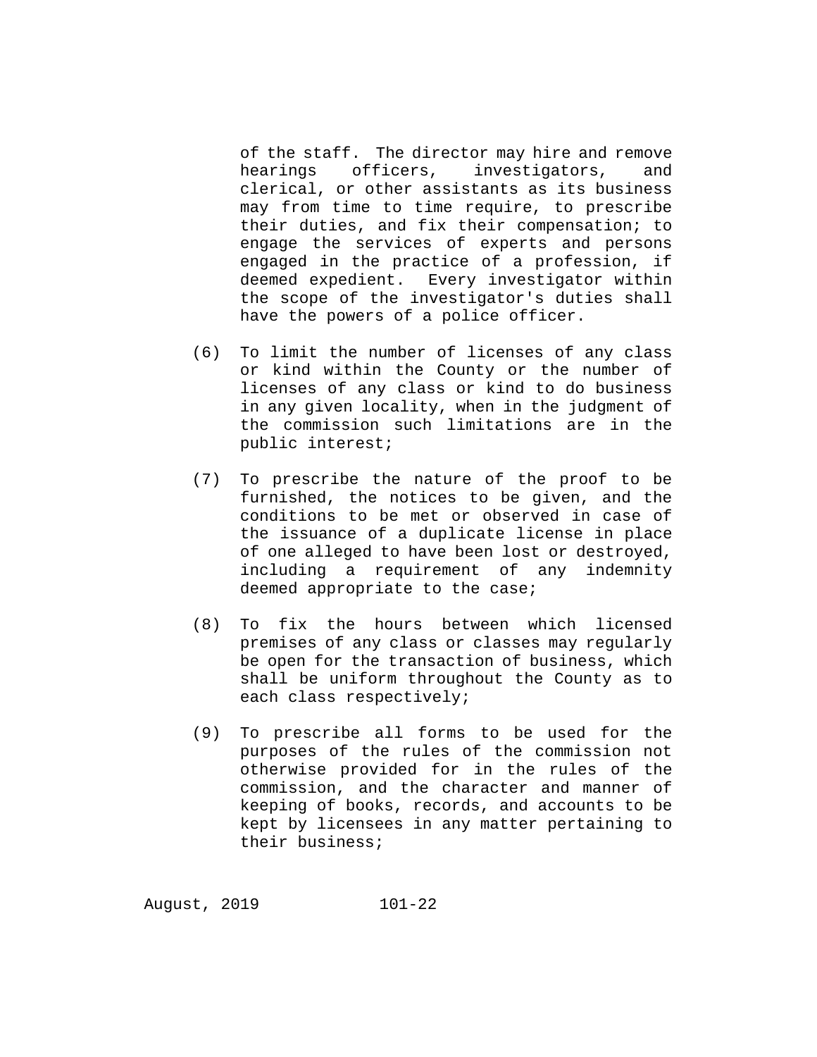of the staff. The director may hire and remove hearings officers, investigators, and clerical, or other assistants as its business may from time to time require, to prescribe their duties, and fix their compensation; to engage the services of experts and persons engaged in the practice of a profession, if deemed expedient. Every investigator within the scope of the investigator's duties shall have the powers of a police officer.

(6) To limit the number of licenses of any class or kind within the County or the number of licenses of any class or kind to do business in any given locality, when in the judgment of the commission such limitations are in the public interest;

(7) To prescribe the nature of the proof to be furnished, the notices to be given, and the conditions to be met or observed in case of the issuance of a duplicate license in place of one alleged to have been lost or destroyed, including a requirement of any indemnity deemed appropriate to the case;

(8) To fix the hours between which licensed premises of any class or classes may regularly be open for the transaction of business, which shall be uniform throughout the County as to each class respectively;

(9) To prescribe all forms to be used for the purposes of the rules of the commission not otherwise provided for in the rules of the commission, and the character and manner of keeping of books, records, and accounts to be kept by licensees in any matter pertaining to their business;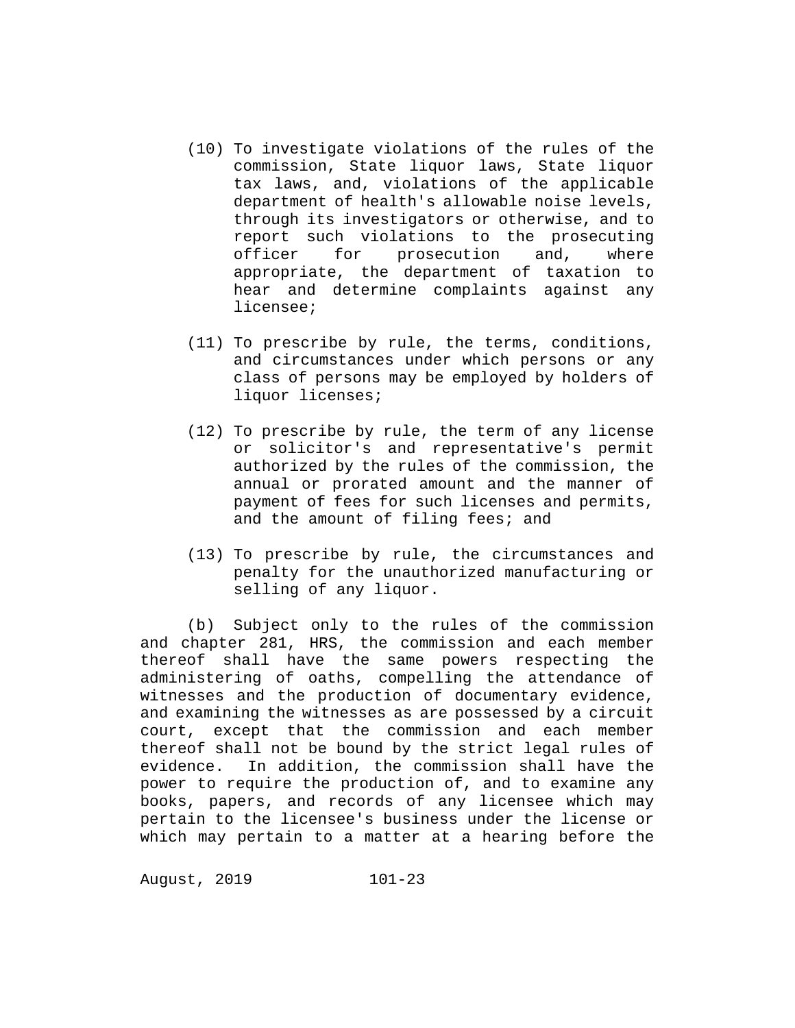(10) To investigate violations of the rules of the commission, State liquor laws, State liquor tax laws, and, violations of the applicable department of health's allowable noise levels, through its investigators or otherwise, and to report such violations to the prosecuting officer for prosecution and, where appropriate, the department of taxation to hear and determine complaints against any licensee;

(11) To prescribe by rule, the terms, conditions, and circumstances under which persons or any class of persons may be employed by holders of liquor licenses;

(12) To prescribe by rule, the term of any license or solicitor's and representative's permit authorized by the rules of the commission, the annual or prorated amount and the manner of payment of fees for such licenses and permits, and the amount of filing fees; and

(13) To prescribe by rule, the circumstances and penalty for the unauthorized manufacturing or selling of any liquor.

(b) Subject only to the rules of the commission and chapter 281, HRS, the commission and each member thereof shall have the same powers respecting the administering of oaths, compelling the attendance of witnesses and the production of documentary evidence, and examining the witnesses as are possessed by a circuit court, except that the commission and each member thereof shall not be bound by the strict legal rules of evidence. In addition, the commission shall have the power to require the production of, and to examine any books, papers, and records of any licensee which may pertain to the licensee's business under the license or which may pertain to a matter at a hearing before the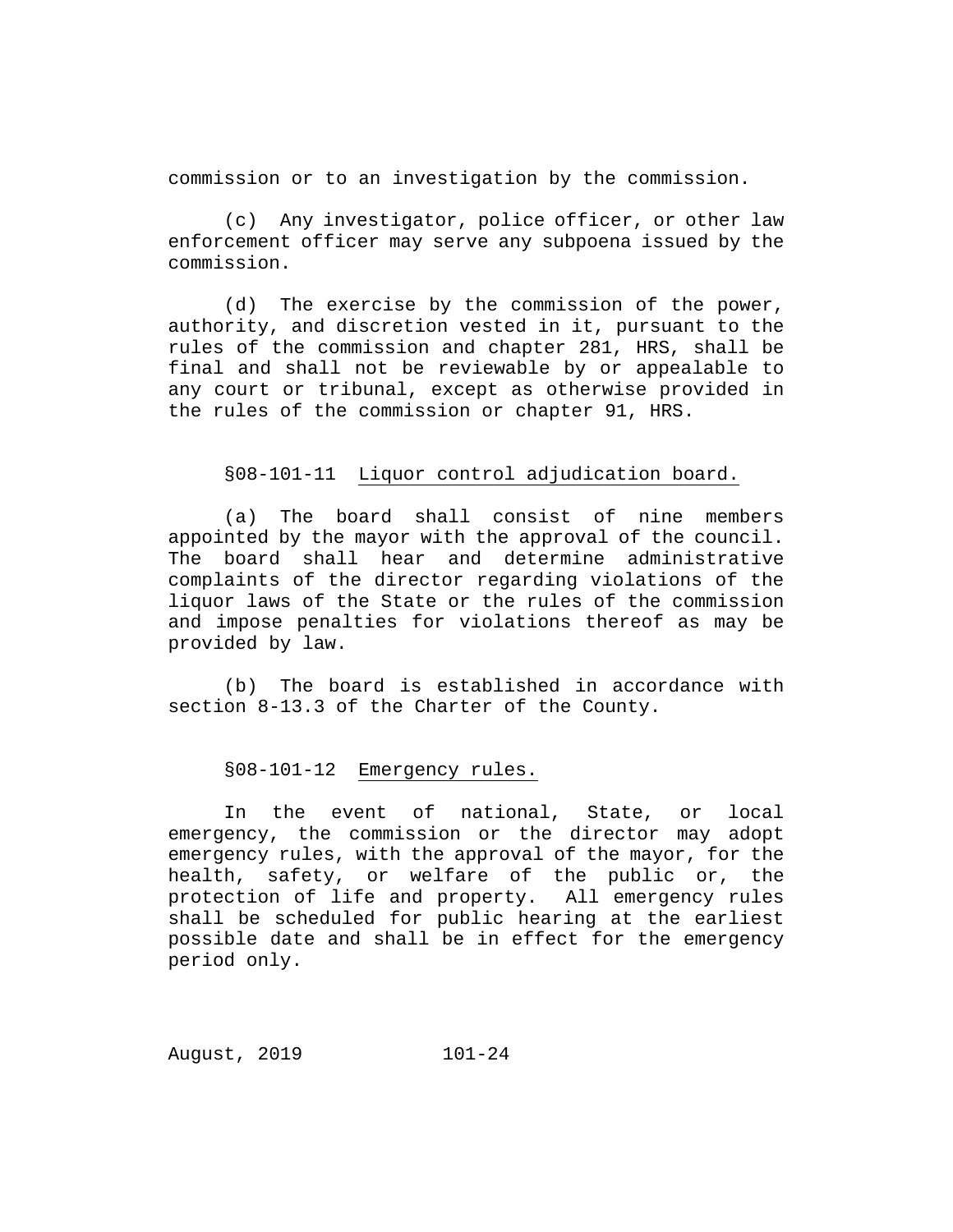commission or to an investigation by the commission.

(c) Any investigator, police officer, or other law enforcement officer may serve any subpoena issued by the commission.

(d) The exercise by the commission of the power, authority, and discretion vested in it, pursuant to the rules of the commission and chapter 281, HRS, shall be final and shall not be reviewable by or appealable to any court or tribunal, except as otherwise provided in the rules of the commission or chapter 91, HRS.

§08-101-11 Liquor control adjudication board.

(a) The board shall consist of nine members appointed by the mayor with the approval of the council. The board shall hear and determine administrative complaints of the director regarding violations of the liquor laws of the State or the rules of the commission and impose penalties for violations thereof as may be provided by law.

(b) The board is established in accordance with section 8-13.3 of the Charter of the County.

§08-101-12 Emergency rules.

In the event of national, State, or local emergency, the commission or the director may adopt emergency rules, with the approval of the mayor, for the health, safety, or welfare of the public or, the protection of life and property. All emergency rules shall be scheduled for public hearing at the earliest possible date and shall be in effect for the emergency period only.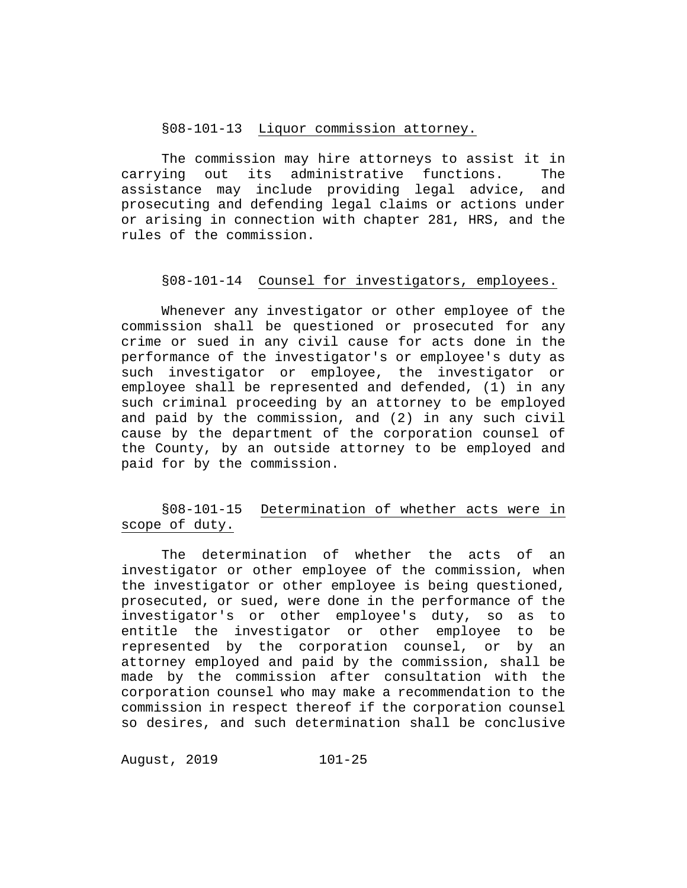### §08-101-13 Liquor commission attorney.

The commission may hire attorneys to assist it in carrying out its administrative functions. The assistance may include providing legal advice, and prosecuting and defending legal claims or actions under or arising in connection with chapter 281, HRS, and the rules of the commission.

### §08-101-14 Counsel for investigators, employees.

Whenever any investigator or other employee of the commission shall be questioned or prosecuted for any crime or sued in any civil cause for acts done in the performance of the investigator's or employee's duty as such investigator or employee, the investigator or employee shall be represented and defended, (1) in any such criminal proceeding by an attorney to be employed and paid by the commission, and (2) in any such civil cause by the department of the corporation counsel of the County, by an outside attorney to be employed and paid for by the commission.

### §08-101-15 Determination of whether acts were in scope of duty.

The determination of whether the acts of an investigator or other employee of the commission, when the investigator or other employee is being questioned, prosecuted, or sued, were done in the performance of the investigator's or other employee's duty, so as to entitle the investigator or other employee to be represented by the corporation counsel, or by an attorney employed and paid by the commission, shall be made by the commission after consultation with the corporation counsel who may make a recommendation to the commission in respect thereof if the corporation counsel so desires, and such determination shall be conclusive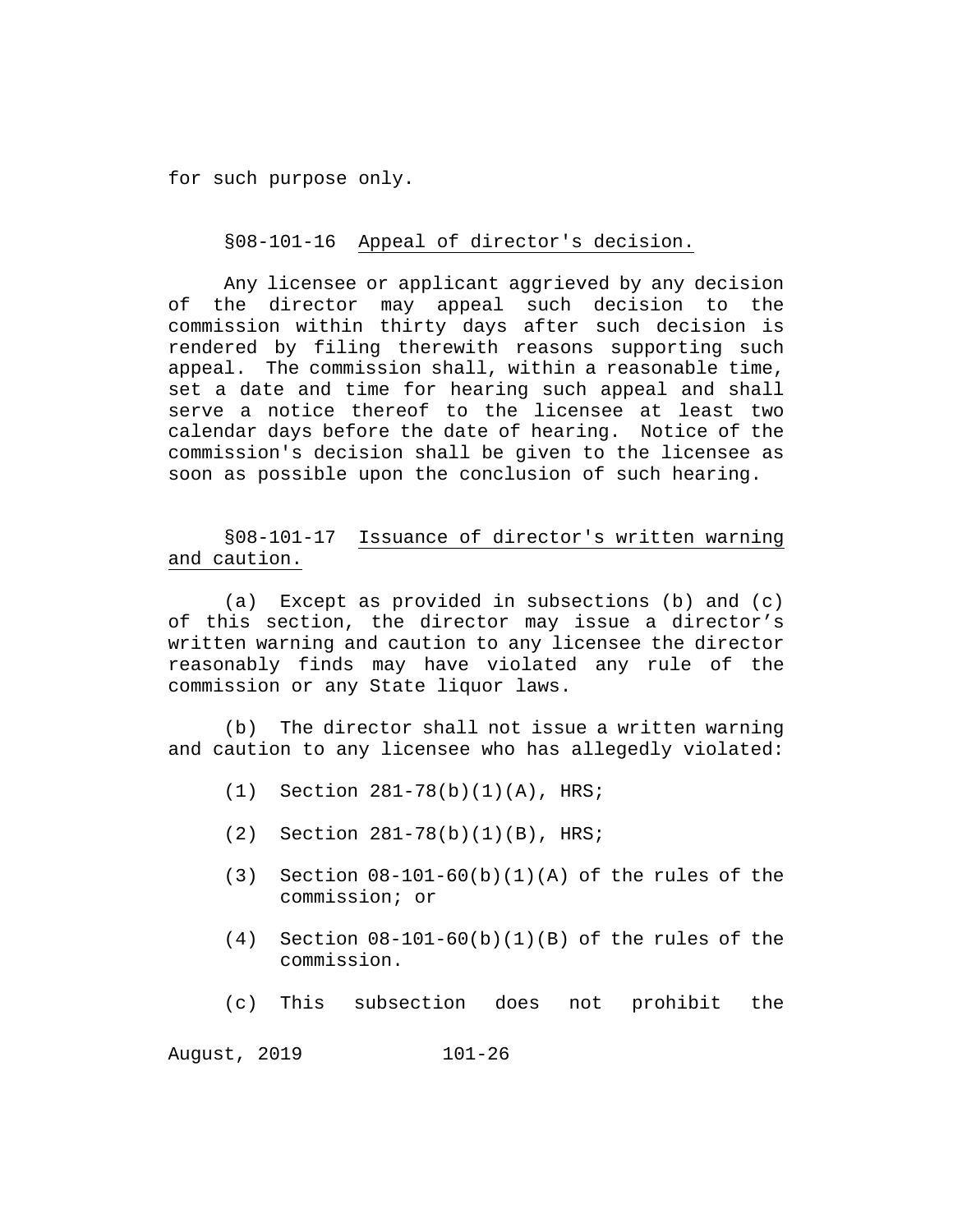for such purpose only.

§08-101-16 Appeal of director's decision.

Any licensee or applicant aggrieved by any decision of the director may appeal such decision to the commission within thirty days after such decision is rendered by filing therewith reasons supporting such appeal. The commission shall, within a reasonable time, set a date and time for hearing such appeal and shall serve a notice thereof to the licensee at least two calendar days before the date of hearing. Notice of the commission's decision shall be given to the licensee as soon as possible upon the conclusion of such hearing.

§08-101-17 Issuance of director's written warning and caution.

(a) Except as provided in subsections (b) and (c) of this section, the director may issue a director's written warning and caution to any licensee the director reasonably finds may have violated any rule of the commission or any State liquor laws.

(b) The director shall not issue a written warning and caution to any licensee who has allegedly violated:

(1) Section 281-78(b)(1)(A), HRS;

(2) Section 281-78(b)(1)(B), HRS;

(3) Section 08-101-60(b)(1)(A) of the rules of the commission; or

(4) Section 08-101-60(b)(1)(B) of the rules of the commission.

(c) This subsection does not prohibit the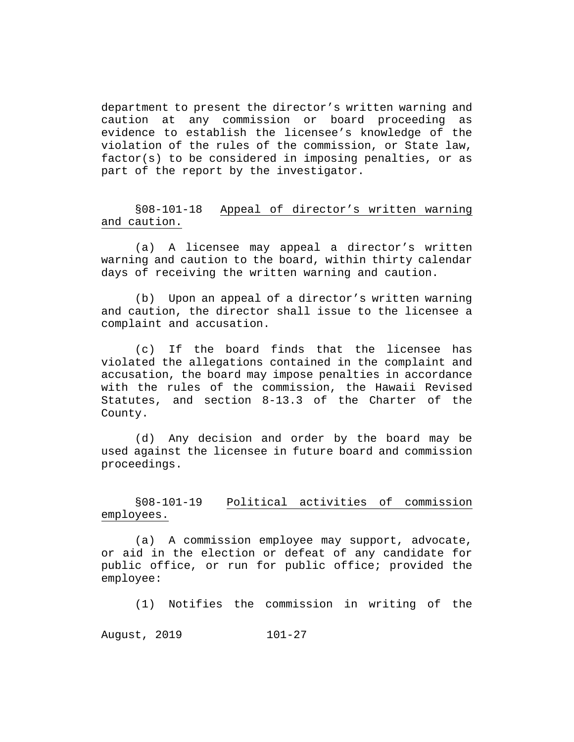department to present the director's written warning and caution at any commission or board proceeding as evidence to establish the licensee's knowledge of the violation of the rules of the commission, or State law, factor(s) to be considered in imposing penalties, or as part of the report by the investigator.

§08-101-18 Appeal of director's written warning and caution.

(a) A licensee may appeal a director's written warning and caution to the board, within thirty calendar days of receiving the written warning and caution.

(b) Upon an appeal of a director's written warning and caution, the director shall issue to the licensee a complaint and accusation.

(c) If the board finds that the licensee has violated the allegations contained in the complaint and accusation, the board may impose penalties in accordance with the rules of the commission, the Hawaii Revised Statutes, and section 8-13.3 of the Charter of the County.

(d) Any decision and order by the board may be used against the licensee in future board and commission proceedings.

§08-101-19 Political activities of commission employees.

(a) A commission employee may support, advocate, or aid in the election or defeat of any candidate for public office, or run for public office; provided the employee:

(1) Notifies the commission in writing of the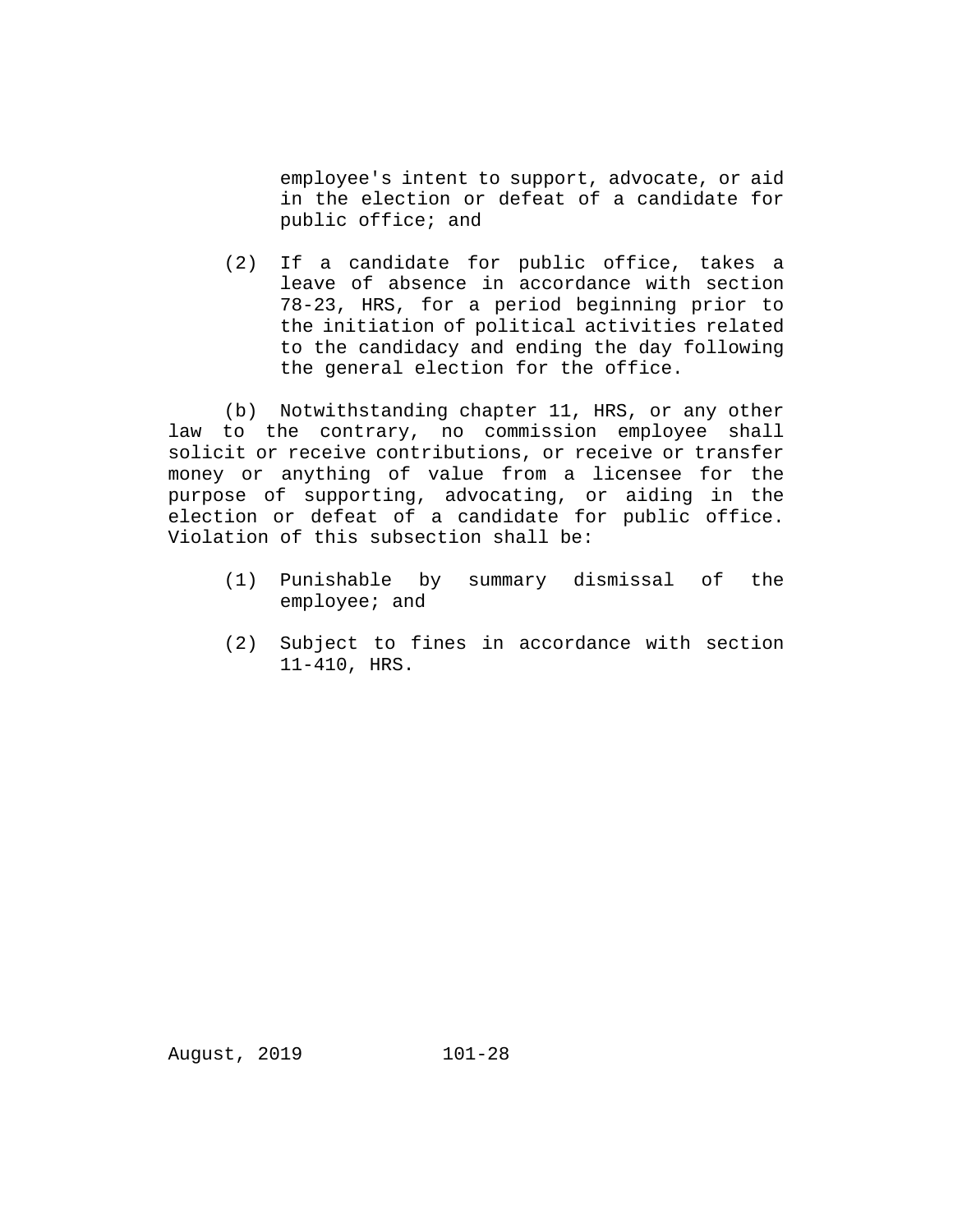employee's intent to support, advocate, or aid in the election or defeat of a candidate for public office; and

(2) If a candidate for public office, takes a leave of absence in accordance with section 78-23, HRS, for a period beginning prior to the initiation of political activities related to the candidacy and ending the day following the general election for the office.

(b) Notwithstanding chapter 11, HRS, or any other law to the contrary, no commission employee shall solicit or receive contributions, or receive or transfer money or anything of value from a licensee for the purpose of supporting, advocating, or aiding in the election or defeat of a candidate for public office. Violation of this subsection shall be:

(1) Punishable by summary dismissal of the employee; and

(2) Subject to fines in accordance with section 11-410, HRS.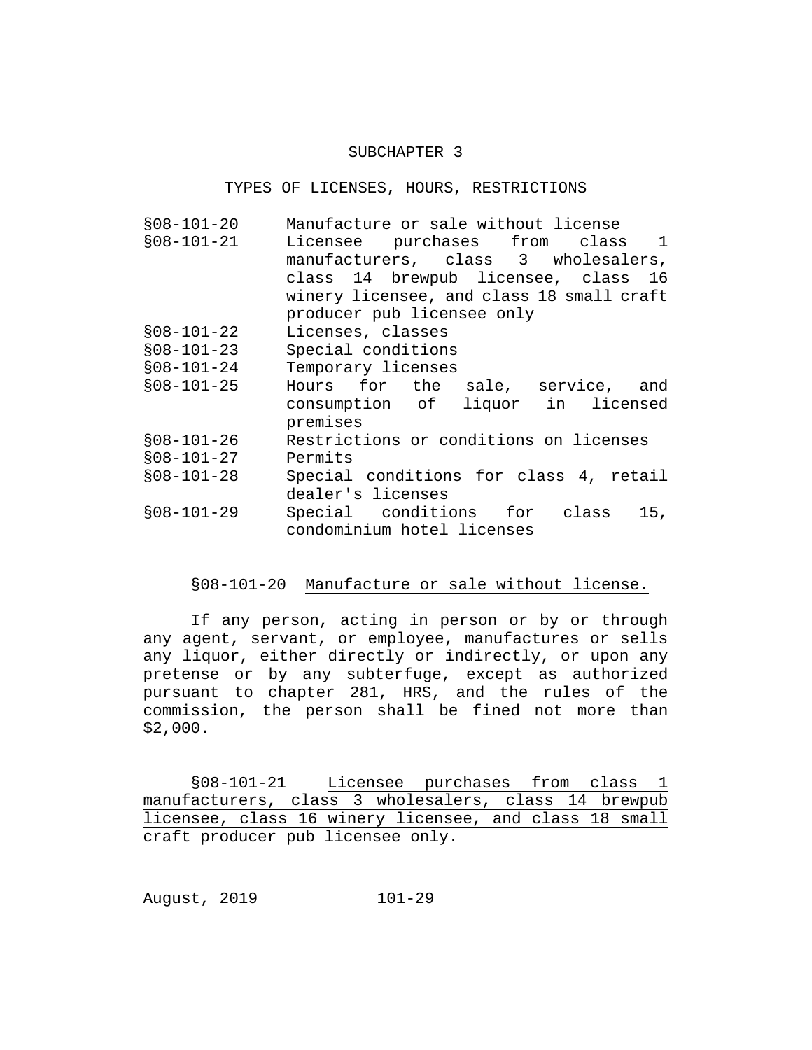## SUBCHAPTER 3

## TYPES OF LICENSES, HOURS, RESTRICTIONS

| | |
|---|---|
| §08-101-20 | Manufacture or sale without license |
| §08-101-21 | Licensee purchases from class 1 manufacturers, class 3 wholesalers, class 14 brewpub licensee, class 16 winery licensee, and class 18 small craft producer pub licensee only |
| §08-101-22 | Licenses, classes |
| §08-101-23 | Special conditions |
| §08-101-24 | Temporary licenses |
| §08-101-25 | Hours for the sale, service, and consumption of liquor in licensed premises |
| §08-101-26 | Restrictions or conditions on licenses |
| §08-101-27 | Permits |
| §08-101-28 | Special conditions for class 4, retail dealer's licenses |
| §08-101-29 | Special conditions for class 15, condominium hotel licenses |

**§08-101-20** Manufacture or sale without license.

If any person, acting in person or by or through any agent, servant, or employee, manufactures or sells any liquor, either directly or indirectly, or upon any pretense or by any subterfuge, except as authorized pursuant to chapter 281, HRS, and the rules of the commission, the person shall be fined not more than $2,000.

**§08-101-21** Licensee purchases from class 1 manufacturers, class 3 wholesalers, class 14 brewpub licensee, class 16 winery licensee, and class 18 small craft producer pub licensee only.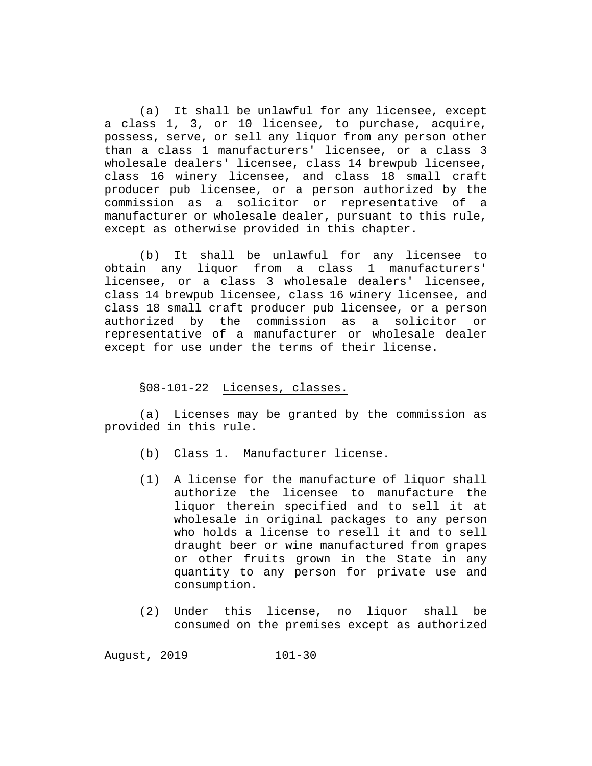(a) It shall be unlawful for any licensee, except a class 1, 3, or 10 licensee, to purchase, acquire, possess, serve, or sell any liquor from any person other than a class 1 manufacturers' licensee, or a class 3 wholesale dealers' licensee, class 14 brewpub licensee, class 16 winery licensee, and class 18 small craft producer pub licensee, or a person authorized by the commission as a solicitor or representative of a manufacturer or wholesale dealer, pursuant to this rule, except as otherwise provided in this chapter.

(b) It shall be unlawful for any licensee to obtain any liquor from a class 1 manufacturers' licensee, or a class 3 wholesale dealers' licensee, class 14 brewpub licensee, class 16 winery licensee, and class 18 small craft producer pub licensee, or a person authorized by the commission as a solicitor or representative of a manufacturer or wholesale dealer except for use under the terms of their license.

§08-101-22 Licenses, classes.

(a) Licenses may be granted by the commission as provided in this rule.

(b) Class 1. Manufacturer license.

(1) A license for the manufacture of liquor shall authorize the licensee to manufacture the liquor therein specified and to sell it at wholesale in original packages to any person who holds a license to resell it and to sell draught beer or wine manufactured from grapes or other fruits grown in the State in any quantity to any person for private use and consumption.

(2) Under this license, no liquor shall be consumed on the premises except as authorized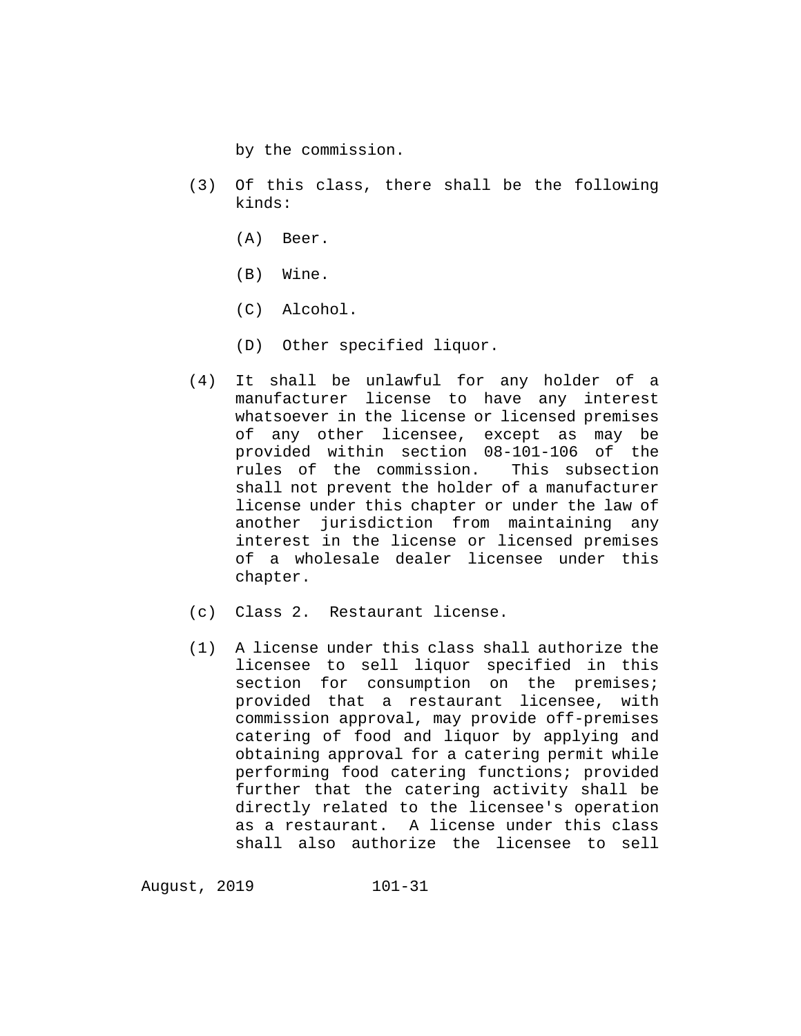by the commission.

(3) Of this class, there shall be the following kinds:

   (A) Beer.

   (B) Wine.

   (C) Alcohol.

   (D) Other specified liquor.

(4) It shall be unlawful for any holder of a manufacturer license to have any interest whatsoever in the license or licensed premises of any other licensee, except as may be provided within section 08-101-106 of the rules of the commission. This subsection shall not prevent the holder of a manufacturer license under this chapter or under the law of another jurisdiction from maintaining any interest in the license or licensed premises of a wholesale dealer licensee under this chapter.

(c) Class 2. Restaurant license.

(1) A license under this class shall authorize the licensee to sell liquor specified in this section for consumption on the premises; provided that a restaurant licensee, with commission approval, may provide off-premises catering of food and liquor by applying and obtaining approval for a catering permit while performing food catering functions; provided further that the catering activity shall be directly related to the licensee's operation as a restaurant. A license under this class shall also authorize the licensee to sell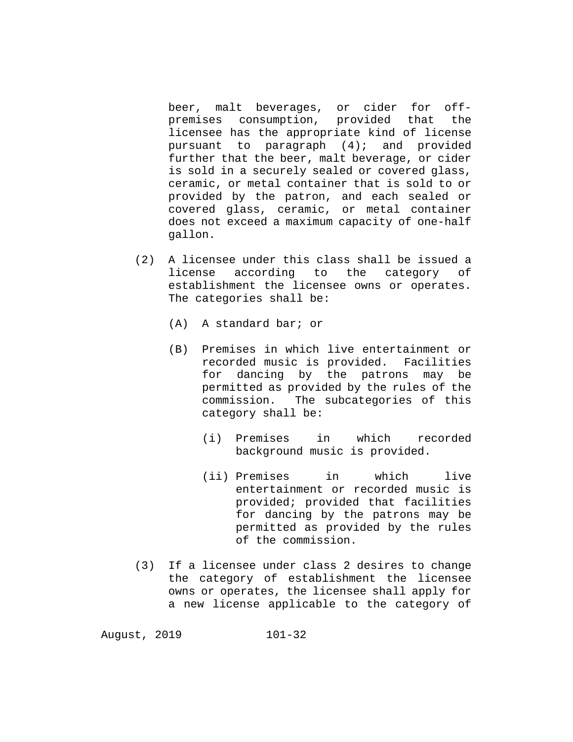beer, malt beverages, or cider for off-premises consumption, provided that the licensee has the appropriate kind of license pursuant to paragraph (4); and provided further that the beer, malt beverage, or cider is sold in a securely sealed or covered glass, ceramic, or metal container that is sold to or provided by the patron, and each sealed or covered glass, ceramic, or metal container does not exceed a maximum capacity of one-half gallon.

(2) A licensee under this class shall be issued a license according to the category of establishment the licensee owns or operates. The categories shall be:

(A) A standard bar; or

(B) Premises in which live entertainment or recorded music is provided. Facilities for dancing by the patrons may be permitted as provided by the rules of the commission. The subcategories of this category shall be:

(i) Premises in which recorded background music is provided.

(ii) Premises in which live entertainment or recorded music is provided; provided that facilities for dancing by the patrons may be permitted as provided by the rules of the commission.

(3) If a licensee under class 2 desires to change the category of establishment the licensee owns or operates, the licensee shall apply for a new license applicable to the category of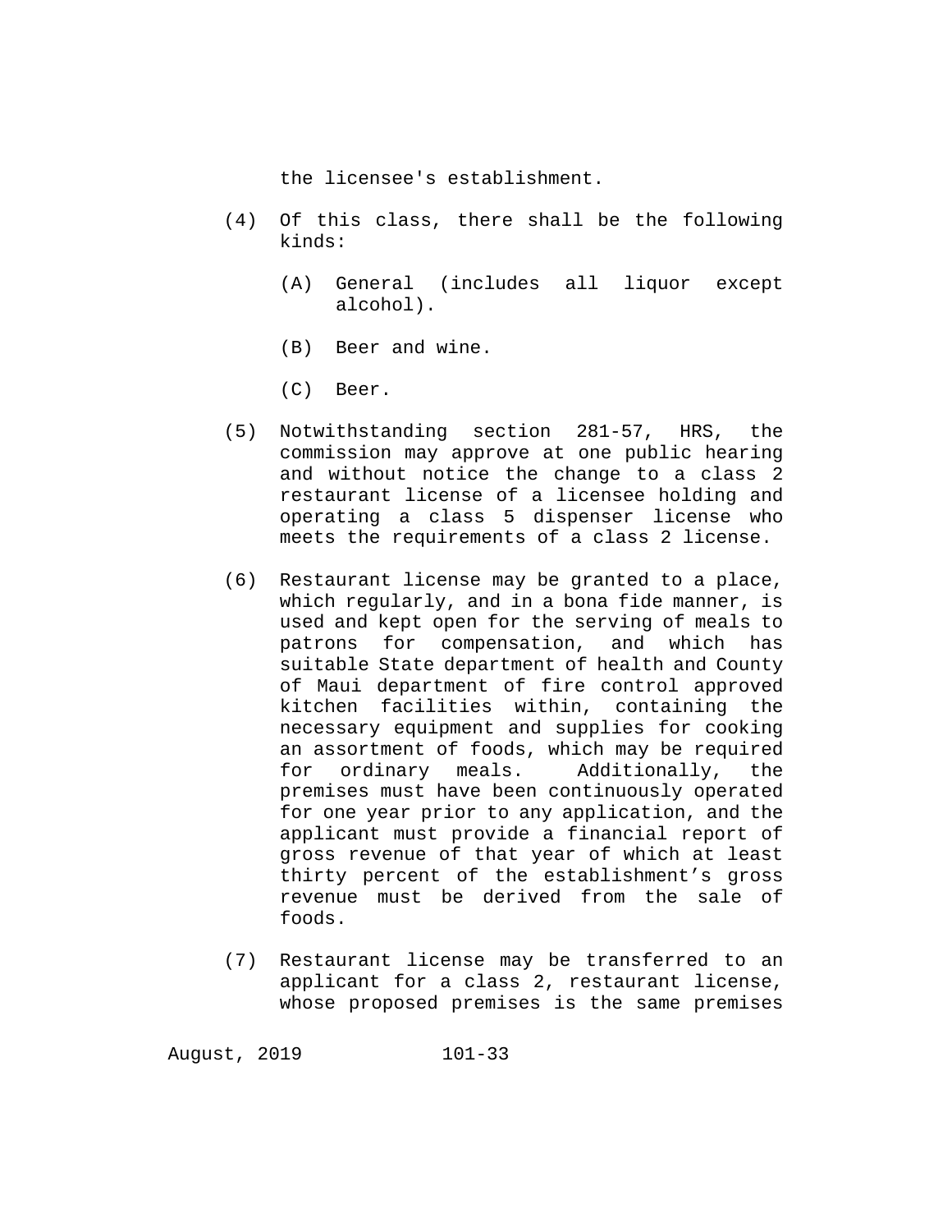the licensee's establishment.

(4) Of this class, there shall be the following kinds:

   (A) General (includes all liquor except alcohol).

   (B) Beer and wine.

   (C) Beer.

(5) Notwithstanding section 281-57, HRS, the commission may approve at one public hearing and without notice the change to a class 2 restaurant license of a licensee holding and operating a class 5 dispenser license who meets the requirements of a class 2 license.

(6) Restaurant license may be granted to a place, which regularly, and in a bona fide manner, is used and kept open for the serving of meals to patrons for compensation, and which has suitable State department of health and County of Maui department of fire control approved kitchen facilities within, containing the necessary equipment and supplies for cooking an assortment of foods, which may be required for ordinary meals. Additionally, the premises must have been continuously operated for one year prior to any application, and the applicant must provide a financial report of gross revenue of that year of which at least thirty percent of the establishment's gross revenue must be derived from the sale of foods.

(7) Restaurant license may be transferred to an applicant for a class 2, restaurant license, whose proposed premises is the same premises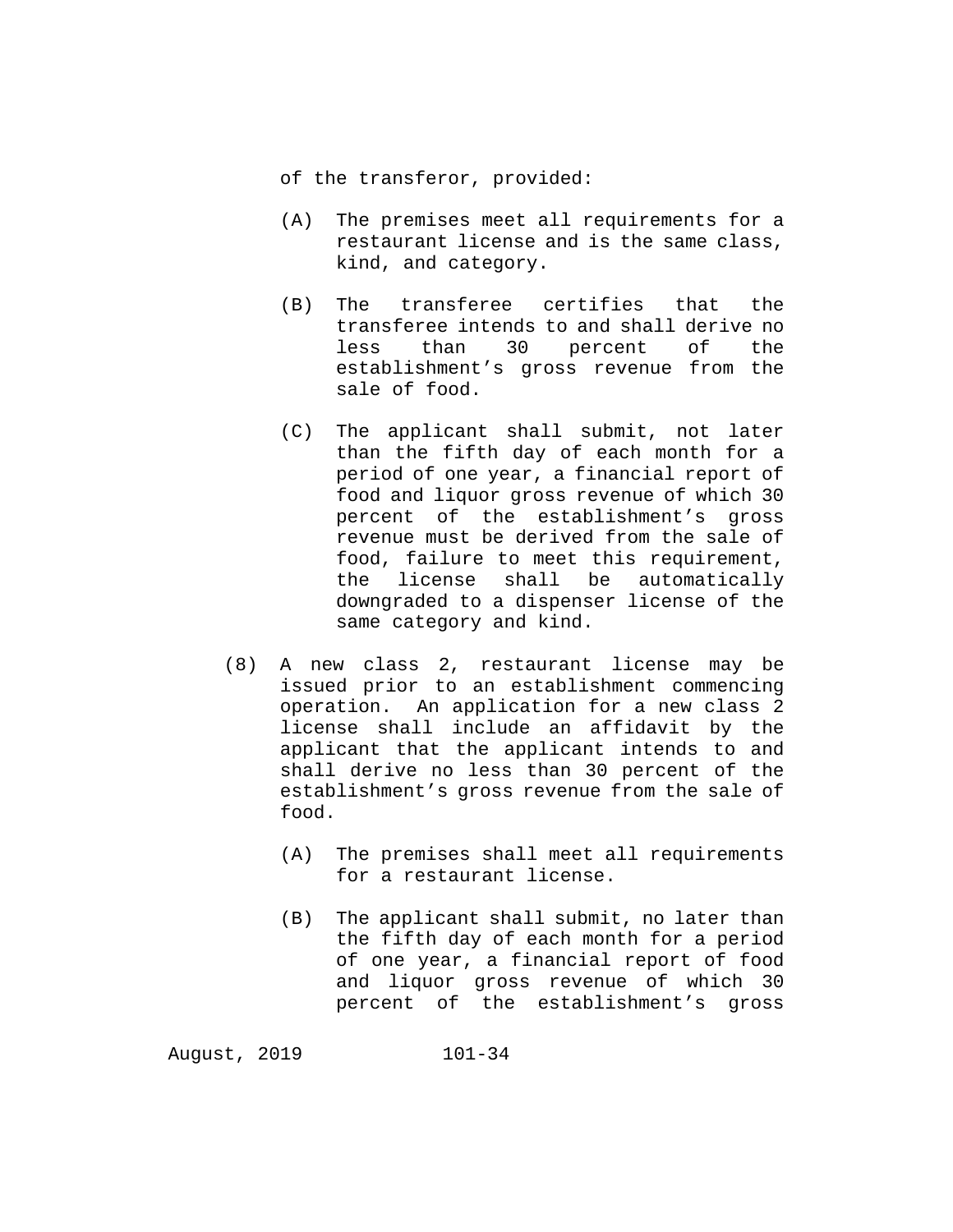of the transferor, provided:

(A) The premises meet all requirements for a restaurant license and is the same class, kind, and category.

(B) The transferee certifies that the transferee intends to and shall derive no less than 30 percent of the establishment's gross revenue from the sale of food.

(C) The applicant shall submit, not later than the fifth day of each month for a period of one year, a financial report of food and liquor gross revenue of which 30 percent of the establishment's gross revenue must be derived from the sale of food, failure to meet this requirement, the license shall be automatically downgraded to a dispenser license of the same category and kind.

(8) A new class 2, restaurant license may be issued prior to an establishment commencing operation. An application for a new class 2 license shall include an affidavit by the applicant that the applicant intends to and shall derive no less than 30 percent of the establishment's gross revenue from the sale of food.

(A) The premises shall meet all requirements for a restaurant license.

(B) The applicant shall submit, no later than the fifth day of each month for a period of one year, a financial report of food and liquor gross revenue of which 30 percent of the establishment's gross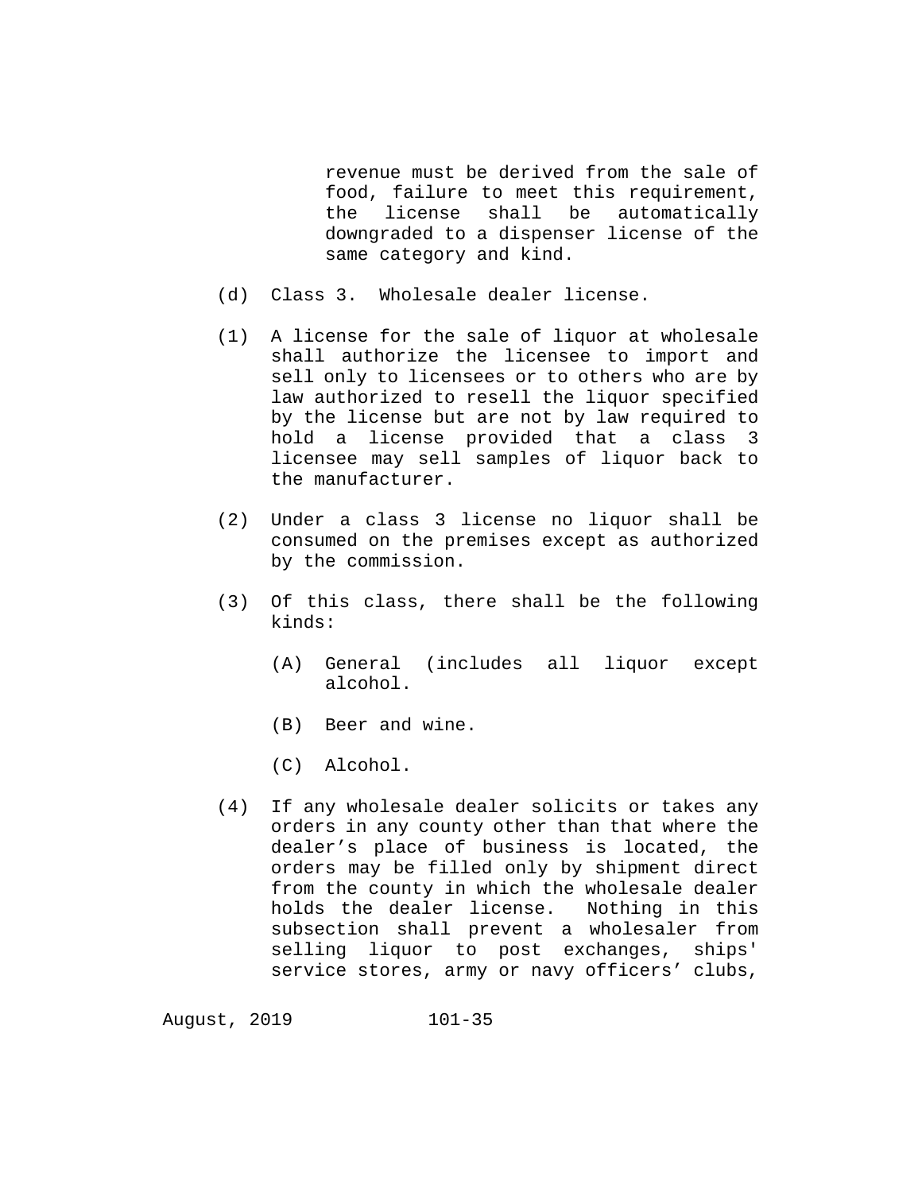revenue must be derived from the sale of food, failure to meet this requirement, the license shall be automatically downgraded to a dispenser license of the same category and kind.

(d) Class 3. Wholesale dealer license.

(1) A license for the sale of liquor at wholesale shall authorize the licensee to import and sell only to licensees or to others who are by law authorized to resell the liquor specified by the license but are not by law required to hold a license provided that a class 3 licensee may sell samples of liquor back to the manufacturer.

(2) Under a class 3 license no liquor shall be consumed on the premises except as authorized by the commission.

(3) Of this class, there shall be the following kinds:

 (A) General (includes all liquor except alcohol.

 (B) Beer and wine.

 (C) Alcohol.

(4) If any wholesale dealer solicits or takes any orders in any county other than that where the dealer's place of business is located, the orders may be filled only by shipment direct from the county in which the wholesale dealer holds the dealer license. Nothing in this subsection shall prevent a wholesaler from selling liquor to post exchanges, ships' service stores, army or navy officers' clubs,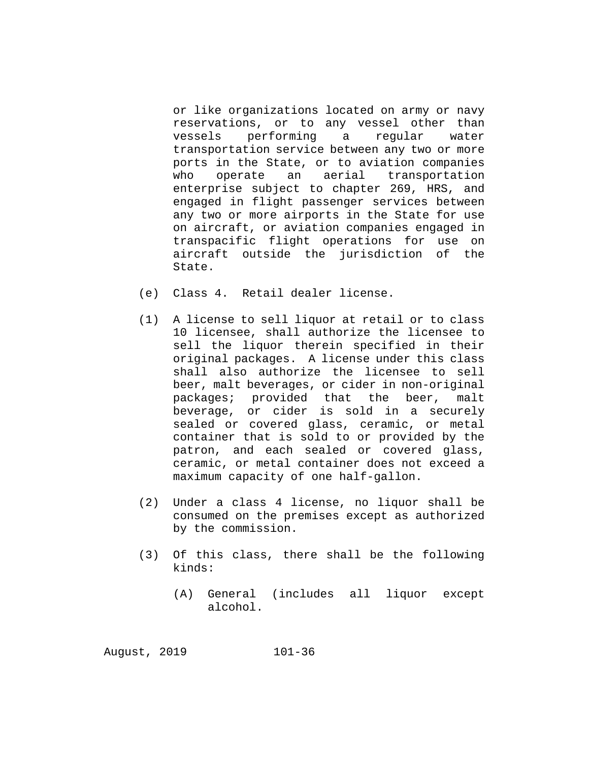or like organizations located on army or navy reservations, or to any vessel other than vessels performing a regular water transportation service between any two or more ports in the State, or to aviation companies who operate an aerial transportation enterprise subject to chapter 269, HRS, and engaged in flight passenger services between any two or more airports in the State for use on aircraft, or aviation companies engaged in transpacific flight operations for use on aircraft outside the jurisdiction of the State.

(e) Class 4. Retail dealer license.

(1) A license to sell liquor at retail or to class 10 licensee, shall authorize the licensee to sell the liquor therein specified in their original packages. A license under this class shall also authorize the licensee to sell beer, malt beverages, or cider in non-original packages; provided that the beer, malt beverage, or cider is sold in a securely sealed or covered glass, ceramic, or metal container that is sold to or provided by the patron, and each sealed or covered glass, ceramic, or metal container does not exceed a maximum capacity of one half-gallon.

(2) Under a class 4 license, no liquor shall be consumed on the premises except as authorized by the commission.

(3) Of this class, there shall be the following kinds:

    (A) General (includes all liquor except alcohol.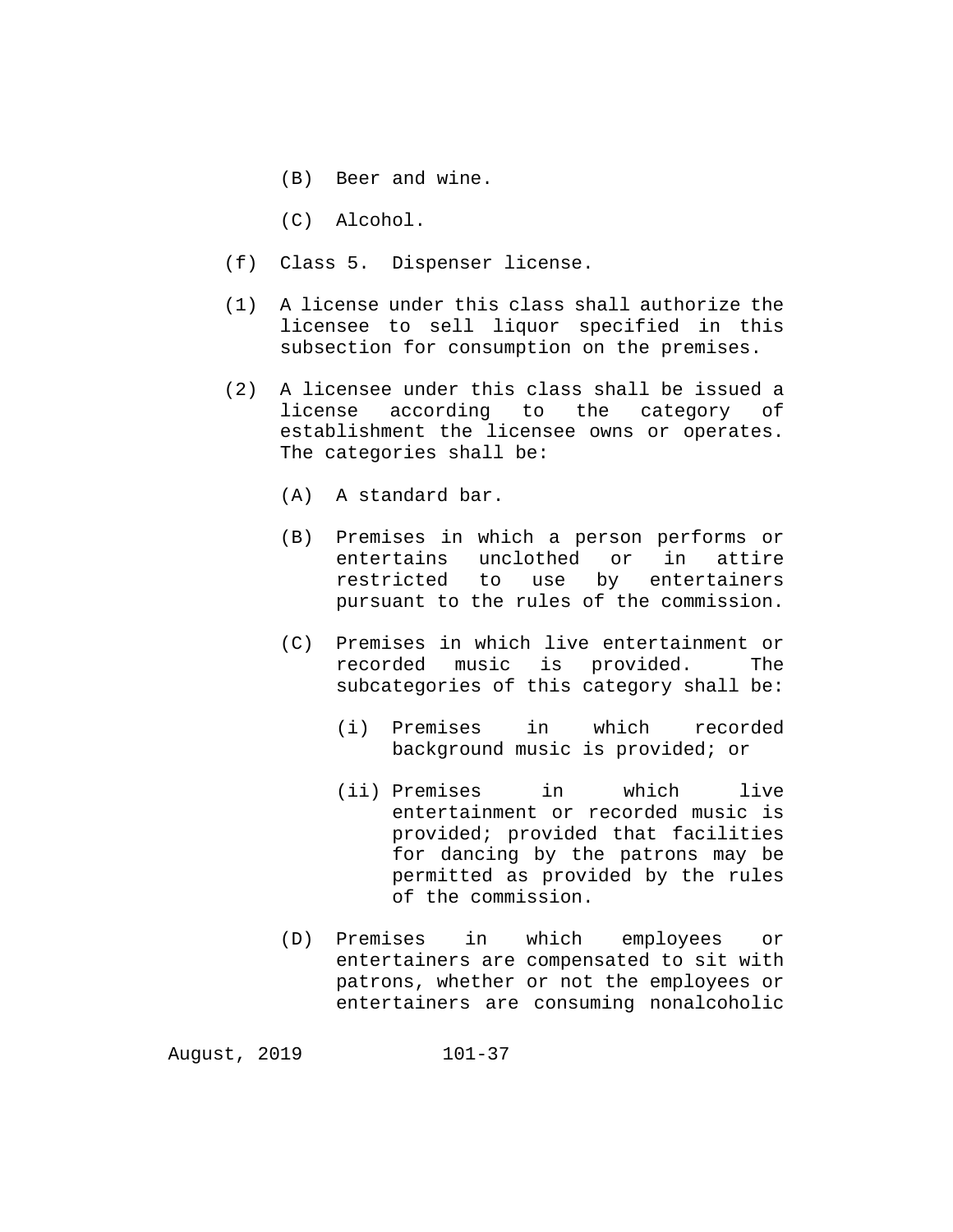(B) Beer and wine.

(C) Alcohol.

(f) Class 5. Dispenser license.

(1) A license under this class shall authorize the licensee to sell liquor specified in this subsection for consumption on the premises.

(2) A licensee under this class shall be issued a license according to the category of establishment the licensee owns or operates. The categories shall be:

(A) A standard bar.

(B) Premises in which a person performs or entertains unclothed or in attire restricted to use by entertainers pursuant to the rules of the commission.

(C) Premises in which live entertainment or recorded music is provided. The subcategories of this category shall be:

(i) Premises in which recorded background music is provided; or

(ii) Premises in which live entertainment or recorded music is provided; provided that facilities for dancing by the patrons may be permitted as provided by the rules of the commission.

(D) Premises in which employees or entertainers are compensated to sit with patrons, whether or not the employees or entertainers are consuming nonalcoholic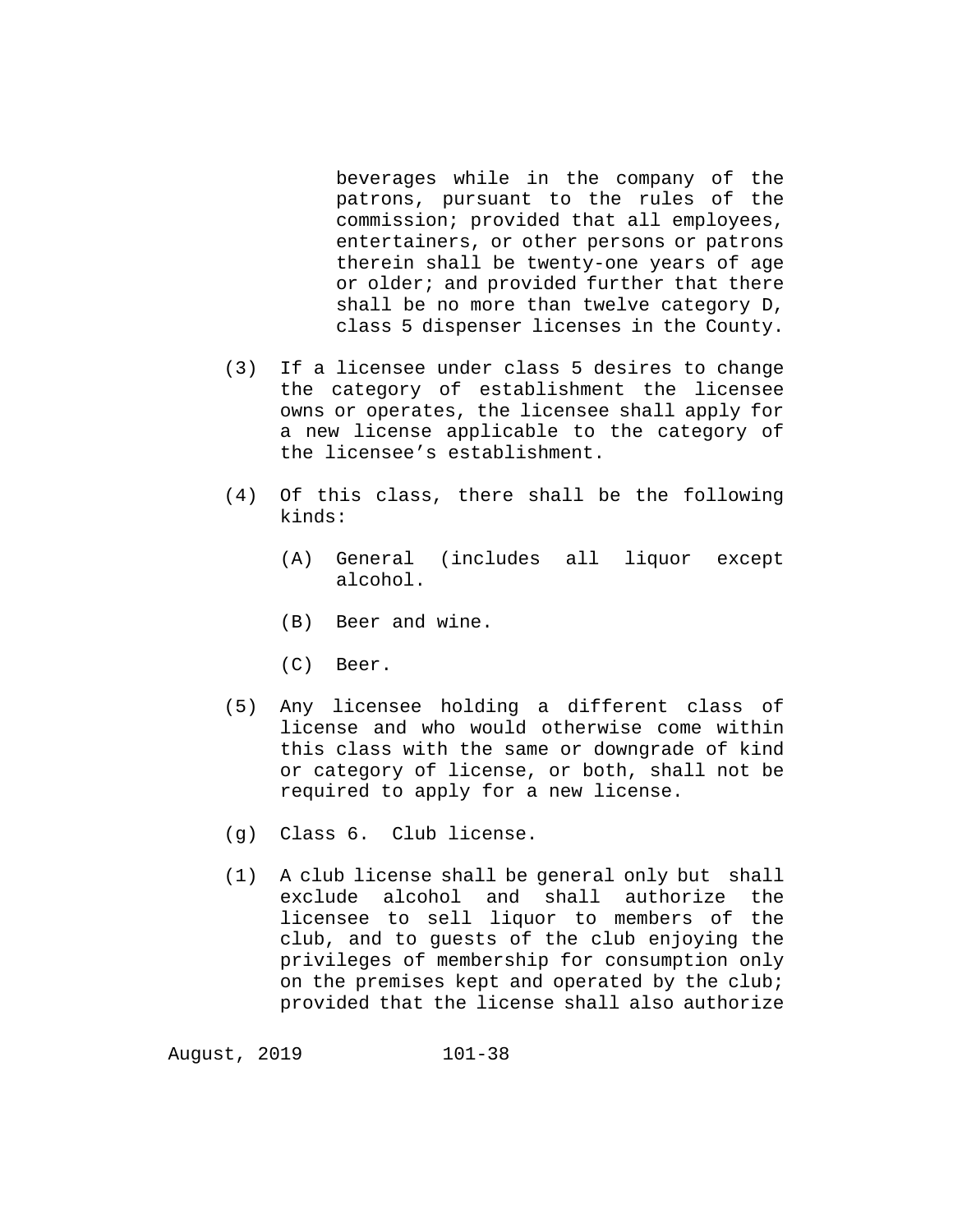beverages while in the company of the patrons, pursuant to the rules of the commission; provided that all employees, entertainers, or other persons or patrons therein shall be twenty-one years of age or older; and provided further that there shall be no more than twelve category D, class 5 dispenser licenses in the County.

(3) If a licensee under class 5 desires to change the category of establishment the licensee owns or operates, the licensee shall apply for a new license applicable to the category of the licensee's establishment.

(4) Of this class, there shall be the following kinds:

(A) General (includes all liquor except alcohol.

(B) Beer and wine.

(C) Beer.

(5) Any licensee holding a different class of license and who would otherwise come within this class with the same or downgrade of kind or category of license, or both, shall not be required to apply for a new license.

(g) Class 6. Club license.

(1) A club license shall be general only but shall exclude alcohol and shall authorize the licensee to sell liquor to members of the club, and to guests of the club enjoying the privileges of membership for consumption only on the premises kept and operated by the club; provided that the license shall also authorize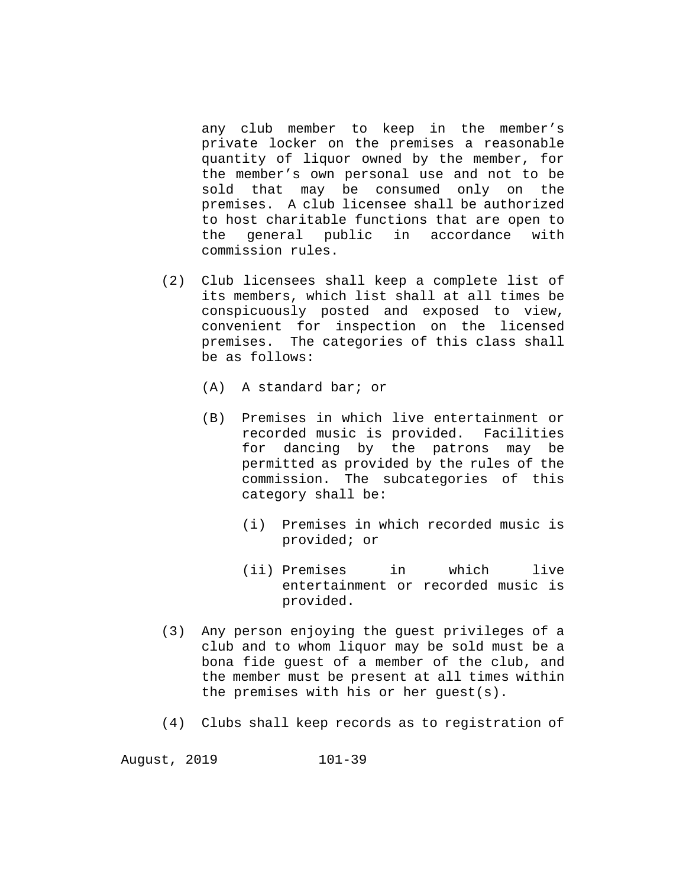any club member to keep in the member's private locker on the premises a reasonable quantity of liquor owned by the member, for the member's own personal use and not to be sold that may be consumed only on the premises. A club licensee shall be authorized to host charitable functions that are open to the general public in accordance with commission rules.

(2) Club licensees shall keep a complete list of its members, which list shall at all times be conspicuously posted and exposed to view, convenient for inspection on the licensed premises. The categories of this class shall be as follows:

(A) A standard bar; or

(B) Premises in which live entertainment or recorded music is provided. Facilities for dancing by the patrons may be permitted as provided by the rules of the commission. The subcategories of this category shall be:

(i) Premises in which recorded music is provided; or

(ii) Premises in which live entertainment or recorded music is provided.

(3) Any person enjoying the guest privileges of a club and to whom liquor may be sold must be a bona fide guest of a member of the club, and the member must be present at all times within the premises with his or her guest(s).

(4) Clubs shall keep records as to registration of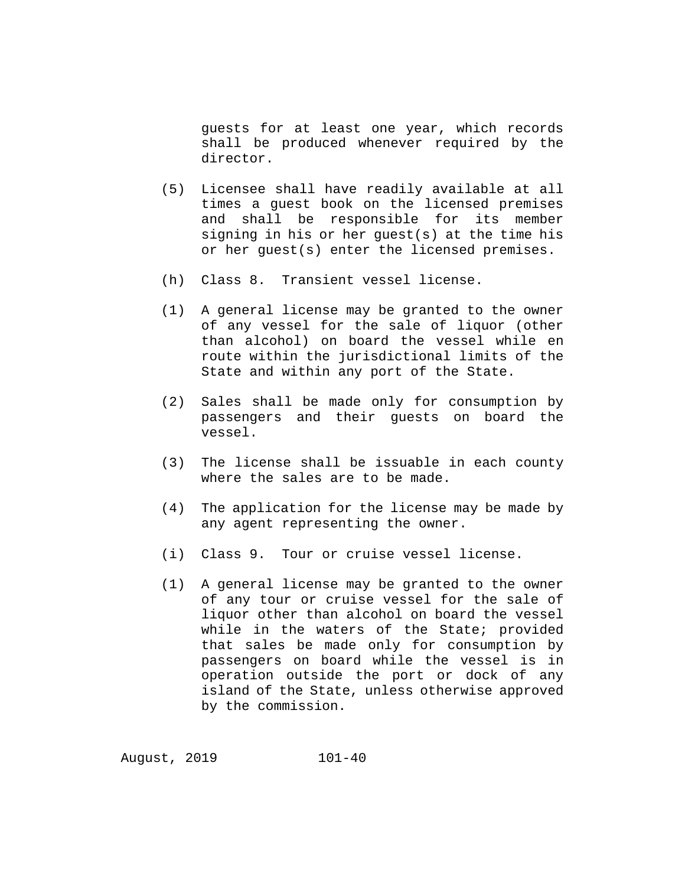guests for at least one year, which records shall be produced whenever required by the director.

(5) Licensee shall have readily available at all times a guest book on the licensed premises and shall be responsible for its member signing in his or her guest(s) at the time his or her guest(s) enter the licensed premises.

(h) Class 8. Transient vessel license.

(1) A general license may be granted to the owner of any vessel for the sale of liquor (other than alcohol) on board the vessel while en route within the jurisdictional limits of the State and within any port of the State.

(2) Sales shall be made only for consumption by passengers and their guests on board the vessel.

(3) The license shall be issuable in each county where the sales are to be made.

(4) The application for the license may be made by any agent representing the owner.

(i) Class 9. Tour or cruise vessel license.

(1) A general license may be granted to the owner of any tour or cruise vessel for the sale of liquor other than alcohol on board the vessel while in the waters of the State; provided that sales be made only for consumption by passengers on board while the vessel is in operation outside the port or dock of any island of the State, unless otherwise approved by the commission.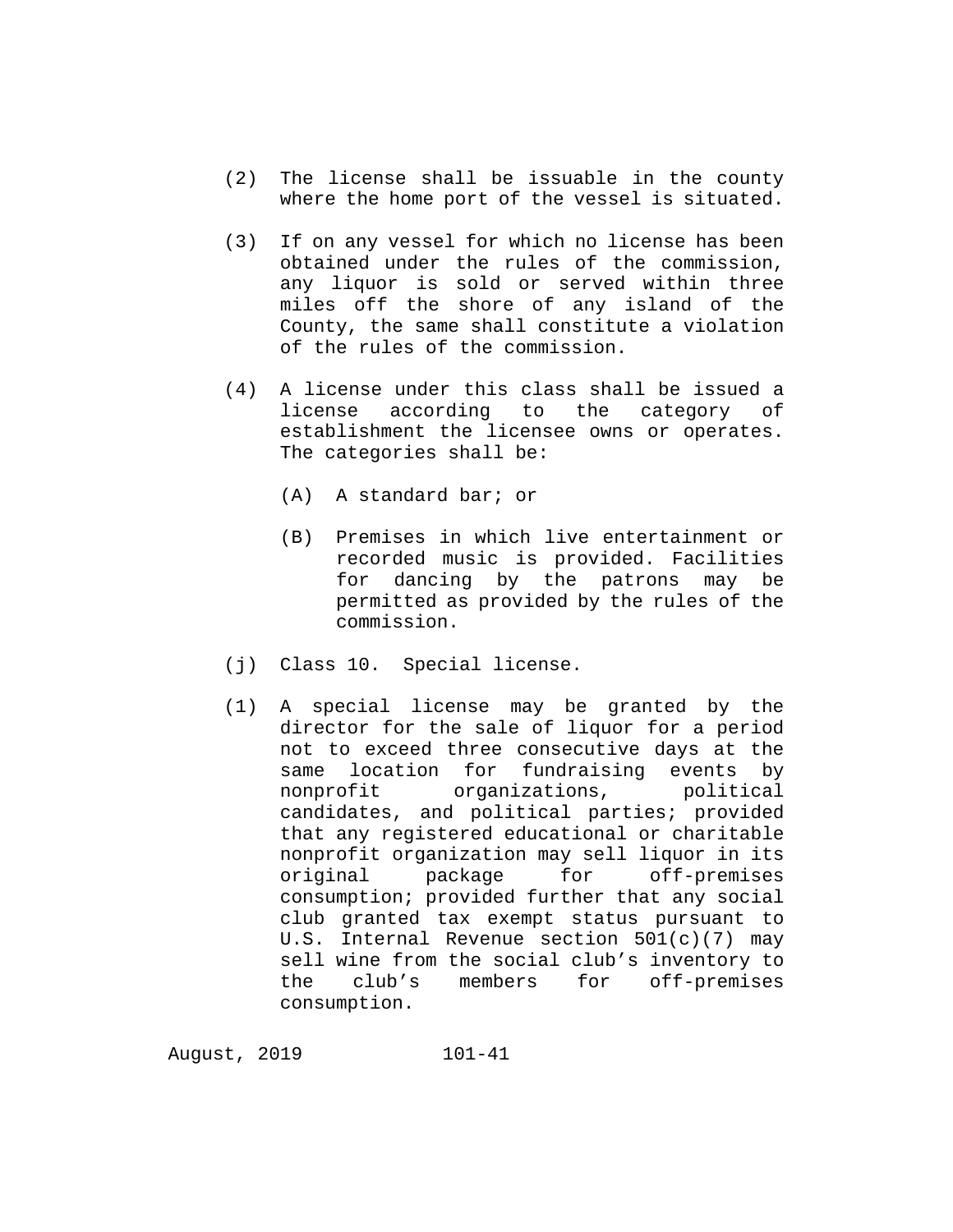(2) The license shall be issuable in the county where the home port of the vessel is situated.

(3) If on any vessel for which no license has been obtained under the rules of the commission, any liquor is sold or served within three miles off the shore of any island of the County, the same shall constitute a violation of the rules of the commission.

(4) A license under this class shall be issued a license according to the category of establishment the licensee owns or operates. The categories shall be:

(A) A standard bar; or

(B) Premises in which live entertainment or recorded music is provided. Facilities for dancing by the patrons may be permitted as provided by the rules of the commission.

(j) Class 10. Special license.

(1) A special license may be granted by the director for the sale of liquor for a period not to exceed three consecutive days at the same location for fundraising events by nonprofit organizations, political candidates, and political parties; provided that any registered educational or charitable nonprofit organization may sell liquor in its original package for off-premises consumption; provided further that any social club granted tax exempt status pursuant to U.S. Internal Revenue section 501(c)(7) may sell wine from the social club's inventory to the club's members for off-premises consumption.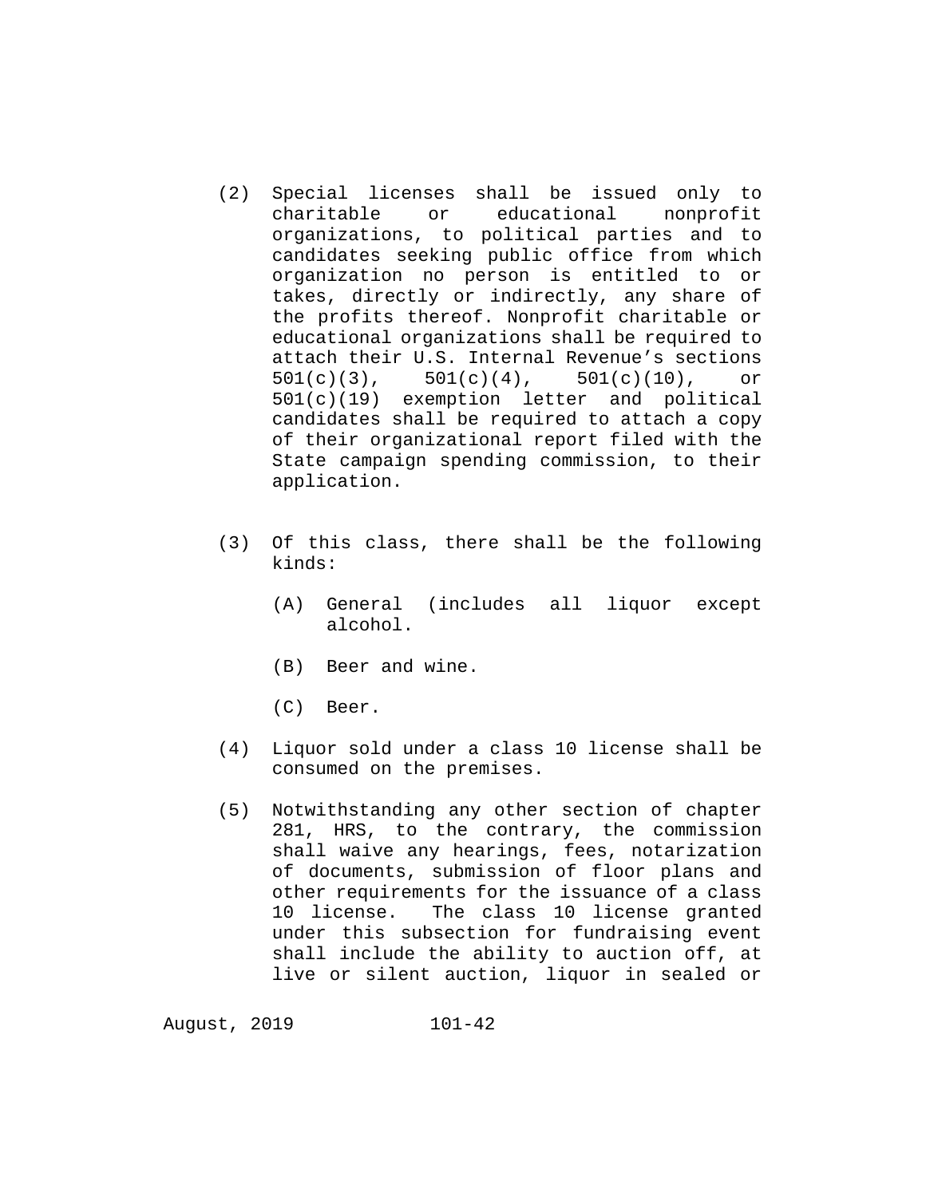(2) Special licenses shall be issued only to charitable or educational nonprofit organizations, to political parties and to candidates seeking public office from which organization no person is entitled to or takes, directly or indirectly, any share of the profits thereof. Nonprofit charitable or educational organizations shall be required to attach their U.S. Internal Revenue's sections 501(c)(3), 501(c)(4), 501(c)(10), or 501(c)(19) exemption letter and political candidates shall be required to attach a copy of their organizational report filed with the State campaign spending commission, to their application.

(3) Of this class, there shall be the following kinds:

   (A) General (includes all liquor except alcohol.

   (B) Beer and wine.

   (C) Beer.

(4) Liquor sold under a class 10 license shall be consumed on the premises.

(5) Notwithstanding any other section of chapter 281, HRS, to the contrary, the commission shall waive any hearings, fees, notarization of documents, submission of floor plans and other requirements for the issuance of a class 10 license. The class 10 license granted under this subsection for fundraising event shall include the ability to auction off, at live or silent auction, liquor in sealed or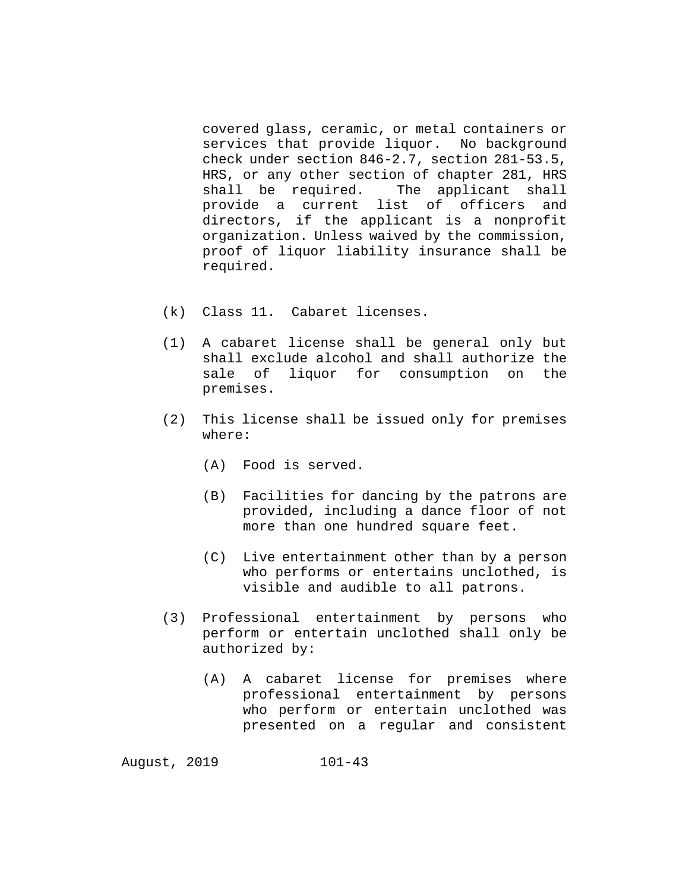covered glass, ceramic, or metal containers or services that provide liquor. No background check under section 846-2.7, section 281-53.5, HRS, or any other section of chapter 281, HRS shall be required. The applicant shall provide a current list of officers and directors, if the applicant is a nonprofit organization. Unless waived by the commission, proof of liquor liability insurance shall be required.

(k) Class 11. Cabaret licenses.

(1) A cabaret license shall be general only but shall exclude alcohol and shall authorize the sale of liquor for consumption on the premises.

(2) This license shall be issued only for premises where:

  (A) Food is served.

  (B) Facilities for dancing by the patrons are provided, including a dance floor of not more than one hundred square feet.

  (C) Live entertainment other than by a person who performs or entertains unclothed, is visible and audible to all patrons.

(3) Professional entertainment by persons who perform or entertain unclothed shall only be authorized by:

  (A) A cabaret license for premises where professional entertainment by persons who perform or entertain unclothed was presented on a regular and consistent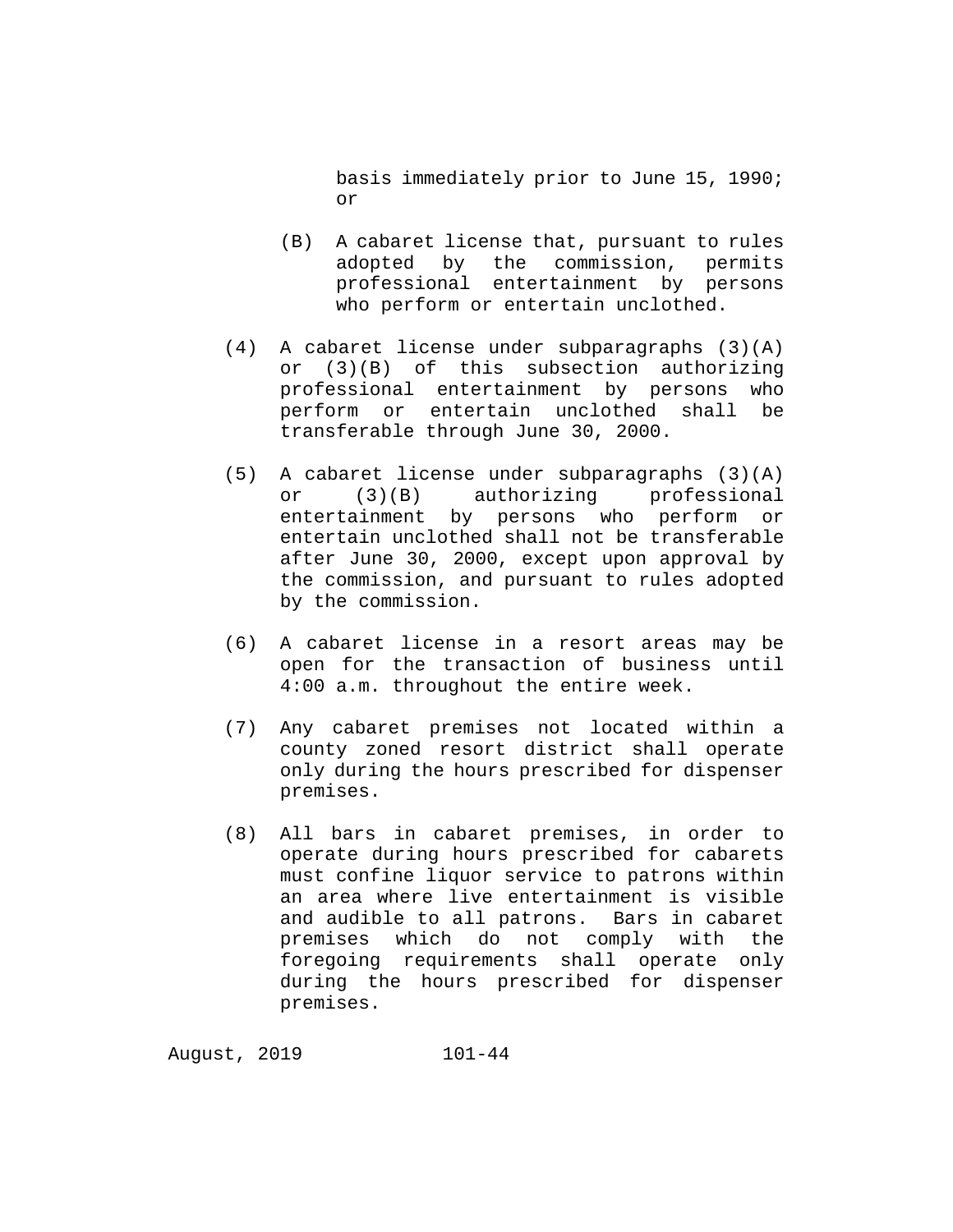basis immediately prior to June 15, 1990; or

(B) A cabaret license that, pursuant to rules adopted by the commission, permits professional entertainment by persons who perform or entertain unclothed.

(4) A cabaret license under subparagraphs (3)(A) or (3)(B) of this subsection authorizing professional entertainment by persons who perform or entertain unclothed shall be transferable through June 30, 2000.

(5) A cabaret license under subparagraphs (3)(A) or (3)(B) authorizing professional entertainment by persons who perform or entertain unclothed shall not be transferable after June 30, 2000, except upon approval by the commission, and pursuant to rules adopted by the commission.

(6) A cabaret license in a resort areas may be open for the transaction of business until 4:00 a.m. throughout the entire week.

(7) Any cabaret premises not located within a county zoned resort district shall operate only during the hours prescribed for dispenser premises.

(8) All bars in cabaret premises, in order to operate during hours prescribed for cabarets must confine liquor service to patrons within an area where live entertainment is visible and audible to all patrons. Bars in cabaret premises which do not comply with the foregoing requirements shall operate only during the hours prescribed for dispenser premises.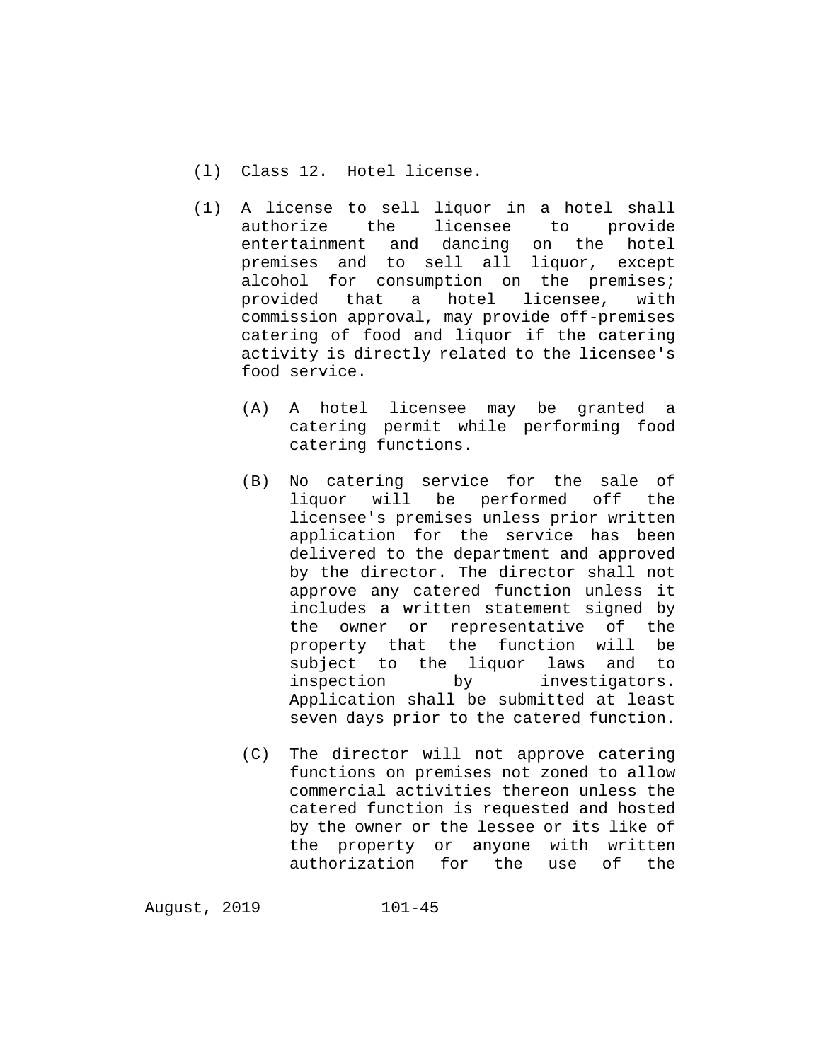(l) Class 12. Hotel license.

(1) A license to sell liquor in a hotel shall authorize the licensee to provide entertainment and dancing on the hotel premises and to sell all liquor, except alcohol for consumption on the premises; provided that a hotel licensee, with commission approval, may provide off-premises catering of food and liquor if the catering activity is directly related to the licensee's food service.

   (A) A hotel licensee may be granted a catering permit while performing food catering functions.

   (B) No catering service for the sale of liquor will be performed off the licensee's premises unless prior written application for the service has been delivered to the department and approved by the director. The director shall not approve any catered function unless it includes a written statement signed by the owner or representative of the property that the function will be subject to the liquor laws and to inspection by investigators. Application shall be submitted at least seven days prior to the catered function.

   (C) The director will not approve catering functions on premises not zoned to allow commercial activities thereon unless the catered function is requested and hosted by the owner or the lessee or its like of the property or anyone with written authorization for the use of the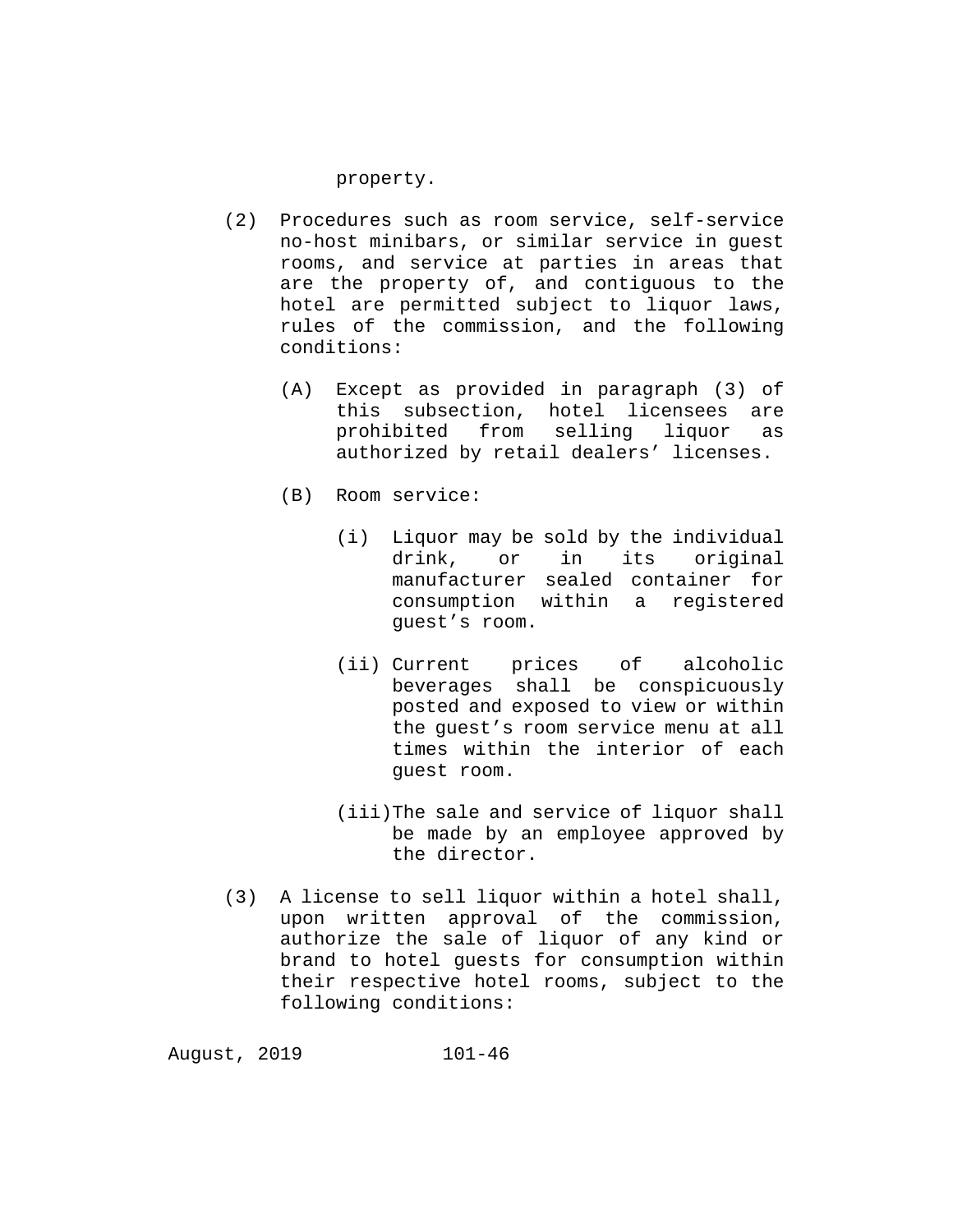property.

(2) Procedures such as room service, self-service no-host minibars, or similar service in guest rooms, and service at parties in areas that are the property of, and contiguous to the hotel are permitted subject to liquor laws, rules of the commission, and the following conditions:

  (A) Except as provided in paragraph (3) of this subsection, hotel licensees are prohibited from selling liquor as authorized by retail dealers' licenses.

  (B) Room service:

    (i) Liquor may be sold by the individual drink, or in its original manufacturer sealed container for consumption within a registered guest's room.

    (ii) Current prices of alcoholic beverages shall be conspicuously posted and exposed to view or within the guest's room service menu at all times within the interior of each guest room.

    (iii) The sale and service of liquor shall be made by an employee approved by the director.

(3) A license to sell liquor within a hotel shall, upon written approval of the commission, authorize the sale of liquor of any kind or brand to hotel guests for consumption within their respective hotel rooms, subject to the following conditions: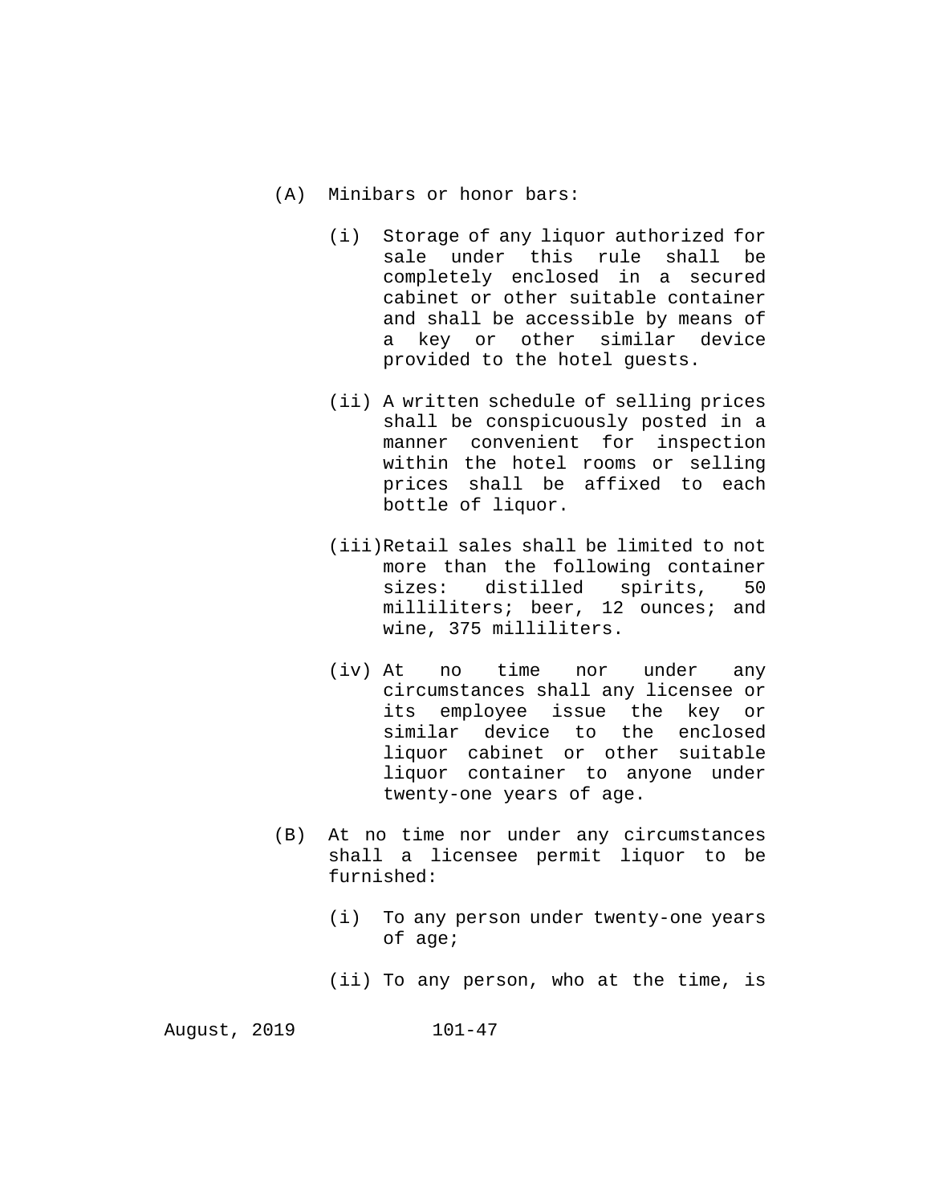(A) Minibars or honor bars:

(i) Storage of any liquor authorized for sale under this rule shall be completely enclosed in a secured cabinet or other suitable container and shall be accessible by means of a key or other similar device provided to the hotel guests.

(ii) A written schedule of selling prices shall be conspicuously posted in a manner convenient for inspection within the hotel rooms or selling prices shall be affixed to each bottle of liquor.

(iii) Retail sales shall be limited to not more than the following container sizes: distilled spirits, 50 milliliters; beer, 12 ounces; and wine, 375 milliliters.

(iv) At no time nor under any circumstances shall any licensee or its employee issue the key or similar device to the enclosed liquor cabinet or other suitable liquor container to anyone under twenty-one years of age.

(B) At no time nor under any circumstances shall a licensee permit liquor to be furnished:

(i) To any person under twenty-one years of age;

(ii) To any person, who at the time, is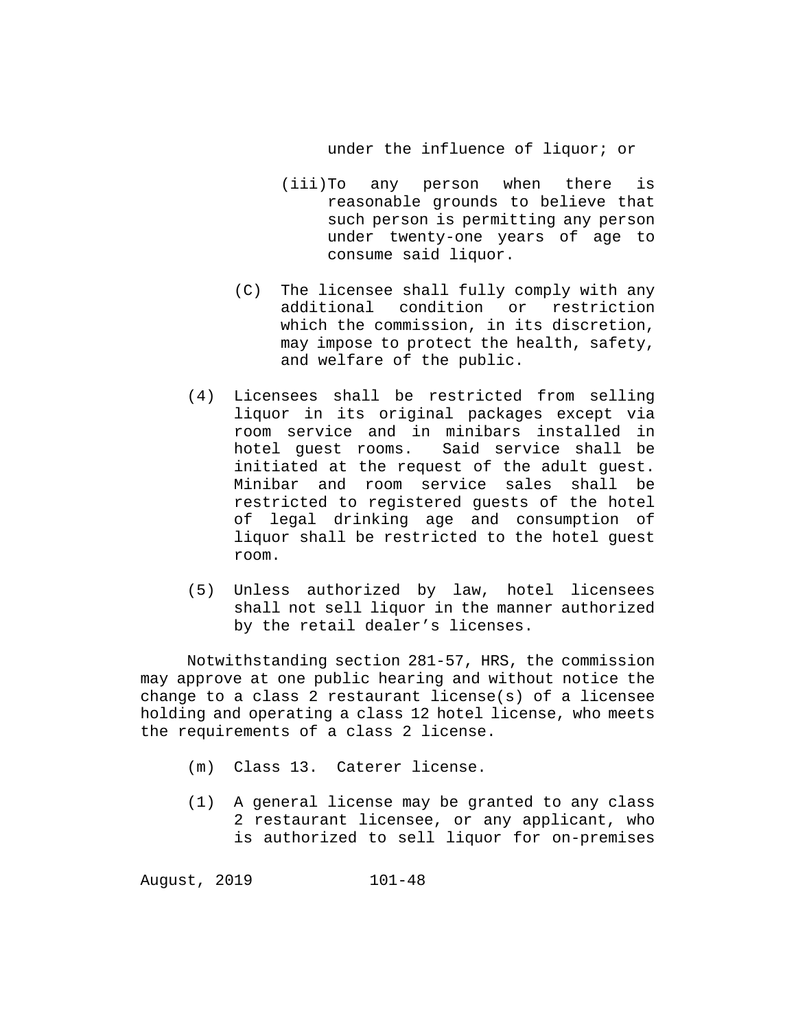under the influence of liquor; or

(iii) To any person when there is reasonable grounds to believe that such person is permitting any person under twenty-one years of age to consume said liquor.

(C) The licensee shall fully comply with any additional condition or restriction which the commission, in its discretion, may impose to protect the health, safety, and welfare of the public.

(4) Licensees shall be restricted from selling liquor in its original packages except via room service and in minibars installed in hotel guest rooms. Said service shall be initiated at the request of the adult guest. Minibar and room service sales shall be restricted to registered guests of the hotel of legal drinking age and consumption of liquor shall be restricted to the hotel guest room.

(5) Unless authorized by law, hotel licensees shall not sell liquor in the manner authorized by the retail dealer's licenses.

Notwithstanding section 281-57, HRS, the commission may approve at one public hearing and without notice the change to a class 2 restaurant license(s) of a licensee holding and operating a class 12 hotel license, who meets the requirements of a class 2 license.

(m) Class 13. Caterer license.

(1) A general license may be granted to any class 2 restaurant licensee, or any applicant, who is authorized to sell liquor for on-premises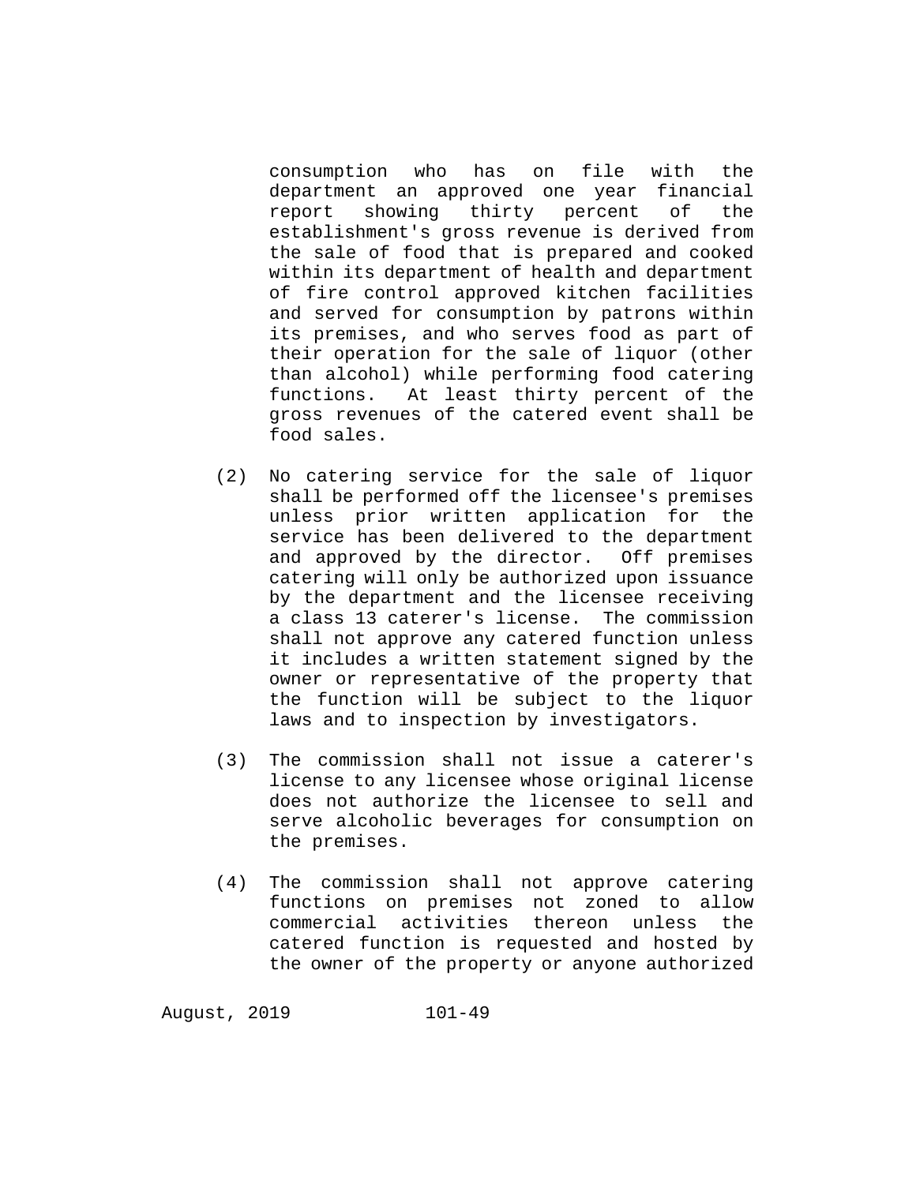consumption who has on file with the department an approved one year financial report showing thirty percent of the establishment's gross revenue is derived from the sale of food that is prepared and cooked within its department of health and department of fire control approved kitchen facilities and served for consumption by patrons within its premises, and who serves food as part of their operation for the sale of liquor (other than alcohol) while performing food catering functions. At least thirty percent of the gross revenues of the catered event shall be food sales.

(2) No catering service for the sale of liquor shall be performed off the licensee's premises unless prior written application for the service has been delivered to the department and approved by the director. Off premises catering will only be authorized upon issuance by the department and the licensee receiving a class 13 caterer's license. The commission shall not approve any catered function unless it includes a written statement signed by the owner or representative of the property that the function will be subject to the liquor laws and to inspection by investigators.

(3) The commission shall not issue a caterer's license to any licensee whose original license does not authorize the licensee to sell and serve alcoholic beverages for consumption on the premises.

(4) The commission shall not approve catering functions on premises not zoned to allow commercial activities thereon unless the catered function is requested and hosted by the owner of the property or anyone authorized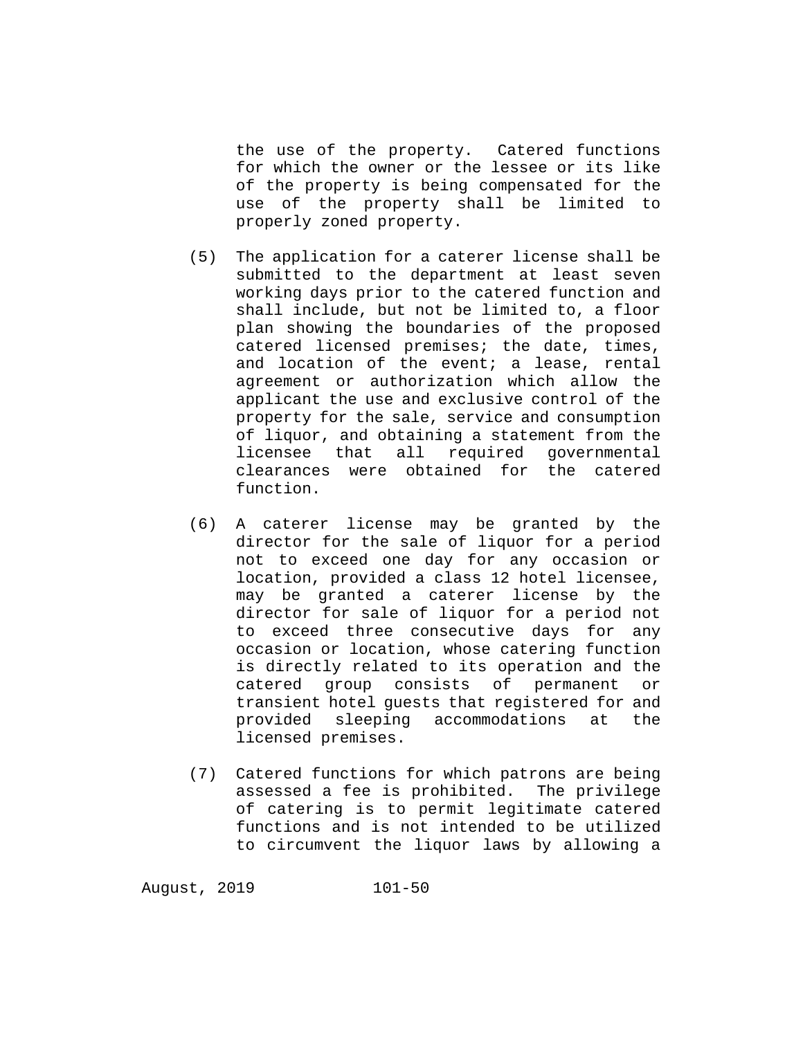the use of the property. Catered functions for which the owner or the lessee or its like of the property is being compensated for the use of the property shall be limited to properly zoned property.

(5) The application for a caterer license shall be submitted to the department at least seven working days prior to the catered function and shall include, but not be limited to, a floor plan showing the boundaries of the proposed catered licensed premises; the date, times, and location of the event; a lease, rental agreement or authorization which allow the applicant the use and exclusive control of the property for the sale, service and consumption of liquor, and obtaining a statement from the licensee that all required governmental clearances were obtained for the catered function.

(6) A caterer license may be granted by the director for the sale of liquor for a period not to exceed one day for any occasion or location, provided a class 12 hotel licensee, may be granted a caterer license by the director for sale of liquor for a period not to exceed three consecutive days for any occasion or location, whose catering function is directly related to its operation and the catered group consists of permanent or transient hotel guests that registered for and provided sleeping accommodations at the licensed premises.

(7) Catered functions for which patrons are being assessed a fee is prohibited. The privilege of catering is to permit legitimate catered functions and is not intended to be utilized to circumvent the liquor laws by allowing a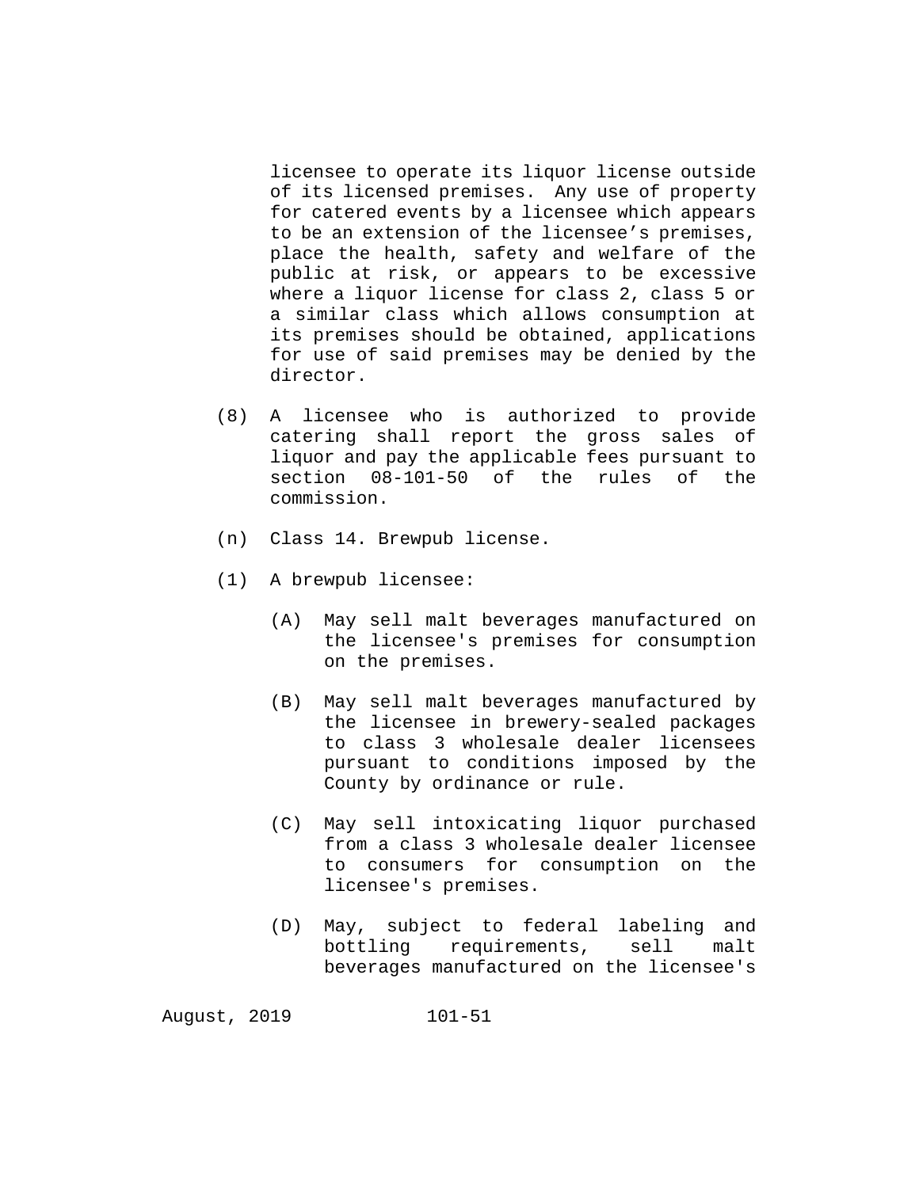licensee to operate its liquor license outside of its licensed premises. Any use of property for catered events by a licensee which appears to be an extension of the licensee's premises, place the health, safety and welfare of the public at risk, or appears to be excessive where a liquor license for class 2, class 5 or a similar class which allows consumption at its premises should be obtained, applications for use of said premises may be denied by the director.

(8) A licensee who is authorized to provide catering shall report the gross sales of liquor and pay the applicable fees pursuant to section 08-101-50 of the rules of the commission.

(n) Class 14. Brewpub license.

(1) A brewpub licensee:

(A) May sell malt beverages manufactured on the licensee's premises for consumption on the premises.

(B) May sell malt beverages manufactured by the licensee in brewery-sealed packages to class 3 wholesale dealer licensees pursuant to conditions imposed by the County by ordinance or rule.

(C) May sell intoxicating liquor purchased from a class 3 wholesale dealer licensee to consumers for consumption on the licensee's premises.

(D) May, subject to federal labeling and bottling requirements, sell malt beverages manufactured on the licensee's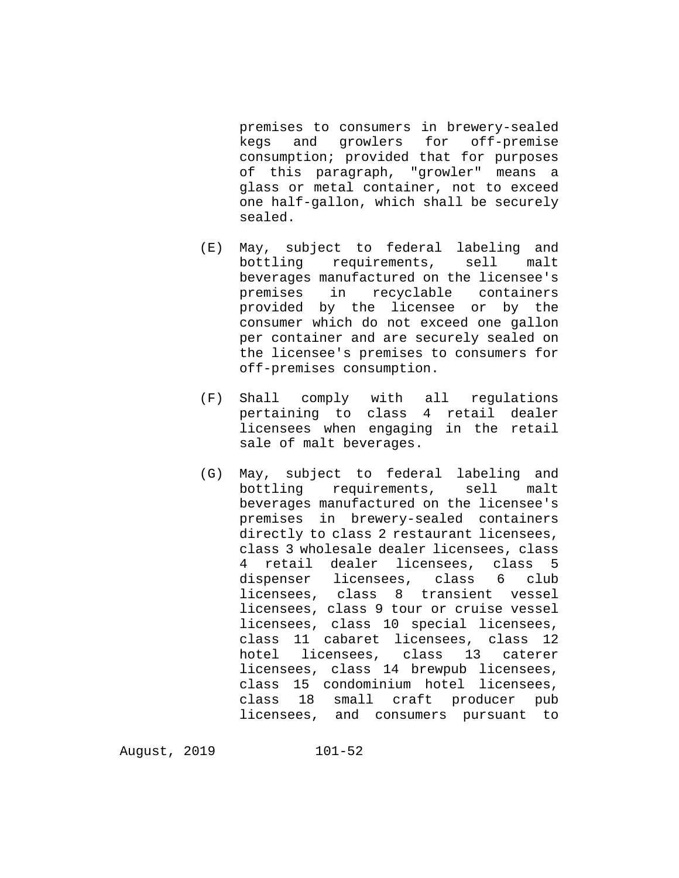premises to consumers in brewery-sealed kegs and growlers for off-premise consumption; provided that for purposes of this paragraph, "growler" means a glass or metal container, not to exceed one half-gallon, which shall be securely sealed.

(E) May, subject to federal labeling and bottling requirements, sell malt beverages manufactured on the licensee's premises in recyclable containers provided by the licensee or by the consumer which do not exceed one gallon per container and are securely sealed on the licensee's premises to consumers for off-premises consumption.

(F) Shall comply with all regulations pertaining to class 4 retail dealer licensees when engaging in the retail sale of malt beverages.

(G) May, subject to federal labeling and bottling requirements, sell malt beverages manufactured on the licensee's premises in brewery-sealed containers directly to class 2 restaurant licensees, class 3 wholesale dealer licensees, class 4 retail dealer licensees, class 5 dispenser licensees, class 6 club licensees, class 8 transient vessel licensees, class 9 tour or cruise vessel licensees, class 10 special licensees, class 11 cabaret licensees, class 12 hotel licensees, class 13 caterer licensees, class 14 brewpub licensees, class 15 condominium hotel licensees, class 18 small craft producer pub licensees, and consumers pursuant to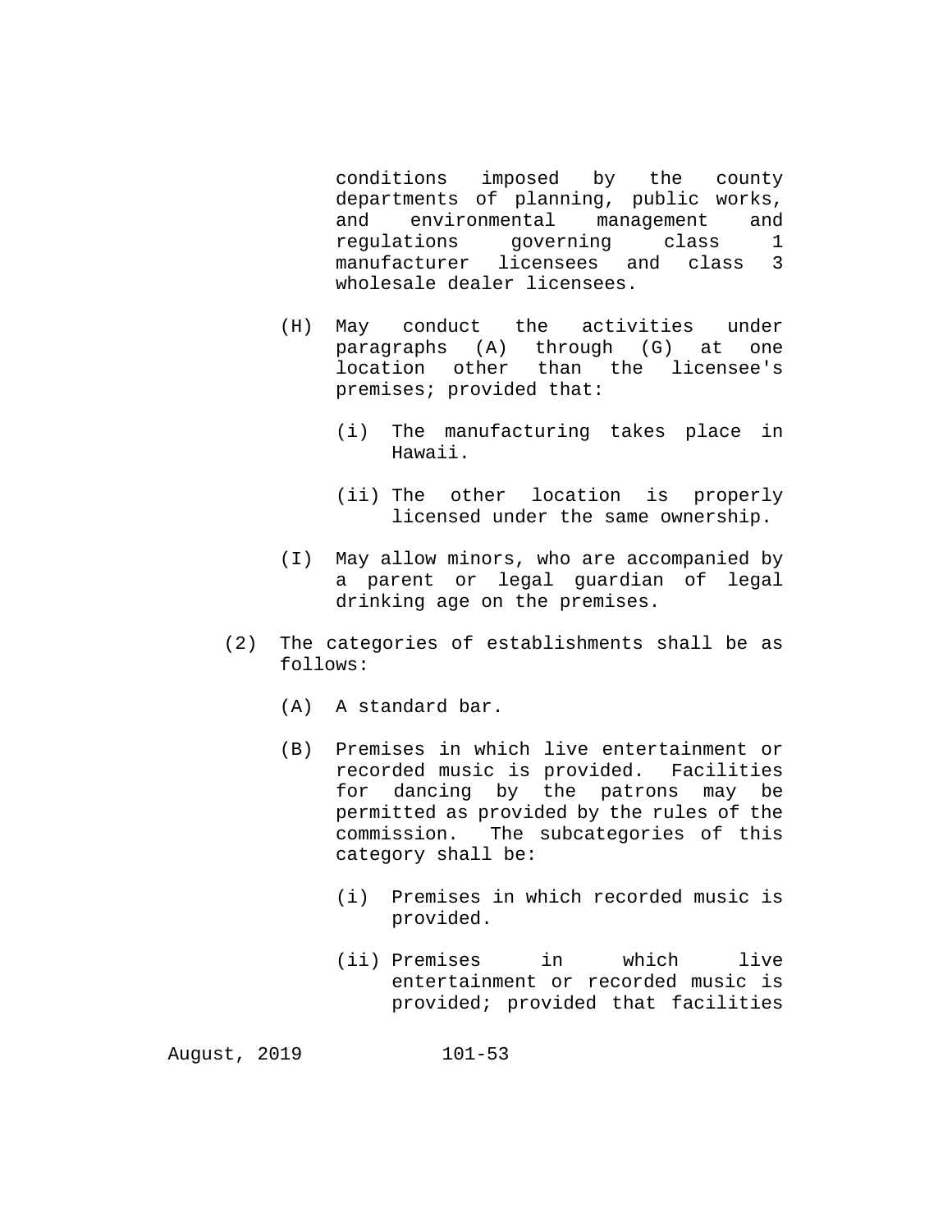conditions imposed by the county departments of planning, public works, and environmental management and regulations governing class 1 manufacturer licensees and class 3 wholesale dealer licensees.

(H) May conduct the activities under paragraphs (A) through (G) at one location other than the licensee's premises; provided that:

(i) The manufacturing takes place in Hawaii.

(ii) The other location is properly licensed under the same ownership.

(I) May allow minors, who are accompanied by a parent or legal guardian of legal drinking age on the premises.

(2) The categories of establishments shall be as follows:

(A) A standard bar.

(B) Premises in which live entertainment or recorded music is provided. Facilities for dancing by the patrons may be permitted as provided by the rules of the commission. The subcategories of this category shall be:

(i) Premises in which recorded music is provided.

(ii) Premises in which live entertainment or recorded music is provided; provided that facilities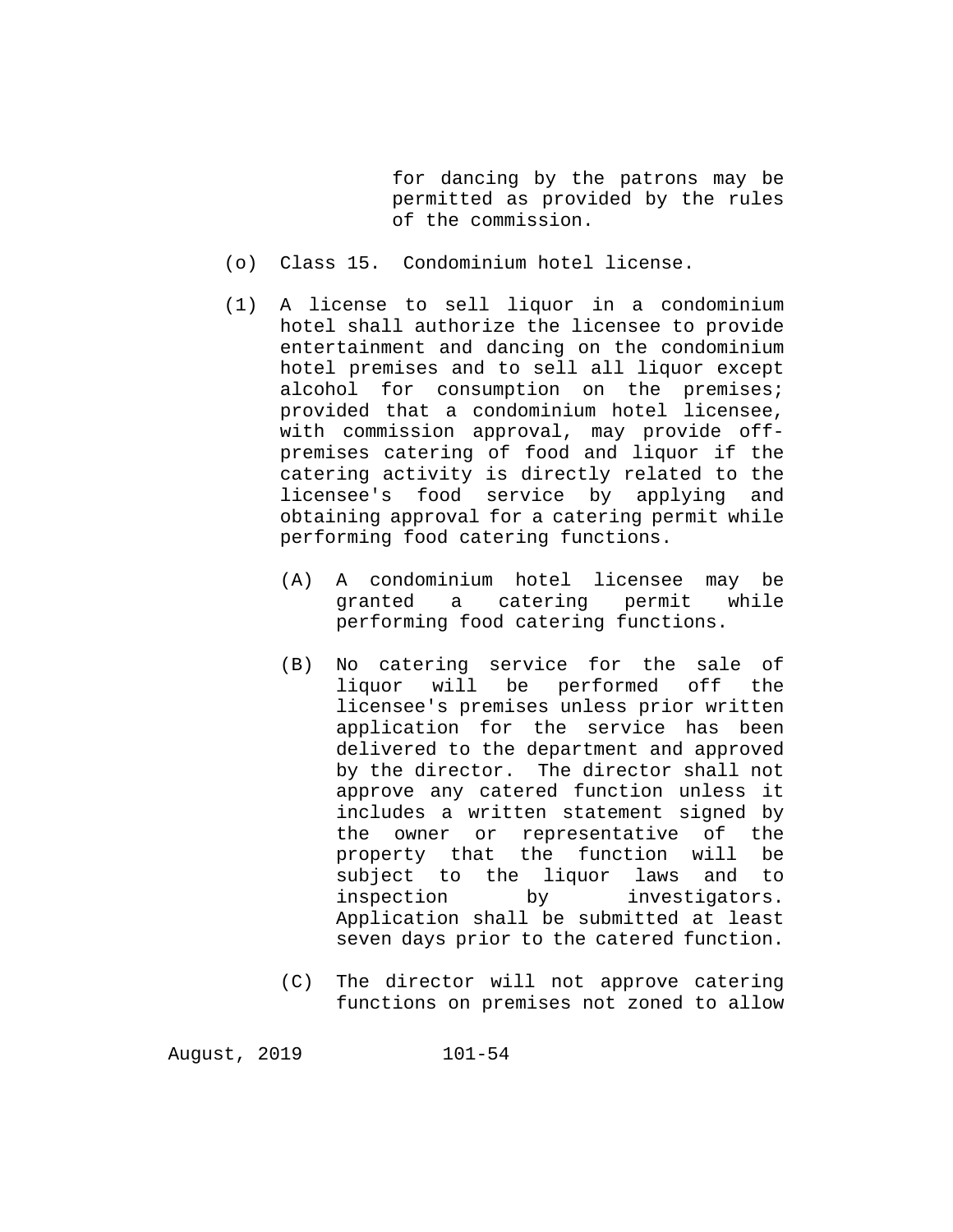for dancing by the patrons may be permitted as provided by the rules of the commission.

(o) Class 15. Condominium hotel license.

(1) A license to sell liquor in a condominium hotel shall authorize the licensee to provide entertainment and dancing on the condominium hotel premises and to sell all liquor except alcohol for consumption on the premises; provided that a condominium hotel licensee, with commission approval, may provide off-premises catering of food and liquor if the catering activity is directly related to the licensee's food service by applying and obtaining approval for a catering permit while performing food catering functions.

(A) A condominium hotel licensee may be granted a catering permit while performing food catering functions.

(B) No catering service for the sale of liquor will be performed off the licensee's premises unless prior written application for the service has been delivered to the department and approved by the director. The director shall not approve any catered function unless it includes a written statement signed by the owner or representative of the property that the function will be subject to the liquor laws and to inspection by investigators. Application shall be submitted at least seven days prior to the catered function.

(C) The director will not approve catering functions on premises not zoned to allow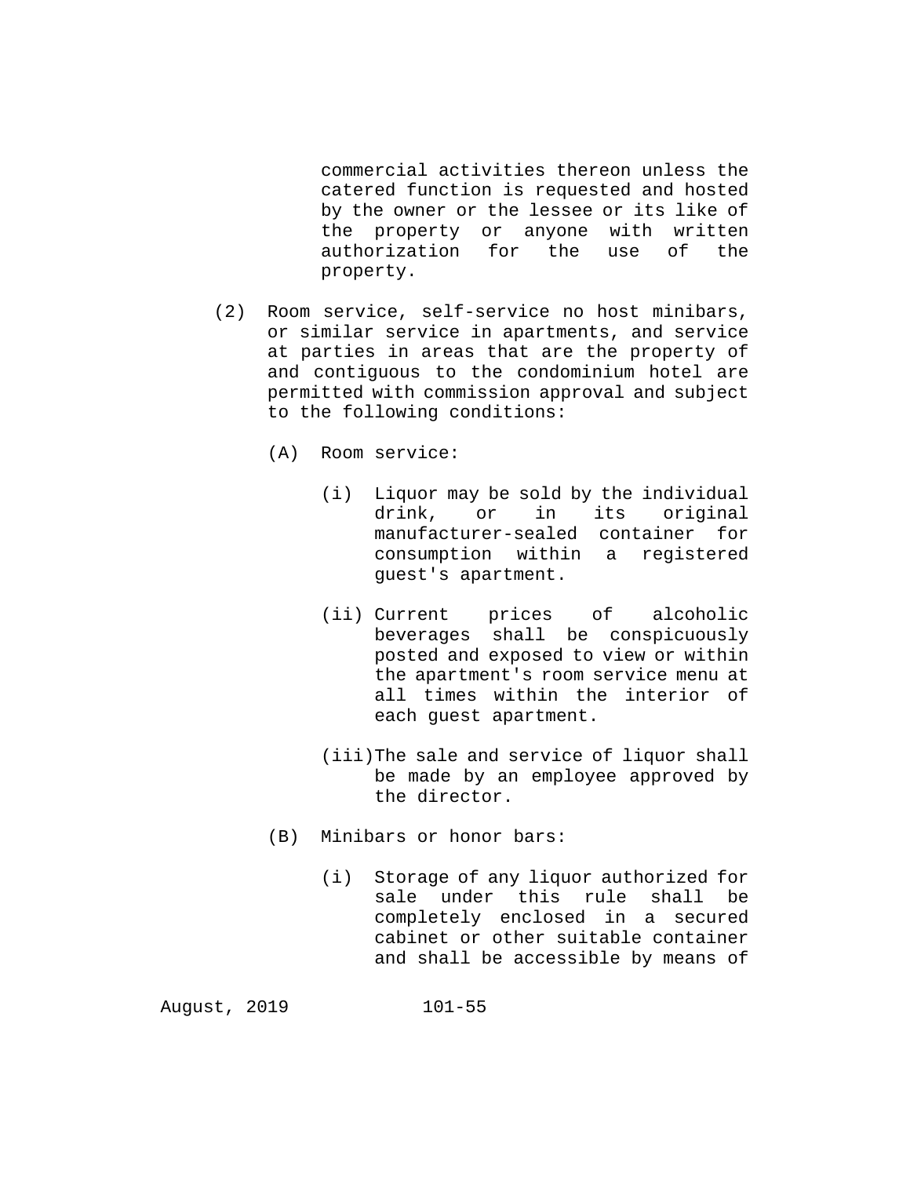commercial activities thereon unless the catered function is requested and hosted by the owner or the lessee or its like of the property or anyone with written authorization for the use of the property.

(2) Room service, self-service no host minibars, or similar service in apartments, and service at parties in areas that are the property of and contiguous to the condominium hotel are permitted with commission approval and subject to the following conditions:

(A) Room service:

(i) Liquor may be sold by the individual drink, or in its original manufacturer-sealed container for consumption within a registered guest's apartment.

(ii) Current prices of alcoholic beverages shall be conspicuously posted and exposed to view or within the apartment's room service menu at all times within the interior of each guest apartment.

(iii) The sale and service of liquor shall be made by an employee approved by the director.

(B) Minibars or honor bars:

(i) Storage of any liquor authorized for sale under this rule shall be completely enclosed in a secured cabinet or other suitable container and shall be accessible by means of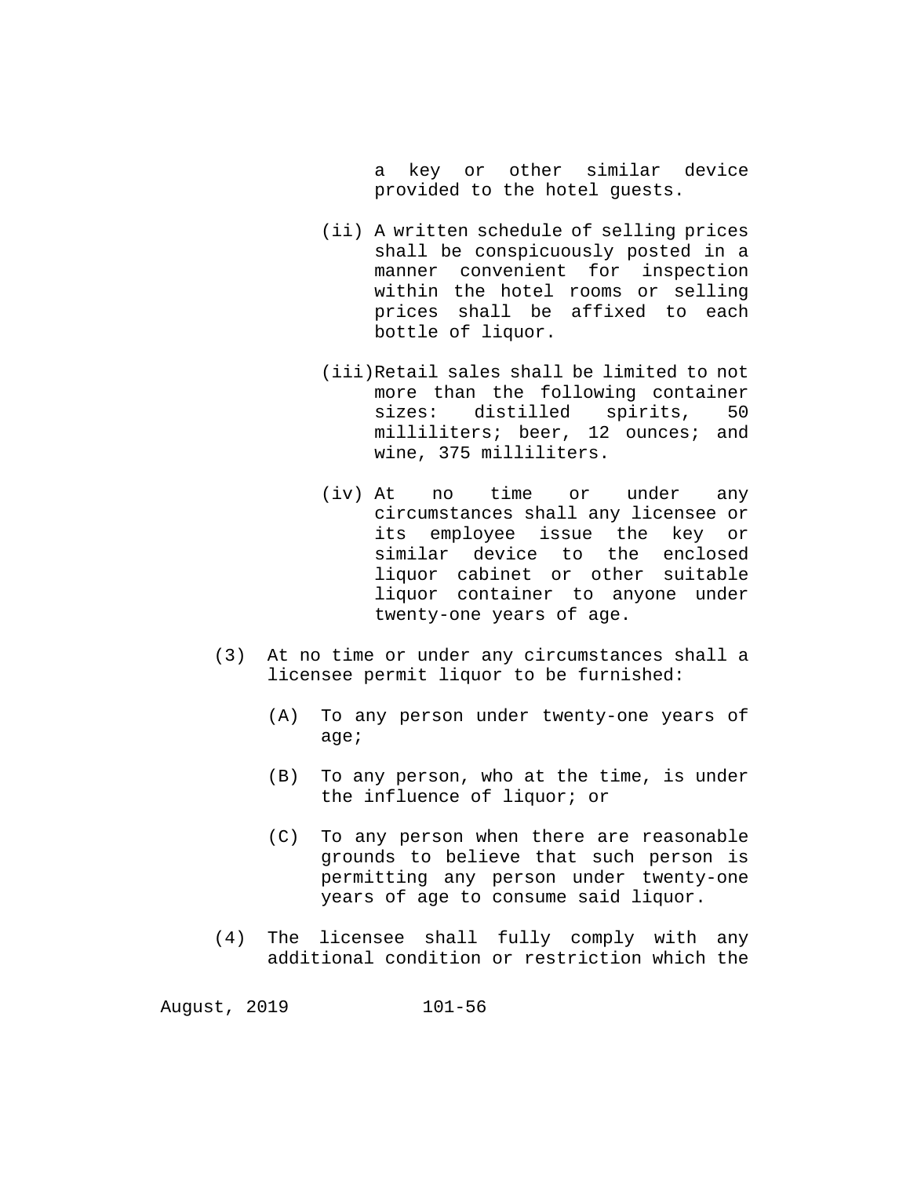a key or other similar device provided to the hotel guests.

(ii) A written schedule of selling prices shall be conspicuously posted in a manner convenient for inspection within the hotel rooms or selling prices shall be affixed to each bottle of liquor.

(iii) Retail sales shall be limited to not more than the following container sizes: distilled spirits, 50 milliliters; beer, 12 ounces; and wine, 375 milliliters.

(iv) At no time or under any circumstances shall any licensee or its employee issue the key or similar device to the enclosed liquor cabinet or other suitable liquor container to anyone under twenty-one years of age.

(3) At no time or under any circumstances shall a licensee permit liquor to be furnished:

(A) To any person under twenty-one years of age;

(B) To any person, who at the time, is under the influence of liquor; or

(C) To any person when there are reasonable grounds to believe that such person is permitting any person under twenty-one years of age to consume said liquor.

(4) The licensee shall fully comply with any additional condition or restriction which the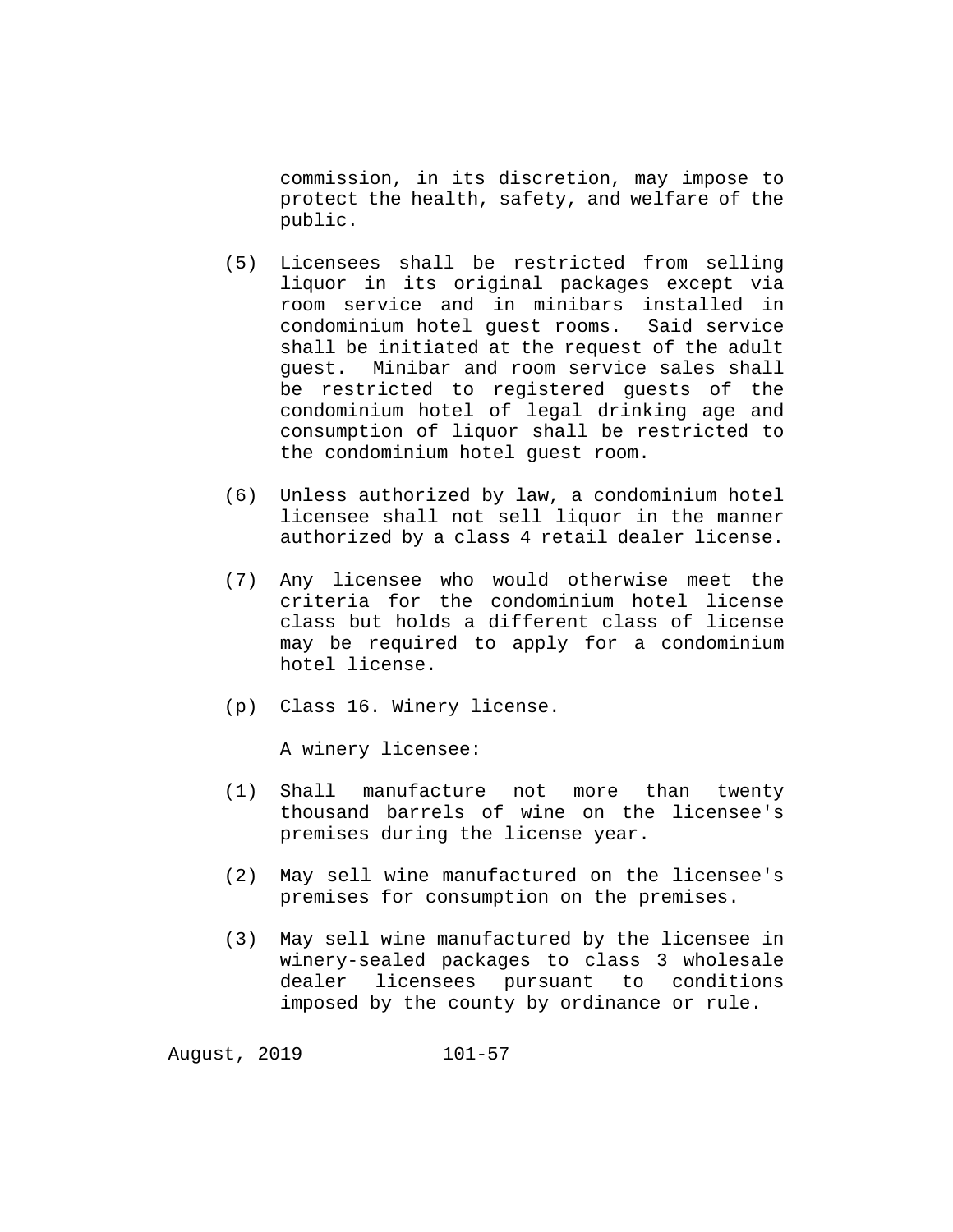commission, in its discretion, may impose to protect the health, safety, and welfare of the public.

(5) Licensees shall be restricted from selling liquor in its original packages except via room service and in minibars installed in condominium hotel guest rooms. Said service shall be initiated at the request of the adult guest. Minibar and room service sales shall be restricted to registered guests of the condominium hotel of legal drinking age and consumption of liquor shall be restricted to the condominium hotel guest room.

(6) Unless authorized by law, a condominium hotel licensee shall not sell liquor in the manner authorized by a class 4 retail dealer license.

(7) Any licensee who would otherwise meet the criteria for the condominium hotel license class but holds a different class of license may be required to apply for a condominium hotel license.

(p) Class 16. Winery license.

A winery licensee:

(1) Shall manufacture not more than twenty thousand barrels of wine on the licensee's premises during the license year.

(2) May sell wine manufactured on the licensee's premises for consumption on the premises.

(3) May sell wine manufactured by the licensee in winery-sealed packages to class 3 wholesale dealer licensees pursuant to conditions imposed by the county by ordinance or rule.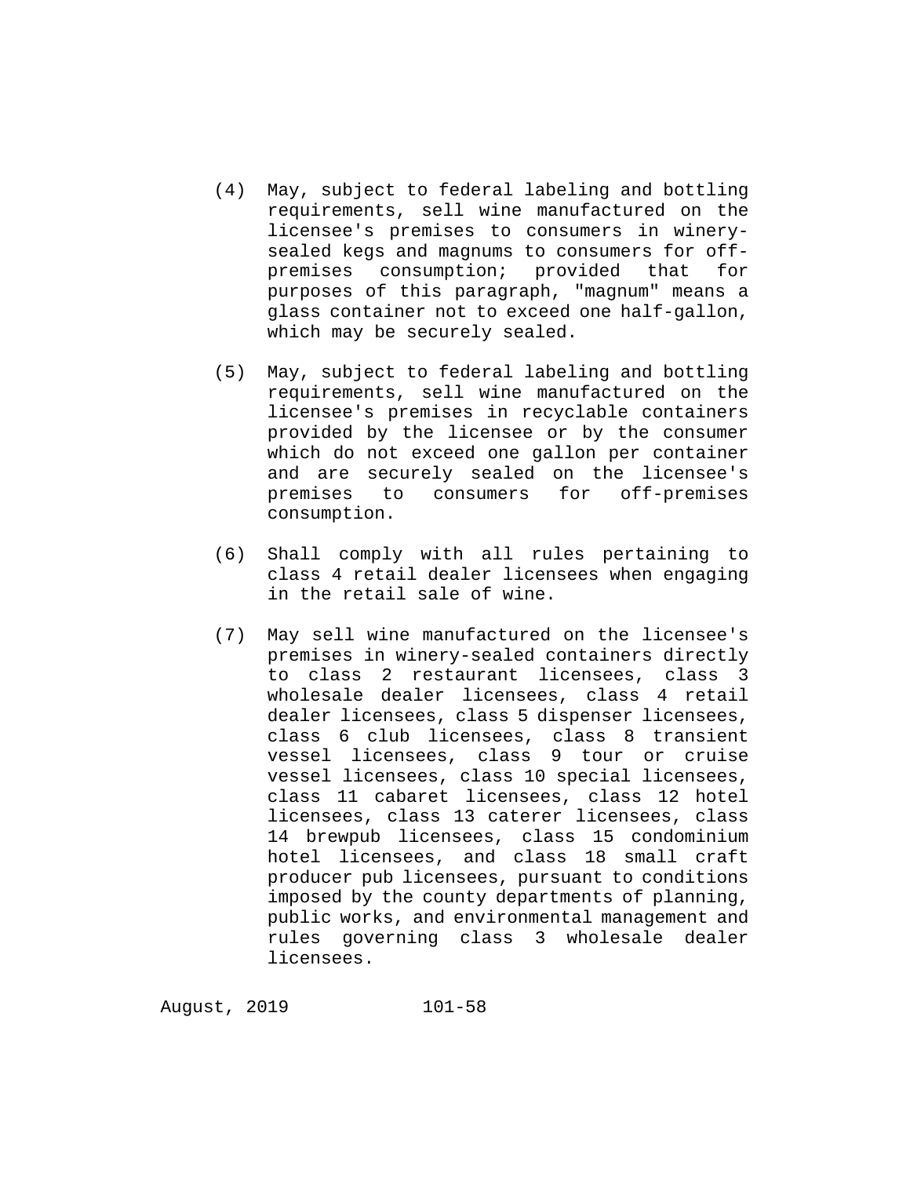(4) May, subject to federal labeling and bottling requirements, sell wine manufactured on the licensee's premises to consumers in winery-sealed kegs and magnums to consumers for off-premises consumption; provided that for purposes of this paragraph, "magnum" means a glass container not to exceed one half-gallon, which may be securely sealed.

(5) May, subject to federal labeling and bottling requirements, sell wine manufactured on the licensee's premises in recyclable containers provided by the licensee or by the consumer which do not exceed one gallon per container and are securely sealed on the licensee's premises to consumers for off-premises consumption.

(6) Shall comply with all rules pertaining to class 4 retail dealer licensees when engaging in the retail sale of wine.

(7) May sell wine manufactured on the licensee's premises in winery-sealed containers directly to class 2 restaurant licensees, class 3 wholesale dealer licensees, class 4 retail dealer licensees, class 5 dispenser licensees, class 6 club licensees, class 8 transient vessel licensees, class 9 tour or cruise vessel licensees, class 10 special licensees, class 11 cabaret licensees, class 12 hotel licensees, class 13 caterer licensees, class 14 brewpub licensees, class 15 condominium hotel licensees, and class 18 small craft producer pub licensees, pursuant to conditions imposed by the county departments of planning, public works, and environmental management and rules governing class 3 wholesale dealer licensees.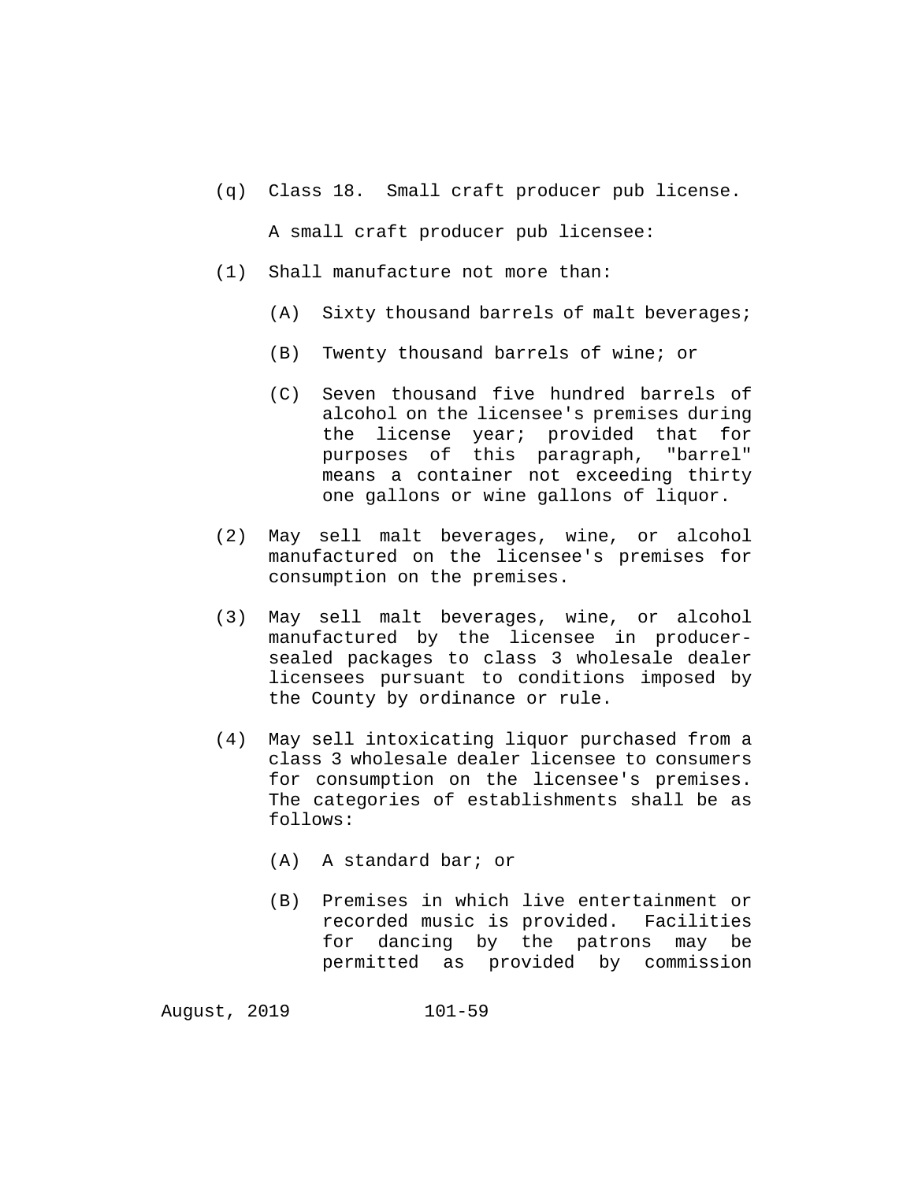(q) Class 18. Small craft producer pub license.

A small craft producer pub licensee:

(1) Shall manufacture not more than:

(A) Sixty thousand barrels of malt beverages;

(B) Twenty thousand barrels of wine; or

(C) Seven thousand five hundred barrels of alcohol on the licensee's premises during the license year; provided that for purposes of this paragraph, "barrel" means a container not exceeding thirty one gallons or wine gallons of liquor.

(2) May sell malt beverages, wine, or alcohol manufactured on the licensee's premises for consumption on the premises.

(3) May sell malt beverages, wine, or alcohol manufactured by the licensee in producer-sealed packages to class 3 wholesale dealer licensees pursuant to conditions imposed by the County by ordinance or rule.

(4) May sell intoxicating liquor purchased from a class 3 wholesale dealer licensee to consumers for consumption on the licensee's premises. The categories of establishments shall be as follows:

(A) A standard bar; or

(B) Premises in which live entertainment or recorded music is provided. Facilities for dancing by the patrons may be permitted as provided by commission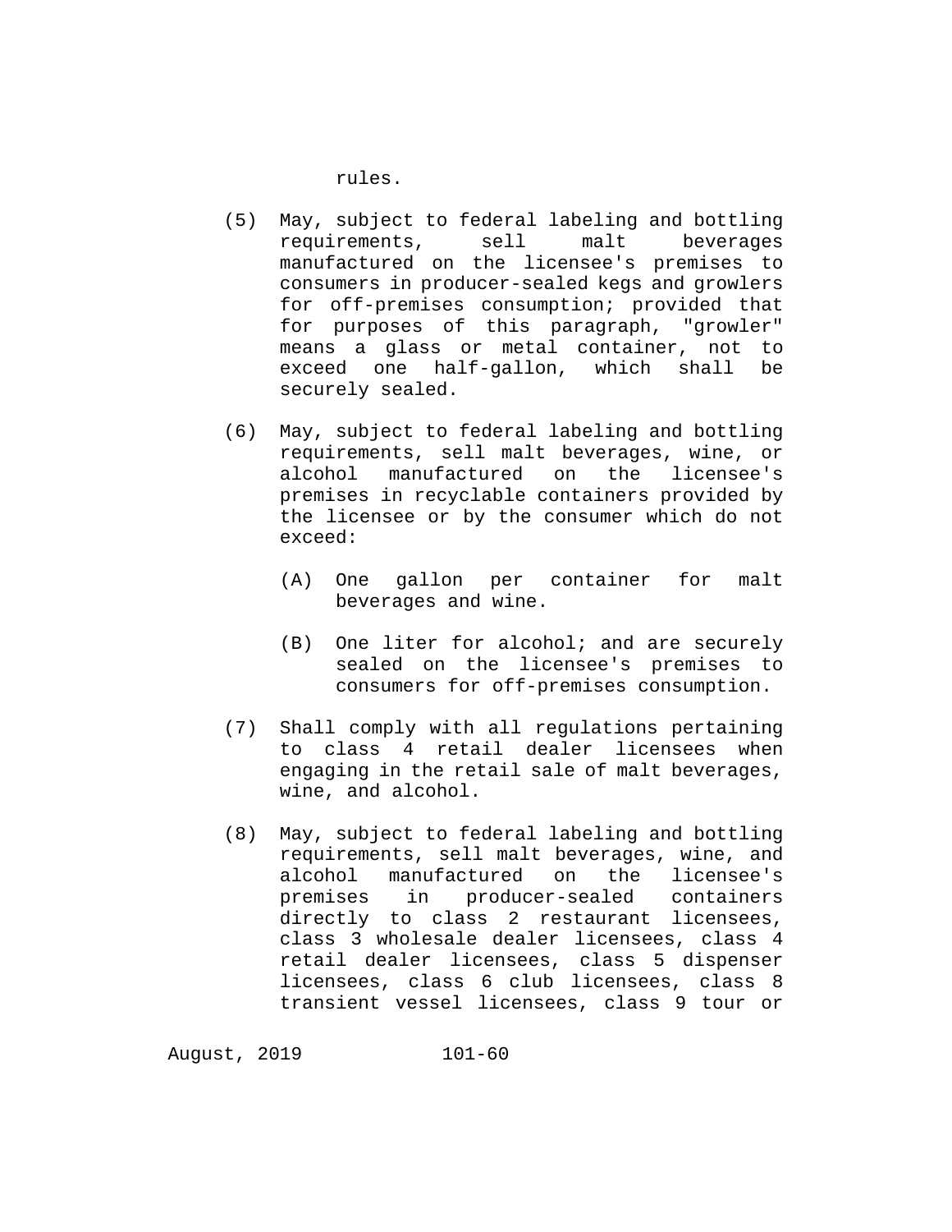rules.

(5) May, subject to federal labeling and bottling requirements, sell malt beverages manufactured on the licensee's premises to consumers in producer-sealed kegs and growlers for off-premises consumption; provided that for purposes of this paragraph, "growler" means a glass or metal container, not to exceed one half-gallon, which shall be securely sealed.

(6) May, subject to federal labeling and bottling requirements, sell malt beverages, wine, or alcohol manufactured on the licensee's premises in recyclable containers provided by the licensee or by the consumer which do not exceed:

   (A) One gallon per container for malt beverages and wine.

   (B) One liter for alcohol; and are securely sealed on the licensee's premises to consumers for off-premises consumption.

(7) Shall comply with all regulations pertaining to class 4 retail dealer licensees when engaging in the retail sale of malt beverages, wine, and alcohol.

(8) May, subject to federal labeling and bottling requirements, sell malt beverages, wine, and alcohol manufactured on the licensee's premises in producer-sealed containers directly to class 2 restaurant licensees, class 3 wholesale dealer licensees, class 4 retail dealer licensees, class 5 dispenser licensees, class 6 club licensees, class 8 transient vessel licensees, class 9 tour or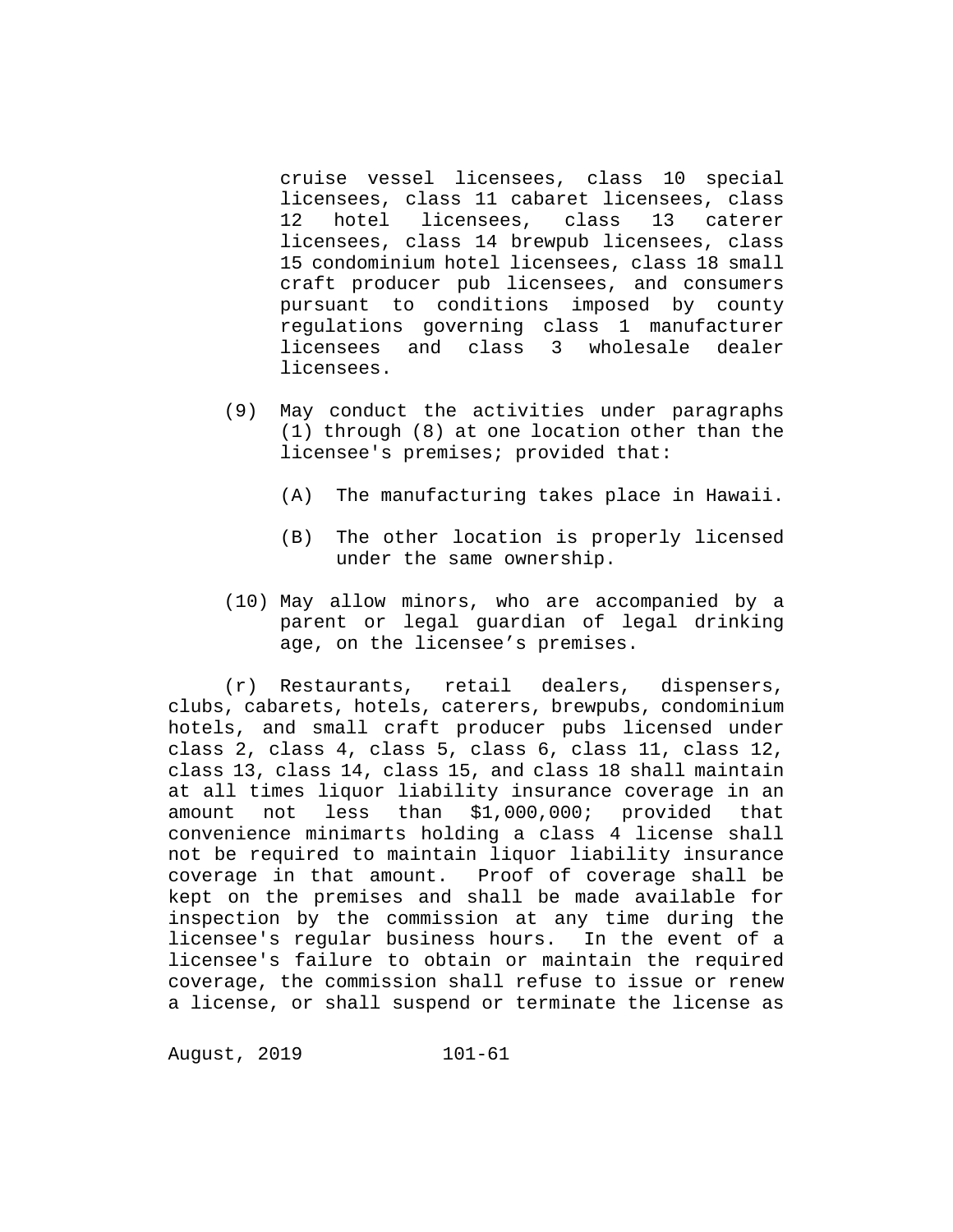cruise vessel licensees, class 10 special licensees, class 11 cabaret licensees, class 12 hotel licensees, class 13 caterer licensees, class 14 brewpub licensees, class 15 condominium hotel licensees, class 18 small craft producer pub licensees, and consumers pursuant to conditions imposed by county regulations governing class 1 manufacturer licensees and class 3 wholesale dealer licensees.

(9) May conduct the activities under paragraphs (1) through (8) at one location other than the licensee's premises; provided that:

(A) The manufacturing takes place in Hawaii.

(B) The other location is properly licensed under the same ownership.

(10) May allow minors, who are accompanied by a parent or legal guardian of legal drinking age, on the licensee's premises.

(r) Restaurants, retail dealers, dispensers, clubs, cabarets, hotels, caterers, brewpubs, condominium hotels, and small craft producer pubs licensed under class 2, class 4, class 5, class 6, class 11, class 12, class 13, class 14, class 15, and class 18 shall maintain at all times liquor liability insurance coverage in an amount not less than $1,000,000; provided that convenience minimarts holding a class 4 license shall not be required to maintain liquor liability insurance coverage in that amount. Proof of coverage shall be kept on the premises and shall be made available for inspection by the commission at any time during the licensee's regular business hours. In the event of a licensee's failure to obtain or maintain the required coverage, the commission shall refuse to issue or renew a license, or shall suspend or terminate the license as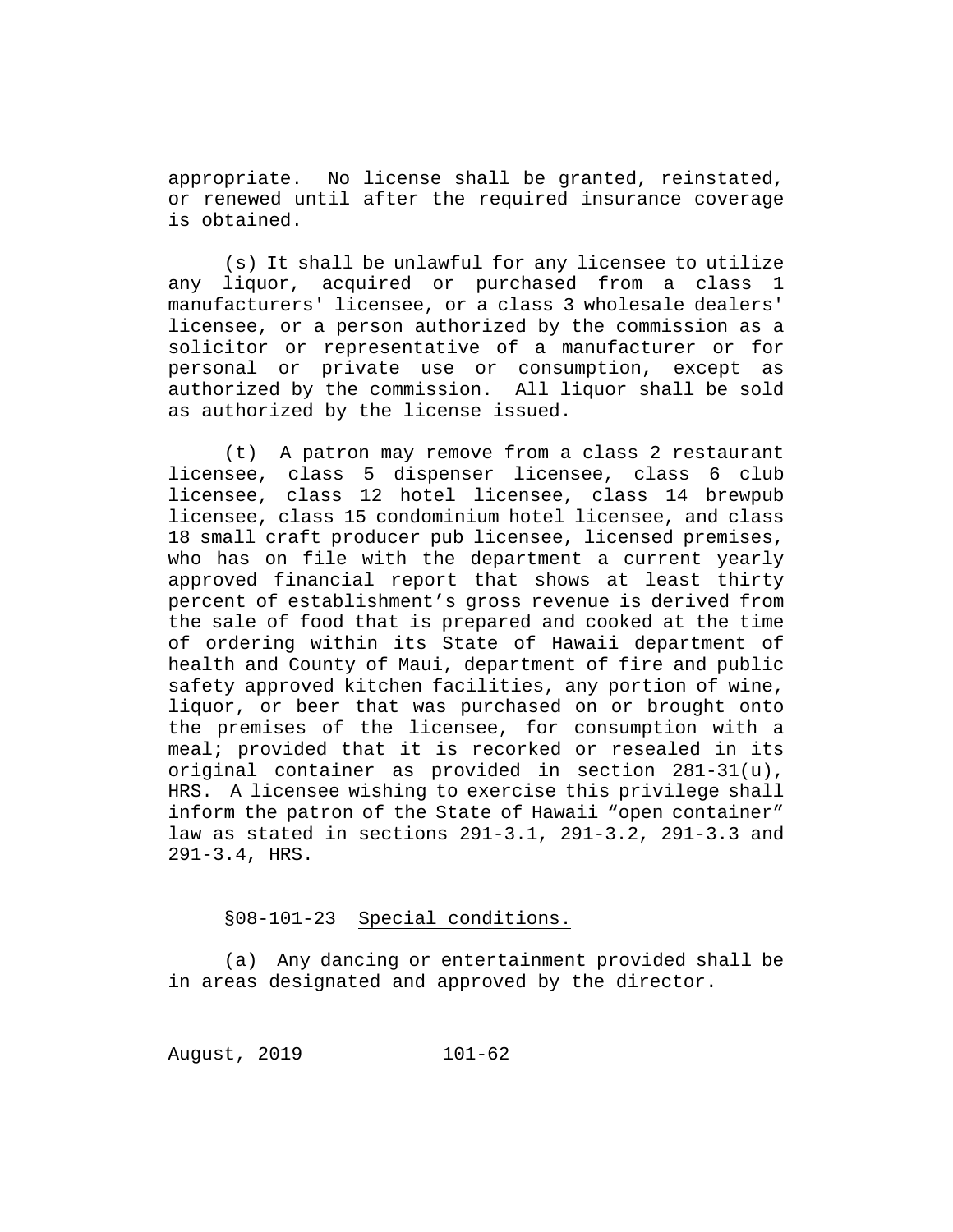appropriate. No license shall be granted, reinstated, or renewed until after the required insurance coverage is obtained.

(s) It shall be unlawful for any licensee to utilize any liquor, acquired or purchased from a class 1 manufacturers' licensee, or a class 3 wholesale dealers' licensee, or a person authorized by the commission as a solicitor or representative of a manufacturer or for personal or private use or consumption, except as authorized by the commission. All liquor shall be sold as authorized by the license issued.

(t) A patron may remove from a class 2 restaurant licensee, class 5 dispenser licensee, class 6 club licensee, class 12 hotel licensee, class 14 brewpub licensee, class 15 condominium hotel licensee, and class 18 small craft producer pub licensee, licensed premises, who has on file with the department a current yearly approved financial report that shows at least thirty percent of establishment's gross revenue is derived from the sale of food that is prepared and cooked at the time of ordering within its State of Hawaii department of health and County of Maui, department of fire and public safety approved kitchen facilities, any portion of wine, liquor, or beer that was purchased on or brought onto the premises of the licensee, for consumption with a meal; provided that it is recorked or resealed in its original container as provided in section 281-31(u), HRS. A licensee wishing to exercise this privilege shall inform the patron of the State of Hawaii "open container" law as stated in sections 291-3.1, 291-3.2, 291-3.3 and 291-3.4, HRS.

§08-101-23 Special conditions.

(a) Any dancing or entertainment provided shall be in areas designated and approved by the director.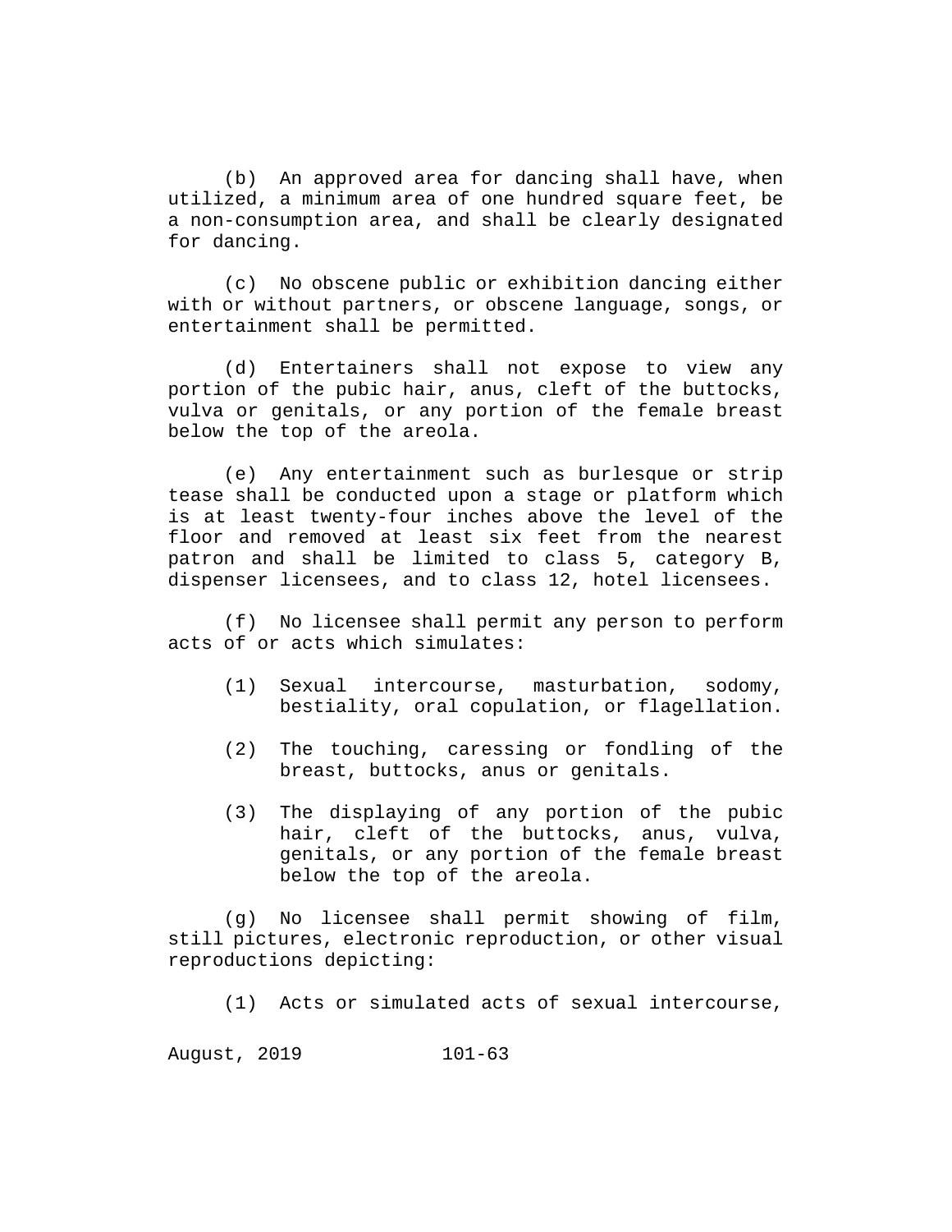(b) An approved area for dancing shall have, when utilized, a minimum area of one hundred square feet, be a non-consumption area, and shall be clearly designated for dancing.

(c) No obscene public or exhibition dancing either with or without partners, or obscene language, songs, or entertainment shall be permitted.

(d) Entertainers shall not expose to view any portion of the pubic hair, anus, cleft of the buttocks, vulva or genitals, or any portion of the female breast below the top of the areola.

(e) Any entertainment such as burlesque or strip tease shall be conducted upon a stage or platform which is at least twenty-four inches above the level of the floor and removed at least six feet from the nearest patron and shall be limited to class 5, category B, dispenser licensees, and to class 12, hotel licensees.

(f) No licensee shall permit any person to perform acts of or acts which simulates:

(1) Sexual intercourse, masturbation, sodomy, bestiality, oral copulation, or flagellation.

(2) The touching, caressing or fondling of the breast, buttocks, anus or genitals.

(3) The displaying of any portion of the pubic hair, cleft of the buttocks, anus, vulva, genitals, or any portion of the female breast below the top of the areola.

(g) No licensee shall permit showing of film, still pictures, electronic reproduction, or other visual reproductions depicting:

(1) Acts or simulated acts of sexual intercourse,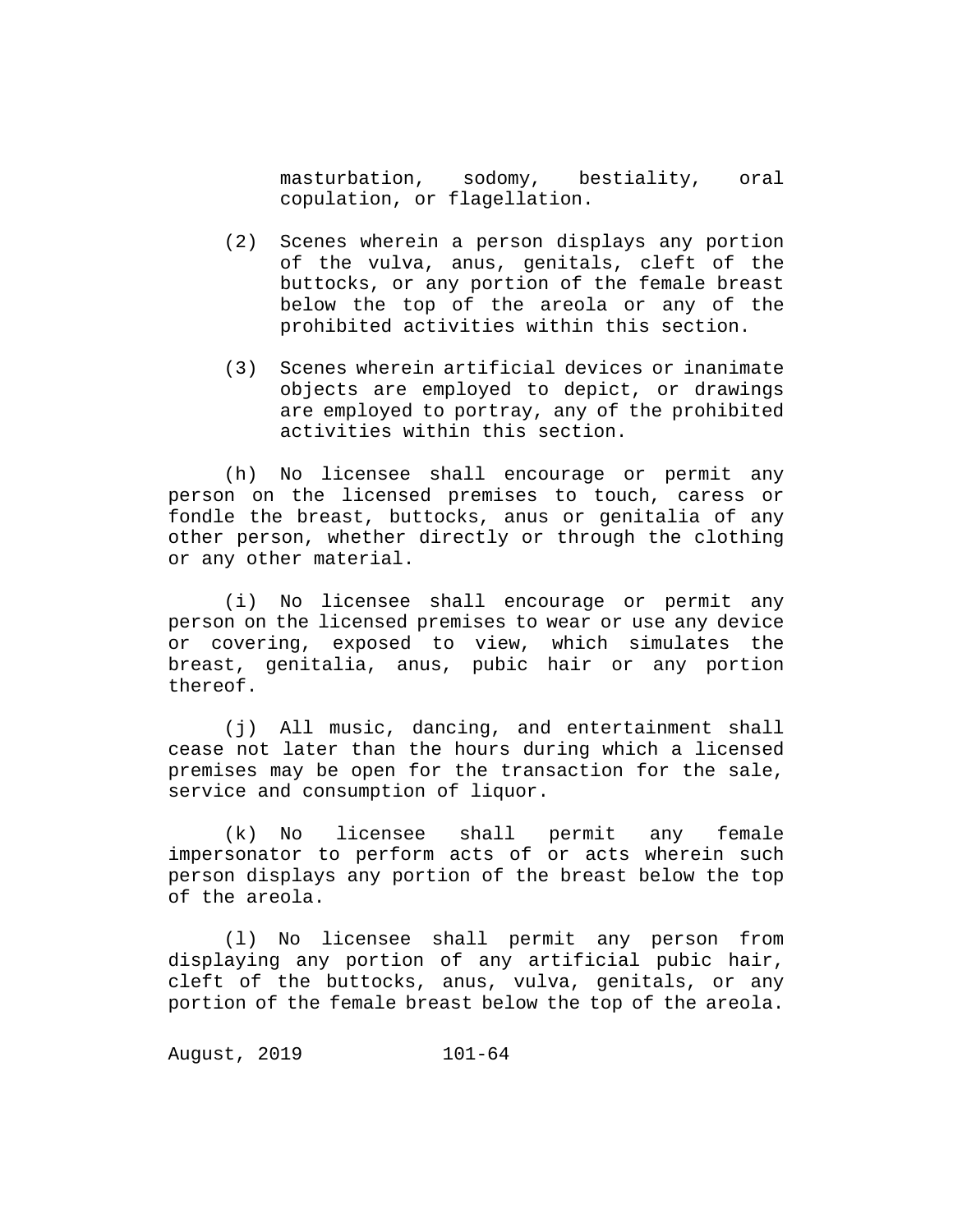masturbation, sodomy, bestiality, oral copulation, or flagellation.

(2) Scenes wherein a person displays any portion of the vulva, anus, genitals, cleft of the buttocks, or any portion of the female breast below the top of the areola or any of the prohibited activities within this section.

(3) Scenes wherein artificial devices or inanimate objects are employed to depict, or drawings are employed to portray, any of the prohibited activities within this section.

(h) No licensee shall encourage or permit any person on the licensed premises to touch, caress or fondle the breast, buttocks, anus or genitalia of any other person, whether directly or through the clothing or any other material.

(i) No licensee shall encourage or permit any person on the licensed premises to wear or use any device or covering, exposed to view, which simulates the breast, genitalia, anus, pubic hair or any portion thereof.

(j) All music, dancing, and entertainment shall cease not later than the hours during which a licensed premises may be open for the transaction for the sale, service and consumption of liquor.

(k) No licensee shall permit any female impersonator to perform acts of or acts wherein such person displays any portion of the breast below the top of the areola.

(l) No licensee shall permit any person from displaying any portion of any artificial pubic hair, cleft of the buttocks, anus, vulva, genitals, or any portion of the female breast below the top of the areola.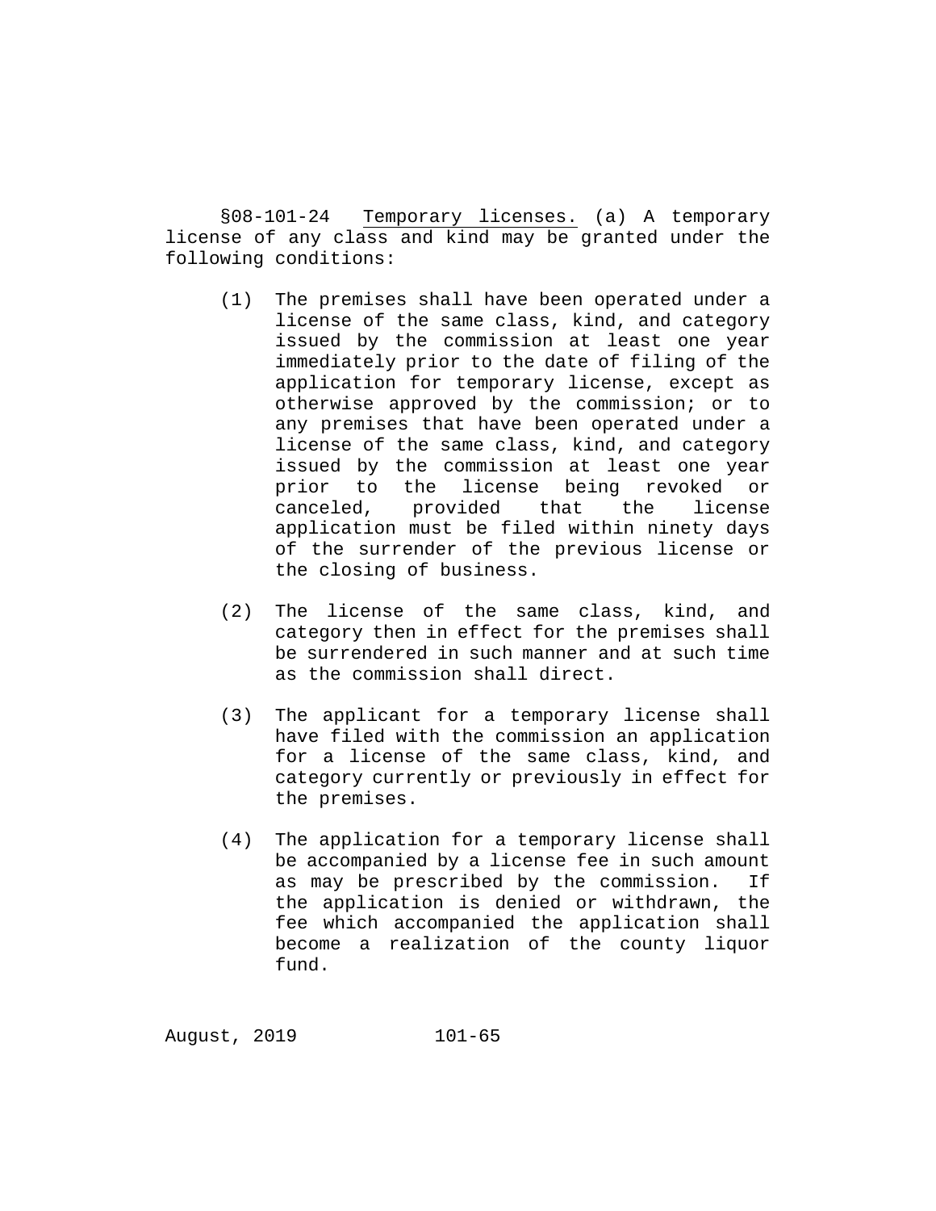§08-101-24 Temporary licenses. (a) A temporary license of any class and kind may be granted under the following conditions:

(1) The premises shall have been operated under a license of the same class, kind, and category issued by the commission at least one year immediately prior to the date of filing of the application for temporary license, except as otherwise approved by the commission; or to any premises that have been operated under a license of the same class, kind, and category issued by the commission at least one year prior to the license being revoked or canceled, provided that the license application must be filed within ninety days of the surrender of the previous license or the closing of business.

(2) The license of the same class, kind, and category then in effect for the premises shall be surrendered in such manner and at such time as the commission shall direct.

(3) The applicant for a temporary license shall have filed with the commission an application for a license of the same class, kind, and category currently or previously in effect for the premises.

(4) The application for a temporary license shall be accompanied by a license fee in such amount as may be prescribed by the commission. If the application is denied or withdrawn, the fee which accompanied the application shall become a realization of the county liquor fund.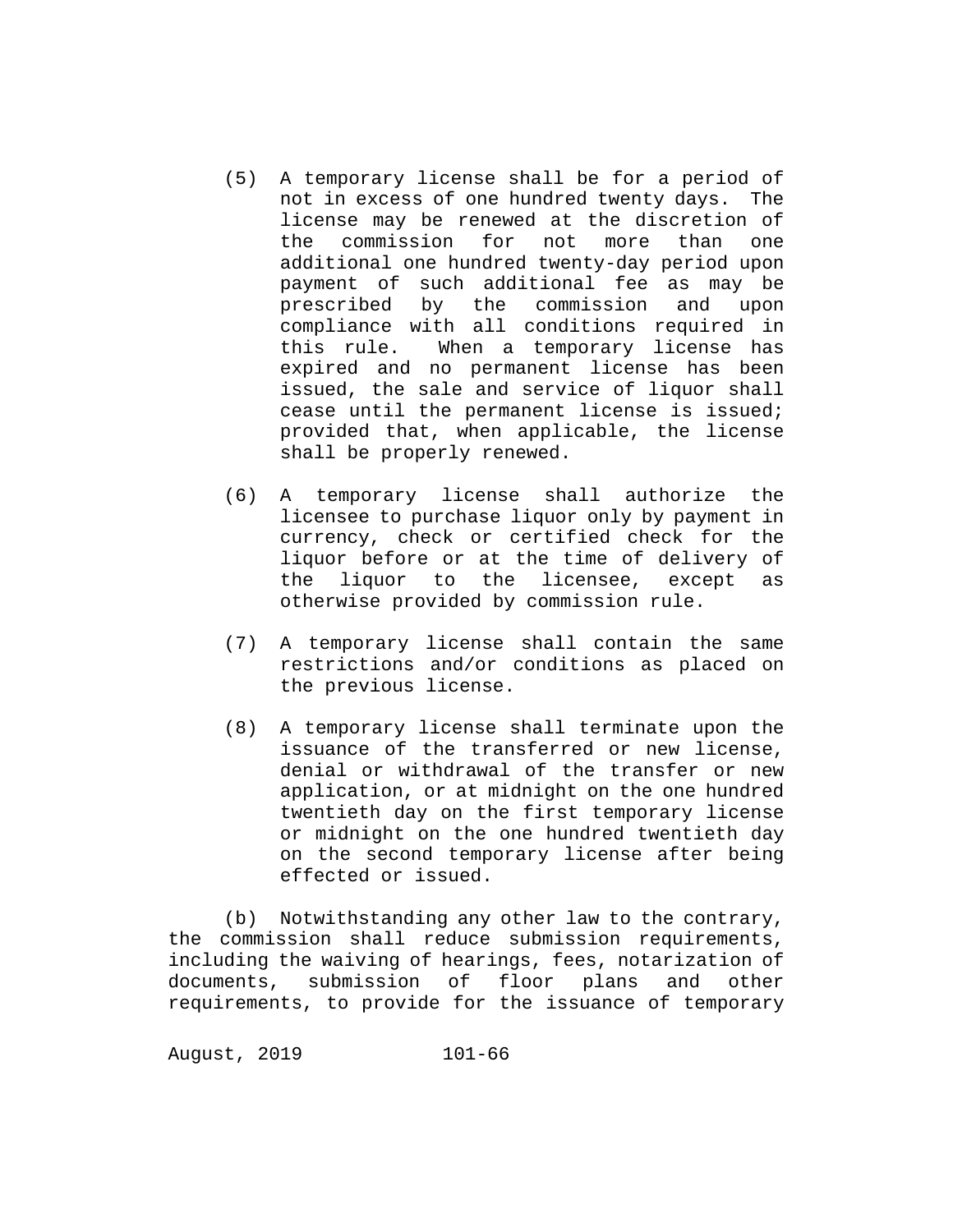(5) A temporary license shall be for a period of not in excess of one hundred twenty days. The license may be renewed at the discretion of the commission for not more than one additional one hundred twenty-day period upon payment of such additional fee as may be prescribed by the commission and upon compliance with all conditions required in this rule. When a temporary license has expired and no permanent license has been issued, the sale and service of liquor shall cease until the permanent license is issued; provided that, when applicable, the license shall be properly renewed.

(6) A temporary license shall authorize the licensee to purchase liquor only by payment in currency, check or certified check for the liquor before or at the time of delivery of the liquor to the licensee, except as otherwise provided by commission rule.

(7) A temporary license shall contain the same restrictions and/or conditions as placed on the previous license.

(8) A temporary license shall terminate upon the issuance of the transferred or new license, denial or withdrawal of the transfer or new application, or at midnight on the one hundred twentieth day on the first temporary license or midnight on the one hundred twentieth day on the second temporary license after being effected or issued.

(b) Notwithstanding any other law to the contrary, the commission shall reduce submission requirements, including the waiving of hearings, fees, notarization of documents, submission of floor plans and other requirements, to provide for the issuance of temporary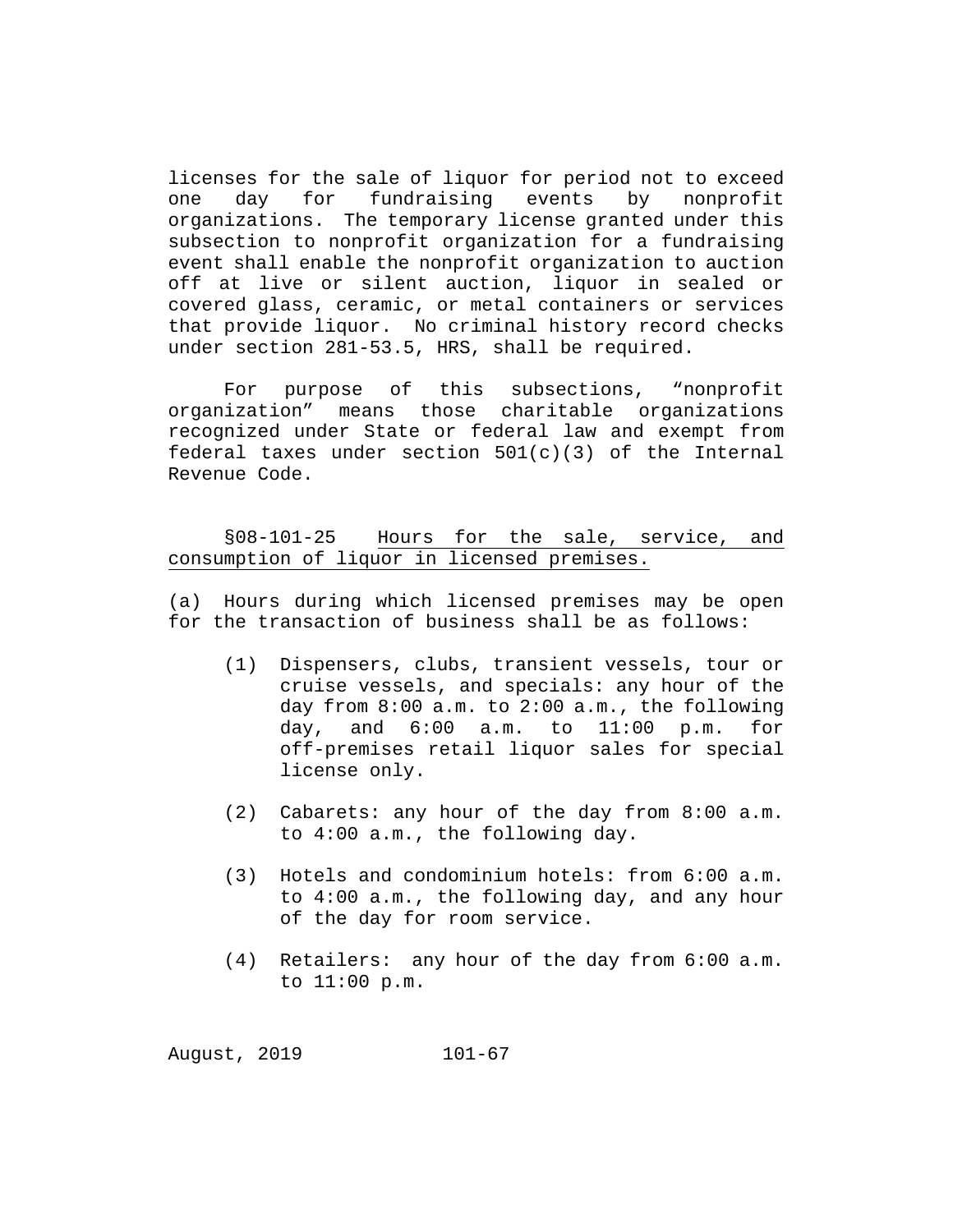licenses for the sale of liquor for period not to exceed one day for fundraising events by nonprofit organizations. The temporary license granted under this subsection to nonprofit organization for a fundraising event shall enable the nonprofit organization to auction off at live or silent auction, liquor in sealed or covered glass, ceramic, or metal containers or services that provide liquor. No criminal history record checks under section 281-53.5, HRS, shall be required.

For purpose of this subsections, "nonprofit organization" means those charitable organizations recognized under State or federal law and exempt from federal taxes under section 501(c)(3) of the Internal Revenue Code.

§08-101-25 <u>Hours for the sale, service, and consumption of liquor in licensed premises.</u>

(a) Hours during which licensed premises may be open for the transaction of business shall be as follows:

(1) Dispensers, clubs, transient vessels, tour or cruise vessels, and specials: any hour of the day from 8:00 a.m. to 2:00 a.m., the following day, and 6:00 a.m. to 11:00 p.m. for off-premises retail liquor sales for special license only.

(2) Cabarets: any hour of the day from 8:00 a.m. to 4:00 a.m., the following day.

(3) Hotels and condominium hotels: from 6:00 a.m. to 4:00 a.m., the following day, and any hour of the day for room service.

(4) Retailers: any hour of the day from 6:00 a.m. to 11:00 p.m.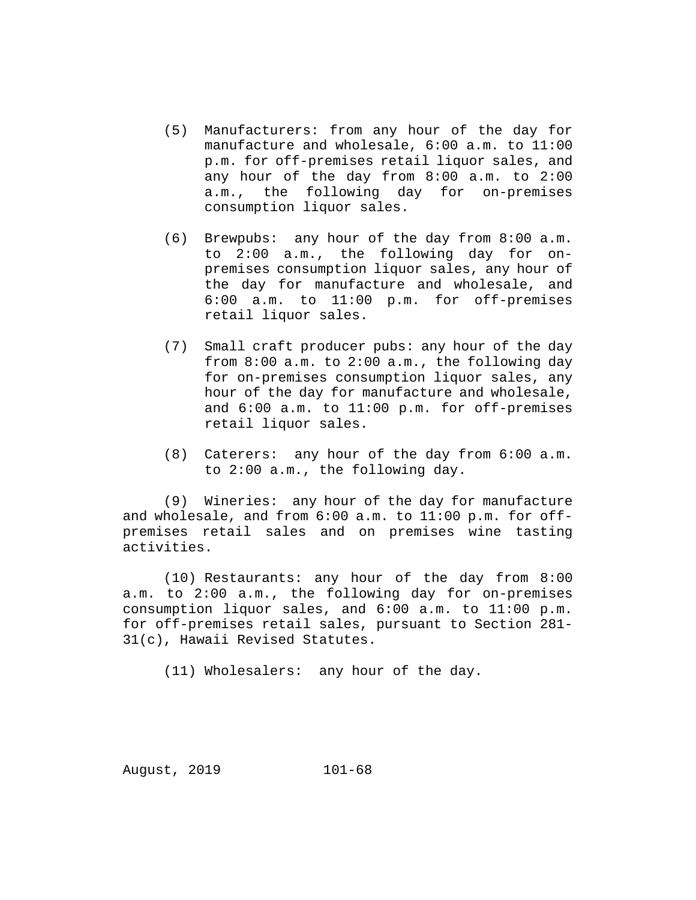(5) Manufacturers: from any hour of the day for manufacture and wholesale, 6:00 a.m. to 11:00 p.m. for off-premises retail liquor sales, and any hour of the day from 8:00 a.m. to 2:00 a.m., the following day for on-premises consumption liquor sales.

(6) Brewpubs: any hour of the day from 8:00 a.m. to 2:00 a.m., the following day for on-premises consumption liquor sales, any hour of the day for manufacture and wholesale, and 6:00 a.m. to 11:00 p.m. for off-premises retail liquor sales.

(7) Small craft producer pubs: any hour of the day from 8:00 a.m. to 2:00 a.m., the following day for on-premises consumption liquor sales, any hour of the day for manufacture and wholesale, and 6:00 a.m. to 11:00 p.m. for off-premises retail liquor sales.

(8) Caterers: any hour of the day from 6:00 a.m. to 2:00 a.m., the following day.

(9) Wineries: any hour of the day for manufacture and wholesale, and from 6:00 a.m. to 11:00 p.m. for off-premises retail sales and on premises wine tasting activities.

(10) Restaurants: any hour of the day from 8:00 a.m. to 2:00 a.m., the following day for on-premises consumption liquor sales, and 6:00 a.m. to 11:00 p.m. for off-premises retail sales, pursuant to Section 281-31(c), Hawaii Revised Statutes.

(11) Wholesalers: any hour of the day.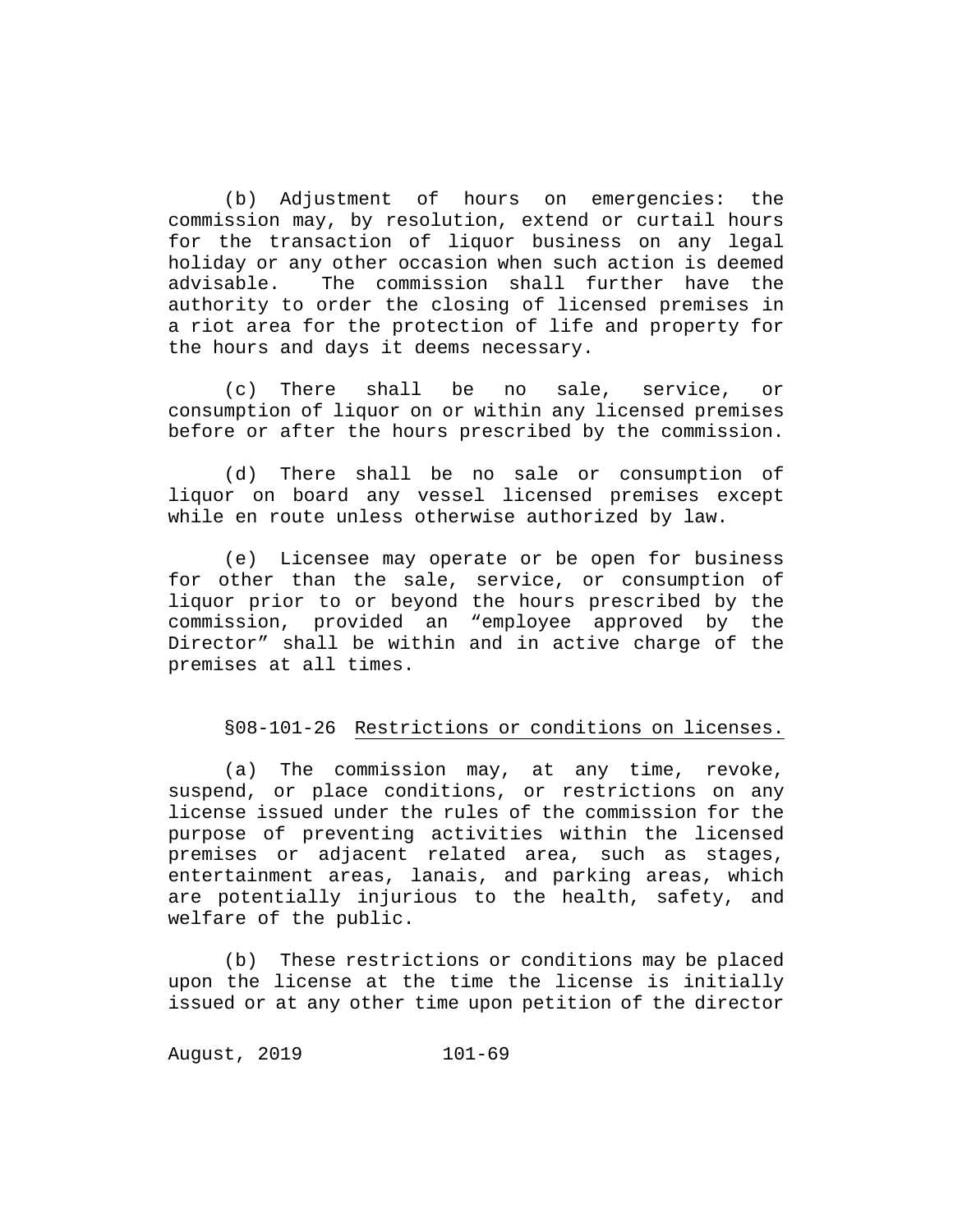(b) Adjustment of hours on emergencies: the commission may, by resolution, extend or curtail hours for the transaction of liquor business on any legal holiday or any other occasion when such action is deemed advisable. The commission shall further have the authority to order the closing of licensed premises in a riot area for the protection of life and property for the hours and days it deems necessary.

(c) There shall be no sale, service, or consumption of liquor on or within any licensed premises before or after the hours prescribed by the commission.

(d) There shall be no sale or consumption of liquor on board any vessel licensed premises except while en route unless otherwise authorized by law.

(e) Licensee may operate or be open for business for other than the sale, service, or consumption of liquor prior to or beyond the hours prescribed by the commission, provided an "employee approved by the Director" shall be within and in active charge of the premises at all times.

§08-101-26 Restrictions or conditions on licenses.

(a) The commission may, at any time, revoke, suspend, or place conditions, or restrictions on any license issued under the rules of the commission for the purpose of preventing activities within the licensed premises or adjacent related area, such as stages, entertainment areas, lanais, and parking areas, which are potentially injurious to the health, safety, and welfare of the public.

(b) These restrictions or conditions may be placed upon the license at the time the license is initially issued or at any other time upon petition of the director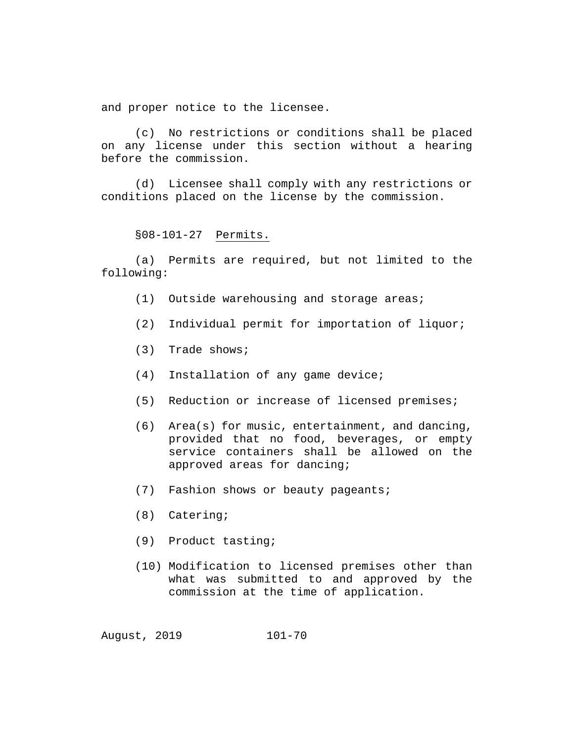and proper notice to the licensee.

(c) No restrictions or conditions shall be placed on any license under this section without a hearing before the commission.

(d) Licensee shall comply with any restrictions or conditions placed on the license by the commission.

§08-101-27 Permits.

(a) Permits are required, but not limited to the following:

(1) Outside warehousing and storage areas;

(2) Individual permit for importation of liquor;

(3) Trade shows;

(4) Installation of any game device;

(5) Reduction or increase of licensed premises;

(6) Area(s) for music, entertainment, and dancing, provided that no food, beverages, or empty service containers shall be allowed on the approved areas for dancing;

(7) Fashion shows or beauty pageants;

(8) Catering;

(9) Product tasting;

(10) Modification to licensed premises other than what was submitted to and approved by the commission at the time of application.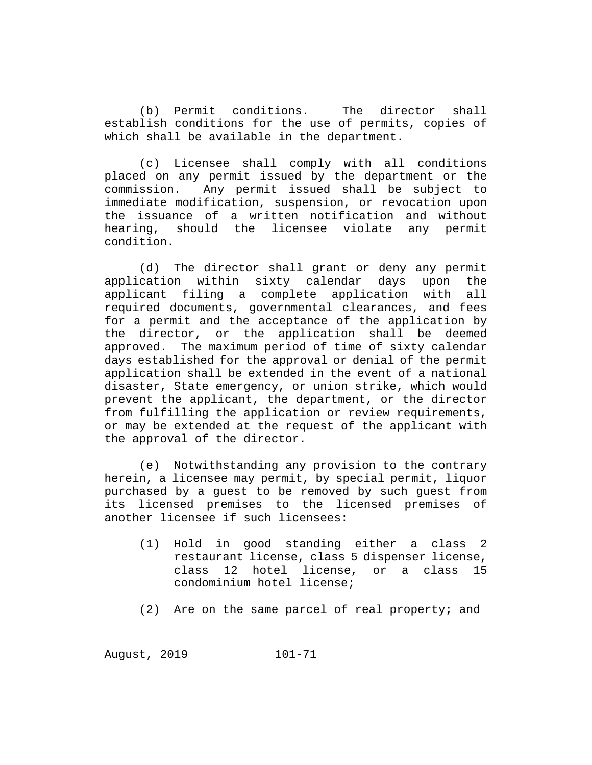(b) Permit conditions. The director shall establish conditions for the use of permits, copies of which shall be available in the department.

(c) Licensee shall comply with all conditions placed on any permit issued by the department or the commission. Any permit issued shall be subject to immediate modification, suspension, or revocation upon the issuance of a written notification and without hearing, should the licensee violate any permit condition.

(d) The director shall grant or deny any permit application within sixty calendar days upon the applicant filing a complete application with all required documents, governmental clearances, and fees for a permit and the acceptance of the application by the director, or the application shall be deemed approved. The maximum period of time of sixty calendar days established for the approval or denial of the permit application shall be extended in the event of a national disaster, State emergency, or union strike, which would prevent the applicant, the department, or the director from fulfilling the application or review requirements, or may be extended at the request of the applicant with the approval of the director.

(e) Notwithstanding any provision to the contrary herein, a licensee may permit, by special permit, liquor purchased by a guest to be removed by such guest from its licensed premises to the licensed premises of another licensee if such licensees:

(1) Hold in good standing either a class 2 restaurant license, class 5 dispenser license, class 12 hotel license, or a class 15 condominium hotel license;

(2) Are on the same parcel of real property; and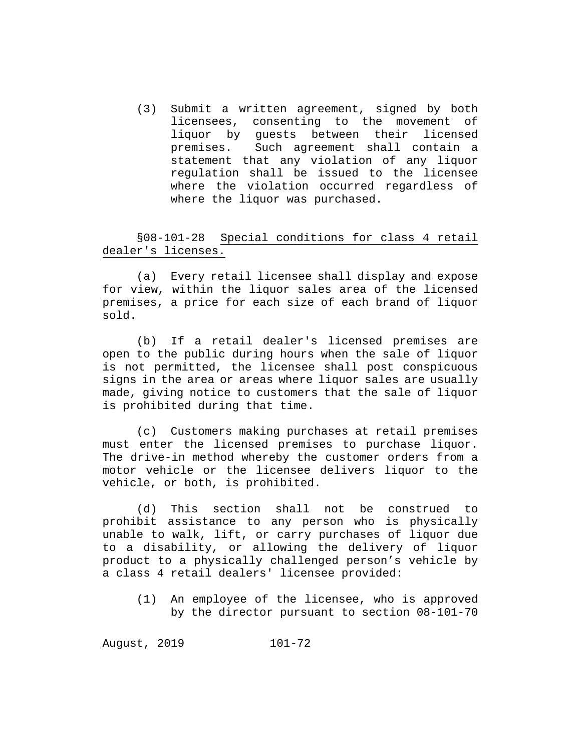(3) Submit a written agreement, signed by both licensees, consenting to the movement of liquor by guests between their licensed premises. Such agreement shall contain a statement that any violation of any liquor regulation shall be issued to the licensee where the violation occurred regardless of where the liquor was purchased.

§08-101-28 Special conditions for class 4 retail dealer's licenses.

(a) Every retail licensee shall display and expose for view, within the liquor sales area of the licensed premises, a price for each size of each brand of liquor sold.

(b) If a retail dealer's licensed premises are open to the public during hours when the sale of liquor is not permitted, the licensee shall post conspicuous signs in the area or areas where liquor sales are usually made, giving notice to customers that the sale of liquor is prohibited during that time.

(c) Customers making purchases at retail premises must enter the licensed premises to purchase liquor. The drive-in method whereby the customer orders from a motor vehicle or the licensee delivers liquor to the vehicle, or both, is prohibited.

(d) This section shall not be construed to prohibit assistance to any person who is physically unable to walk, lift, or carry purchases of liquor due to a disability, or allowing the delivery of liquor product to a physically challenged person's vehicle by a class 4 retail dealers' licensee provided:

(1) An employee of the licensee, who is approved by the director pursuant to section 08-101-70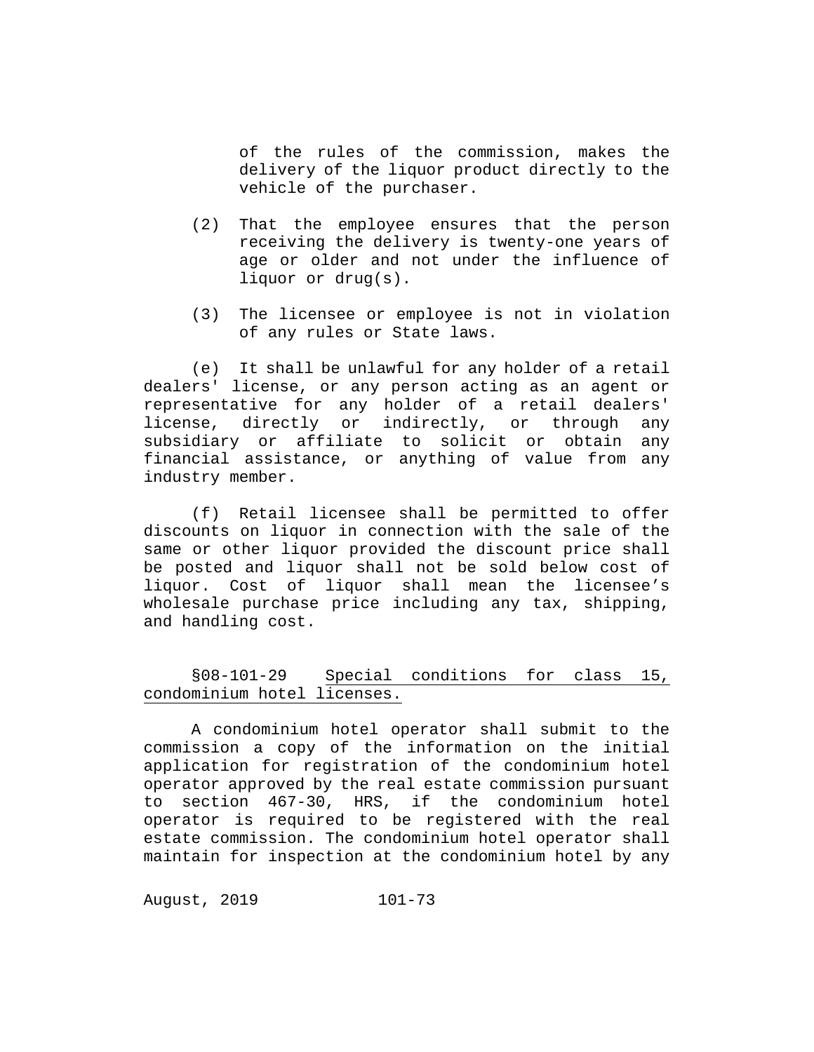of the rules of the commission, makes the delivery of the liquor product directly to the vehicle of the purchaser.

(2) That the employee ensures that the person receiving the delivery is twenty-one years of age or older and not under the influence of liquor or drug(s).

(3) The licensee or employee is not in violation of any rules or State laws.

(e) It shall be unlawful for any holder of a retail dealers' license, or any person acting as an agent or representative for any holder of a retail dealers' license, directly or indirectly, or through any subsidiary or affiliate to solicit or obtain any financial assistance, or anything of value from any industry member.

(f) Retail licensee shall be permitted to offer discounts on liquor in connection with the sale of the same or other liquor provided the discount price shall be posted and liquor shall not be sold below cost of liquor. Cost of liquor shall mean the licensee's wholesale purchase price including any tax, shipping, and handling cost.

§08-101-29 <u>Special conditions for class 15, condominium hotel licenses.</u>

A condominium hotel operator shall submit to the commission a copy of the information on the initial application for registration of the condominium hotel operator approved by the real estate commission pursuant to section 467-30, HRS, if the condominium hotel operator is required to be registered with the real estate commission. The condominium hotel operator shall maintain for inspection at the condominium hotel by any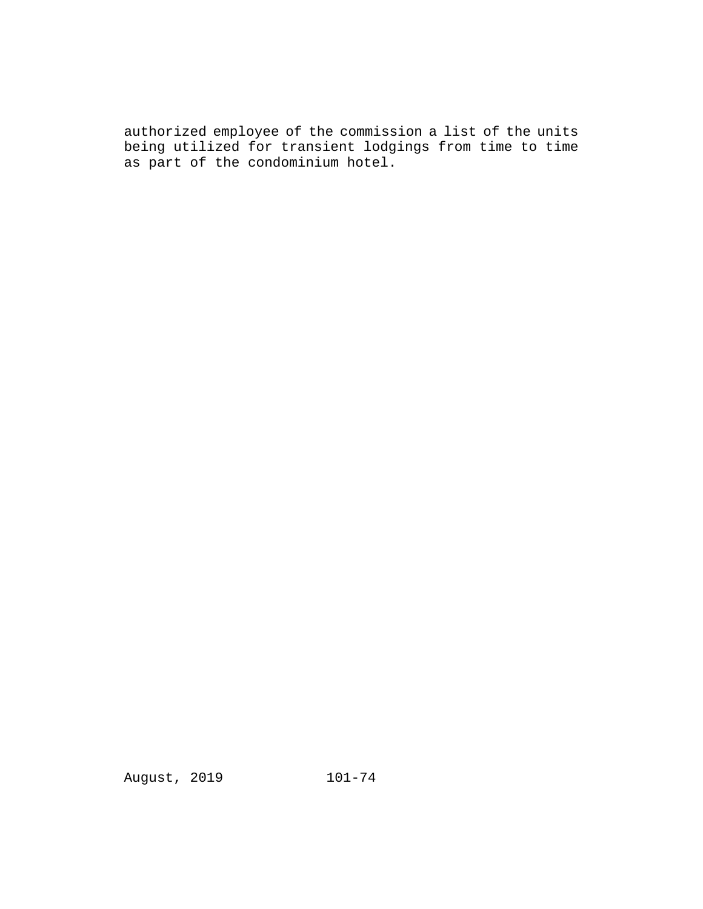authorized employee of the commission a list of the units being utilized for transient lodgings from time to time as part of the condominium hotel.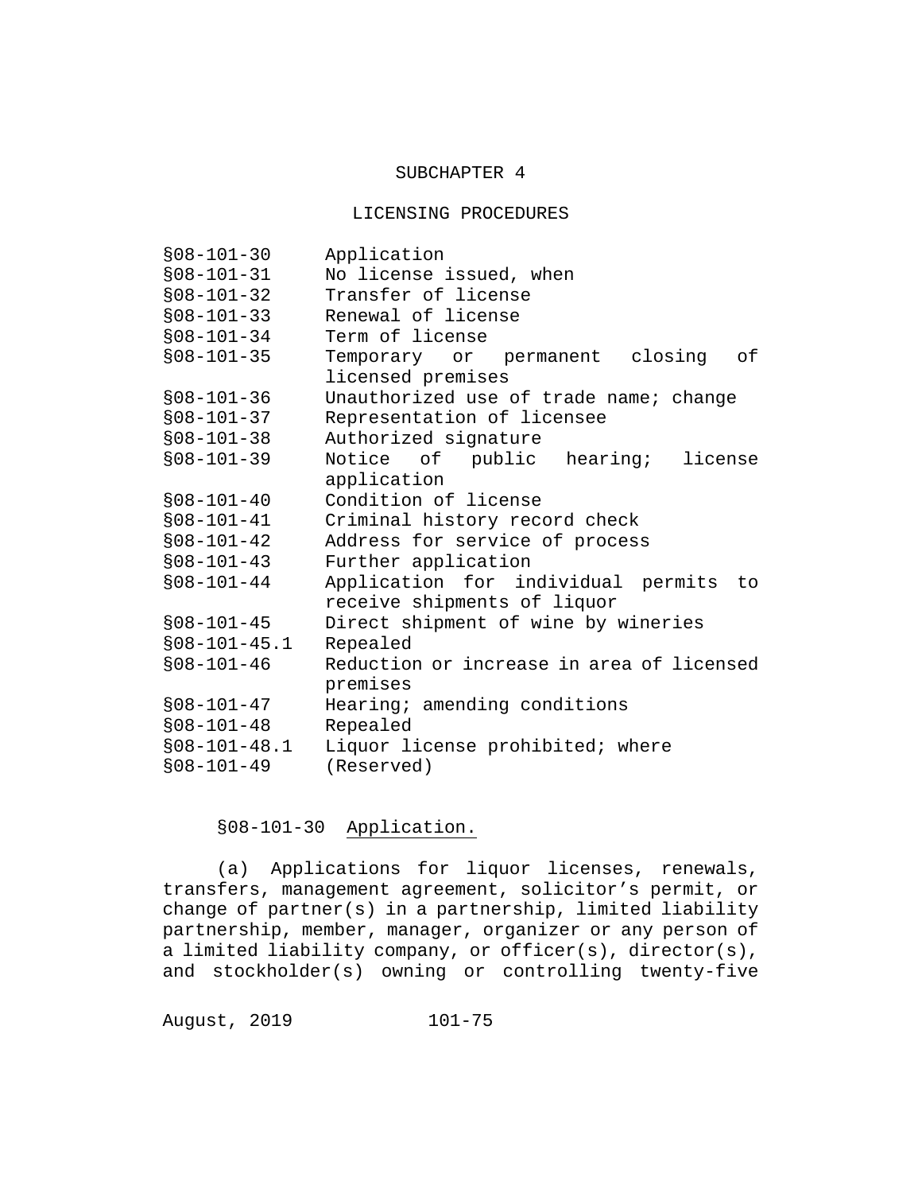## SUBCHAPTER 4

## LICENSING PROCEDURES

| | |
|---|---|
| §08-101-30 | Application |
| §08-101-31 | No license issued, when |
| §08-101-32 | Transfer of license |
| §08-101-33 | Renewal of license |
| §08-101-34 | Term of license |
| §08-101-35 | Temporary or permanent closing of licensed premises |
| §08-101-36 | Unauthorized use of trade name; change |
| §08-101-37 | Representation of licensee |
| §08-101-38 | Authorized signature |
| §08-101-39 | Notice of public hearing; license application |
| §08-101-40 | Condition of license |
| §08-101-41 | Criminal history record check |
| §08-101-42 | Address for service of process |
| §08-101-43 | Further application |
| §08-101-44 | Application for individual permits to receive shipments of liquor |
| §08-101-45 | Direct shipment of wine by wineries |
| §08-101-45.1 | Repealed |
| §08-101-46 | Reduction or increase in area of licensed premises |
| §08-101-47 | Hearing; amending conditions |
| §08-101-48 | Repealed |
| §08-101-48.1 | Liquor license prohibited; where |
| §08-101-49 | (Reserved) |

§08-101-30 Application.

(a) Applications for liquor licenses, renewals, transfers, management agreement, solicitor's permit, or change of partner(s) in a partnership, limited liability partnership, member, manager, organizer or any person of a limited liability company, or officer(s), director(s), and stockholder(s) owning or controlling twenty-five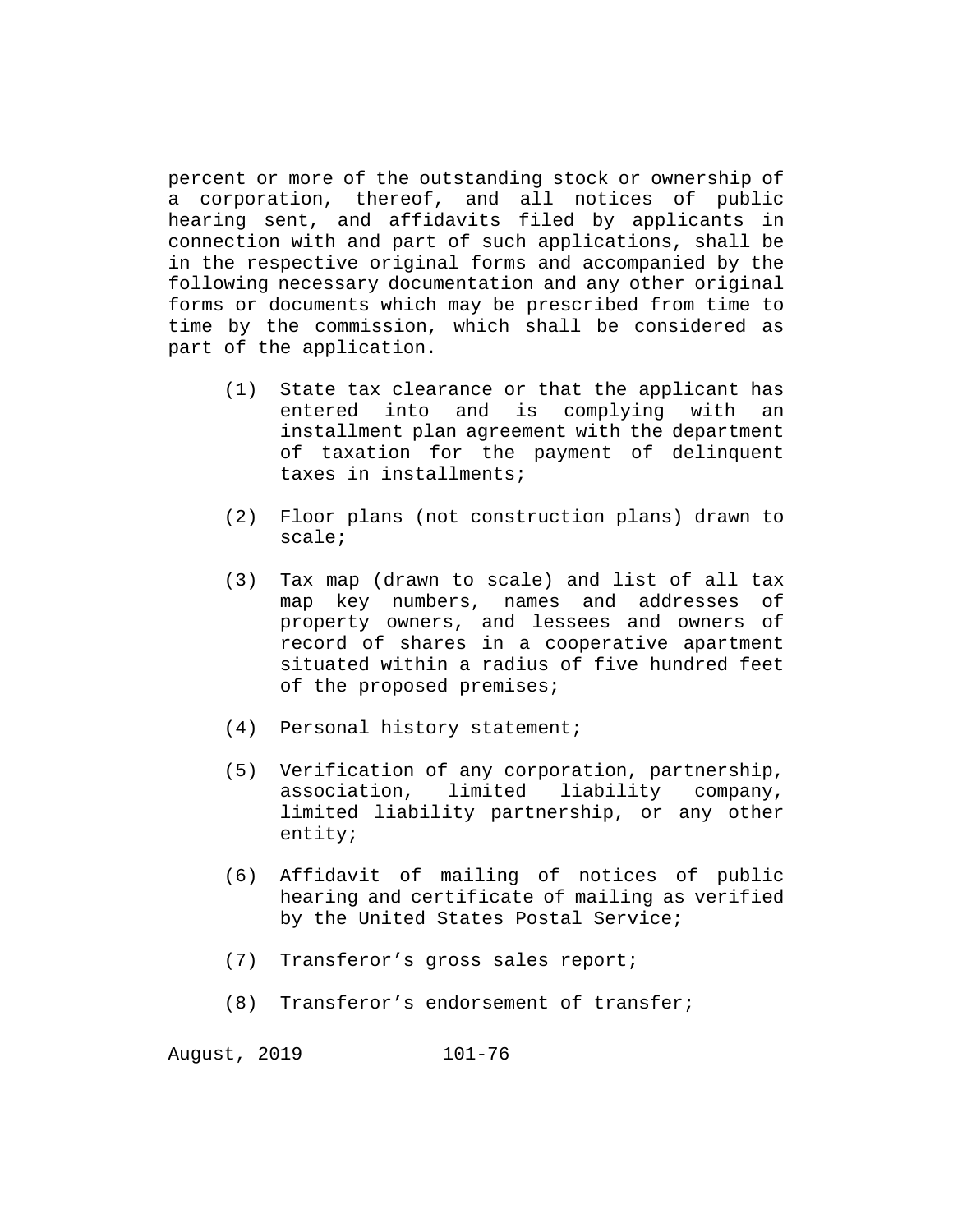percent or more of the outstanding stock or ownership of a corporation, thereof, and all notices of public hearing sent, and affidavits filed by applicants in connection with and part of such applications, shall be in the respective original forms and accompanied by the following necessary documentation and any other original forms or documents which may be prescribed from time to time by the commission, which shall be considered as part of the application.

(1) State tax clearance or that the applicant has entered into and is complying with an installment plan agreement with the department of taxation for the payment of delinquent taxes in installments;

(2) Floor plans (not construction plans) drawn to scale;

(3) Tax map (drawn to scale) and list of all tax map key numbers, names and addresses of property owners, and lessees and owners of record of shares in a cooperative apartment situated within a radius of five hundred feet of the proposed premises;

(4) Personal history statement;

(5) Verification of any corporation, partnership, association, limited liability company, limited liability partnership, or any other entity;

(6) Affidavit of mailing of notices of public hearing and certificate of mailing as verified by the United States Postal Service;

(7) Transferor’s gross sales report;

(8) Transferor’s endorsement of transfer;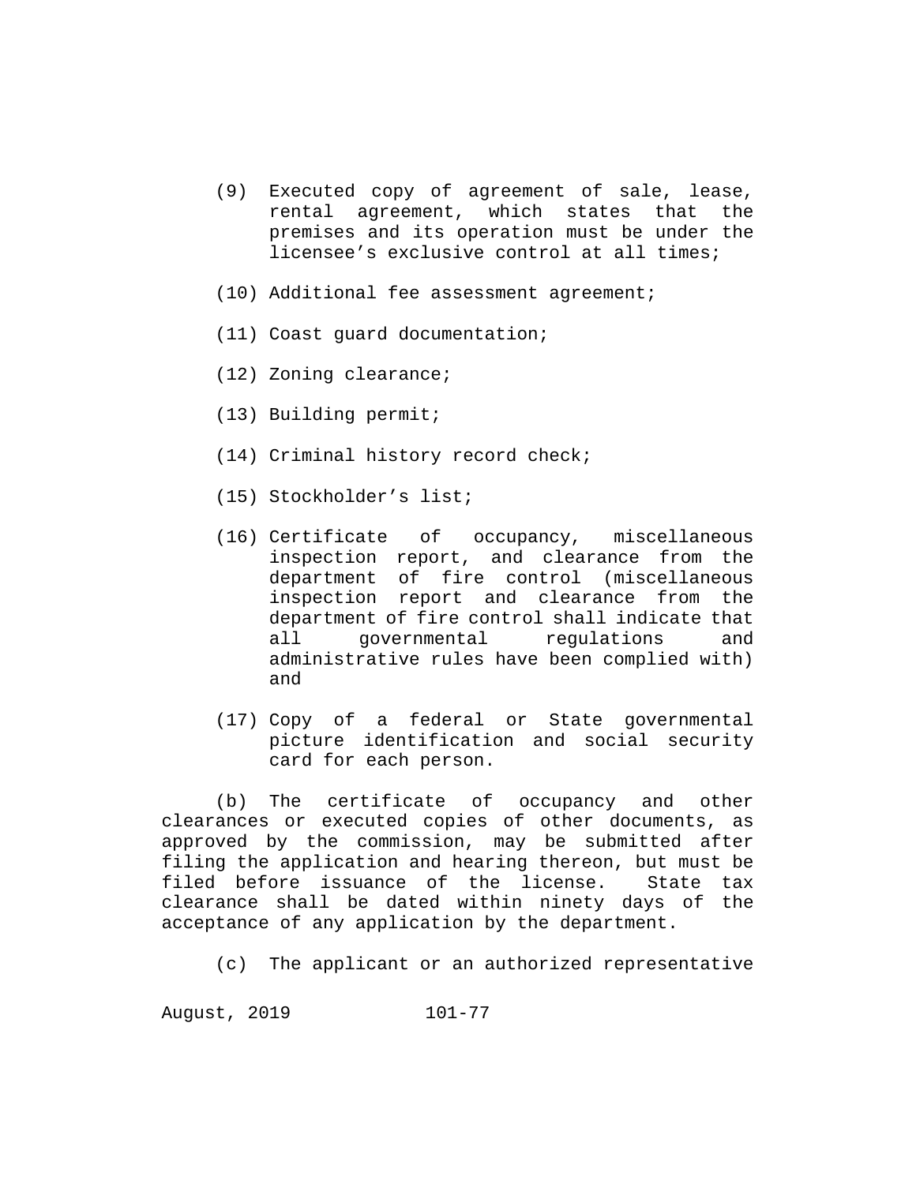(9) Executed copy of agreement of sale, lease, rental agreement, which states that the premises and its operation must be under the licensee's exclusive control at all times;

(10) Additional fee assessment agreement;

(11) Coast guard documentation;

(12) Zoning clearance;

(13) Building permit;

(14) Criminal history record check;

(15) Stockholder's list;

(16) Certificate of occupancy, miscellaneous inspection report, and clearance from the department of fire control (miscellaneous inspection report and clearance from the department of fire control shall indicate that all governmental regulations and administrative rules have been complied with) and

(17) Copy of a federal or State governmental picture identification and social security card for each person.

(b) The certificate of occupancy and other clearances or executed copies of other documents, as approved by the commission, may be submitted after filing the application and hearing thereon, but must be filed before issuance of the license. State tax clearance shall be dated within ninety days of the acceptance of any application by the department.

(c) The applicant or an authorized representative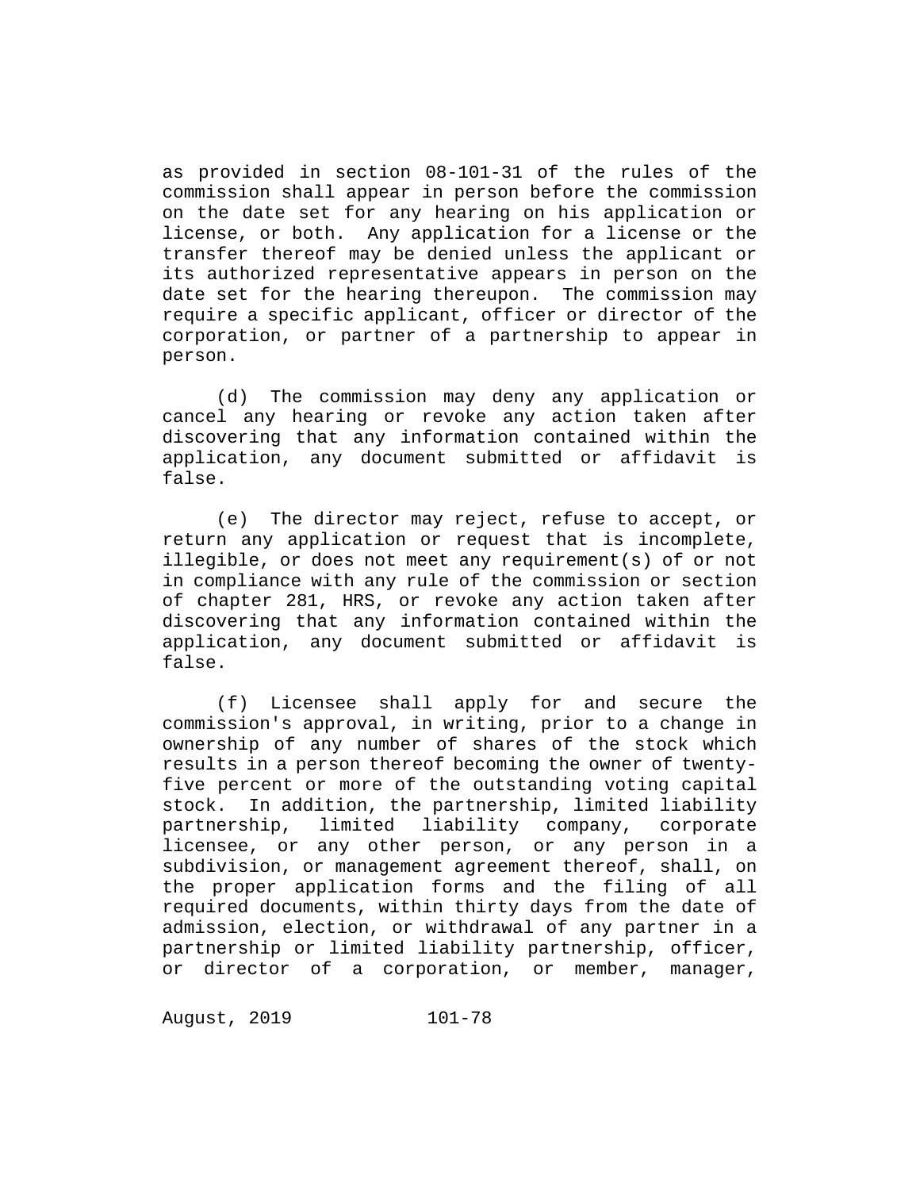as provided in section 08-101-31 of the rules of the commission shall appear in person before the commission on the date set for any hearing on his application or license, or both. Any application for a license or the transfer thereof may be denied unless the applicant or its authorized representative appears in person on the date set for the hearing thereupon. The commission may require a specific applicant, officer or director of the corporation, or partner of a partnership to appear in person.

(d) The commission may deny any application or cancel any hearing or revoke any action taken after discovering that any information contained within the application, any document submitted or affidavit is false.

(e) The director may reject, refuse to accept, or return any application or request that is incomplete, illegible, or does not meet any requirement(s) of or not in compliance with any rule of the commission or section of chapter 281, HRS, or revoke any action taken after discovering that any information contained within the application, any document submitted or affidavit is false.

(f) Licensee shall apply for and secure the commission's approval, in writing, prior to a change in ownership of any number of shares of the stock which results in a person thereof becoming the owner of twenty-five percent or more of the outstanding voting capital stock. In addition, the partnership, limited liability partnership, limited liability company, corporate licensee, or any other person, or any person in a subdivision, or management agreement thereof, shall, on the proper application forms and the filing of all required documents, within thirty days from the date of admission, election, or withdrawal of any partner in a partnership or limited liability partnership, officer, or director of a corporation, or member, manager,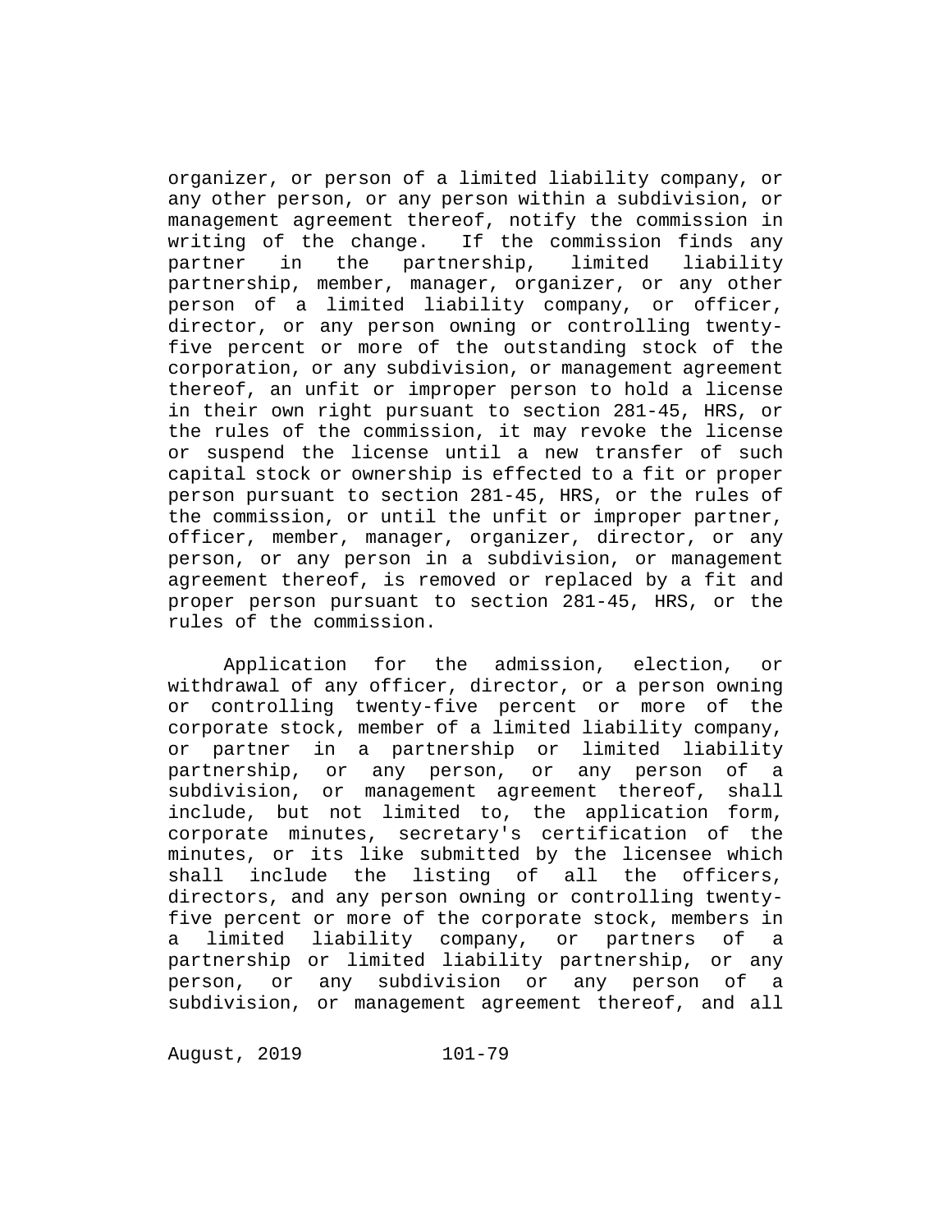organizer, or person of a limited liability company, or any other person, or any person within a subdivision, or management agreement thereof, notify the commission in writing of the change. If the commission finds any partner in the partnership, limited liability partnership, member, manager, organizer, or any other person of a limited liability company, or officer, director, or any person owning or controlling twenty-five percent or more of the outstanding stock of the corporation, or any subdivision, or management agreement thereof, an unfit or improper person to hold a license in their own right pursuant to section 281-45, HRS, or the rules of the commission, it may revoke the license or suspend the license until a new transfer of such capital stock or ownership is effected to a fit or proper person pursuant to section 281-45, HRS, or the rules of the commission, or until the unfit or improper partner, officer, member, manager, organizer, director, or any person, or any person in a subdivision, or management agreement thereof, is removed or replaced by a fit and proper person pursuant to section 281-45, HRS, or the rules of the commission.

Application for the admission, election, or withdrawal of any officer, director, or a person owning or controlling twenty-five percent or more of the corporate stock, member of a limited liability company, or partner in a partnership or limited liability partnership, or any person, or any person of a subdivision, or management agreement thereof, shall include, but not limited to, the application form, corporate minutes, secretary's certification of the minutes, or its like submitted by the licensee which shall include the listing of all the officers, directors, and any person owning or controlling twenty-five percent or more of the corporate stock, members in a limited liability company, or partners of a partnership or limited liability partnership, or any person, or any subdivision or any person of a subdivision, or management agreement thereof, and all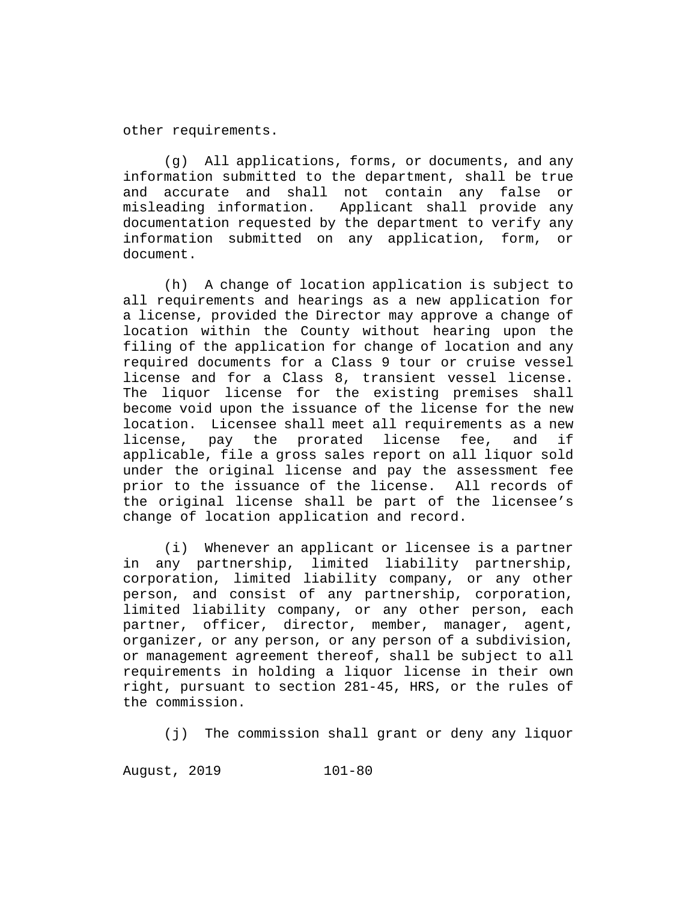other requirements.

(g) All applications, forms, or documents, and any information submitted to the department, shall be true and accurate and shall not contain any false or misleading information. Applicant shall provide any documentation requested by the department to verify any information submitted on any application, form, or document.

(h) A change of location application is subject to all requirements and hearings as a new application for a license, provided the Director may approve a change of location within the County without hearing upon the filing of the application for change of location and any required documents for a Class 9 tour or cruise vessel license and for a Class 8, transient vessel license. The liquor license for the existing premises shall become void upon the issuance of the license for the new location. Licensee shall meet all requirements as a new license, pay the prorated license fee, and if applicable, file a gross sales report on all liquor sold under the original license and pay the assessment fee prior to the issuance of the license. All records of the original license shall be part of the licensee's change of location application and record.

(i) Whenever an applicant or licensee is a partner in any partnership, limited liability partnership, corporation, limited liability company, or any other person, and consist of any partnership, corporation, limited liability company, or any other person, each partner, officer, director, member, manager, agent, organizer, or any person, or any person of a subdivision, or management agreement thereof, shall be subject to all requirements in holding a liquor license in their own right, pursuant to section 281-45, HRS, or the rules of the commission.

(j) The commission shall grant or deny any liquor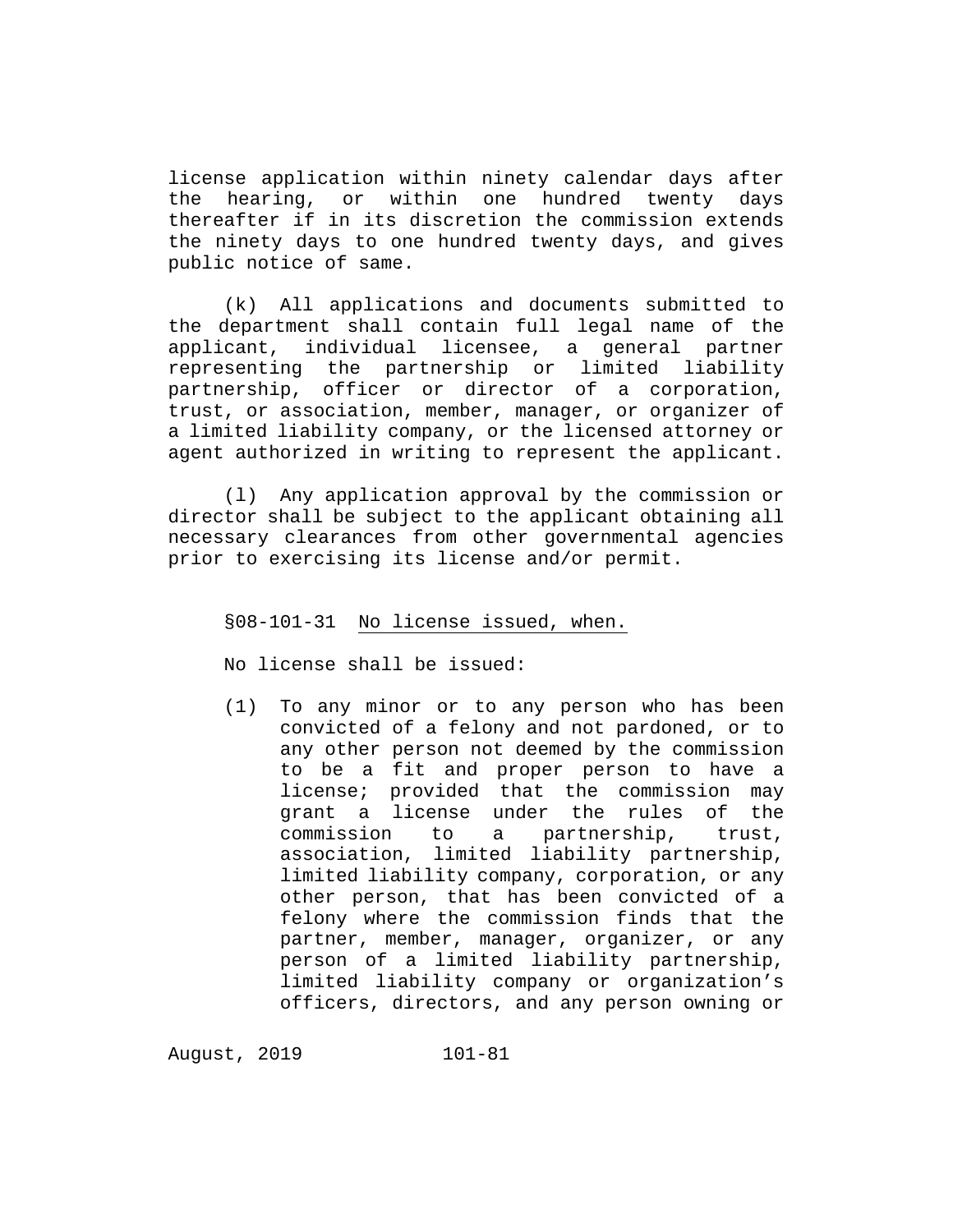license application within ninety calendar days after the hearing, or within one hundred twenty days thereafter if in its discretion the commission extends the ninety days to one hundred twenty days, and gives public notice of same.

(k) All applications and documents submitted to the department shall contain full legal name of the applicant, individual licensee, a general partner representing the partnership or limited liability partnership, officer or director of a corporation, trust, or association, member, manager, or organizer of a limited liability company, or the licensed attorney or agent authorized in writing to represent the applicant.

(l) Any application approval by the commission or director shall be subject to the applicant obtaining all necessary clearances from other governmental agencies prior to exercising its license and/or permit.

§08-101-31 No license issued, when.

No license shall be issued:

(1) To any minor or to any person who has been convicted of a felony and not pardoned, or to any other person not deemed by the commission to be a fit and proper person to have a license; provided that the commission may grant a license under the rules of the commission to a partnership, trust, association, limited liability partnership, limited liability company, corporation, or any other person, that has been convicted of a felony where the commission finds that the partner, member, manager, organizer, or any person of a limited liability partnership, limited liability company or organization's officers, directors, and any person owning or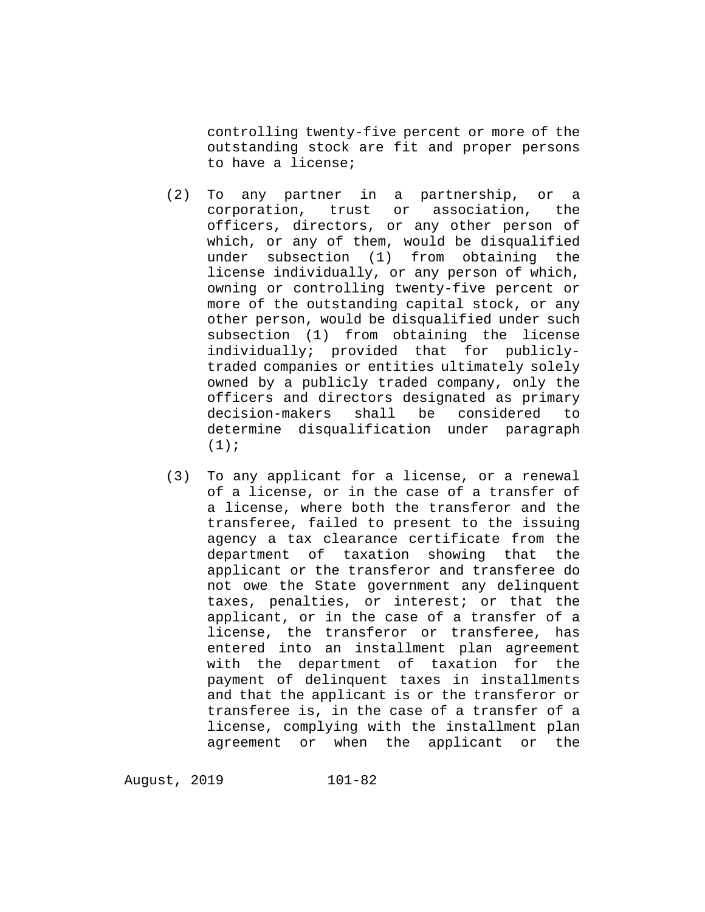controlling twenty-five percent or more of the outstanding stock are fit and proper persons to have a license;

(2) To any partner in a partnership, or a corporation, trust or association, the officers, directors, or any other person of which, or any of them, would be disqualified under subsection (1) from obtaining the license individually, or any person of which, owning or controlling twenty-five percent or more of the outstanding capital stock, or any other person, would be disqualified under such subsection (1) from obtaining the license individually; provided that for publicly-traded companies or entities ultimately solely owned by a publicly traded company, only the officers and directors designated as primary decision-makers shall be considered to determine disqualification under paragraph (1);

(3) To any applicant for a license, or a renewal of a license, or in the case of a transfer of a license, where both the transferor and the transferee, failed to present to the issuing agency a tax clearance certificate from the department of taxation showing that the applicant or the transferor and transferee do not owe the State government any delinquent taxes, penalties, or interest; or that the applicant, or in the case of a transfer of a license, the transferor or transferee, has entered into an installment plan agreement with the department of taxation for the payment of delinquent taxes in installments and that the applicant is or the transferor or transferee is, in the case of a transfer of a license, complying with the installment plan agreement or when the applicant or the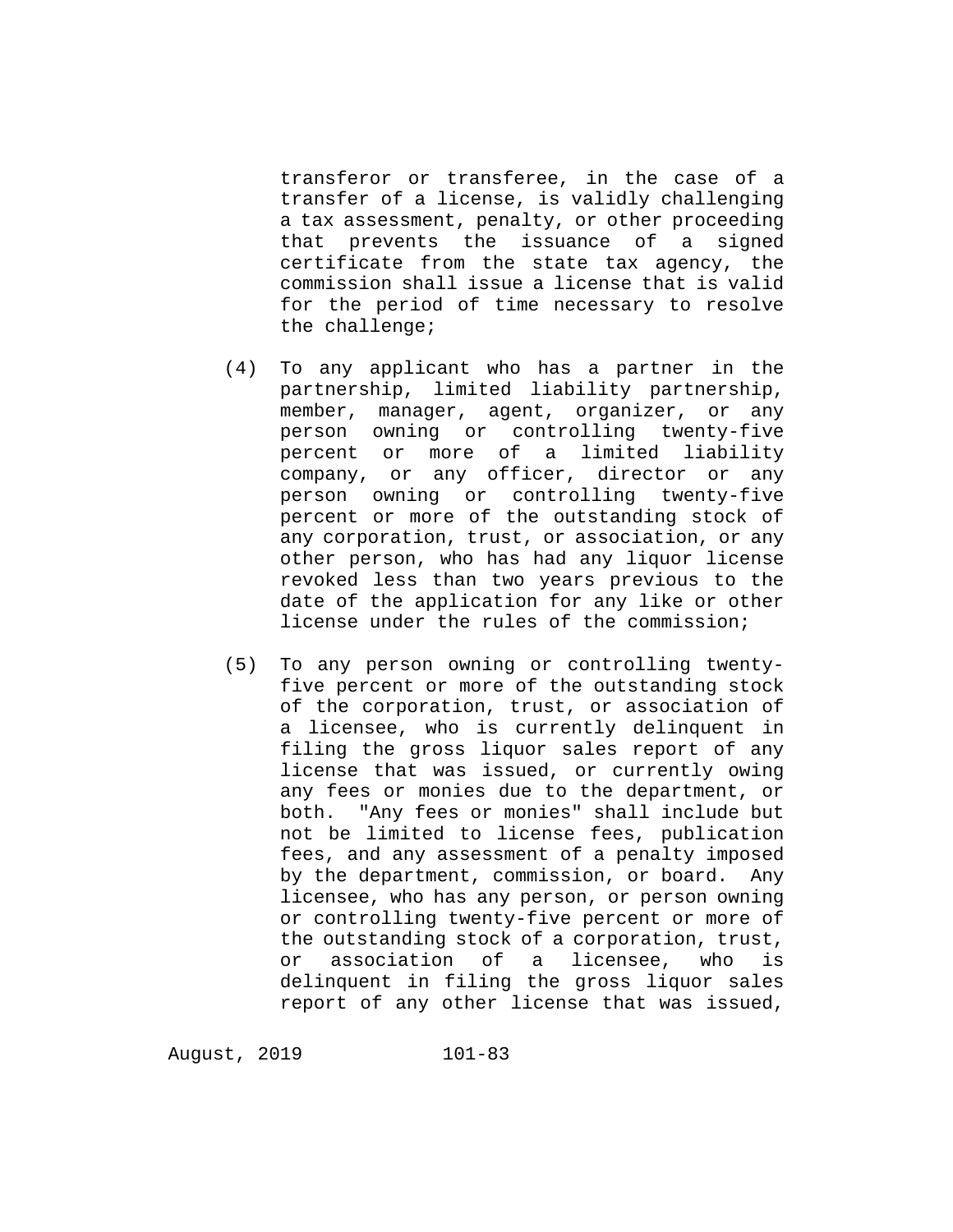transferor or transferee, in the case of a transfer of a license, is validly challenging a tax assessment, penalty, or other proceeding that prevents the issuance of a signed certificate from the state tax agency, the commission shall issue a license that is valid for the period of time necessary to resolve the challenge;

(4) To any applicant who has a partner in the partnership, limited liability partnership, member, manager, agent, organizer, or any person owning or controlling twenty-five percent or more of a limited liability company, or any officer, director or any person owning or controlling twenty-five percent or more of the outstanding stock of any corporation, trust, or association, or any other person, who has had any liquor license revoked less than two years previous to the date of the application for any like or other license under the rules of the commission;

(5) To any person owning or controlling twenty-five percent or more of the outstanding stock of the corporation, trust, or association of a licensee, who is currently delinquent in filing the gross liquor sales report of any license that was issued, or currently owing any fees or monies due to the department, or both. "Any fees or monies" shall include but not be limited to license fees, publication fees, and any assessment of a penalty imposed by the department, commission, or board. Any licensee, who has any person, or person owning or controlling twenty-five percent or more of the outstanding stock of a corporation, trust, or association of a licensee, who is delinquent in filing the gross liquor sales report of any other license that was issued,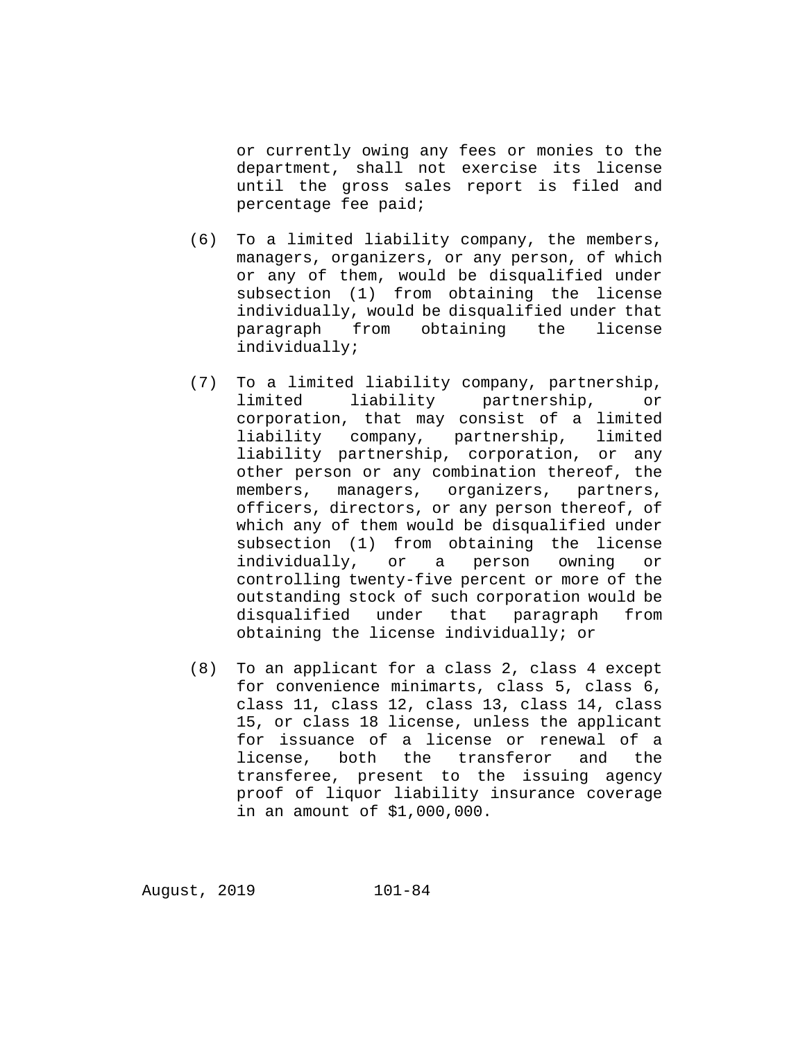or currently owing any fees or monies to the department, shall not exercise its license until the gross sales report is filed and percentage fee paid;

(6) To a limited liability company, the members, managers, organizers, or any person, of which or any of them, would be disqualified under subsection (1) from obtaining the license individually, would be disqualified under that paragraph from obtaining the license individually;

(7) To a limited liability company, partnership, limited liability partnership, or corporation, that may consist of a limited liability company, partnership, limited liability partnership, corporation, or any other person or any combination thereof, the members, managers, organizers, partners, officers, directors, or any person thereof, of which any of them would be disqualified under subsection (1) from obtaining the license individually, or a person owning or controlling twenty-five percent or more of the outstanding stock of such corporation would be disqualified under that paragraph from obtaining the license individually; or

(8) To an applicant for a class 2, class 4 except for convenience minimarts, class 5, class 6, class 11, class 12, class 13, class 14, class 15, or class 18 license, unless the applicant for issuance of a license or renewal of a license, both the transferor and the transferee, present to the issuing agency proof of liquor liability insurance coverage in an amount of $1,000,000.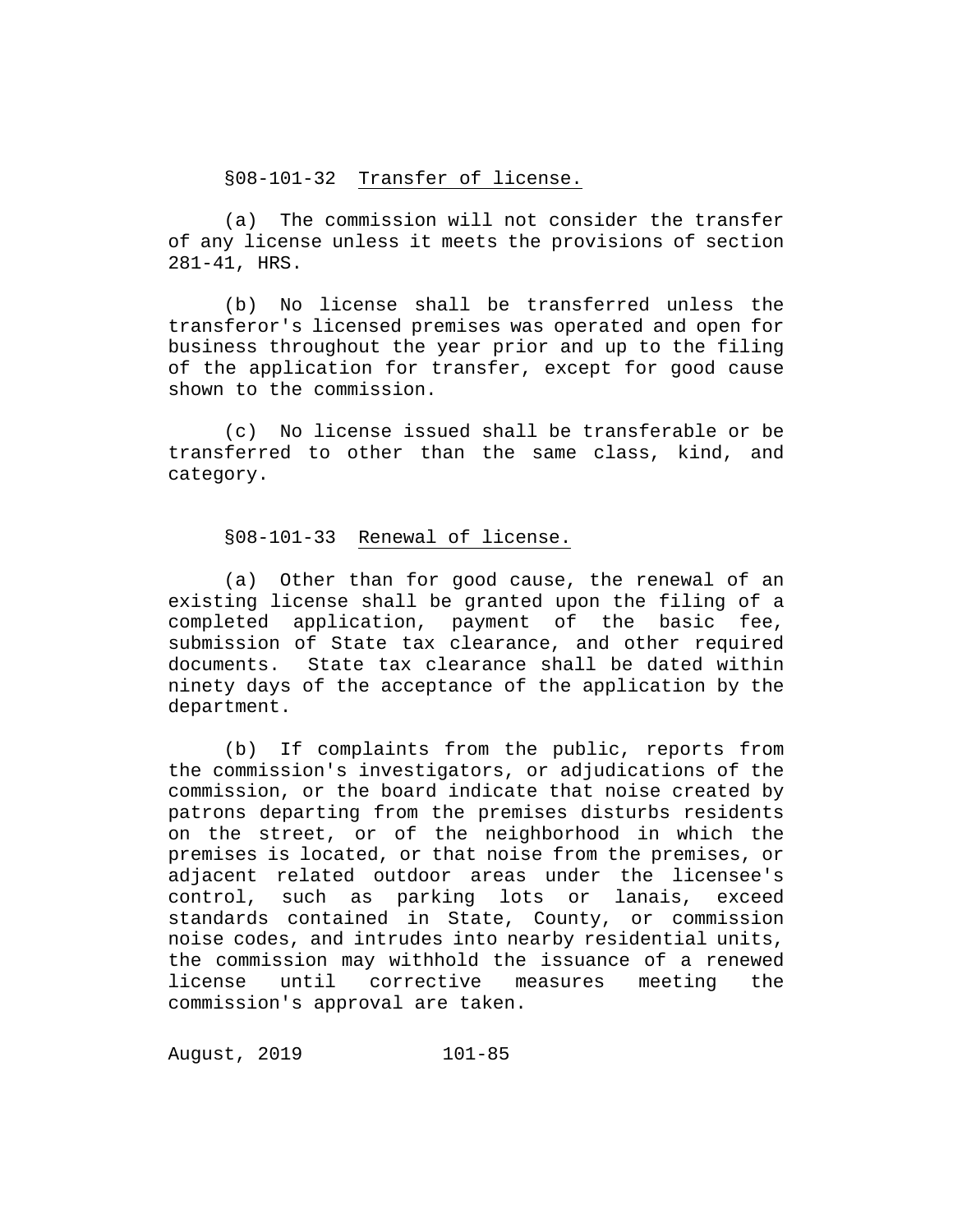§08-101-32 Transfer of license.

(a) The commission will not consider the transfer of any license unless it meets the provisions of section 281-41, HRS.

(b) No license shall be transferred unless the transferor's licensed premises was operated and open for business throughout the year prior and up to the filing of the application for transfer, except for good cause shown to the commission.

(c) No license issued shall be transferable or be transferred to other than the same class, kind, and category.

§08-101-33 Renewal of license.

(a) Other than for good cause, the renewal of an existing license shall be granted upon the filing of a completed application, payment of the basic fee, submission of State tax clearance, and other required documents. State tax clearance shall be dated within ninety days of the acceptance of the application by the department.

(b) If complaints from the public, reports from the commission's investigators, or adjudications of the commission, or the board indicate that noise created by patrons departing from the premises disturbs residents on the street, or of the neighborhood in which the premises is located, or that noise from the premises, or adjacent related outdoor areas under the licensee's control, such as parking lots or lanais, exceed standards contained in State, County, or commission noise codes, and intrudes into nearby residential units, the commission may withhold the issuance of a renewed license until corrective measures meeting the commission's approval are taken.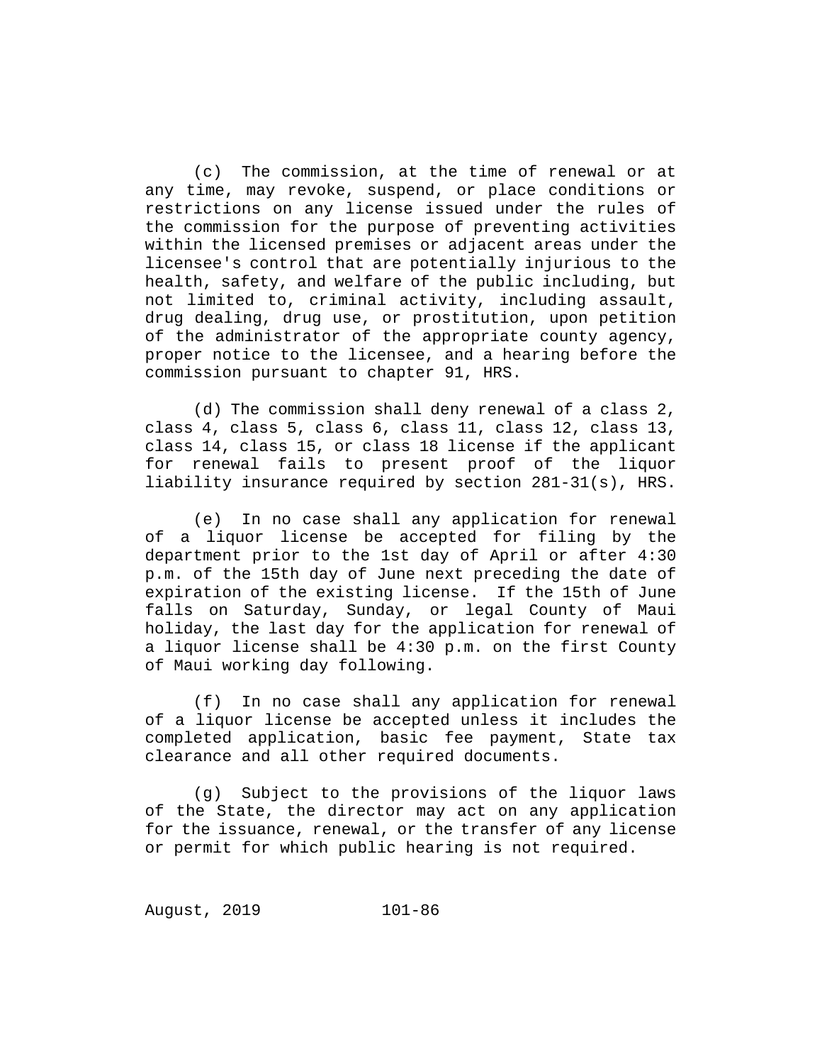(c) The commission, at the time of renewal or at any time, may revoke, suspend, or place conditions or restrictions on any license issued under the rules of the commission for the purpose of preventing activities within the licensed premises or adjacent areas under the licensee's control that are potentially injurious to the health, safety, and welfare of the public including, but not limited to, criminal activity, including assault, drug dealing, drug use, or prostitution, upon petition of the administrator of the appropriate county agency, proper notice to the licensee, and a hearing before the commission pursuant to chapter 91, HRS.

(d) The commission shall deny renewal of a class 2, class 4, class 5, class 6, class 11, class 12, class 13, class 14, class 15, or class 18 license if the applicant for renewal fails to present proof of the liquor liability insurance required by section 281-31(s), HRS.

(e) In no case shall any application for renewal of a liquor license be accepted for filing by the department prior to the 1st day of April or after 4:30 p.m. of the 15th day of June next preceding the date of expiration of the existing license. If the 15th of June falls on Saturday, Sunday, or legal County of Maui holiday, the last day for the application for renewal of a liquor license shall be 4:30 p.m. on the first County of Maui working day following.

(f) In no case shall any application for renewal of a liquor license be accepted unless it includes the completed application, basic fee payment, State tax clearance and all other required documents.

(g) Subject to the provisions of the liquor laws of the State, the director may act on any application for the issuance, renewal, or the transfer of any license or permit for which public hearing is not required.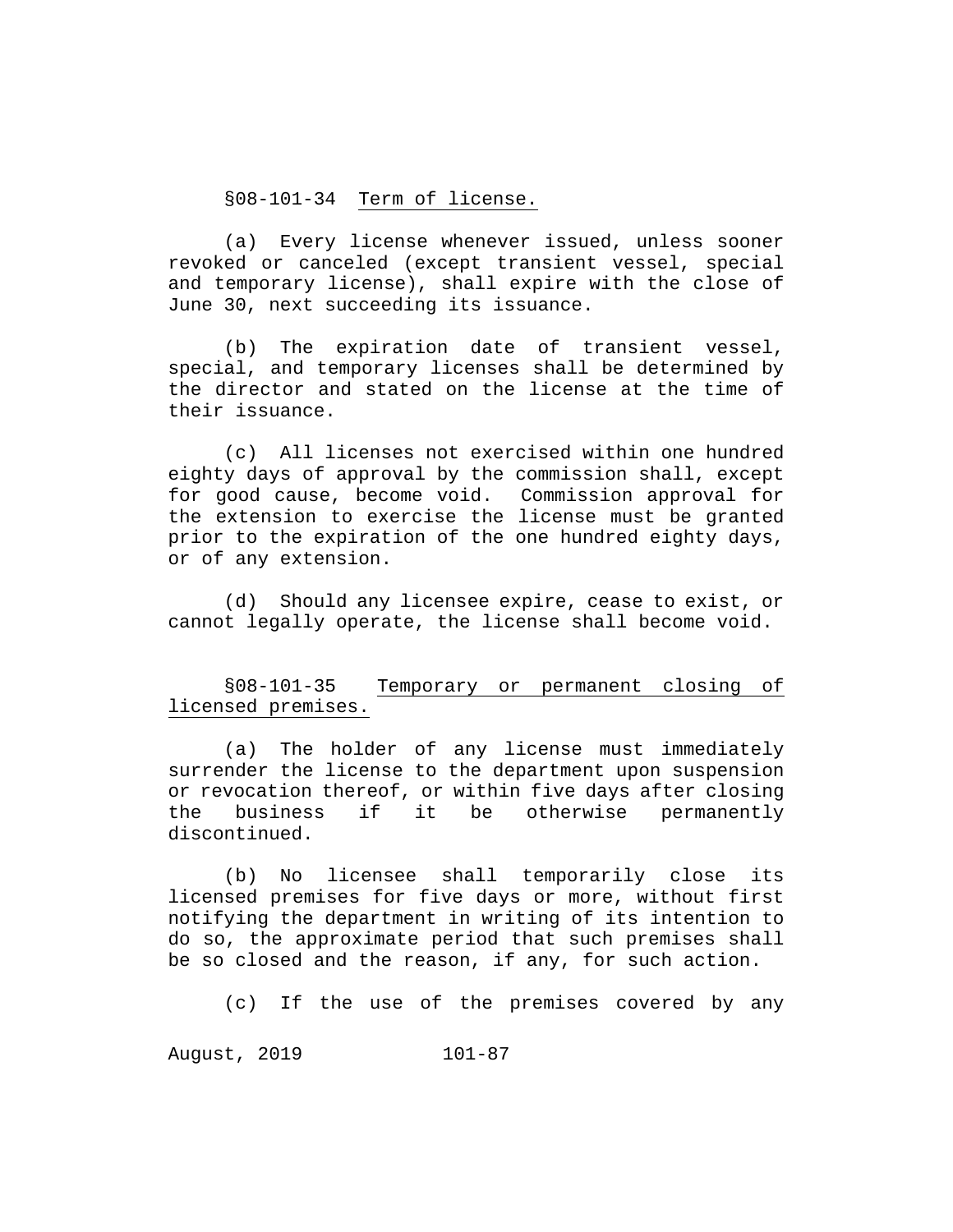§08-101-34 Term of license.

(a) Every license whenever issued, unless sooner revoked or canceled (except transient vessel, special and temporary license), shall expire with the close of June 30, next succeeding its issuance.

(b) The expiration date of transient vessel, special, and temporary licenses shall be determined by the director and stated on the license at the time of their issuance.

(c) All licenses not exercised within one hundred eighty days of approval by the commission shall, except for good cause, become void. Commission approval for the extension to exercise the license must be granted prior to the expiration of the one hundred eighty days, or of any extension.

(d) Should any licensee expire, cease to exist, or cannot legally operate, the license shall become void.

§08-101-35 Temporary or permanent closing of licensed premises.

(a) The holder of any license must immediately surrender the license to the department upon suspension or revocation thereof, or within five days after closing the business if it be otherwise permanently discontinued.

(b) No licensee shall temporarily close its licensed premises for five days or more, without first notifying the department in writing of its intention to do so, the approximate period that such premises shall be so closed and the reason, if any, for such action.

(c) If the use of the premises covered by any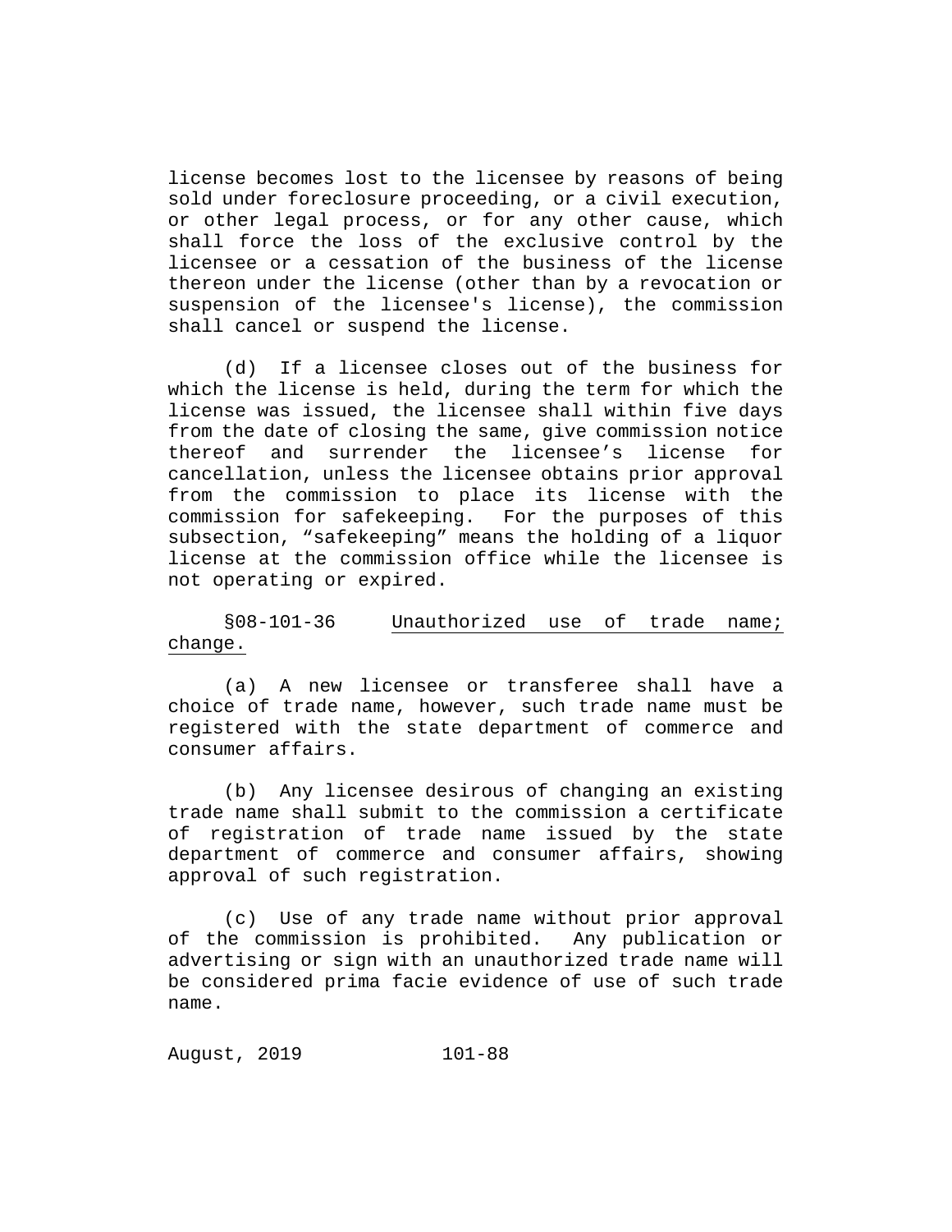license becomes lost to the licensee by reasons of being sold under foreclosure proceeding, or a civil execution, or other legal process, or for any other cause, which shall force the loss of the exclusive control by the licensee or a cessation of the business of the license thereon under the license (other than by a revocation or suspension of the licensee's license), the commission shall cancel or suspend the license.

(d) If a licensee closes out of the business for which the license is held, during the term for which the license was issued, the licensee shall within five days from the date of closing the same, give commission notice thereof and surrender the licensee's license for cancellation, unless the licensee obtains prior approval from the commission to place its license with the commission for safekeeping. For the purposes of this subsection, "safekeeping" means the holding of a liquor license at the commission office while the licensee is not operating or expired.

§08-101-36 Unauthorized use of trade name; change.

(a) A new licensee or transferee shall have a choice of trade name, however, such trade name must be registered with the state department of commerce and consumer affairs.

(b) Any licensee desirous of changing an existing trade name shall submit to the commission a certificate of registration of trade name issued by the state department of commerce and consumer affairs, showing approval of such registration.

(c) Use of any trade name without prior approval of the commission is prohibited. Any publication or advertising or sign with an unauthorized trade name will be considered prima facie evidence of use of such trade name.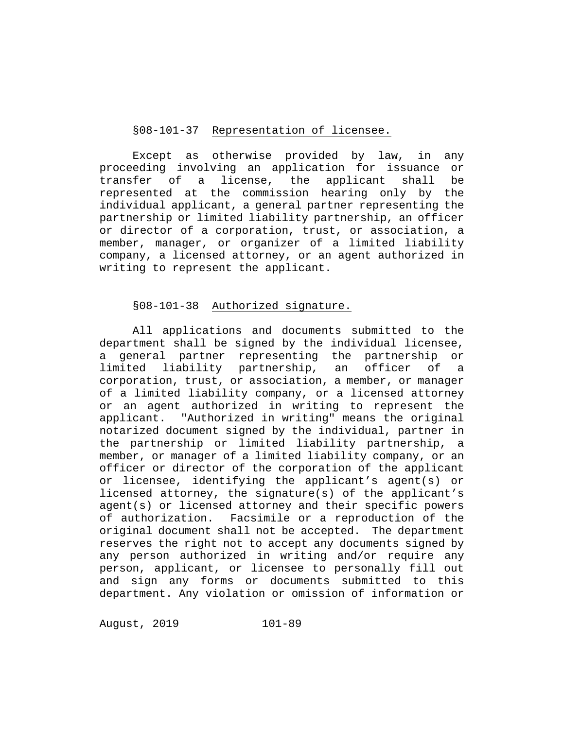§08-101-37 Representation of licensee.

Except as otherwise provided by law, in any proceeding involving an application for issuance or transfer of a license, the applicant shall be represented at the commission hearing only by the individual applicant, a general partner representing the partnership or limited liability partnership, an officer or director of a corporation, trust, or association, a member, manager, or organizer of a limited liability company, a licensed attorney, or an agent authorized in writing to represent the applicant.

§08-101-38 Authorized signature.

All applications and documents submitted to the department shall be signed by the individual licensee, a general partner representing the partnership or limited liability partnership, an officer of a corporation, trust, or association, a member, or manager of a limited liability company, or a licensed attorney or an agent authorized in writing to represent the applicant. "Authorized in writing" means the original notarized document signed by the individual, partner in the partnership or limited liability partnership, a member, or manager of a limited liability company, or an officer or director of the corporation of the applicant or licensee, identifying the applicant's agent(s) or licensed attorney, the signature(s) of the applicant's agent(s) or licensed attorney and their specific powers of authorization. Facsimile or a reproduction of the original document shall not be accepted. The department reserves the right not to accept any documents signed by any person authorized in writing and/or require any person, applicant, or licensee to personally fill out and sign any forms or documents submitted to this department. Any violation or omission of information or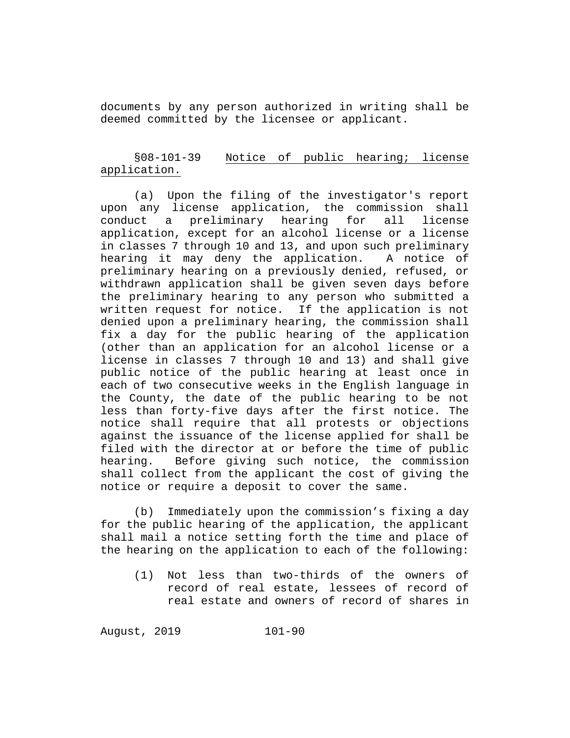documents by any person authorized in writing shall be deemed committed by the licensee or applicant.

§08-101-39 Notice of public hearing; license application.

(a) Upon the filing of the investigator's report upon any license application, the commission shall conduct a preliminary hearing for all license application, except for an alcohol license or a license in classes 7 through 10 and 13, and upon such preliminary hearing it may deny the application. A notice of preliminary hearing on a previously denied, refused, or withdrawn application shall be given seven days before the preliminary hearing to any person who submitted a written request for notice. If the application is not denied upon a preliminary hearing, the commission shall fix a day for the public hearing of the application (other than an application for an alcohol license or a license in classes 7 through 10 and 13) and shall give public notice of the public hearing at least once in each of two consecutive weeks in the English language in the County, the date of the public hearing to be not less than forty-five days after the first notice. The notice shall require that all protests or objections against the issuance of the license applied for shall be filed with the director at or before the time of public hearing. Before giving such notice, the commission shall collect from the applicant the cost of giving the notice or require a deposit to cover the same.

(b) Immediately upon the commission's fixing a day for the public hearing of the application, the applicant shall mail a notice setting forth the time and place of the hearing on the application to each of the following:

(1) Not less than two-thirds of the owners of record of real estate, lessees of record of real estate and owners of record of shares in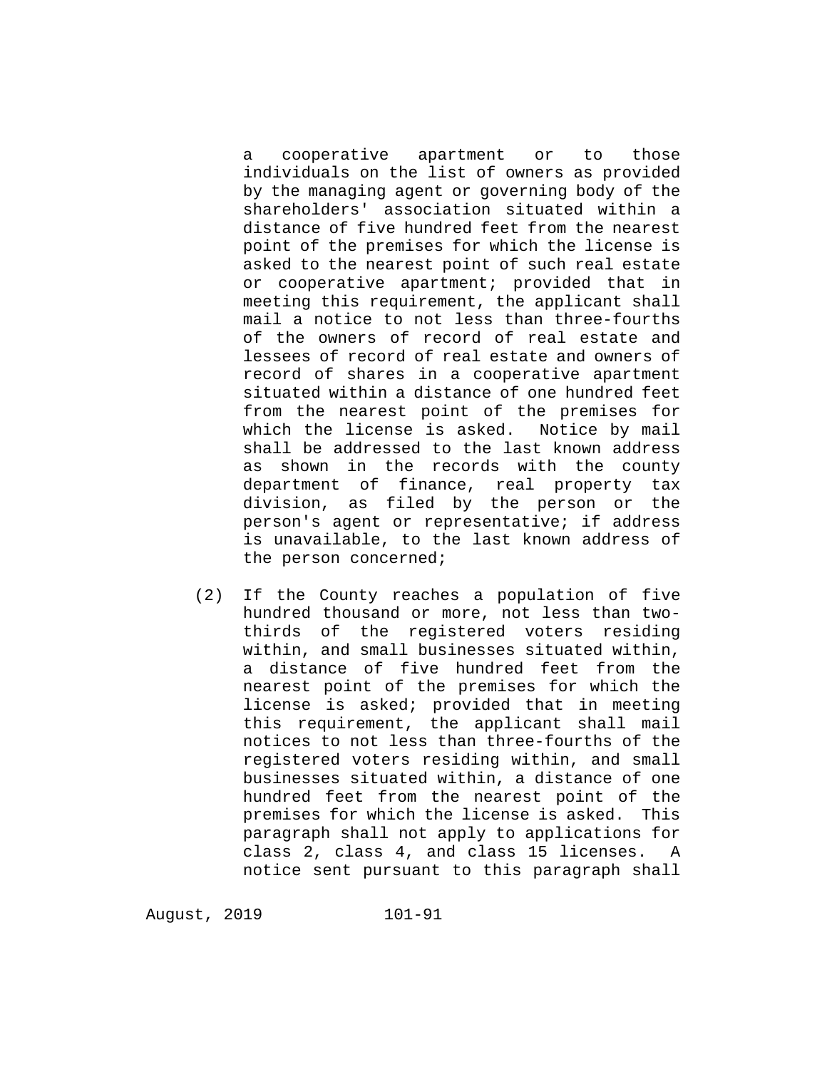a cooperative apartment or to those individuals on the list of owners as provided by the managing agent or governing body of the shareholders' association situated within a distance of five hundred feet from the nearest point of the premises for which the license is asked to the nearest point of such real estate or cooperative apartment; provided that in meeting this requirement, the applicant shall mail a notice to not less than three-fourths of the owners of record of real estate and lessees of record of real estate and owners of record of shares in a cooperative apartment situated within a distance of one hundred feet from the nearest point of the premises for which the license is asked. Notice by mail shall be addressed to the last known address as shown in the records with the county department of finance, real property tax division, as filed by the person or the person's agent or representative; if address is unavailable, to the last known address of the person concerned;

(2) If the County reaches a population of five hundred thousand or more, not less than two-thirds of the registered voters residing within, and small businesses situated within, a distance of five hundred feet from the nearest point of the premises for which the license is asked; provided that in meeting this requirement, the applicant shall mail notices to not less than three-fourths of the registered voters residing within, and small businesses situated within, a distance of one hundred feet from the nearest point of the premises for which the license is asked. This paragraph shall not apply to applications for class 2, class 4, and class 15 licenses. A notice sent pursuant to this paragraph shall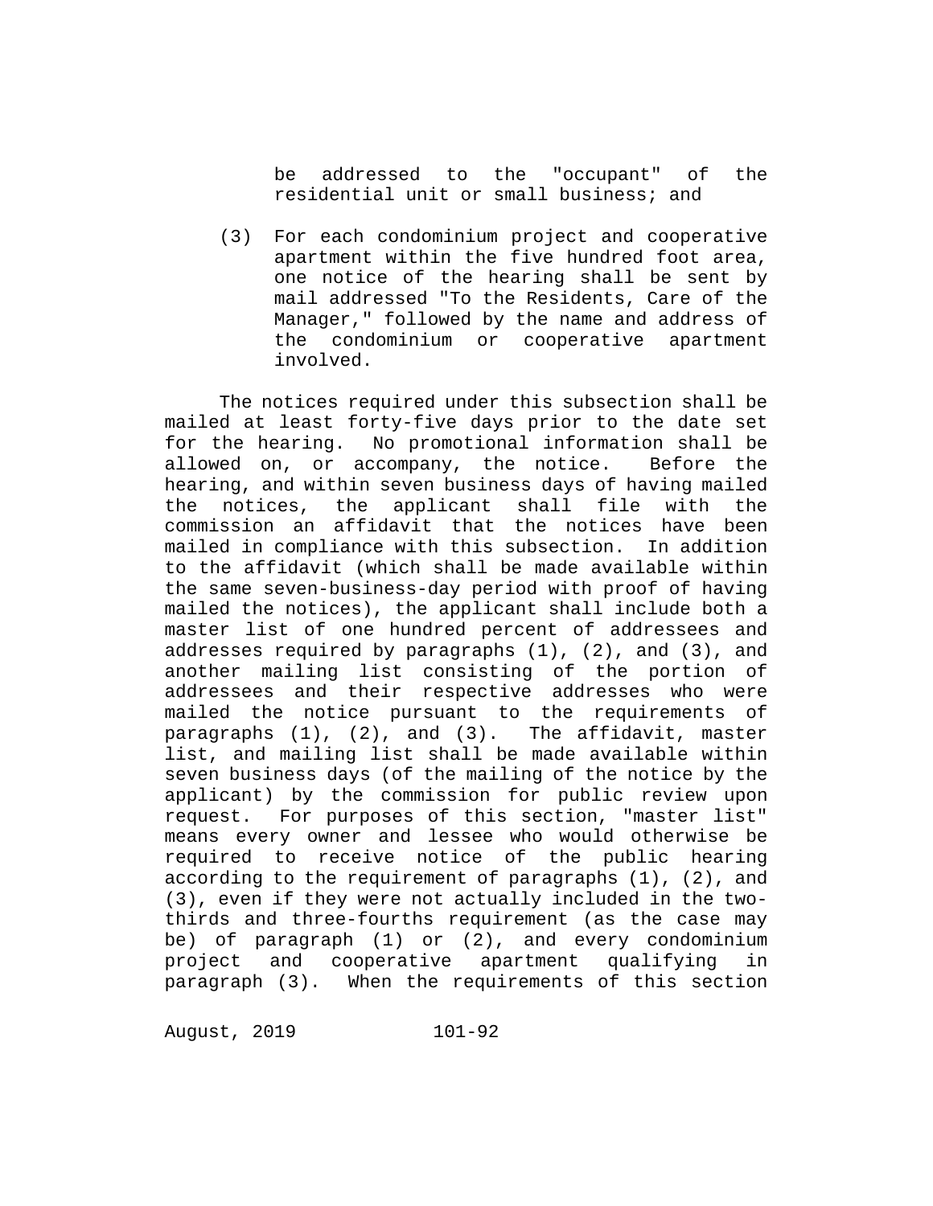be addressed to the "occupant" of the residential unit or small business; and

(3) For each condominium project and cooperative apartment within the five hundred foot area, one notice of the hearing shall be sent by mail addressed "To the Residents, Care of the Manager," followed by the name and address of the condominium or cooperative apartment involved.

The notices required under this subsection shall be mailed at least forty-five days prior to the date set for the hearing. No promotional information shall be allowed on, or accompany, the notice. Before the hearing, and within seven business days of having mailed the notices, the applicant shall file with the commission an affidavit that the notices have been mailed in compliance with this subsection. In addition to the affidavit (which shall be made available within the same seven-business-day period with proof of having mailed the notices), the applicant shall include both a master list of one hundred percent of addressees and addresses required by paragraphs (1), (2), and (3), and another mailing list consisting of the portion of addressees and their respective addresses who were mailed the notice pursuant to the requirements of paragraphs (1), (2), and (3). The affidavit, master list, and mailing list shall be made available within seven business days (of the mailing of the notice by the applicant) by the commission for public review upon request. For purposes of this section, "master list" means every owner and lessee who would otherwise be required to receive notice of the public hearing according to the requirement of paragraphs (1), (2), and (3), even if they were not actually included in the two-thirds and three-fourths requirement (as the case may be) of paragraph (1) or (2), and every condominium project and cooperative apartment qualifying in paragraph (3). When the requirements of this section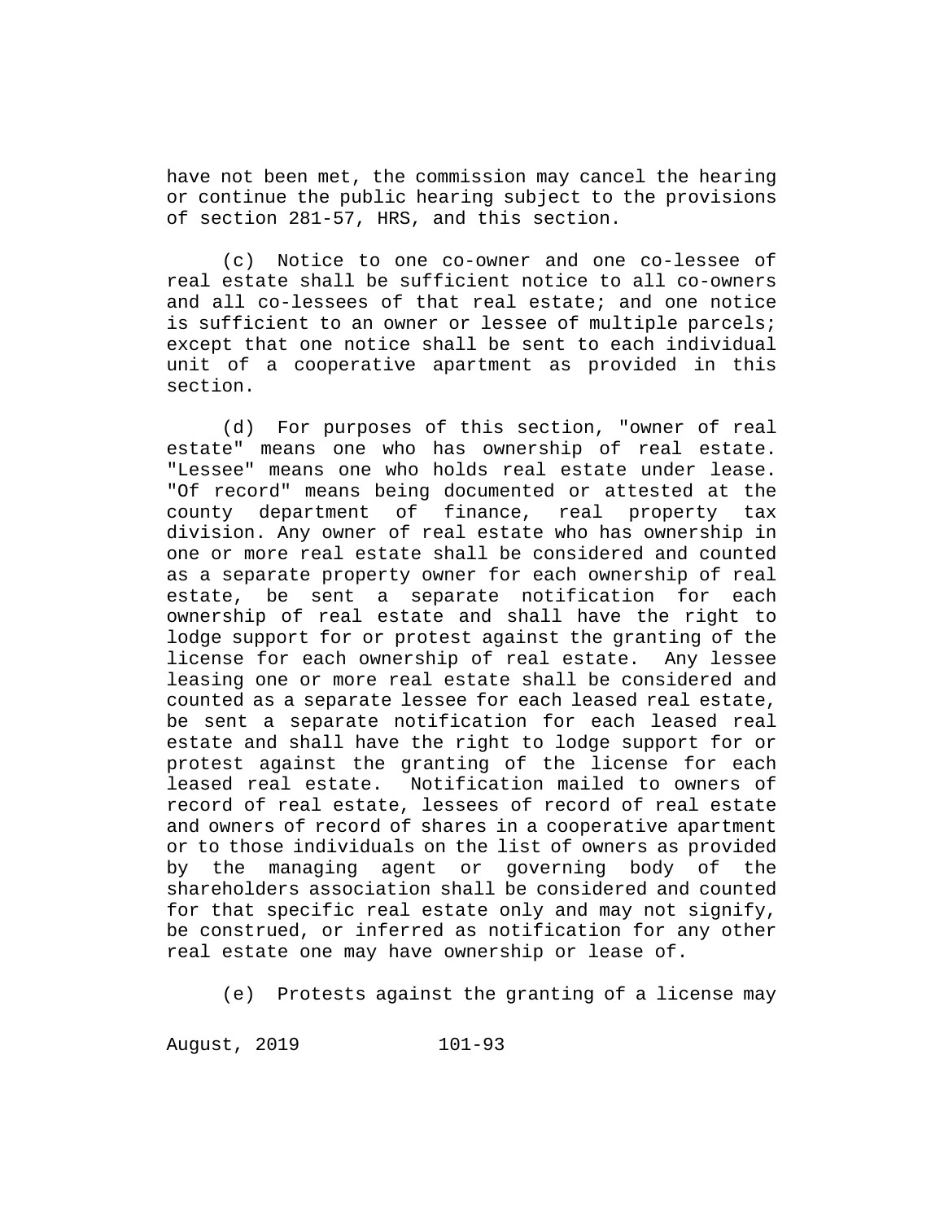have not been met, the commission may cancel the hearing or continue the public hearing subject to the provisions of section 281-57, HRS, and this section.

(c) Notice to one co-owner and one co-lessee of real estate shall be sufficient notice to all co-owners and all co-lessees of that real estate; and one notice is sufficient to an owner or lessee of multiple parcels; except that one notice shall be sent to each individual unit of a cooperative apartment as provided in this section.

(d) For purposes of this section, "owner of real estate" means one who has ownership of real estate. "Lessee" means one who holds real estate under lease. "Of record" means being documented or attested at the county department of finance, real property tax division. Any owner of real estate who has ownership in one or more real estate shall be considered and counted as a separate property owner for each ownership of real estate, be sent a separate notification for each ownership of real estate and shall have the right to lodge support for or protest against the granting of the license for each ownership of real estate. Any lessee leasing one or more real estate shall be considered and counted as a separate lessee for each leased real estate, be sent a separate notification for each leased real estate and shall have the right to lodge support for or protest against the granting of the license for each leased real estate. Notification mailed to owners of record of real estate, lessees of record of real estate and owners of record of shares in a cooperative apartment or to those individuals on the list of owners as provided by the managing agent or governing body of the shareholders association shall be considered and counted for that specific real estate only and may not signify, be construed, or inferred as notification for any other real estate one may have ownership or lease of.

(e) Protests against the granting of a license may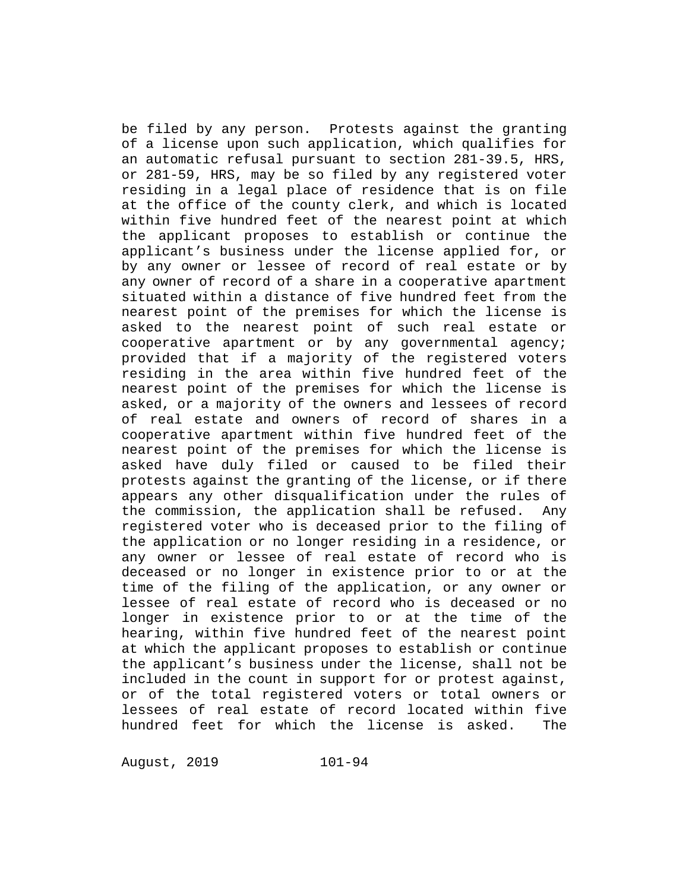be filed by any person. Protests against the granting of a license upon such application, which qualifies for an automatic refusal pursuant to section 281-39.5, HRS, or 281-59, HRS, may be so filed by any registered voter residing in a legal place of residence that is on file at the office of the county clerk, and which is located within five hundred feet of the nearest point at which the applicant proposes to establish or continue the applicant's business under the license applied for, or by any owner or lessee of record of real estate or by any owner of record of a share in a cooperative apartment situated within a distance of five hundred feet from the nearest point of the premises for which the license is asked to the nearest point of such real estate or cooperative apartment or by any governmental agency; provided that if a majority of the registered voters residing in the area within five hundred feet of the nearest point of the premises for which the license is asked, or a majority of the owners and lessees of record of real estate and owners of record of shares in a cooperative apartment within five hundred feet of the nearest point of the premises for which the license is asked have duly filed or caused to be filed their protests against the granting of the license, or if there appears any other disqualification under the rules of the commission, the application shall be refused. Any registered voter who is deceased prior to the filing of the application or no longer residing in a residence, or any owner or lessee of real estate of record who is deceased or no longer in existence prior to or at the time of the filing of the application, or any owner or lessee of real estate of record who is deceased or no longer in existence prior to or at the time of the hearing, within five hundred feet of the nearest point at which the applicant proposes to establish or continue the applicant's business under the license, shall not be included in the count in support for or protest against, or of the total registered voters or total owners or lessees of real estate of record located within five hundred feet for which the license is asked. The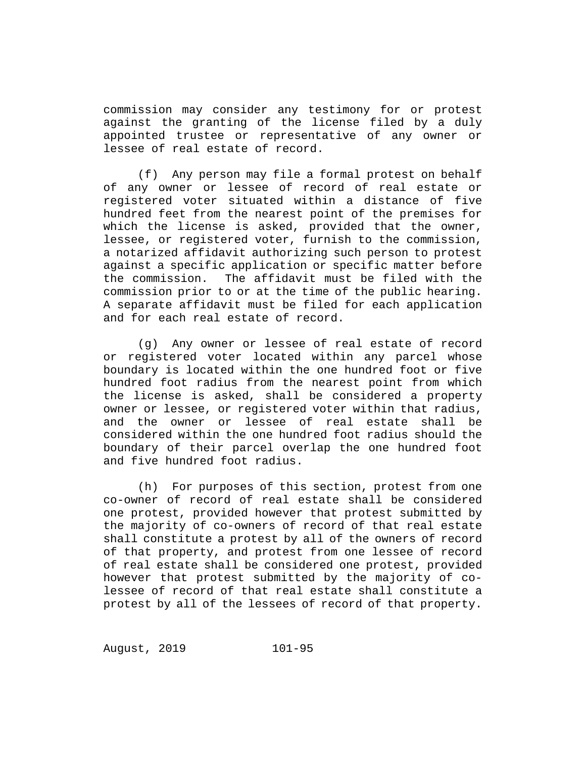commission may consider any testimony for or protest against the granting of the license filed by a duly appointed trustee or representative of any owner or lessee of real estate of record.

(f) Any person may file a formal protest on behalf of any owner or lessee of record of real estate or registered voter situated within a distance of five hundred feet from the nearest point of the premises for which the license is asked, provided that the owner, lessee, or registered voter, furnish to the commission, a notarized affidavit authorizing such person to protest against a specific application or specific matter before the commission. The affidavit must be filed with the commission prior to or at the time of the public hearing. A separate affidavit must be filed for each application and for each real estate of record.

(g) Any owner or lessee of real estate of record or registered voter located within any parcel whose boundary is located within the one hundred foot or five hundred foot radius from the nearest point from which the license is asked, shall be considered a property owner or lessee, or registered voter within that radius, and the owner or lessee of real estate shall be considered within the one hundred foot radius should the boundary of their parcel overlap the one hundred foot and five hundred foot radius.

(h) For purposes of this section, protest from one co-owner of record of real estate shall be considered one protest, provided however that protest submitted by the majority of co-owners of record of that real estate shall constitute a protest by all of the owners of record of that property, and protest from one lessee of record of real estate shall be considered one protest, provided however that protest submitted by the majority of co-lessee of record of that real estate shall constitute a protest by all of the lessees of record of that property.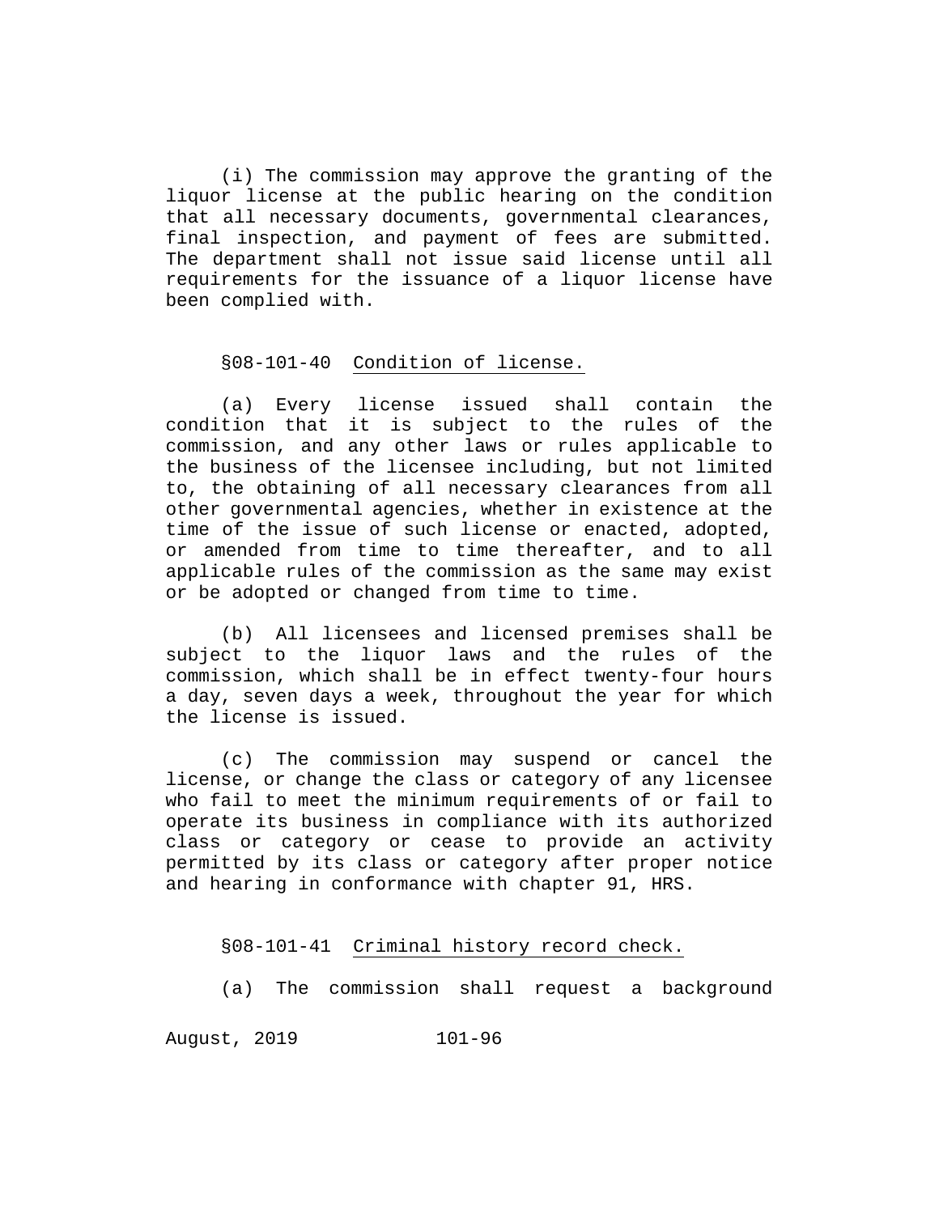(i) The commission may approve the granting of the liquor license at the public hearing on the condition that all necessary documents, governmental clearances, final inspection, and payment of fees are submitted. The department shall not issue said license until all requirements for the issuance of a liquor license have been complied with.

§08-101-40 Condition of license.

(a) Every license issued shall contain the condition that it is subject to the rules of the commission, and any other laws or rules applicable to the business of the licensee including, but not limited to, the obtaining of all necessary clearances from all other governmental agencies, whether in existence at the time of the issue of such license or enacted, adopted, or amended from time to time thereafter, and to all applicable rules of the commission as the same may exist or be adopted or changed from time to time.

(b) All licensees and licensed premises shall be subject to the liquor laws and the rules of the commission, which shall be in effect twenty-four hours a day, seven days a week, throughout the year for which the license is issued.

(c) The commission may suspend or cancel the license, or change the class or category of any licensee who fail to meet the minimum requirements of or fail to operate its business in compliance with its authorized class or category or cease to provide an activity permitted by its class or category after proper notice and hearing in conformance with chapter 91, HRS.

§08-101-41 Criminal history record check.

(a) The commission shall request a background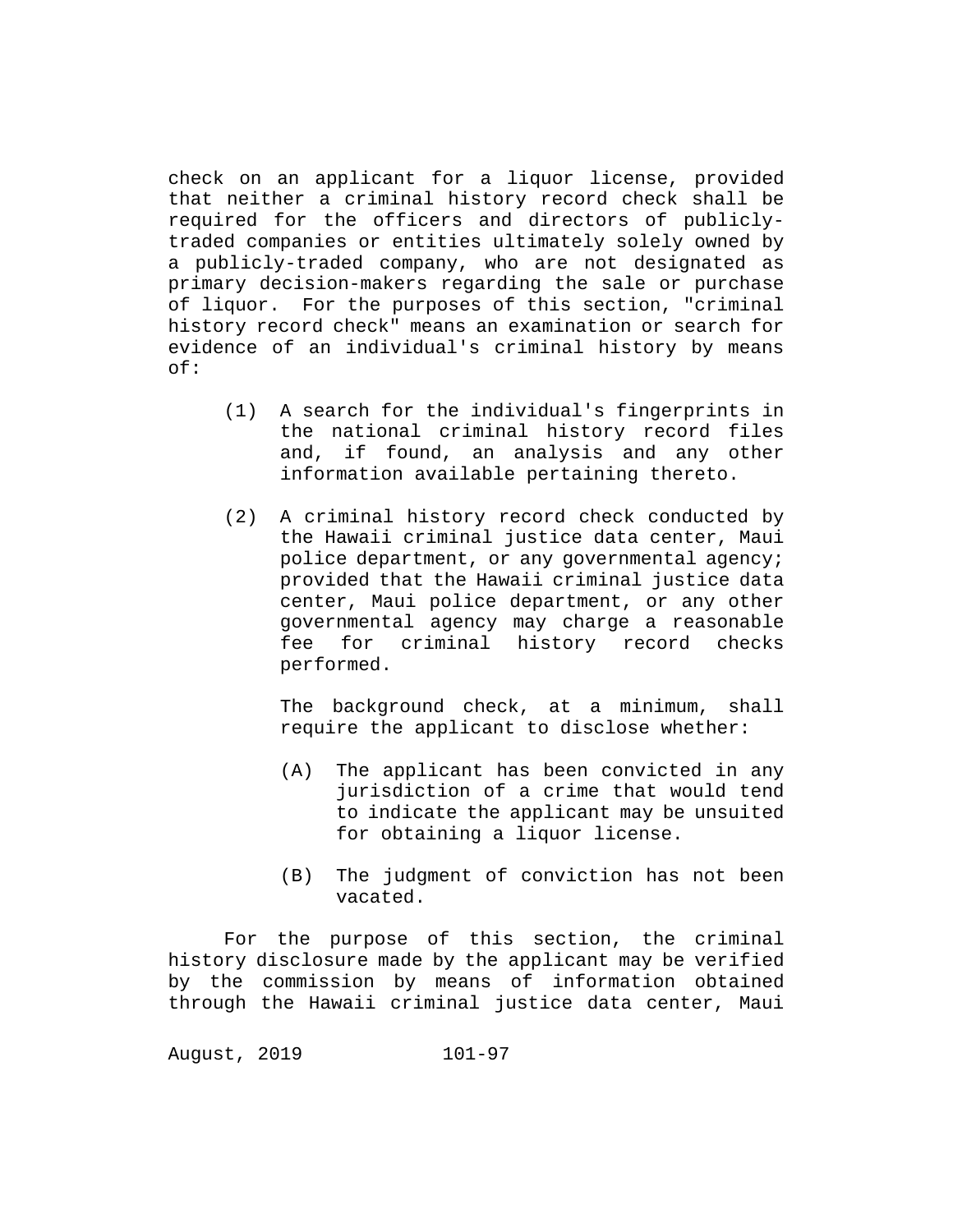check on an applicant for a liquor license, provided that neither a criminal history record check shall be required for the officers and directors of publicly-traded companies or entities ultimately solely owned by a publicly-traded company, who are not designated as primary decision-makers regarding the sale or purchase of liquor. For the purposes of this section, "criminal history record check" means an examination or search for evidence of an individual's criminal history by means of:

(1) A search for the individual's fingerprints in the national criminal history record files and, if found, an analysis and any other information available pertaining thereto.

(2) A criminal history record check conducted by the Hawaii criminal justice data center, Maui police department, or any governmental agency; provided that the Hawaii criminal justice data center, Maui police department, or any other governmental agency may charge a reasonable fee for criminal history record checks performed.

The background check, at a minimum, shall require the applicant to disclose whether:

(A) The applicant has been convicted in any jurisdiction of a crime that would tend to indicate the applicant may be unsuited for obtaining a liquor license.

(B) The judgment of conviction has not been vacated.

For the purpose of this section, the criminal history disclosure made by the applicant may be verified by the commission by means of information obtained through the Hawaii criminal justice data center, Maui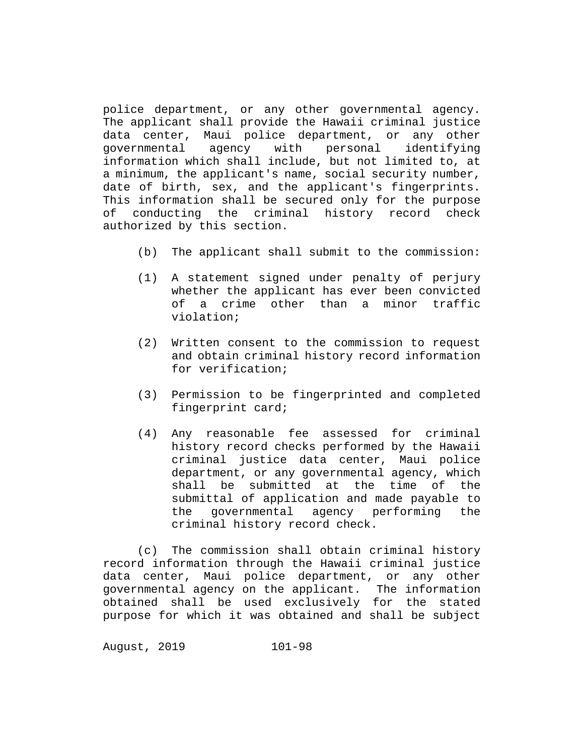police department, or any other governmental agency. The applicant shall provide the Hawaii criminal justice data center, Maui police department, or any other governmental agency with personal identifying information which shall include, but not limited to, at a minimum, the applicant's name, social security number, date of birth, sex, and the applicant's fingerprints. This information shall be secured only for the purpose of conducting the criminal history record check authorized by this section.

(b) The applicant shall submit to the commission:

(1) A statement signed under penalty of perjury whether the applicant has ever been convicted of a crime other than a minor traffic violation;

(2) Written consent to the commission to request and obtain criminal history record information for verification;

(3) Permission to be fingerprinted and completed fingerprint card;

(4) Any reasonable fee assessed for criminal history record checks performed by the Hawaii criminal justice data center, Maui police department, or any governmental agency, which shall be submitted at the time of the submittal of application and made payable to the governmental agency performing the criminal history record check.

(c) The commission shall obtain criminal history record information through the Hawaii criminal justice data center, Maui police department, or any other governmental agency on the applicant. The information obtained shall be used exclusively for the stated purpose for which it was obtained and shall be subject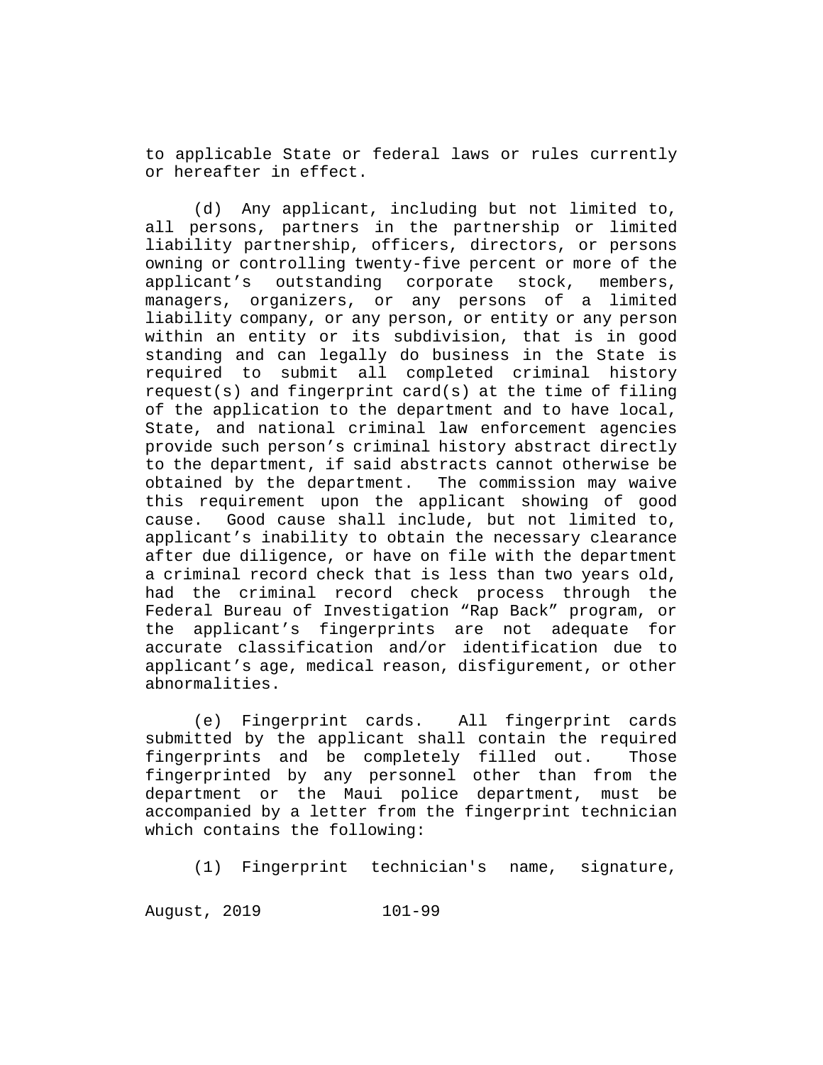to applicable State or federal laws or rules currently or hereafter in effect.

(d) Any applicant, including but not limited to, all persons, partners in the partnership or limited liability partnership, officers, directors, or persons owning or controlling twenty-five percent or more of the applicant’s outstanding corporate stock, members, managers, organizers, or any persons of a limited liability company, or any person, or entity or any person within an entity or its subdivision, that is in good standing and can legally do business in the State is required to submit all completed criminal history request(s) and fingerprint card(s) at the time of filing of the application to the department and to have local, State, and national criminal law enforcement agencies provide such person’s criminal history abstract directly to the department, if said abstracts cannot otherwise be obtained by the department. The commission may waive this requirement upon the applicant showing of good cause. Good cause shall include, but not limited to, applicant’s inability to obtain the necessary clearance after due diligence, or have on file with the department a criminal record check that is less than two years old, had the criminal record check process through the Federal Bureau of Investigation “Rap Back” program, or the applicant’s fingerprints are not adequate for accurate classification and/or identification due to applicant’s age, medical reason, disfigurement, or other abnormalities.

(e) Fingerprint cards. All fingerprint cards submitted by the applicant shall contain the required fingerprints and be completely filled out. Those fingerprinted by any personnel other than from the department or the Maui police department, must be accompanied by a letter from the fingerprint technician which contains the following:

(1) Fingerprint technician's name, signature,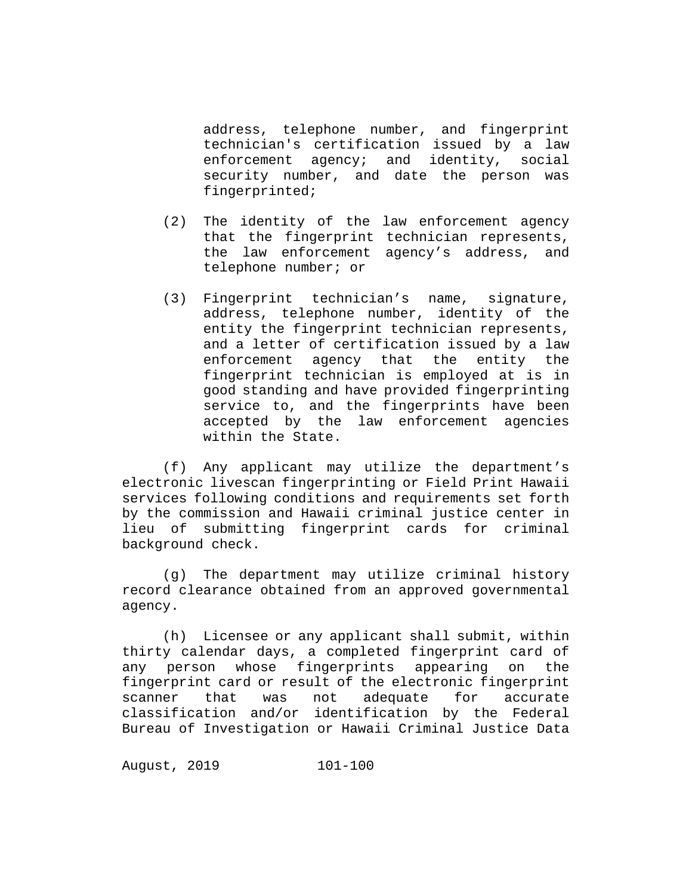address, telephone number, and fingerprint technician's certification issued by a law enforcement agency; and identity, social security number, and date the person was fingerprinted;

(2) The identity of the law enforcement agency that the fingerprint technician represents, the law enforcement agency’s address, and telephone number; or

(3) Fingerprint technician’s name, signature, address, telephone number, identity of the entity the fingerprint technician represents, and a letter of certification issued by a law enforcement agency that the entity the fingerprint technician is employed at is in good standing and have provided fingerprinting service to, and the fingerprints have been accepted by the law enforcement agencies within the State.

(f) Any applicant may utilize the department’s electronic livescan fingerprinting or Field Print Hawaii services following conditions and requirements set forth by the commission and Hawaii criminal justice center in lieu of submitting fingerprint cards for criminal background check.

(g) The department may utilize criminal history record clearance obtained from an approved governmental agency.

(h) Licensee or any applicant shall submit, within thirty calendar days, a completed fingerprint card of any person whose fingerprints appearing on the fingerprint card or result of the electronic fingerprint scanner that was not adequate for accurate classification and/or identification by the Federal Bureau of Investigation or Hawaii Criminal Justice Data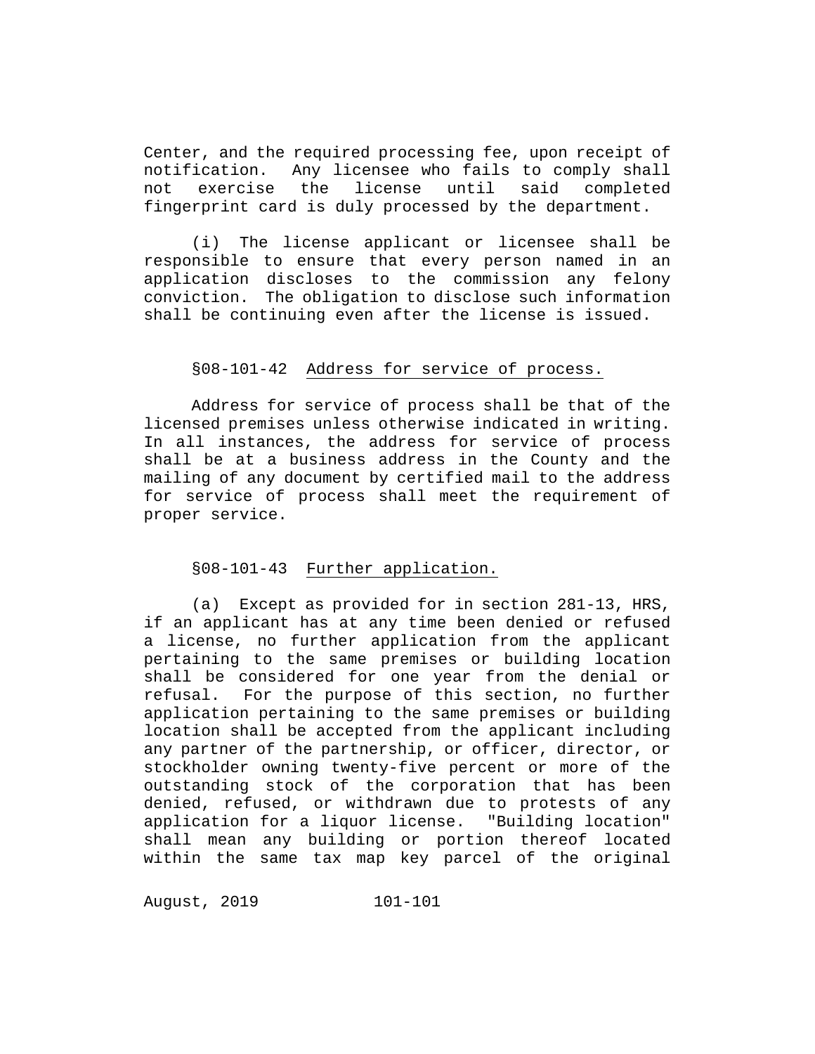Center, and the required processing fee, upon receipt of notification. Any licensee who fails to comply shall not exercise the license until said completed fingerprint card is duly processed by the department.

(i) The license applicant or licensee shall be responsible to ensure that every person named in an application discloses to the commission any felony conviction. The obligation to disclose such information shall be continuing even after the license is issued.

§08-101-42 Address for service of process.

Address for service of process shall be that of the licensed premises unless otherwise indicated in writing. In all instances, the address for service of process shall be at a business address in the County and the mailing of any document by certified mail to the address for service of process shall meet the requirement of proper service.

§08-101-43 Further application.

(a) Except as provided for in section 281-13, HRS, if an applicant has at any time been denied or refused a license, no further application from the applicant pertaining to the same premises or building location shall be considered for one year from the denial or refusal. For the purpose of this section, no further application pertaining to the same premises or building location shall be accepted from the applicant including any partner of the partnership, or officer, director, or stockholder owning twenty-five percent or more of the outstanding stock of the corporation that has been denied, refused, or withdrawn due to protests of any application for a liquor license. "Building location" shall mean any building or portion thereof located within the same tax map key parcel of the original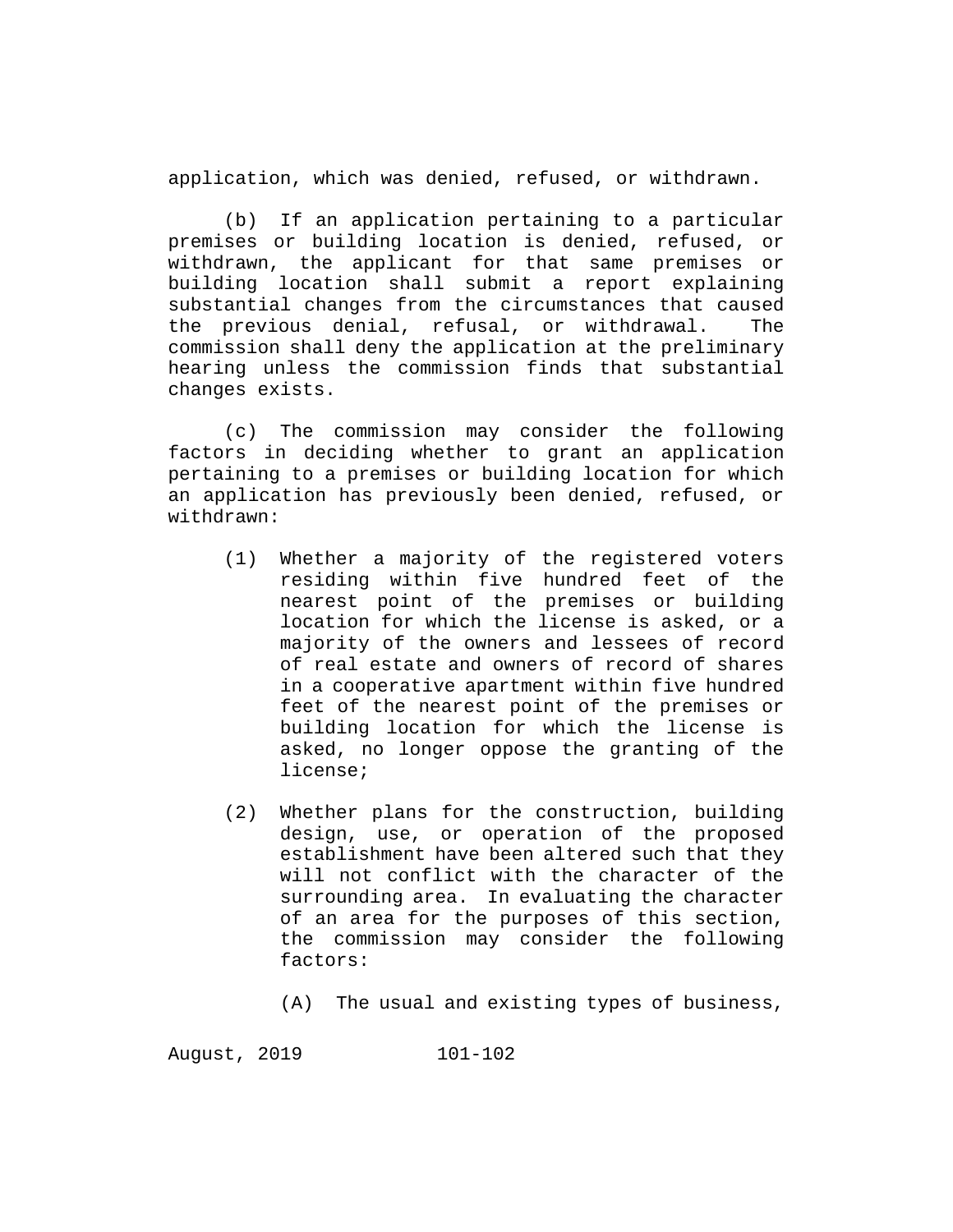application, which was denied, refused, or withdrawn.

(b) If an application pertaining to a particular premises or building location is denied, refused, or withdrawn, the applicant for that same premises or building location shall submit a report explaining substantial changes from the circumstances that caused the previous denial, refusal, or withdrawal. The commission shall deny the application at the preliminary hearing unless the commission finds that substantial changes exists.

(c) The commission may consider the following factors in deciding whether to grant an application pertaining to a premises or building location for which an application has previously been denied, refused, or withdrawn:

(1) Whether a majority of the registered voters residing within five hundred feet of the nearest point of the premises or building location for which the license is asked, or a majority of the owners and lessees of record of real estate and owners of record of shares in a cooperative apartment within five hundred feet of the nearest point of the premises or building location for which the license is asked, no longer oppose the granting of the license;

(2) Whether plans for the construction, building design, use, or operation of the proposed establishment have been altered such that they will not conflict with the character of the surrounding area. In evaluating the character of an area for the purposes of this section, the commission may consider the following factors:

(A) The usual and existing types of business,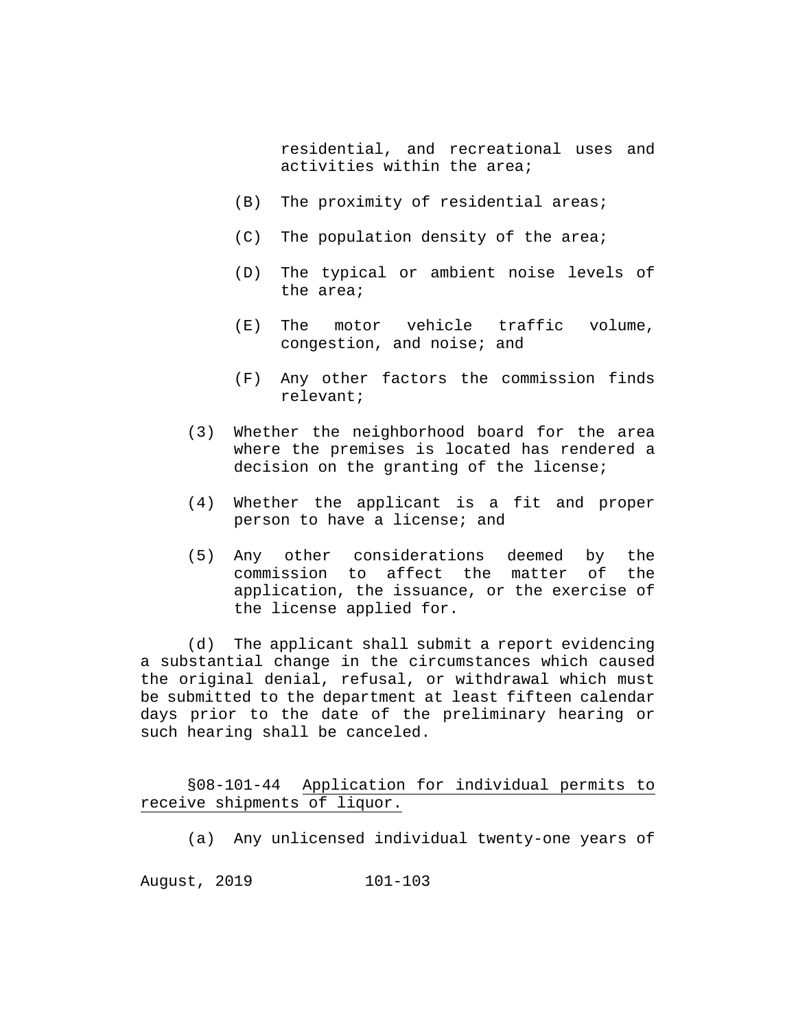residential, and recreational uses and activities within the area;

(B) The proximity of residential areas;

(C) The population density of the area;

(D) The typical or ambient noise levels of the area;

(E) The motor vehicle traffic volume, congestion, and noise; and

(F) Any other factors the commission finds relevant;

(3) Whether the neighborhood board for the area where the premises is located has rendered a decision on the granting of the license;

(4) Whether the applicant is a fit and proper person to have a license; and

(5) Any other considerations deemed by the commission to affect the matter of the application, the issuance, or the exercise of the license applied for.

(d) The applicant shall submit a report evidencing a substantial change in the circumstances which caused the original denial, refusal, or withdrawal which must be submitted to the department at least fifteen calendar days prior to the date of the preliminary hearing or such hearing shall be canceled.

§08-101-44 Application for individual permits to receive shipments of liquor.

(a) Any unlicensed individual twenty-one years of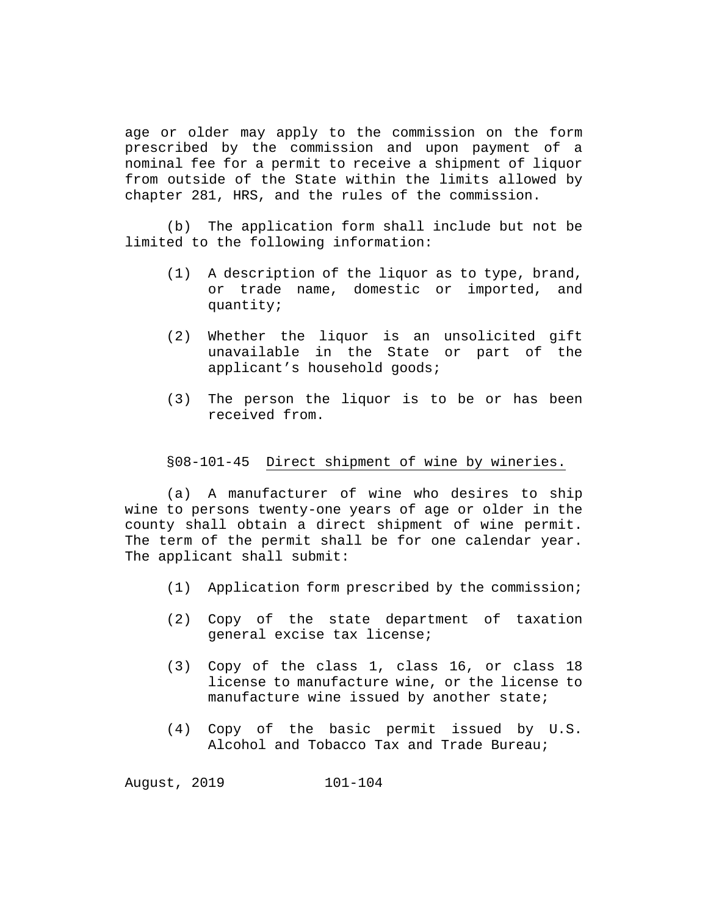age or older may apply to the commission on the form prescribed by the commission and upon payment of a nominal fee for a permit to receive a shipment of liquor from outside of the State within the limits allowed by chapter 281, HRS, and the rules of the commission.

(b) The application form shall include but not be limited to the following information:

(1) A description of the liquor as to type, brand, or trade name, domestic or imported, and quantity;

(2) Whether the liquor is an unsolicited gift unavailable in the State or part of the applicant's household goods;

(3) The person the liquor is to be or has been received from.

§08-101-45 <u>Direct shipment of wine by wineries.</u>

(a) A manufacturer of wine who desires to ship wine to persons twenty-one years of age or older in the county shall obtain a direct shipment of wine permit. The term of the permit shall be for one calendar year. The applicant shall submit:

(1) Application form prescribed by the commission;

(2) Copy of the state department of taxation general excise tax license;

(3) Copy of the class 1, class 16, or class 18 license to manufacture wine, or the license to manufacture wine issued by another state;

(4) Copy of the basic permit issued by U.S. Alcohol and Tobacco Tax and Trade Bureau;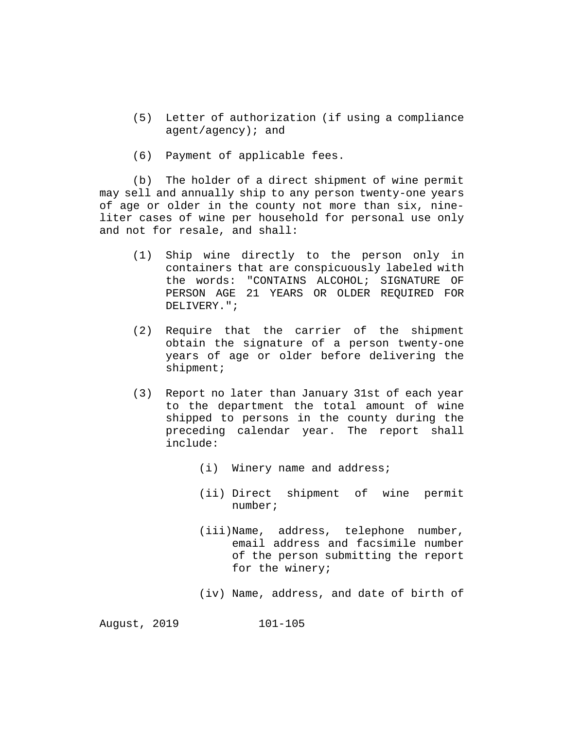(5) Letter of authorization (if using a compliance agent/agency); and

(6) Payment of applicable fees.

(b) The holder of a direct shipment of wine permit may sell and annually ship to any person twenty-one years of age or older in the county not more than six, nine-liter cases of wine per household for personal use only and not for resale, and shall:

(1) Ship wine directly to the person only in containers that are conspicuously labeled with the words: "CONTAINS ALCOHOL; SIGNATURE OF PERSON AGE 21 YEARS OR OLDER REQUIRED FOR DELIVERY.";

(2) Require that the carrier of the shipment obtain the signature of a person twenty-one years of age or older before delivering the shipment;

(3) Report no later than January 31st of each year to the department the total amount of wine shipped to persons in the county during the preceding calendar year. The report shall include:

   (i) Winery name and address;

   (ii) Direct shipment of wine permit number;

   (iii) Name, address, telephone number, email address and facsimile number of the person submitting the report for the winery;

   (iv) Name, address, and date of birth of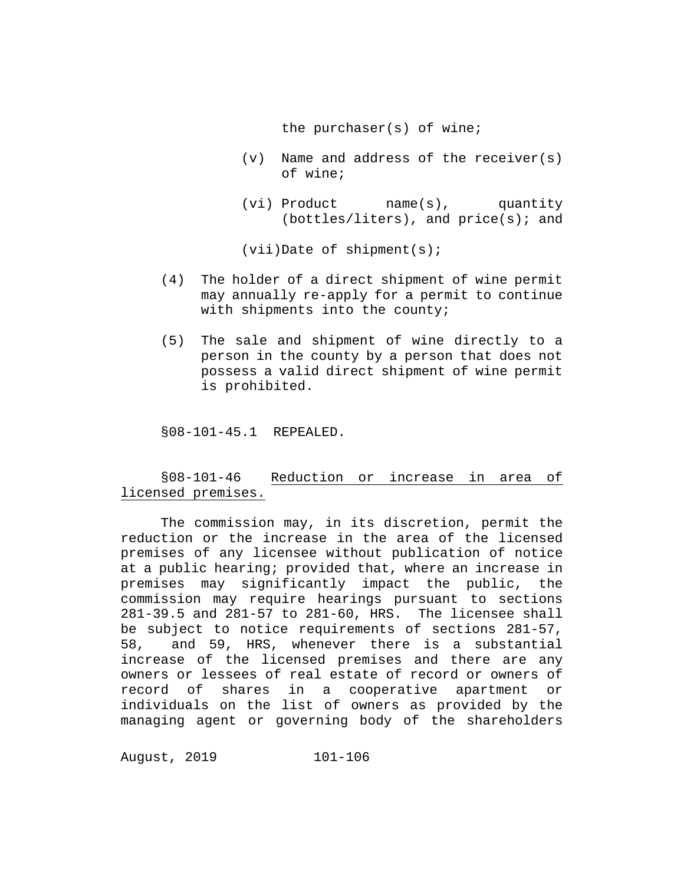the purchaser(s) of wine;

(v) Name and address of the receiver(s) of wine;

(vi) Product name(s), quantity (bottles/liters), and price(s); and

(vii) Date of shipment(s);

(4) The holder of a direct shipment of wine permit may annually re-apply for a permit to continue with shipments into the county;

(5) The sale and shipment of wine directly to a person in the county by a person that does not possess a valid direct shipment of wine permit is prohibited.

§08-101-45.1 REPEALED.

§08-101-46 Reduction or increase in area of licensed premises.

The commission may, in its discretion, permit the reduction or the increase in the area of the licensed premises of any licensee without publication of notice at a public hearing; provided that, where an increase in premises may significantly impact the public, the commission may require hearings pursuant to sections 281-39.5 and 281-57 to 281-60, HRS. The licensee shall be subject to notice requirements of sections 281-57, 58, and 59, HRS, whenever there is a substantial increase of the licensed premises and there are any owners or lessees of real estate of record or owners of record of shares in a cooperative apartment or individuals on the list of owners as provided by the managing agent or governing body of the shareholders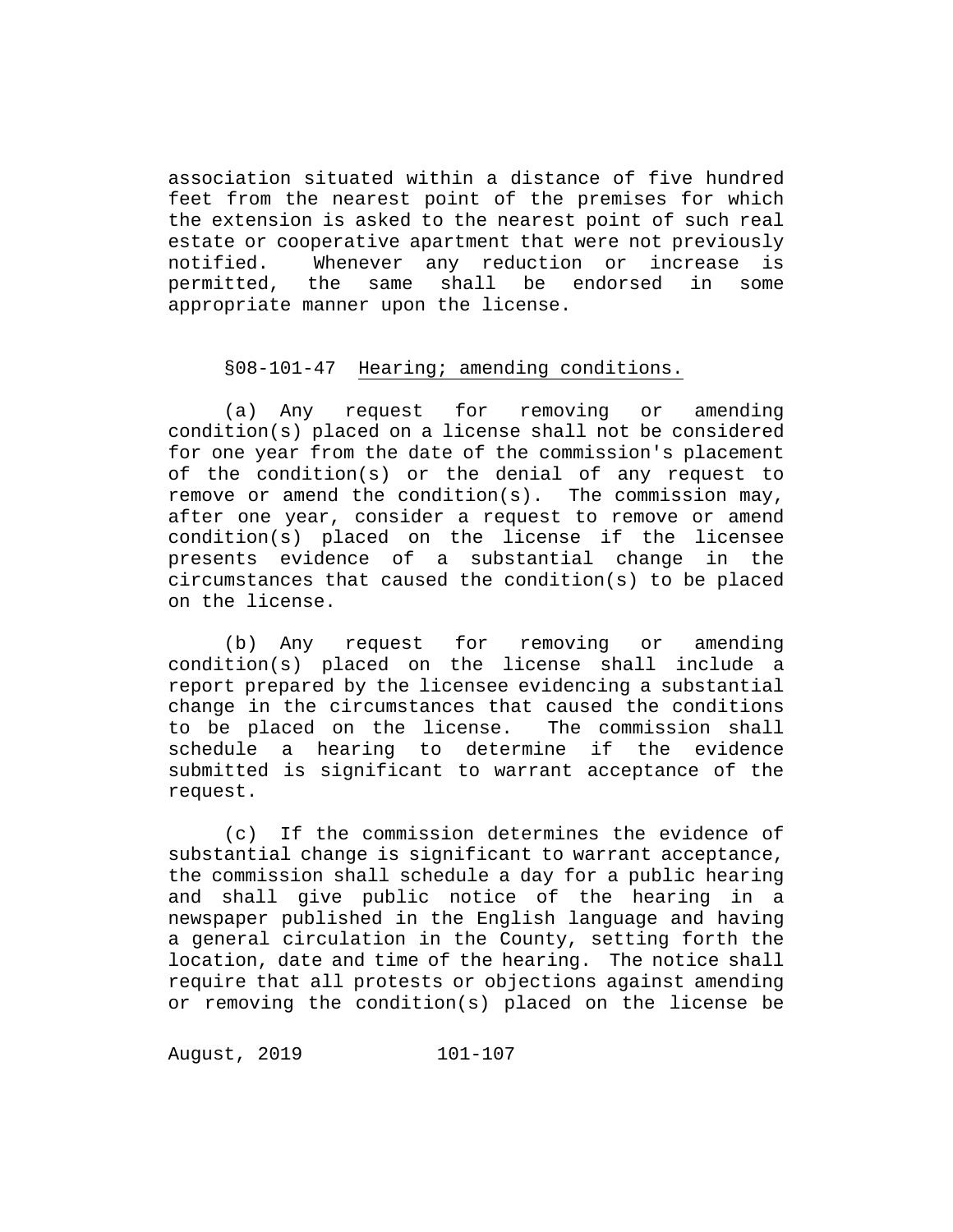association situated within a distance of five hundred feet from the nearest point of the premises for which the extension is asked to the nearest point of such real estate or cooperative apartment that were not previously notified. Whenever any reduction or increase is permitted, the same shall be endorsed in some appropriate manner upon the license.

§08-101-47 Hearing; amending conditions.

(a) Any request for removing or amending condition(s) placed on a license shall not be considered for one year from the date of the commission's placement of the condition(s) or the denial of any request to remove or amend the condition(s). The commission may, after one year, consider a request to remove or amend condition(s) placed on the license if the licensee presents evidence of a substantial change in the circumstances that caused the condition(s) to be placed on the license.

(b) Any request for removing or amending condition(s) placed on the license shall include a report prepared by the licensee evidencing a substantial change in the circumstances that caused the conditions to be placed on the license. The commission shall schedule a hearing to determine if the evidence submitted is significant to warrant acceptance of the request.

(c) If the commission determines the evidence of substantial change is significant to warrant acceptance, the commission shall schedule a day for a public hearing and shall give public notice of the hearing in a newspaper published in the English language and having a general circulation in the County, setting forth the location, date and time of the hearing. The notice shall require that all protests or objections against amending or removing the condition(s) placed on the license be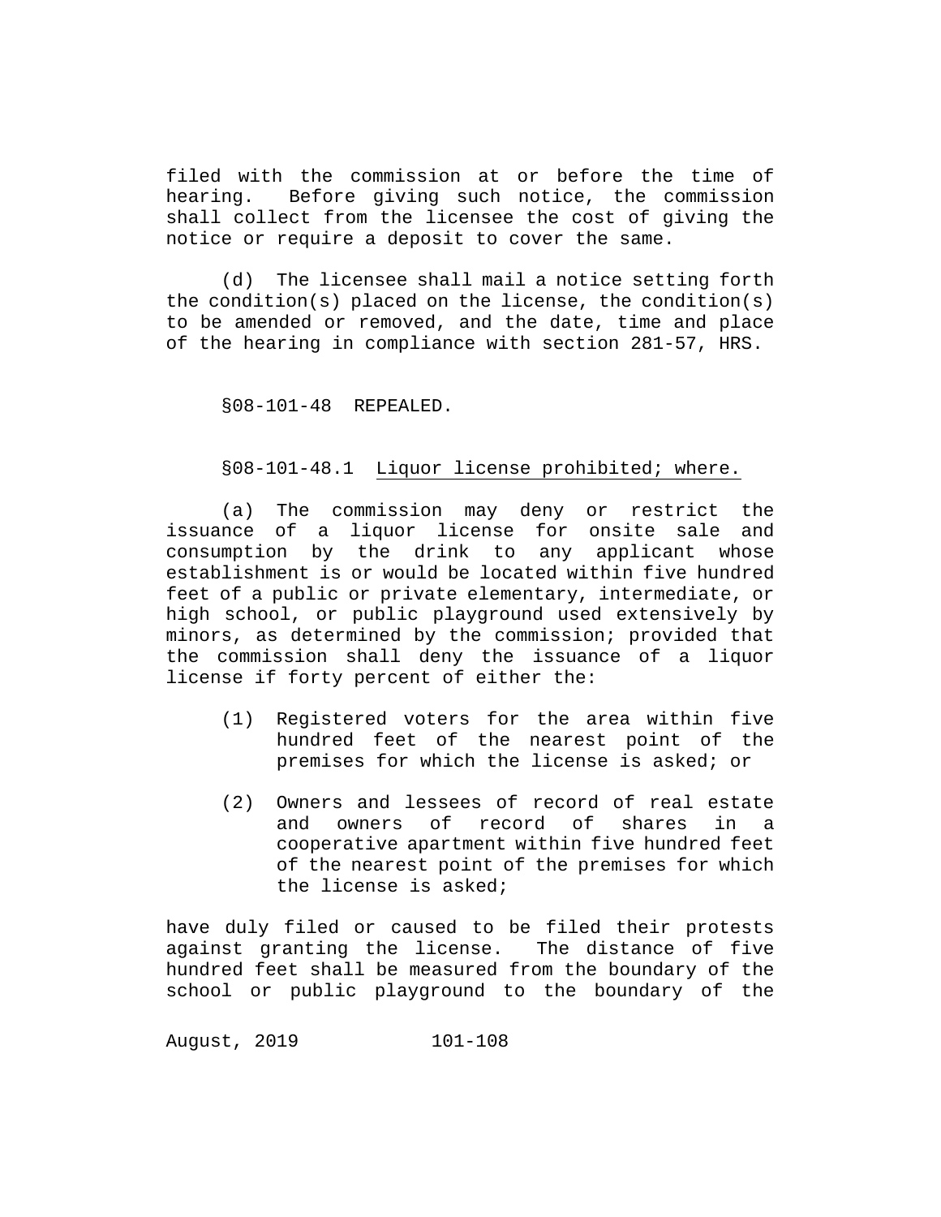filed with the commission at or before the time of hearing. Before giving such notice, the commission shall collect from the licensee the cost of giving the notice or require a deposit to cover the same.

(d) The licensee shall mail a notice setting forth the condition(s) placed on the license, the condition(s) to be amended or removed, and the date, time and place of the hearing in compliance with section 281-57, HRS.

§08-101-48 REPEALED.

§08-101-48.1 Liquor license prohibited; where.

(a) The commission may deny or restrict the issuance of a liquor license for onsite sale and consumption by the drink to any applicant whose establishment is or would be located within five hundred feet of a public or private elementary, intermediate, or high school, or public playground used extensively by minors, as determined by the commission; provided that the commission shall deny the issuance of a liquor license if forty percent of either the:

(1) Registered voters for the area within five hundred feet of the nearest point of the premises for which the license is asked; or

(2) Owners and lessees of record of real estate and owners of record of shares in a cooperative apartment within five hundred feet of the nearest point of the premises for which the license is asked;

have duly filed or caused to be filed their protests against granting the license. The distance of five hundred feet shall be measured from the boundary of the school or public playground to the boundary of the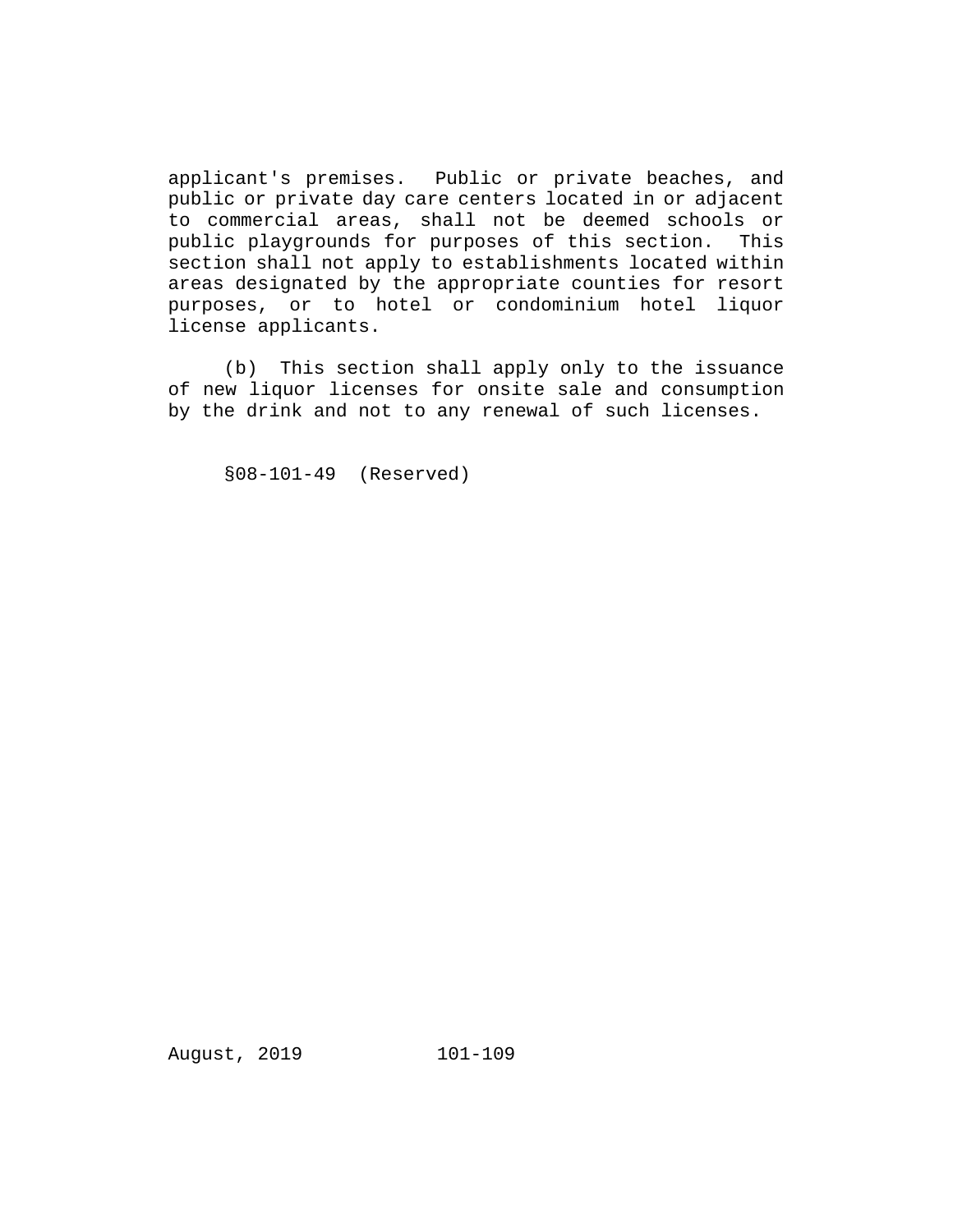applicant's premises. Public or private beaches, and public or private day care centers located in or adjacent to commercial areas, shall not be deemed schools or public playgrounds for purposes of this section. This section shall not apply to establishments located within areas designated by the appropriate counties for resort purposes, or to hotel or condominium hotel liquor license applicants.

(b) This section shall apply only to the issuance of new liquor licenses for onsite sale and consumption by the drink and not to any renewal of such licenses.

§08-101-49 (Reserved)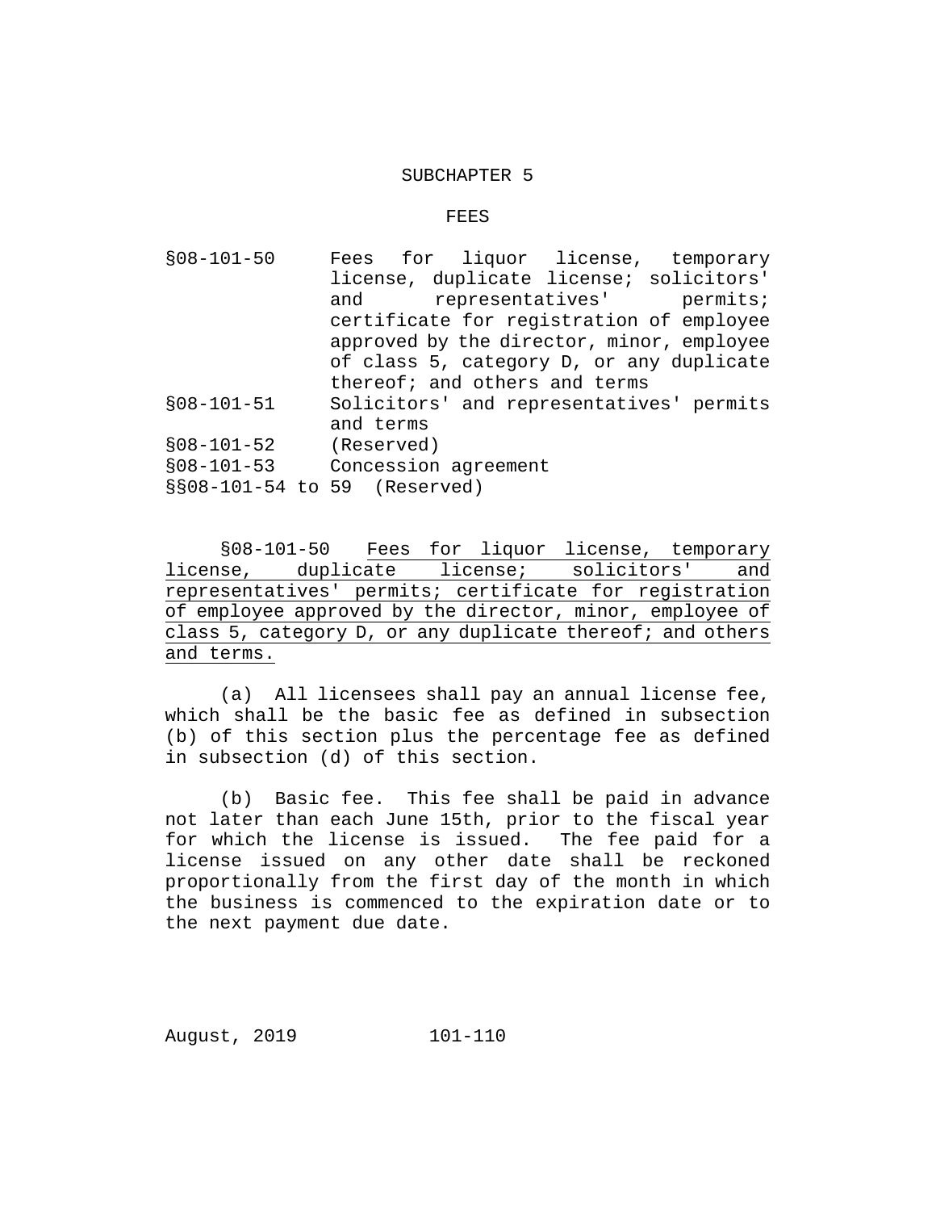## SUBCHAPTER 5

## FEES

| | |
|---|---|
| §08-101-50 | Fees for liquor license, temporary license, duplicate license; solicitors' and representatives' permits; certificate for registration of employee approved by the director, minor, employee of class 5, category D, or any duplicate thereof; and others and terms |
| §08-101-51 | Solicitors' and representatives' permits and terms |
| §08-101-52 | (Reserved) |
| §08-101-53 | Concession agreement |
| §§08-101-54 to 59 | (Reserved) |

§08-101-50 Fees for liquor license, temporary license, duplicate license; solicitors' and representatives' permits; certificate for registration of employee approved by the director, minor, employee of class 5, category D, or any duplicate thereof; and others and terms.

(a) All licensees shall pay an annual license fee, which shall be the basic fee as defined in subsection (b) of this section plus the percentage fee as defined in subsection (d) of this section.

(b) Basic fee. This fee shall be paid in advance not later than each June 15th, prior to the fiscal year for which the license is issued. The fee paid for a license issued on any other date shall be reckoned proportionally from the first day of the month in which the business is commenced to the expiration date or to the next payment due date.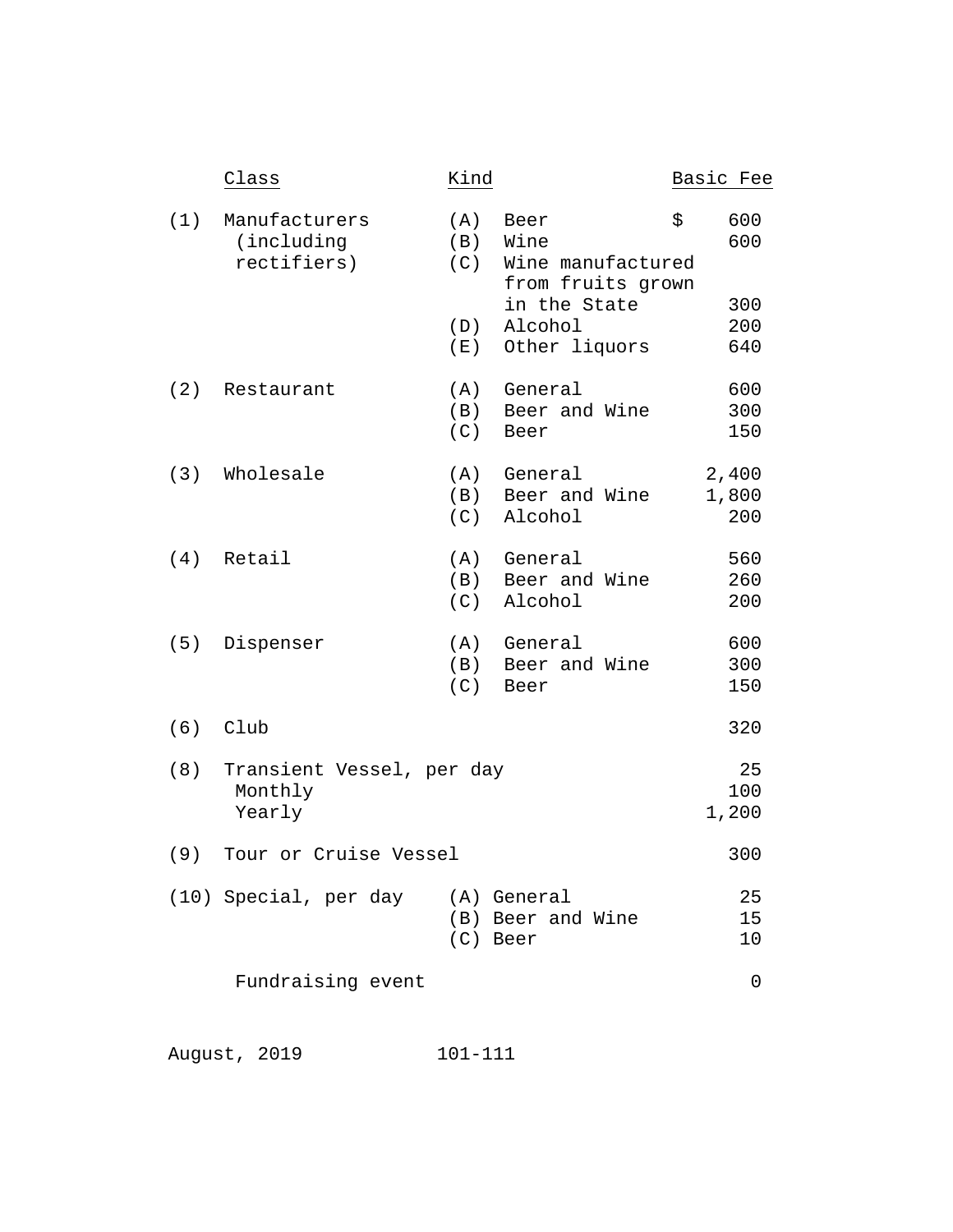| | Class | Kind | Basic Fee |
|---|---|---|---|
| (1) | Manufacturers (including rectifiers) | (A) Beer | $ 600 |
| | | (B) Wine | 600 |
| | | (C) Wine manufactured from fruits grown in the State | 300 |
| | | (D) Alcohol | 200 |
| | | (E) Other liquors | 640 |
| (2) | Restaurant | (A) General | 600 |
| | | (B) Beer and Wine | 300 |
| | | (C) Beer | 150 |
| (3) | Wholesale | (A) General | 2,400 |
| | | (B) Beer and Wine | 1,800 |
| | | (C) Alcohol | 200 |
| (4) | Retail | (A) General | 560 |
| | | (B) Beer and Wine | 260 |
| | | (C) Alcohol | 200 |
| (5) | Dispenser | (A) General | 600 |
| | | (B) Beer and Wine | 300 |
| | | (C) Beer | 150 |
| (6) | Club | | 320 |
| (8) | Transient Vessel, per day | | 25 |
| | Monthly | | 100 |
| | Yearly | | 1,200 |
| (9) | Tour or Cruise Vessel | | 300 |
| (10) | Special, per day | (A) General | 25 |
| | | (B) Beer and Wine | 15 |
| | | (C) Beer | 10 |
| | Fundraising event | | 0 |

August, 2019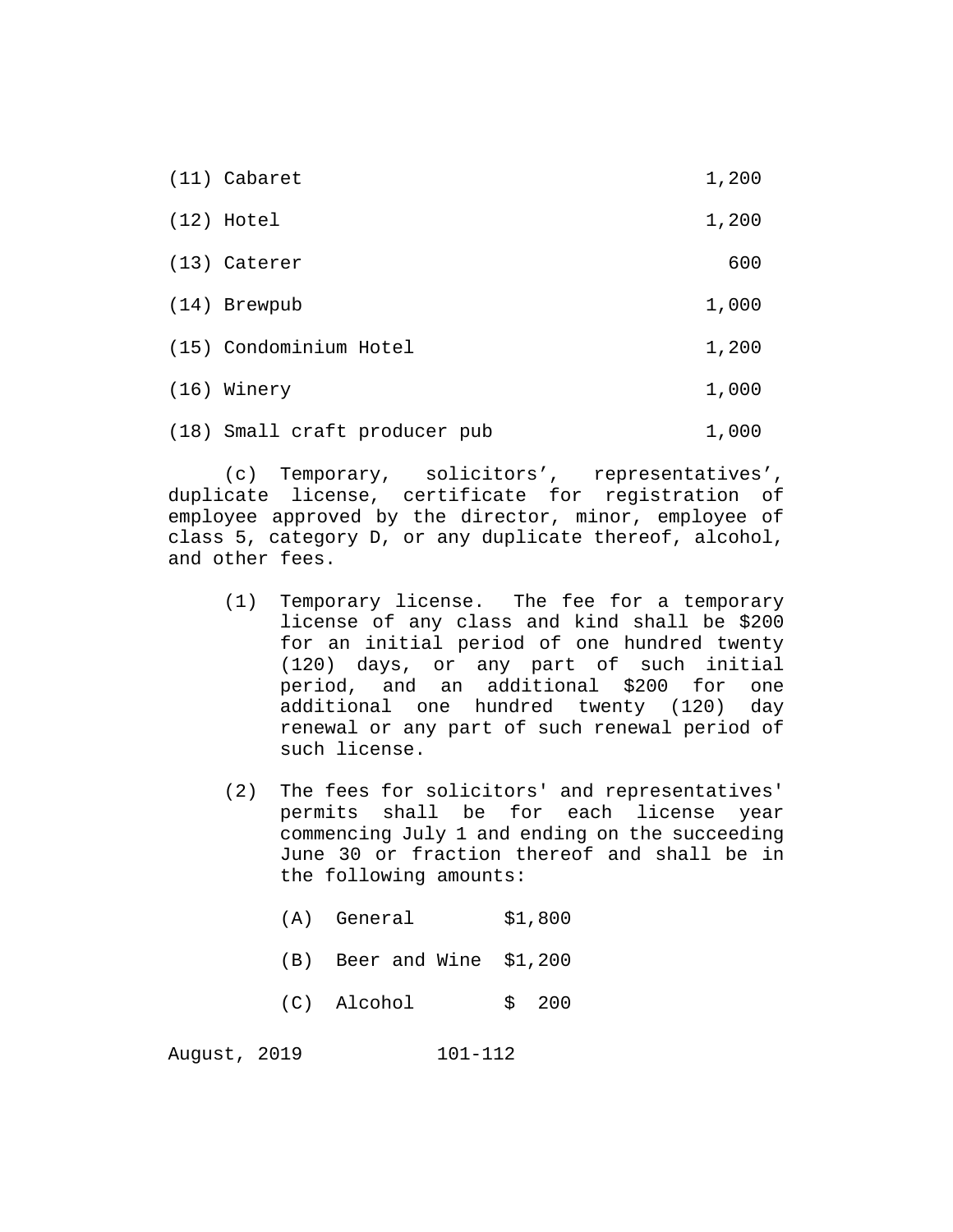| | |
|---|---|
| (11) Cabaret | 1,200 |
| (12) Hotel | 1,200 |
| (13) Caterer | 600 |
| (14) Brewpub | 1,000 |
| (15) Condominium Hotel | 1,200 |
| (16) Winery | 1,000 |
| (18) Small craft producer pub | 1,000 |

(c) Temporary, solicitors', representatives', duplicate license, certificate for registration of employee approved by the director, minor, employee of class 5, category D, or any duplicate thereof, alcohol, and other fees.

(1) Temporary license. The fee for a temporary license of any class and kind shall be $200 for an initial period of one hundred twenty (120) days, or any part of such initial period, and an additional $200 for one additional one hundred twenty (120) day renewal or any part of such renewal period of such license.

(2) The fees for solicitors' and representatives' permits shall be for each license year commencing July 1 and ending on the succeeding June 30 or fraction thereof and shall be in the following amounts:

| | | |
|---|---|---|
| (A) | General | $1,800 |
| (B) | Beer and Wine | $1,200 |
| (C) | Alcohol | $ 200 |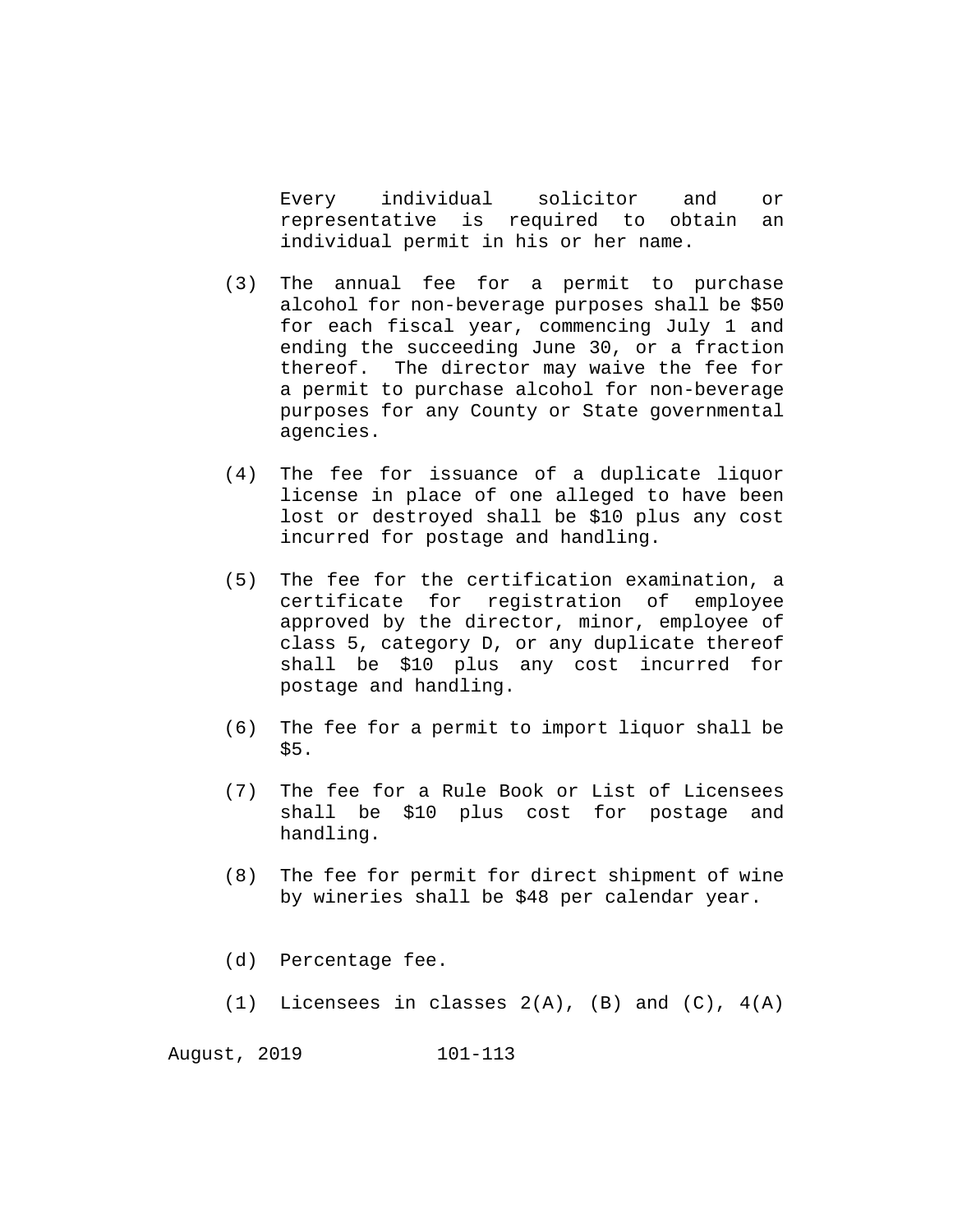Every individual solicitor and or representative is required to obtain an individual permit in his or her name.

(3) The annual fee for a permit to purchase alcohol for non-beverage purposes shall be $50 for each fiscal year, commencing July 1 and ending the succeeding June 30, or a fraction thereof. The director may waive the fee for a permit to purchase alcohol for non-beverage purposes for any County or State governmental agencies.

(4) The fee for issuance of a duplicate liquor license in place of one alleged to have been lost or destroyed shall be $10 plus any cost incurred for postage and handling.

(5) The fee for the certification examination, a certificate for registration of employee approved by the director, minor, employee of class 5, category D, or any duplicate thereof shall be $10 plus any cost incurred for postage and handling.

(6) The fee for a permit to import liquor shall be $5.

(7) The fee for a Rule Book or List of Licensees shall be $10 plus cost for postage and handling.

(8) The fee for permit for direct shipment of wine by wineries shall be $48 per calendar year.

(d) Percentage fee.

(1) Licensees in classes 2(A), (B) and (C), 4(A)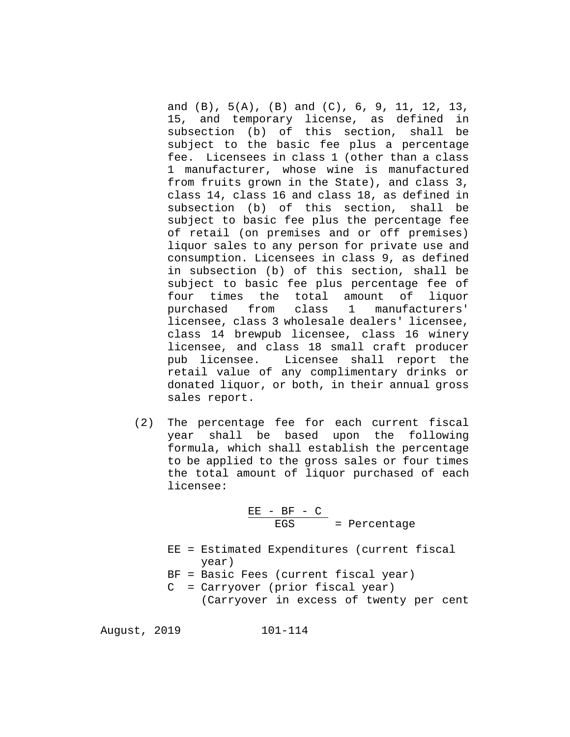and (B), 5(A), (B) and (C), 6, 9, 11, 12, 13, 15, and temporary license, as defined in subsection (b) of this section, shall be subject to the basic fee plus a percentage fee. Licensees in class 1 (other than a class 1 manufacturer, whose wine is manufactured from fruits grown in the State), and class 3, class 14, class 16 and class 18, as defined in subsection (b) of this section, shall be subject to basic fee plus the percentage fee of retail (on premises and or off premises) liquor sales to any person for private use and consumption. Licensees in class 9, as defined in subsection (b) of this section, shall be subject to basic fee plus percentage fee of four times the total amount of liquor purchased from class 1 manufacturers' licensee, class 3 wholesale dealers' licensee, class 14 brewpub licensee, class 16 winery licensee, and class 18 small craft producer pub licensee. Licensee shall report the retail value of any complimentary drinks or donated liquor, or both, in their annual gross sales report.

(2) The percentage fee for each current fiscal year shall be based upon the following formula, which shall establish the percentage to be applied to the gross sales or four times the total amount of liquor purchased of each licensee:

$$\frac{EE - BF - C}{EGS} = \text{Percentage}$$

EE = Estimated Expenditures (current fiscal year)
BF = Basic Fees (current fiscal year)
C = Carryover (prior fiscal year) (Carryover in excess of twenty per cent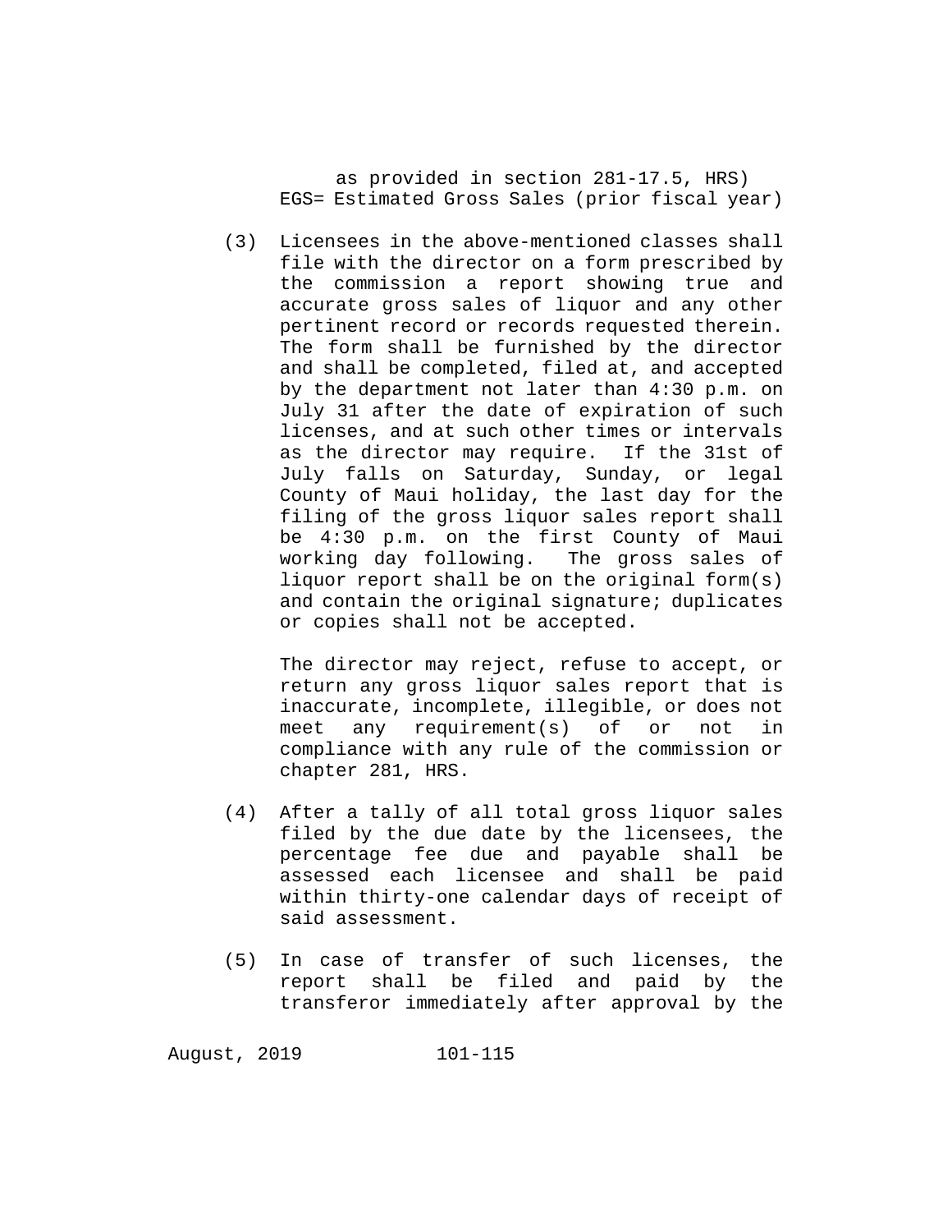as provided in section 281-17.5, HRS)
EGS= Estimated Gross Sales (prior fiscal year)

(3) Licensees in the above-mentioned classes shall file with the director on a form prescribed by the commission a report showing true and accurate gross sales of liquor and any other pertinent record or records requested therein. The form shall be furnished by the director and shall be completed, filed at, and accepted by the department not later than 4:30 p.m. on July 31 after the date of expiration of such licenses, and at such other times or intervals as the director may require. If the 31st of July falls on Saturday, Sunday, or legal County of Maui holiday, the last day for the filing of the gross liquor sales report shall be 4:30 p.m. on the first County of Maui working day following. The gross sales of liquor report shall be on the original form(s) and contain the original signature; duplicates or copies shall not be accepted.

The director may reject, refuse to accept, or return any gross liquor sales report that is inaccurate, incomplete, illegible, or does not meet any requirement(s) of or not in compliance with any rule of the commission or chapter 281, HRS.

(4) After a tally of all total gross liquor sales filed by the due date by the licensees, the percentage fee due and payable shall be assessed each licensee and shall be paid within thirty-one calendar days of receipt of said assessment.

(5) In case of transfer of such licenses, the report shall be filed and paid by the transferor immediately after approval by the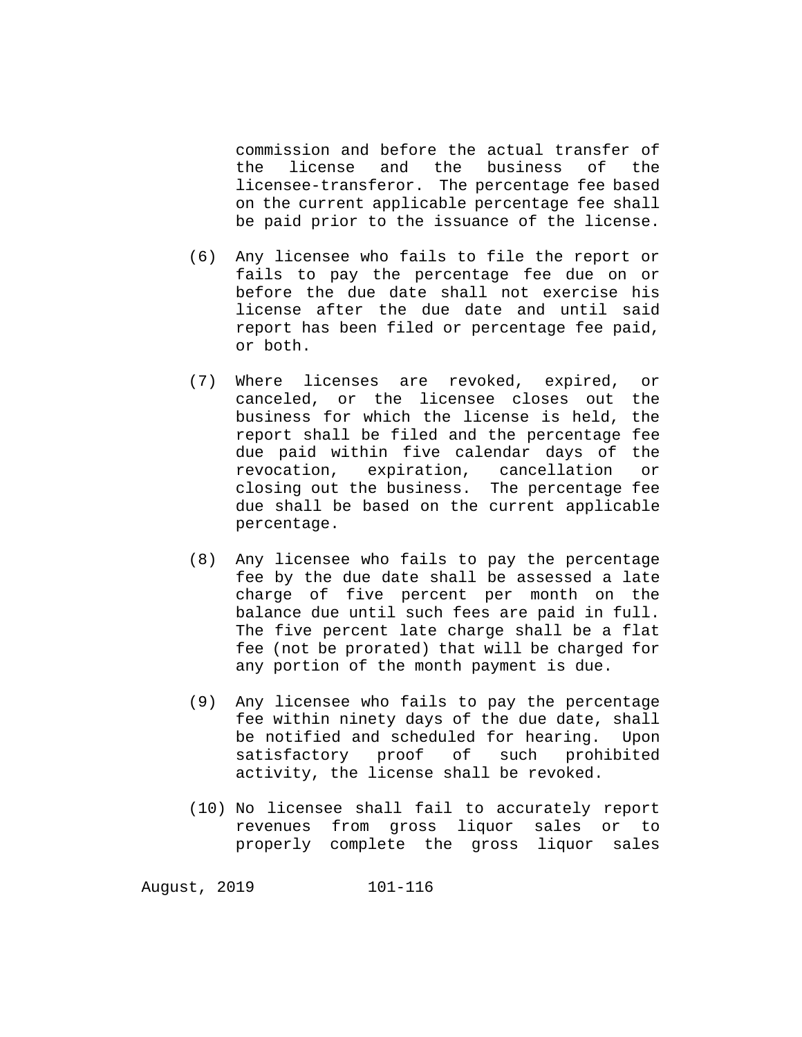commission and before the actual transfer of the license and the business of the licensee-transferor. The percentage fee based on the current applicable percentage fee shall be paid prior to the issuance of the license.

(6) Any licensee who fails to file the report or fails to pay the percentage fee due on or before the due date shall not exercise his license after the due date and until said report has been filed or percentage fee paid, or both.

(7) Where licenses are revoked, expired, or canceled, or the licensee closes out the business for which the license is held, the report shall be filed and the percentage fee due paid within five calendar days of the revocation, expiration, cancellation or closing out the business. The percentage fee due shall be based on the current applicable percentage.

(8) Any licensee who fails to pay the percentage fee by the due date shall be assessed a late charge of five percent per month on the balance due until such fees are paid in full. The five percent late charge shall be a flat fee (not be prorated) that will be charged for any portion of the month payment is due.

(9) Any licensee who fails to pay the percentage fee within ninety days of the due date, shall be notified and scheduled for hearing. Upon satisfactory proof of such prohibited activity, the license shall be revoked.

(10) No licensee shall fail to accurately report revenues from gross liquor sales or to properly complete the gross liquor sales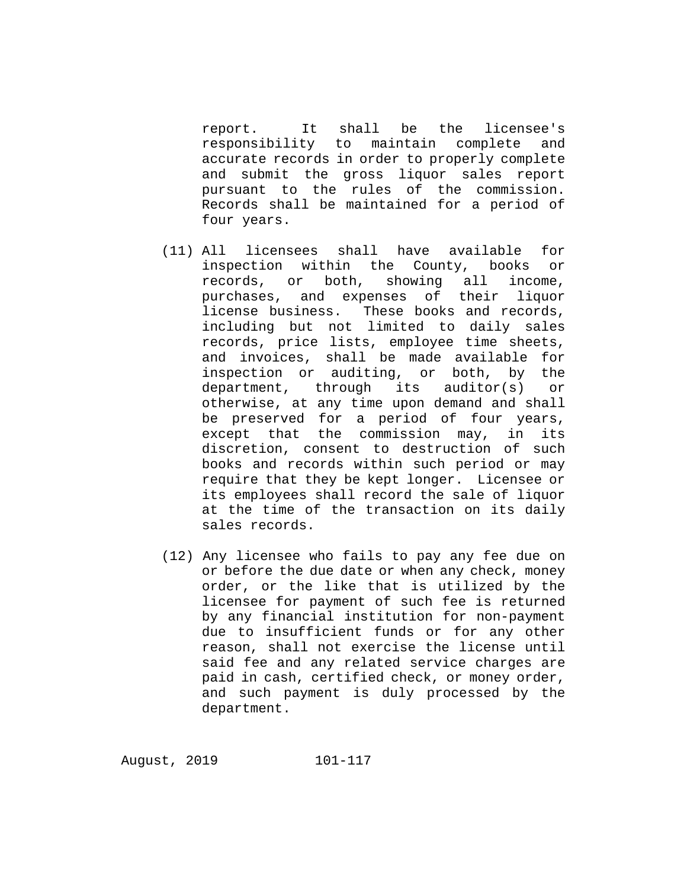report. It shall be the licensee's responsibility to maintain complete and accurate records in order to properly complete and submit the gross liquor sales report pursuant to the rules of the commission. Records shall be maintained for a period of four years.

(11) All licensees shall have available for inspection within the County, books or records, or both, showing all income, purchases, and expenses of their liquor license business. These books and records, including but not limited to daily sales records, price lists, employee time sheets, and invoices, shall be made available for inspection or auditing, or both, by the department, through its auditor(s) or otherwise, at any time upon demand and shall be preserved for a period of four years, except that the commission may, in its discretion, consent to destruction of such books and records within such period or may require that they be kept longer. Licensee or its employees shall record the sale of liquor at the time of the transaction on its daily sales records.

(12) Any licensee who fails to pay any fee due on or before the due date or when any check, money order, or the like that is utilized by the licensee for payment of such fee is returned by any financial institution for non-payment due to insufficient funds or for any other reason, shall not exercise the license until said fee and any related service charges are paid in cash, certified check, or money order, and such payment is duly processed by the department.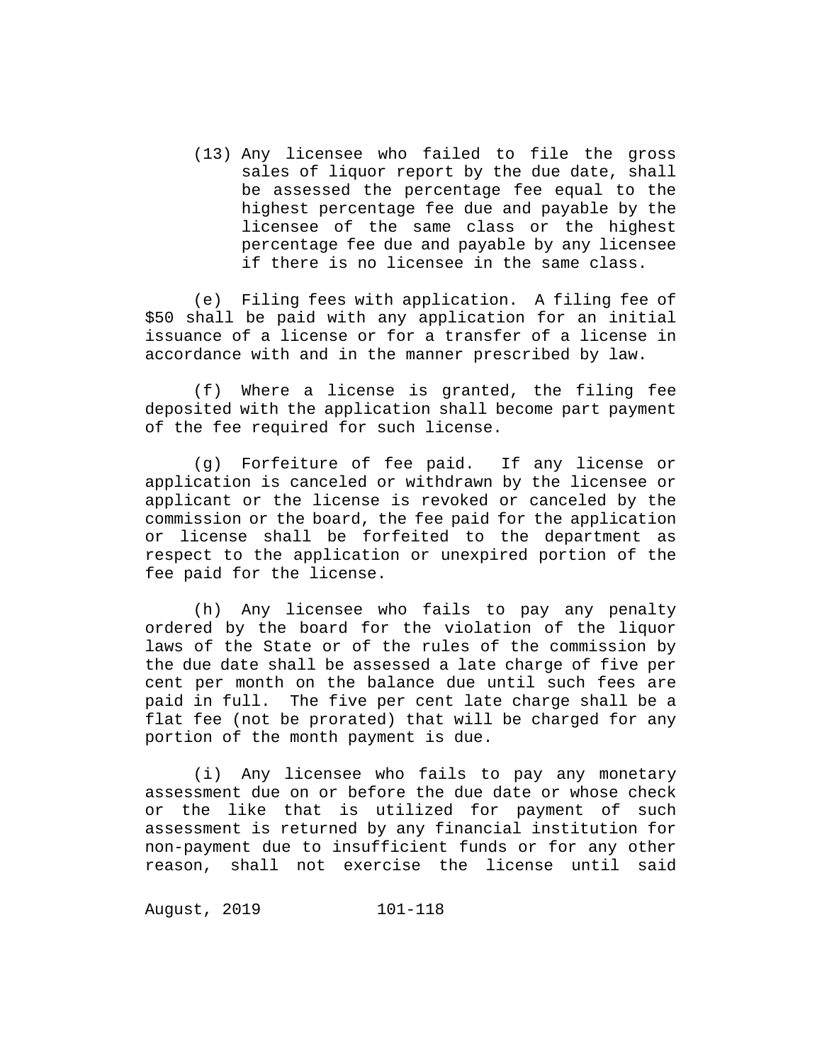(13) Any licensee who failed to file the gross sales of liquor report by the due date, shall be assessed the percentage fee equal to the highest percentage fee due and payable by the licensee of the same class or the highest percentage fee due and payable by any licensee if there is no licensee in the same class.

(e) Filing fees with application. A filing fee of $50 shall be paid with any application for an initial issuance of a license or for a transfer of a license in accordance with and in the manner prescribed by law.

(f) Where a license is granted, the filing fee deposited with the application shall become part payment of the fee required for such license.

(g) Forfeiture of fee paid. If any license or application is canceled or withdrawn by the licensee or applicant or the license is revoked or canceled by the commission or the board, the fee paid for the application or license shall be forfeited to the department as respect to the application or unexpired portion of the fee paid for the license.

(h) Any licensee who fails to pay any penalty ordered by the board for the violation of the liquor laws of the State or of the rules of the commission by the due date shall be assessed a late charge of five per cent per month on the balance due until such fees are paid in full. The five per cent late charge shall be a flat fee (not be prorated) that will be charged for any portion of the month payment is due.

(i) Any licensee who fails to pay any monetary assessment due on or before the due date or whose check or the like that is utilized for payment of such assessment is returned by any financial institution for non-payment due to insufficient funds or for any other reason, shall not exercise the license until said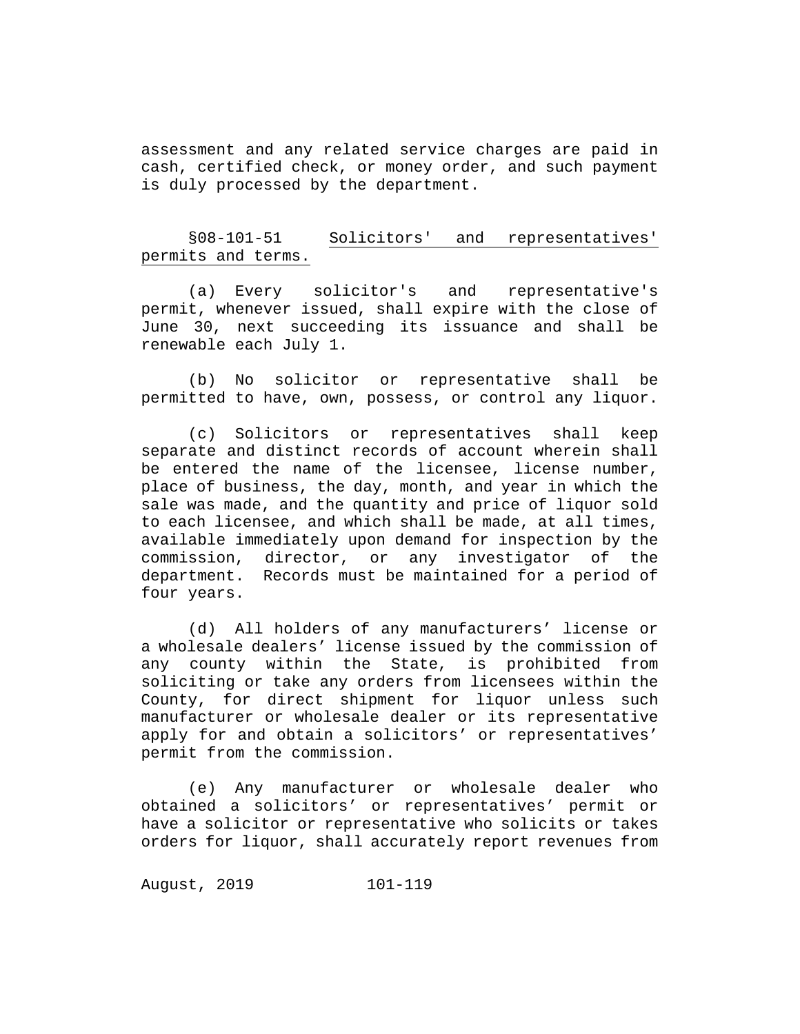assessment and any related service charges are paid in cash, certified check, or money order, and such payment is duly processed by the department.

§08-101-51 Solicitors' and representatives' permits and terms.

(a) Every solicitor's and representative's permit, whenever issued, shall expire with the close of June 30, next succeeding its issuance and shall be renewable each July 1.

(b) No solicitor or representative shall be permitted to have, own, possess, or control any liquor.

(c) Solicitors or representatives shall keep separate and distinct records of account wherein shall be entered the name of the licensee, license number, place of business, the day, month, and year in which the sale was made, and the quantity and price of liquor sold to each licensee, and which shall be made, at all times, available immediately upon demand for inspection by the commission, director, or any investigator of the department. Records must be maintained for a period of four years.

(d) All holders of any manufacturers' license or a wholesale dealers' license issued by the commission of any county within the State, is prohibited from soliciting or take any orders from licensees within the County, for direct shipment for liquor unless such manufacturer or wholesale dealer or its representative apply for and obtain a solicitors' or representatives' permit from the commission.

(e) Any manufacturer or wholesale dealer who obtained a solicitors' or representatives' permit or have a solicitor or representative who solicits or takes orders for liquor, shall accurately report revenues from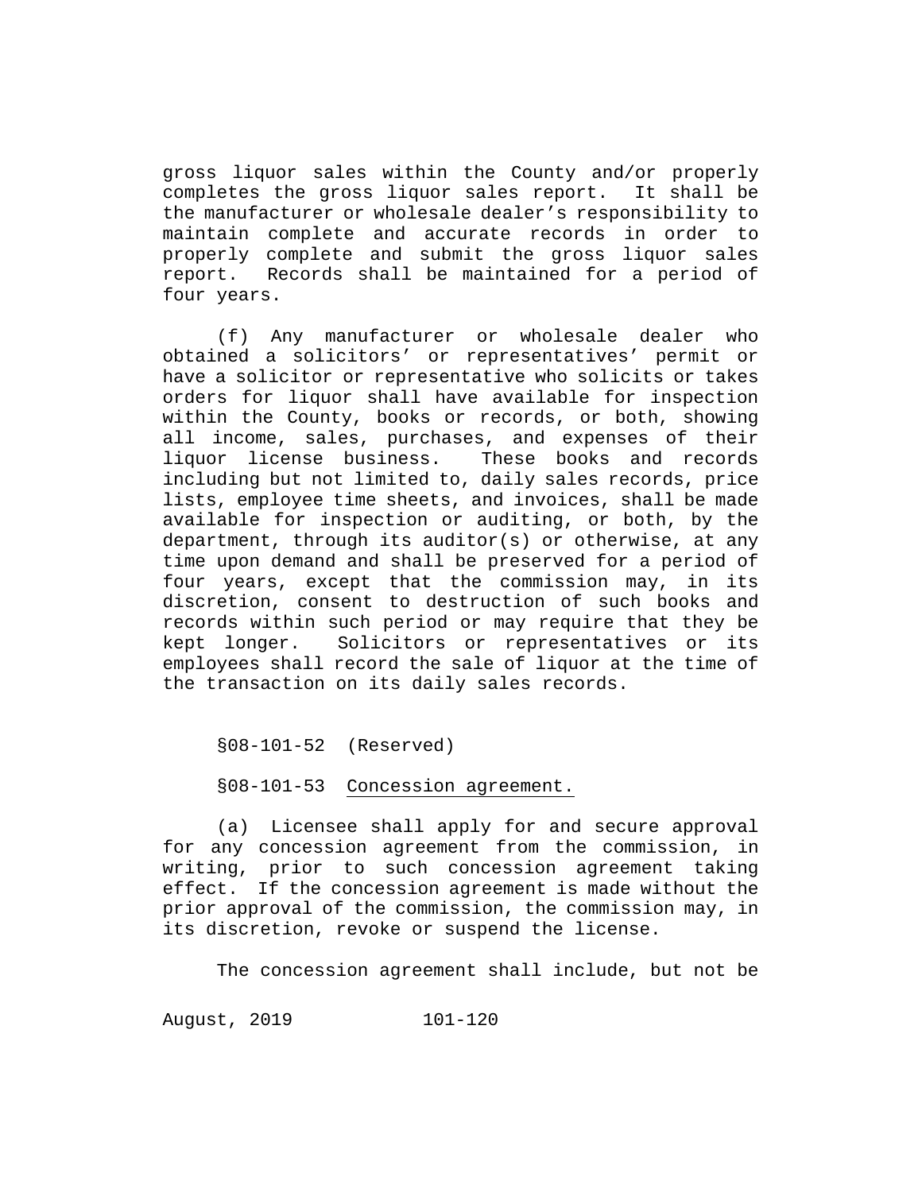gross liquor sales within the County and/or properly completes the gross liquor sales report. It shall be the manufacturer or wholesale dealer's responsibility to maintain complete and accurate records in order to properly complete and submit the gross liquor sales report. Records shall be maintained for a period of four years.

(f) Any manufacturer or wholesale dealer who obtained a solicitors' or representatives' permit or have a solicitor or representative who solicits or takes orders for liquor shall have available for inspection within the County, books or records, or both, showing all income, sales, purchases, and expenses of their liquor license business. These books and records including but not limited to, daily sales records, price lists, employee time sheets, and invoices, shall be made available for inspection or auditing, or both, by the department, through its auditor(s) or otherwise, at any time upon demand and shall be preserved for a period of four years, except that the commission may, in its discretion, consent to destruction of such books and records within such period or may require that they be kept longer. Solicitors or representatives or its employees shall record the sale of liquor at the time of the transaction on its daily sales records.

§08-101-52 (Reserved)

§08-101-53 Concession agreement.

(a) Licensee shall apply for and secure approval for any concession agreement from the commission, in writing, prior to such concession agreement taking effect. If the concession agreement is made without the prior approval of the commission, the commission may, in its discretion, revoke or suspend the license.

The concession agreement shall include, but not be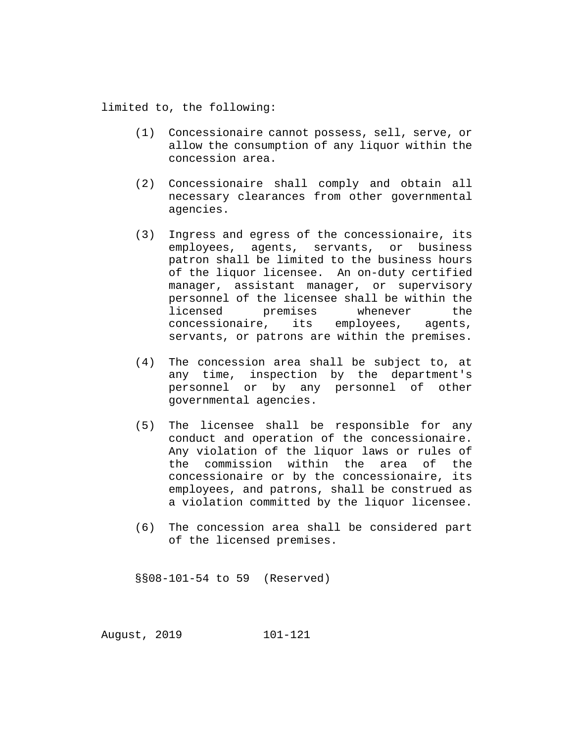limited to, the following:

(1) Concessionaire cannot possess, sell, serve, or allow the consumption of any liquor within the concession area.

(2) Concessionaire shall comply and obtain all necessary clearances from other governmental agencies.

(3) Ingress and egress of the concessionaire, its employees, agents, servants, or business patron shall be limited to the business hours of the liquor licensee. An on-duty certified manager, assistant manager, or supervisory personnel of the licensee shall be within the licensed premises whenever the concessionaire, its employees, agents, servants, or patrons are within the premises.

(4) The concession area shall be subject to, at any time, inspection by the department's personnel or by any personnel of other governmental agencies.

(5) The licensee shall be responsible for any conduct and operation of the concessionaire. Any violation of the liquor laws or rules of the commission within the area of the concessionaire or by the concessionaire, its employees, and patrons, shall be construed as a violation committed by the liquor licensee.

(6) The concession area shall be considered part of the licensed premises.

§§08-101-54 to 59 (Reserved)

August, 2019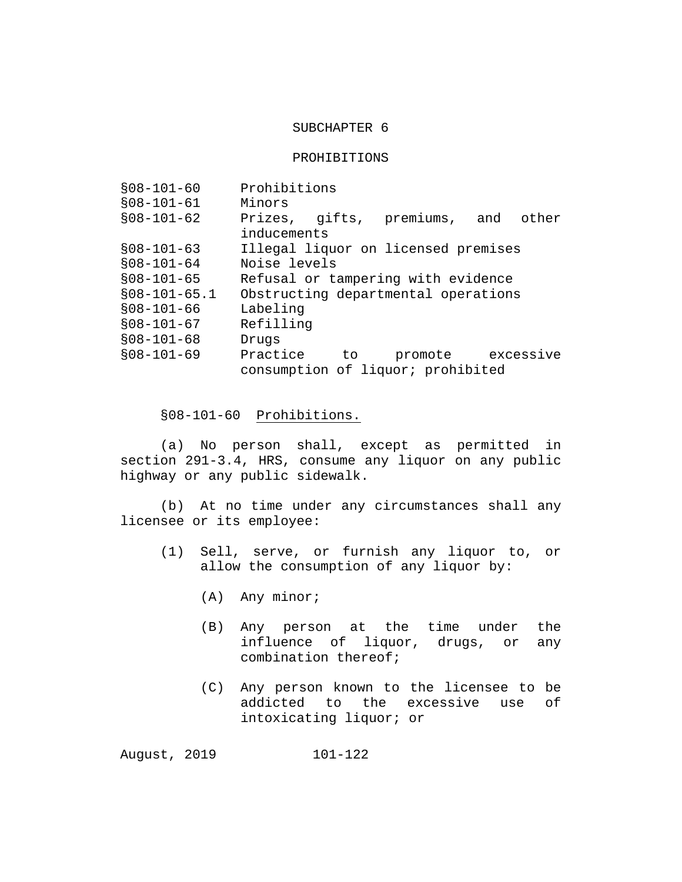## SUBCHAPTER 6

## PROHIBITIONS

| | |
|---|---|
| §08-101-60 | Prohibitions |
| §08-101-61 | Minors |
| §08-101-62 | Prizes, gifts, premiums, and other inducements |
| §08-101-63 | Illegal liquor on licensed premises |
| §08-101-64 | Noise levels |
| §08-101-65 | Refusal or tampering with evidence |
| §08-101-65.1 | Obstructing departmental operations |
| §08-101-66 | Labeling |
| §08-101-67 | Refilling |
| §08-101-68 | Drugs |
| §08-101-69 | Practice to promote excessive consumption of liquor; prohibited |

§08-101-60 Prohibitions.

(a) No person shall, except as permitted in section 291-3.4, HRS, consume any liquor on any public highway or any public sidewalk.

(b) At no time under any circumstances shall any licensee or its employee:

(1) Sell, serve, or furnish any liquor to, or allow the consumption of any liquor by:

(A) Any minor;

(B) Any person at the time under the influence of liquor, drugs, or any combination thereof;

(C) Any person known to the licensee to be addicted to the excessive use of intoxicating liquor; or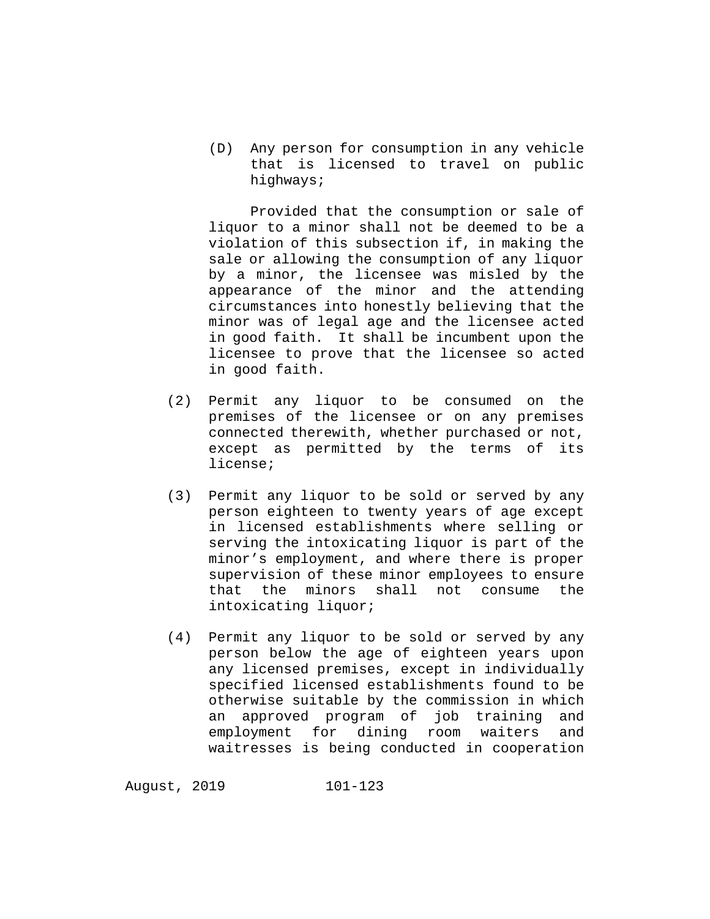(D) Any person for consumption in any vehicle that is licensed to travel on public highways;

Provided that the consumption or sale of liquor to a minor shall not be deemed to be a violation of this subsection if, in making the sale or allowing the consumption of any liquor by a minor, the licensee was misled by the appearance of the minor and the attending circumstances into honestly believing that the minor was of legal age and the licensee acted in good faith. It shall be incumbent upon the licensee to prove that the licensee so acted in good faith.

(2) Permit any liquor to be consumed on the premises of the licensee or on any premises connected therewith, whether purchased or not, except as permitted by the terms of its license;

(3) Permit any liquor to be sold or served by any person eighteen to twenty years of age except in licensed establishments where selling or serving the intoxicating liquor is part of the minor's employment, and where there is proper supervision of these minor employees to ensure that the minors shall not consume the intoxicating liquor;

(4) Permit any liquor to be sold or served by any person below the age of eighteen years upon any licensed premises, except in individually specified licensed establishments found to be otherwise suitable by the commission in which an approved program of job training and employment for dining room waiters and waitresses is being conducted in cooperation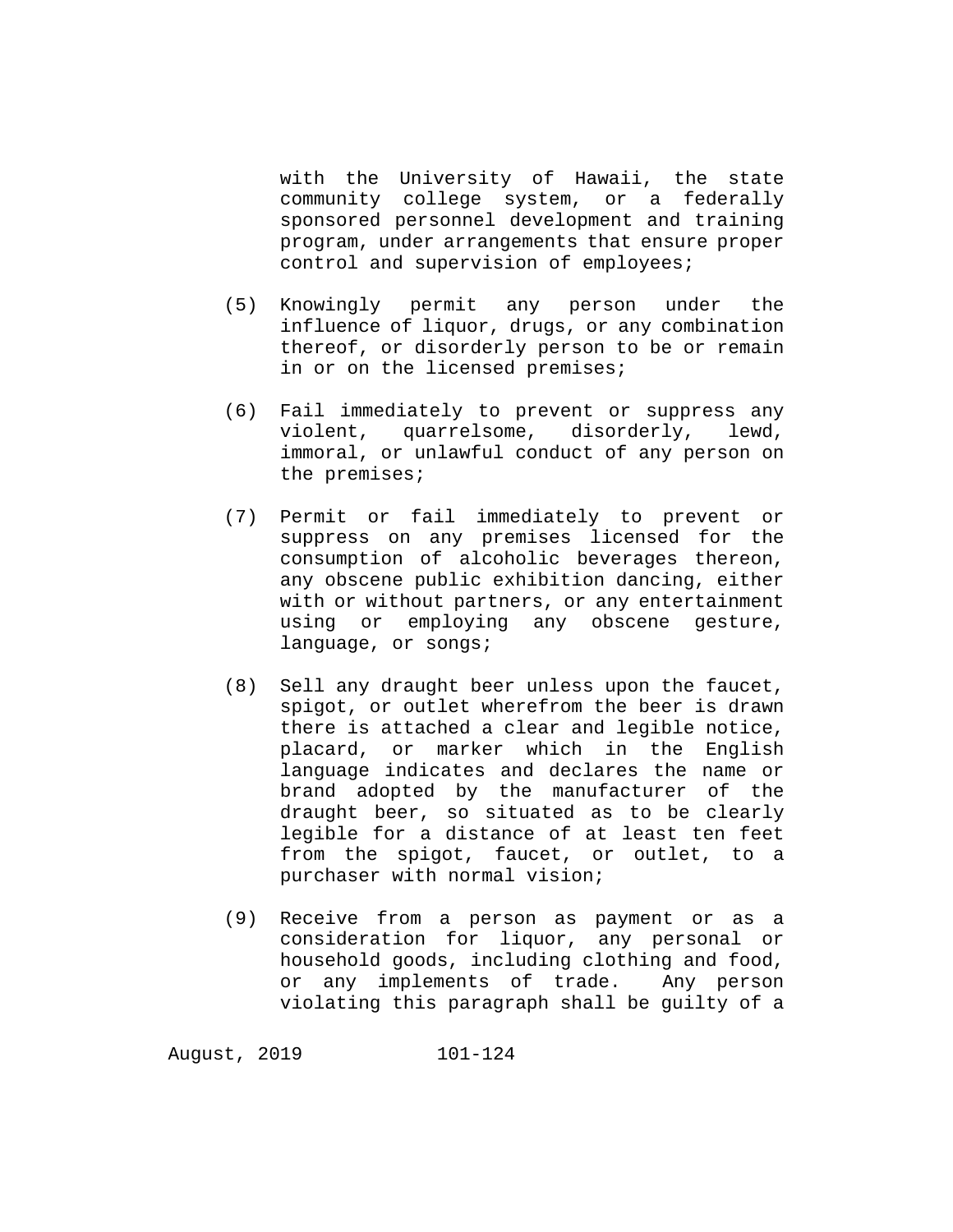with the University of Hawaii, the state community college system, or a federally sponsored personnel development and training program, under arrangements that ensure proper control and supervision of employees;

(5) Knowingly permit any person under the influence of liquor, drugs, or any combination thereof, or disorderly person to be or remain in or on the licensed premises;

(6) Fail immediately to prevent or suppress any violent, quarrelsome, disorderly, lewd, immoral, or unlawful conduct of any person on the premises;

(7) Permit or fail immediately to prevent or suppress on any premises licensed for the consumption of alcoholic beverages thereon, any obscene public exhibition dancing, either with or without partners, or any entertainment using or employing any obscene gesture, language, or songs;

(8) Sell any draught beer unless upon the faucet, spigot, or outlet wherefrom the beer is drawn there is attached a clear and legible notice, placard, or marker which in the English language indicates and declares the name or brand adopted by the manufacturer of the draught beer, so situated as to be clearly legible for a distance of at least ten feet from the spigot, faucet, or outlet, to a purchaser with normal vision;

(9) Receive from a person as payment or as a consideration for liquor, any personal or household goods, including clothing and food, or any implements of trade. Any person violating this paragraph shall be guilty of a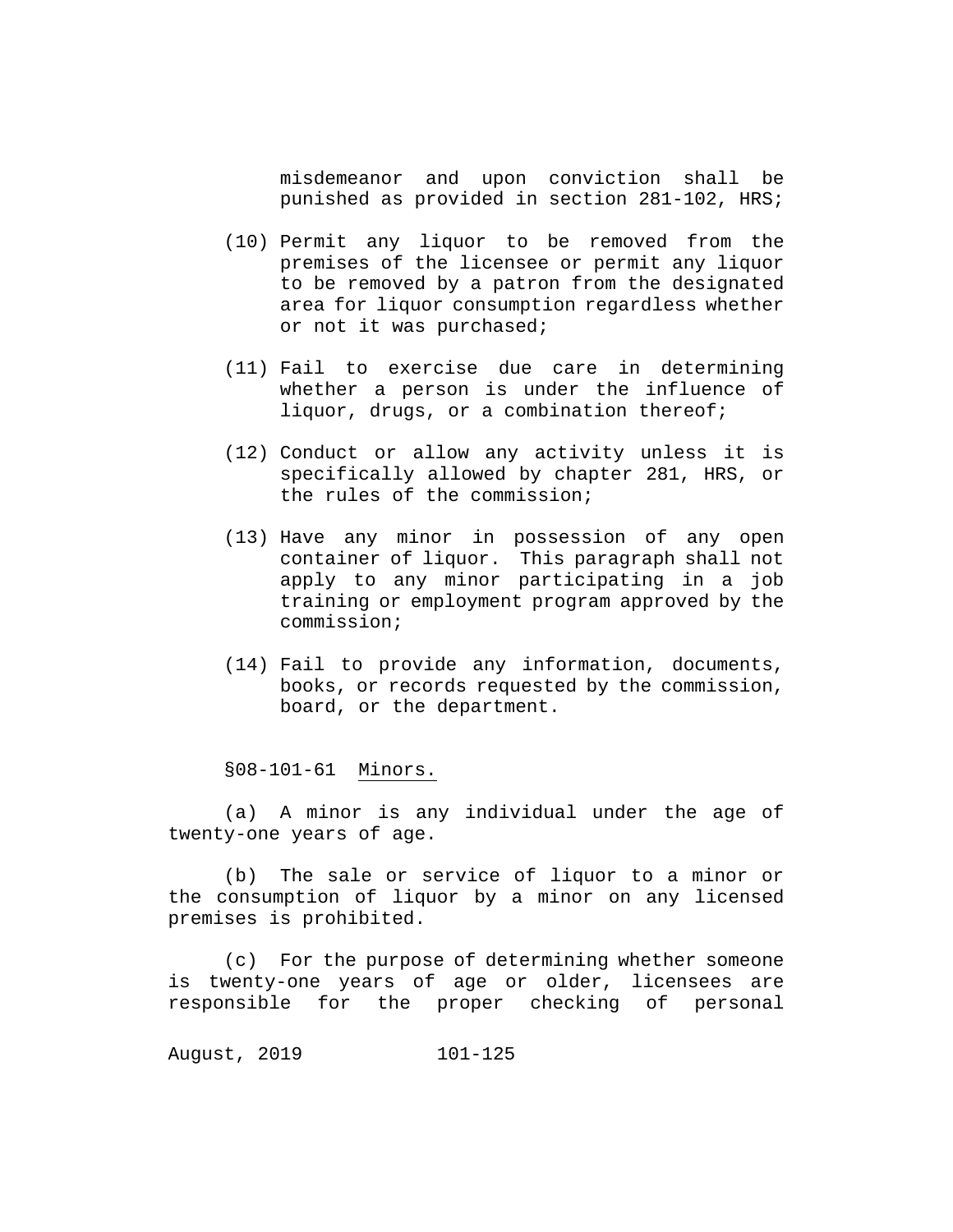misdemeanor and upon conviction shall be punished as provided in section 281-102, HRS;

(10) Permit any liquor to be removed from the premises of the licensee or permit any liquor to be removed by a patron from the designated area for liquor consumption regardless whether or not it was purchased;

(11) Fail to exercise due care in determining whether a person is under the influence of liquor, drugs, or a combination thereof;

(12) Conduct or allow any activity unless it is specifically allowed by chapter 281, HRS, or the rules of the commission;

(13) Have any minor in possession of any open container of liquor. This paragraph shall not apply to any minor participating in a job training or employment program approved by the commission;

(14) Fail to provide any information, documents, books, or records requested by the commission, board, or the department.

§08-101-61 Minors.

(a) A minor is any individual under the age of twenty-one years of age.

(b) The sale or service of liquor to a minor or the consumption of liquor by a minor on any licensed premises is prohibited.

(c) For the purpose of determining whether someone is twenty-one years of age or older, licensees are responsible for the proper checking of personal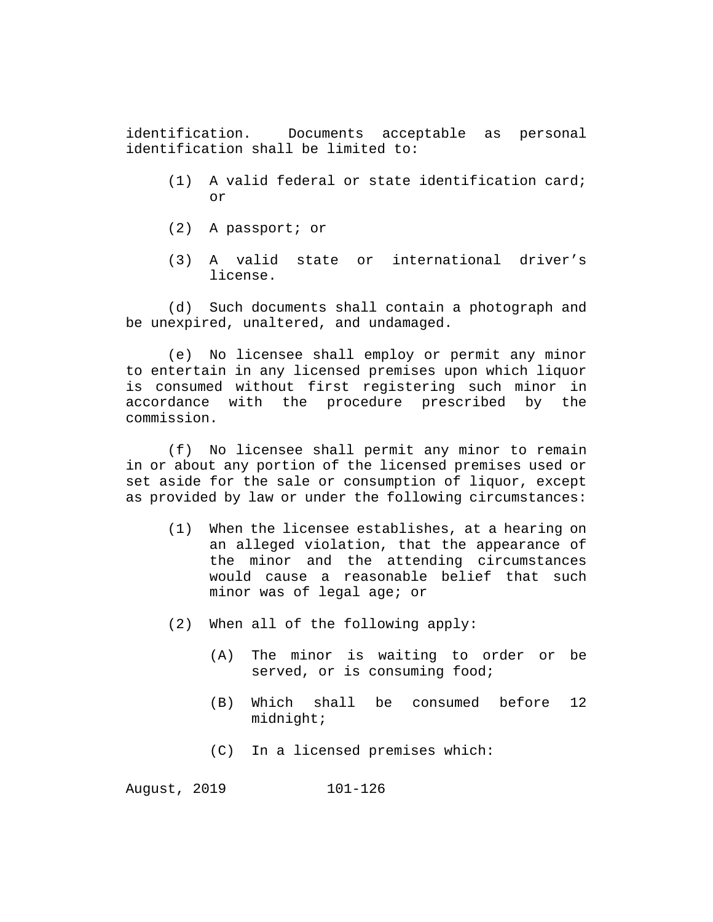identification. Documents acceptable as personal identification shall be limited to:

(1) A valid federal or state identification card; or

(2) A passport; or

(3) A valid state or international driver's license.

(d) Such documents shall contain a photograph and be unexpired, unaltered, and undamaged.

(e) No licensee shall employ or permit any minor to entertain in any licensed premises upon which liquor is consumed without first registering such minor in accordance with the procedure prescribed by the commission.

(f) No licensee shall permit any minor to remain in or about any portion of the licensed premises used or set aside for the sale or consumption of liquor, except as provided by law or under the following circumstances:

(1) When the licensee establishes, at a hearing on an alleged violation, that the appearance of the minor and the attending circumstances would cause a reasonable belief that such minor was of legal age; or

(2) When all of the following apply:

(A) The minor is waiting to order or be served, or is consuming food;

(B) Which shall be consumed before 12 midnight;

(C) In a licensed premises which: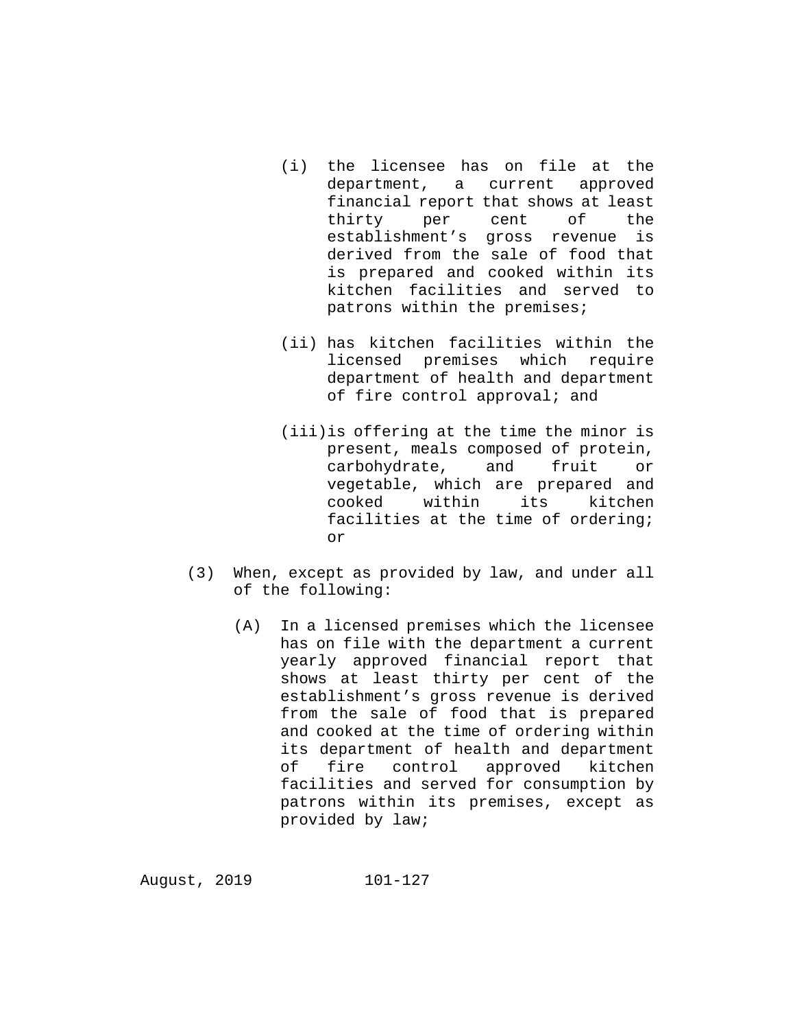(i) the licensee has on file at the department, a current approved financial report that shows at least thirty per cent of the establishment's gross revenue is derived from the sale of food that is prepared and cooked within its kitchen facilities and served to patrons within the premises;

(ii) has kitchen facilities within the licensed premises which require department of health and department of fire control approval; and

(iii) is offering at the time the minor is present, meals composed of protein, carbohydrate, and fruit or vegetable, which are prepared and cooked within its kitchen facilities at the time of ordering; or

(3) When, except as provided by law, and under all of the following:

(A) In a licensed premises which the licensee has on file with the department a current yearly approved financial report that shows at least thirty per cent of the establishment's gross revenue is derived from the sale of food that is prepared and cooked at the time of ordering within its department of health and department of fire control approved kitchen facilities and served for consumption by patrons within its premises, except as provided by law;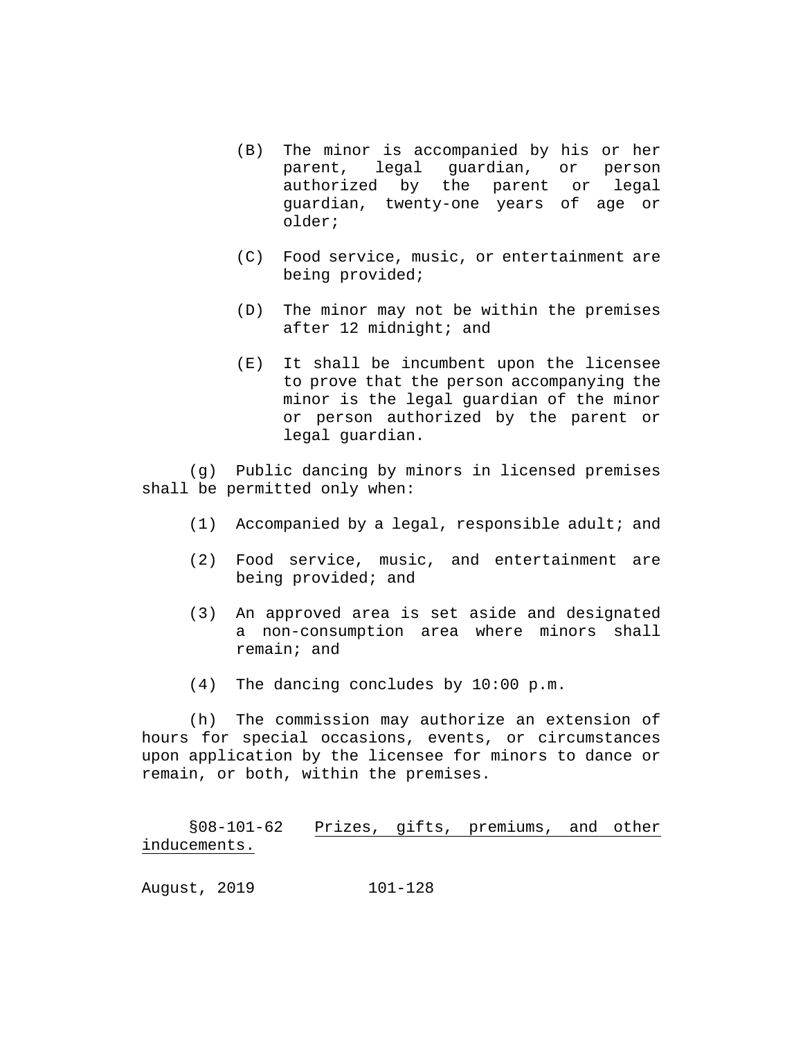(B) The minor is accompanied by his or her parent, legal guardian, or person authorized by the parent or legal guardian, twenty-one years of age or older;

(C) Food service, music, or entertainment are being provided;

(D) The minor may not be within the premises after 12 midnight; and

(E) It shall be incumbent upon the licensee to prove that the person accompanying the minor is the legal guardian of the minor or person authorized by the parent or legal guardian.

(g) Public dancing by minors in licensed premises shall be permitted only when:

(1) Accompanied by a legal, responsible adult; and

(2) Food service, music, and entertainment are being provided; and

(3) An approved area is set aside and designated a non-consumption area where minors shall remain; and

(4) The dancing concludes by 10:00 p.m.

(h) The commission may authorize an extension of hours for special occasions, events, or circumstances upon application by the licensee for minors to dance or remain, or both, within the premises.

§08-101-62 Prizes, gifts, premiums, and other inducements.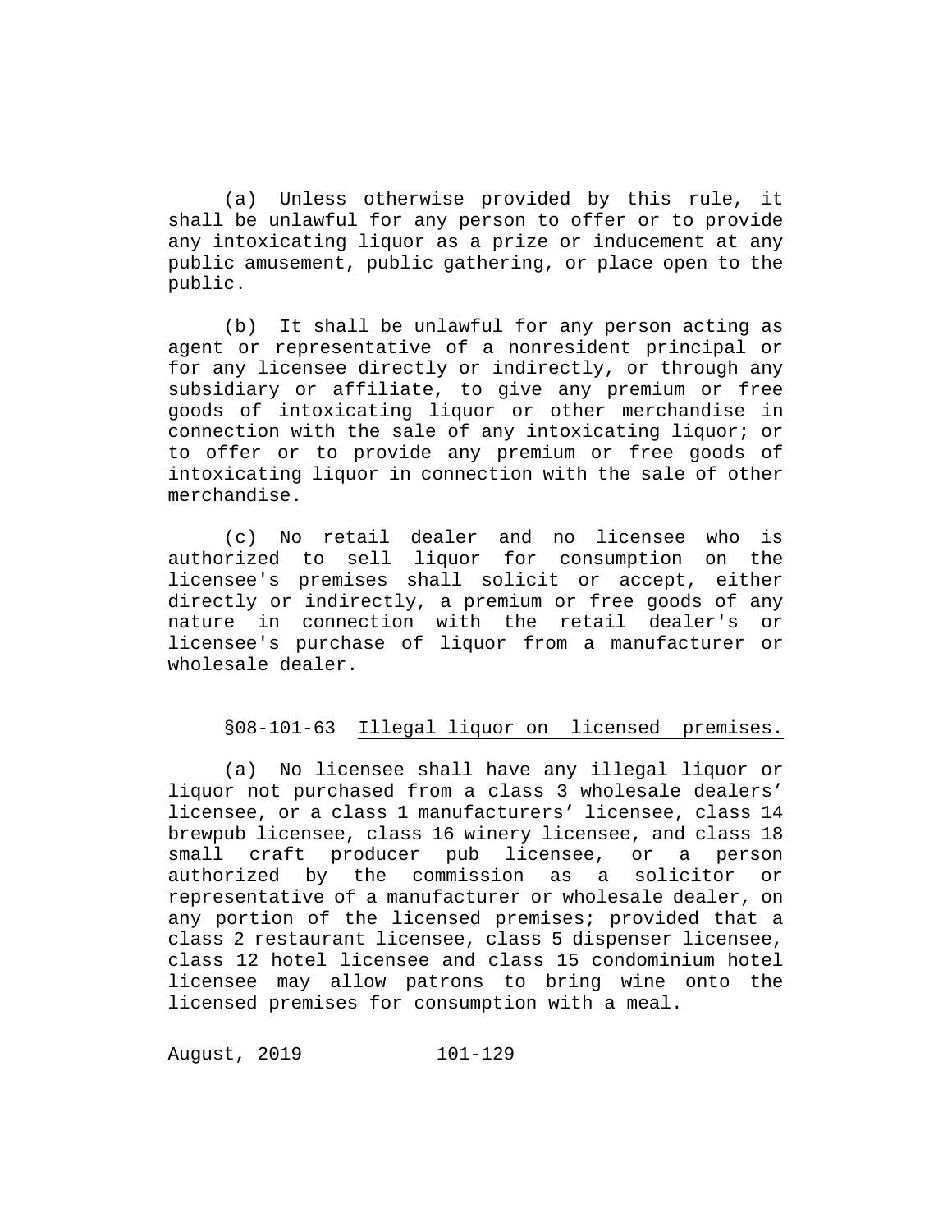(a) Unless otherwise provided by this rule, it shall be unlawful for any person to offer or to provide any intoxicating liquor as a prize or inducement at any public amusement, public gathering, or place open to the public.

(b) It shall be unlawful for any person acting as agent or representative of a nonresident principal or for any licensee directly or indirectly, or through any subsidiary or affiliate, to give any premium or free goods of intoxicating liquor or other merchandise in connection with the sale of any intoxicating liquor; or to offer or to provide any premium or free goods of intoxicating liquor in connection with the sale of other merchandise.

(c) No retail dealer and no licensee who is authorized to sell liquor for consumption on the licensee's premises shall solicit or accept, either directly or indirectly, a premium or free goods of any nature in connection with the retail dealer's or licensee's purchase of liquor from a manufacturer or wholesale dealer.

§08-101-63 Illegal liquor on licensed premises.

(a) No licensee shall have any illegal liquor or liquor not purchased from a class 3 wholesale dealers' licensee, or a class 1 manufacturers' licensee, class 14 brewpub licensee, class 16 winery licensee, and class 18 small craft producer pub licensee, or a person authorized by the commission as a solicitor or representative of a manufacturer or wholesale dealer, on any portion of the licensed premises; provided that a class 2 restaurant licensee, class 5 dispenser licensee, class 12 hotel licensee and class 15 condominium hotel licensee may allow patrons to bring wine onto the licensed premises for consumption with a meal.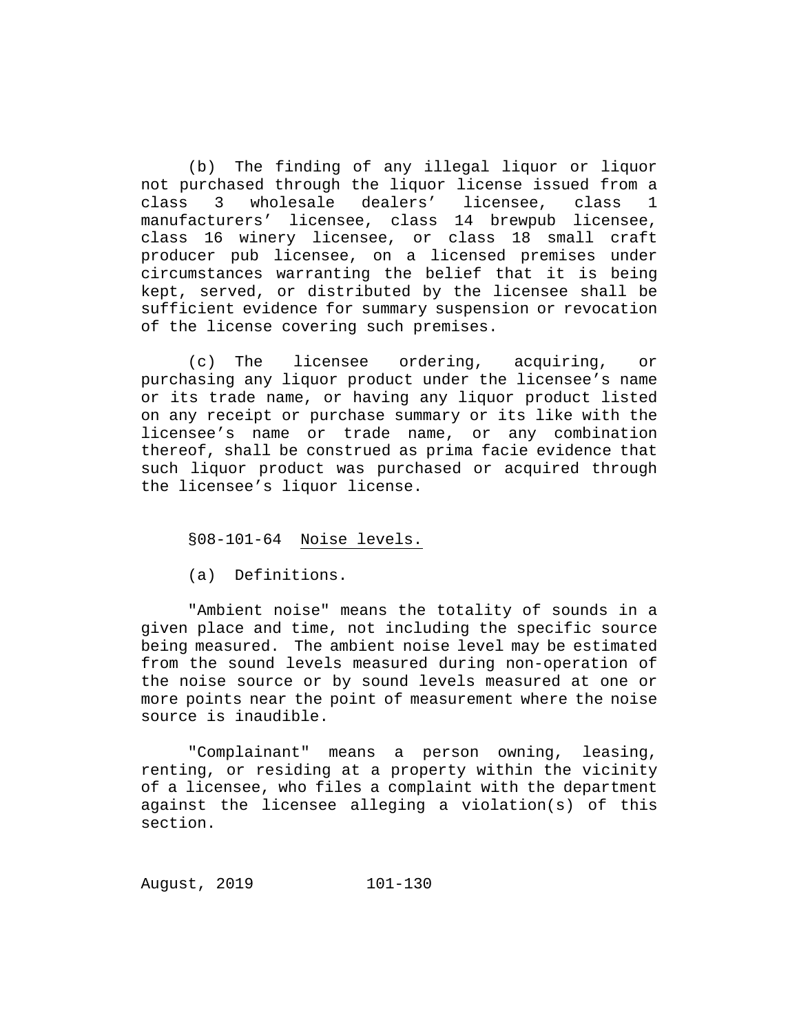(b) The finding of any illegal liquor or liquor not purchased through the liquor license issued from a class 3 wholesale dealers' licensee, class 1 manufacturers' licensee, class 14 brewpub licensee, class 16 winery licensee, or class 18 small craft producer pub licensee, on a licensed premises under circumstances warranting the belief that it is being kept, served, or distributed by the licensee shall be sufficient evidence for summary suspension or revocation of the license covering such premises.

(c) The licensee ordering, acquiring, or purchasing any liquor product under the licensee's name or its trade name, or having any liquor product listed on any receipt or purchase summary or its like with the licensee's name or trade name, or any combination thereof, shall be construed as prima facie evidence that such liquor product was purchased or acquired through the licensee's liquor license.

§08-101-64 Noise levels.

(a) Definitions.

"Ambient noise" means the totality of sounds in a given place and time, not including the specific source being measured. The ambient noise level may be estimated from the sound levels measured during non-operation of the noise source or by sound levels measured at one or more points near the point of measurement where the noise source is inaudible.

"Complainant" means a person owning, leasing, renting, or residing at a property within the vicinity of a licensee, who files a complaint with the department against the licensee alleging a violation(s) of this section.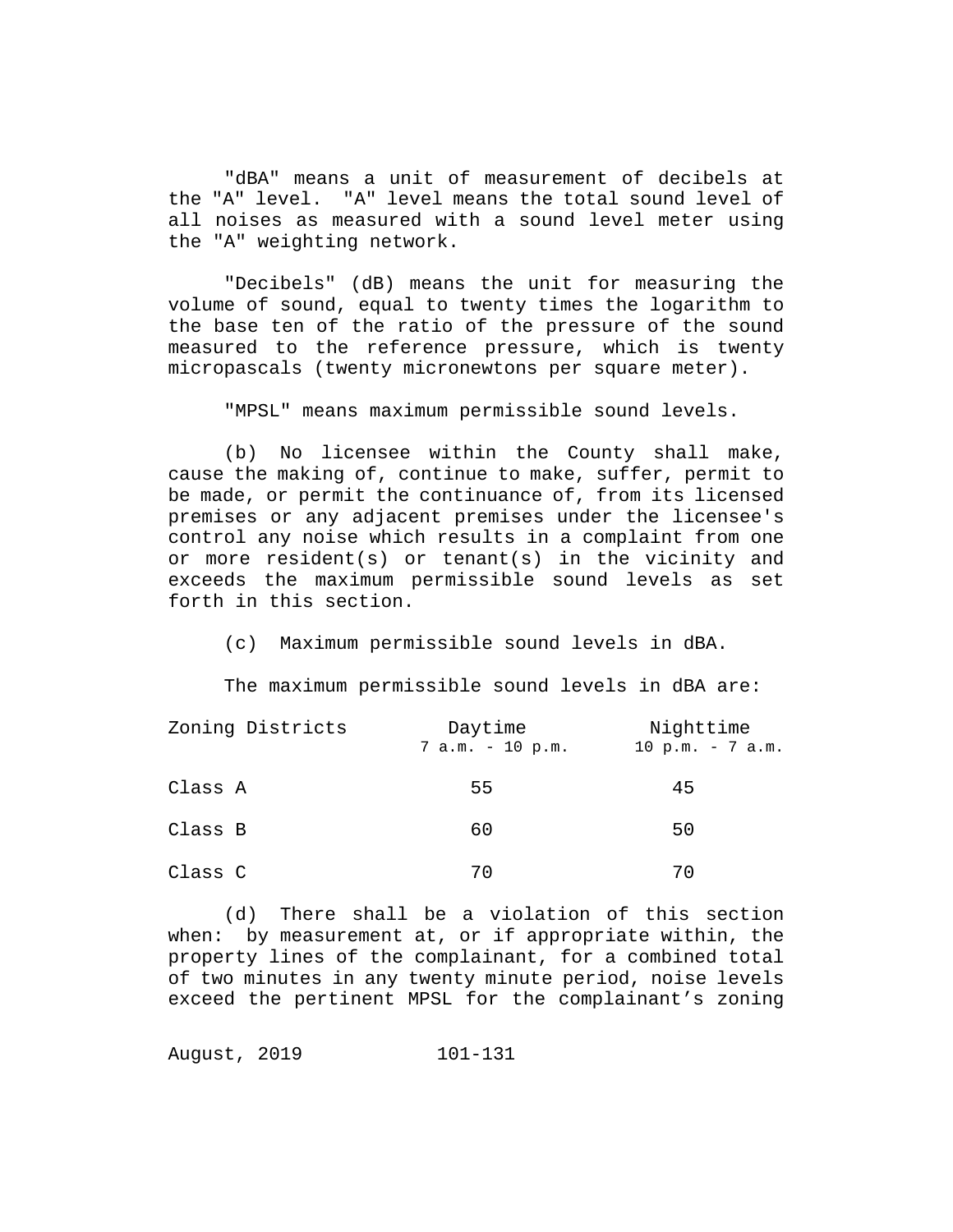"dBA" means a unit of measurement of decibels at the "A" level. "A" level means the total sound level of all noises as measured with a sound level meter using the "A" weighting network.

"Decibels" (dB) means the unit for measuring the volume of sound, equal to twenty times the logarithm to the base ten of the ratio of the pressure of the sound measured to the reference pressure, which is twenty micropascals (twenty micronewtons per square meter).

"MPSL" means maximum permissible sound levels.

(b) No licensee within the County shall make, cause the making of, continue to make, suffer, permit to be made, or permit the continuance of, from its licensed premises or any adjacent premises under the licensee's control any noise which results in a complaint from one or more resident(s) or tenant(s) in the vicinity and exceeds the maximum permissible sound levels as set forth in this section.

(c) Maximum permissible sound levels in dBA.

The maximum permissible sound levels in dBA are:

| Zoning Districts | Daytime<br>7 a.m. - 10 p.m. | Nighttime<br>10 p.m. - 7 a.m. |
|---|---|---|
| Class A | 55 | 45 |
| Class B | 60 | 50 |
| Class C | 70 | 70 |

(d) There shall be a violation of this section when: by measurement at, or if appropriate within, the property lines of the complainant, for a combined total of two minutes in any twenty minute period, noise levels exceed the pertinent MPSL for the complainant’s zoning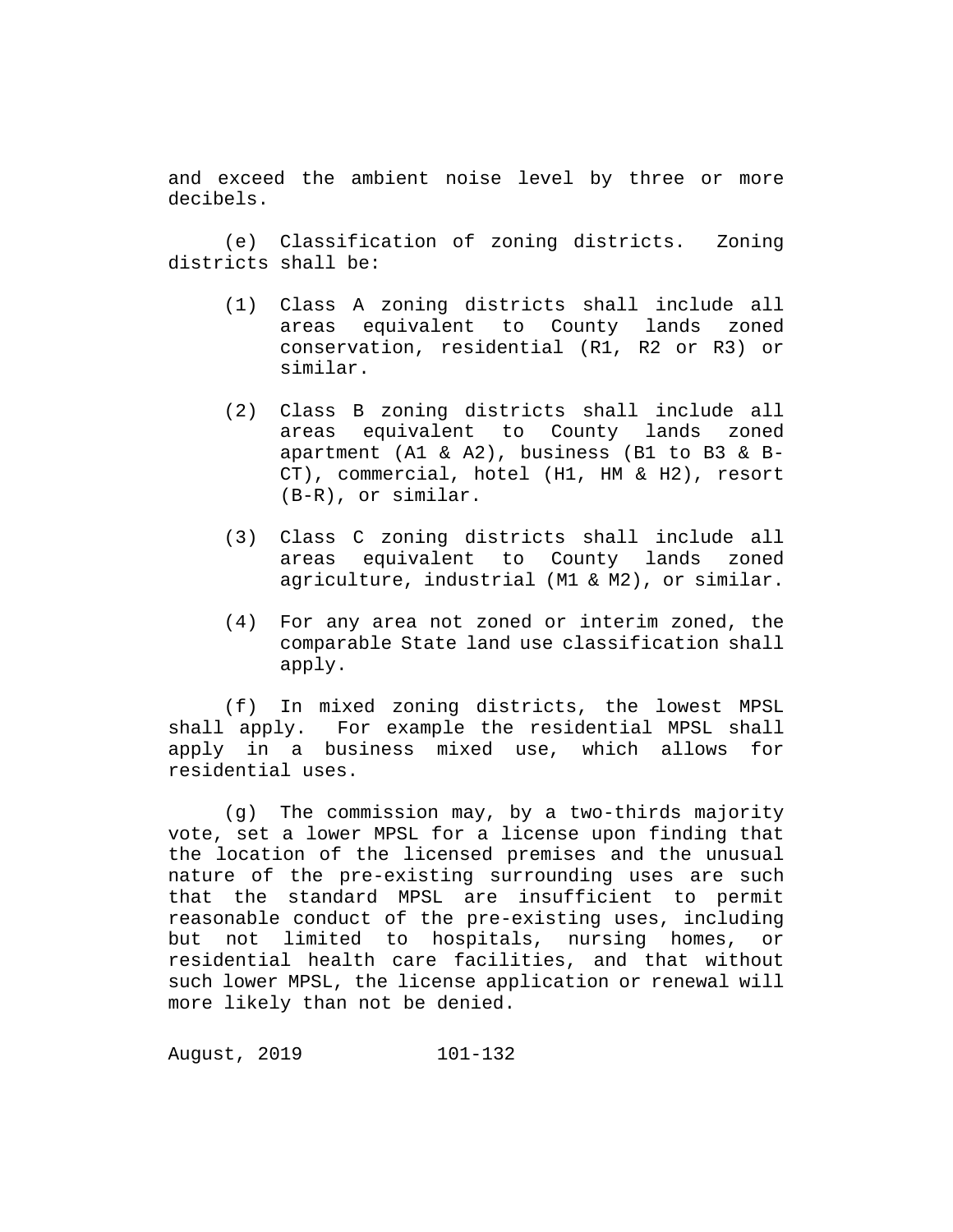and exceed the ambient noise level by three or more decibels.

(e) Classification of zoning districts. Zoning districts shall be:

(1) Class A zoning districts shall include all areas equivalent to County lands zoned conservation, residential (R1, R2 or R3) or similar.

(2) Class B zoning districts shall include all areas equivalent to County lands zoned apartment (A1 & A2), business (B1 to B3 & B-CT), commercial, hotel (H1, HM & H2), resort (B-R), or similar.

(3) Class C zoning districts shall include all areas equivalent to County lands zoned agriculture, industrial (M1 & M2), or similar.

(4) For any area not zoned or interim zoned, the comparable State land use classification shall apply.

(f) In mixed zoning districts, the lowest MPSL shall apply. For example the residential MPSL shall apply in a business mixed use, which allows for residential uses.

(g) The commission may, by a two-thirds majority vote, set a lower MPSL for a license upon finding that the location of the licensed premises and the unusual nature of the pre-existing surrounding uses are such that the standard MPSL are insufficient to permit reasonable conduct of the pre-existing uses, including but not limited to hospitals, nursing homes, or residential health care facilities, and that without such lower MPSL, the license application or renewal will more likely than not be denied.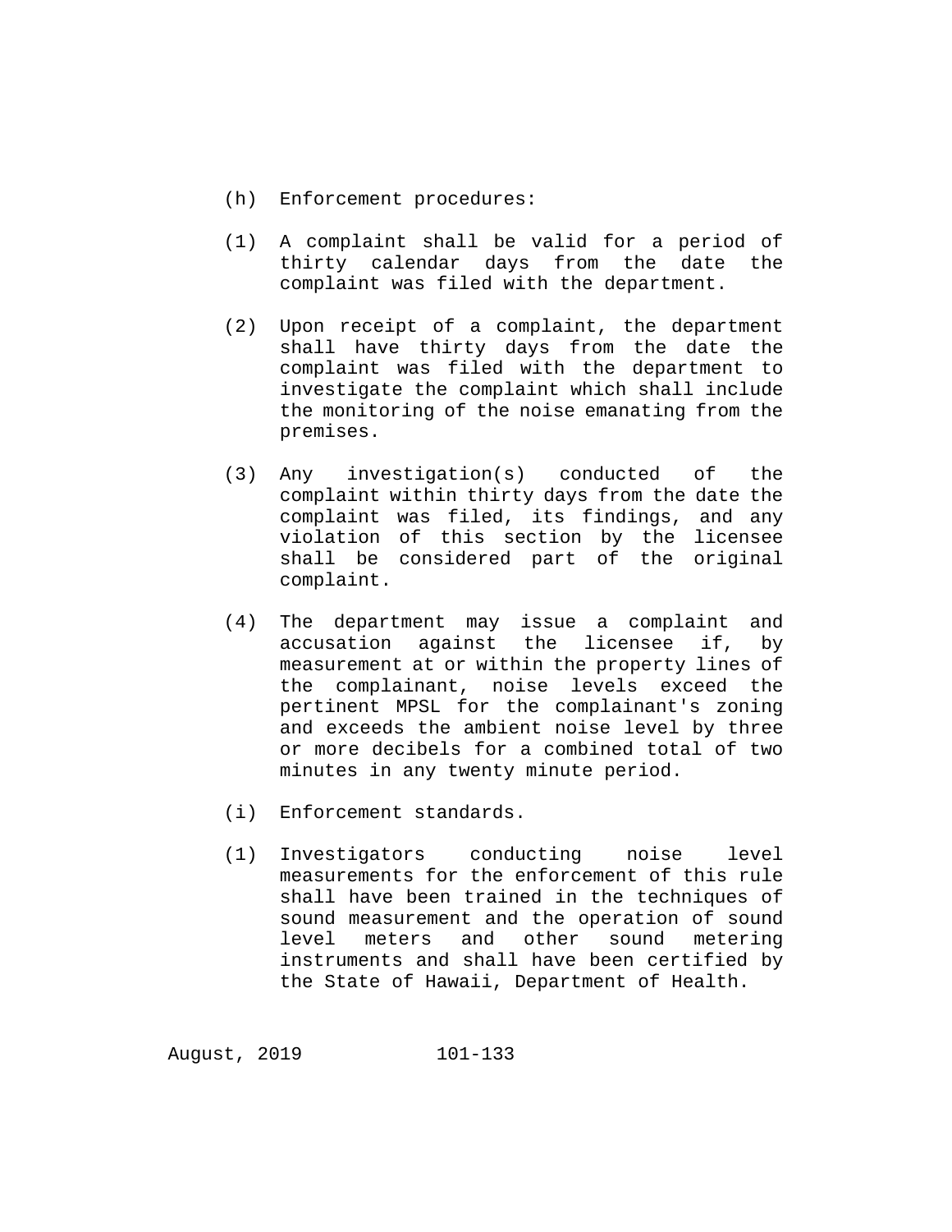(h) Enforcement procedures:

(1) A complaint shall be valid for a period of thirty calendar days from the date the complaint was filed with the department.

(2) Upon receipt of a complaint, the department shall have thirty days from the date the complaint was filed with the department to investigate the complaint which shall include the monitoring of the noise emanating from the premises.

(3) Any investigation(s) conducted of the complaint within thirty days from the date the complaint was filed, its findings, and any violation of this section by the licensee shall be considered part of the original complaint.

(4) The department may issue a complaint and accusation against the licensee if, by measurement at or within the property lines of the complainant, noise levels exceed the pertinent MPSL for the complainant's zoning and exceeds the ambient noise level by three or more decibels for a combined total of two minutes in any twenty minute period.

(i) Enforcement standards.

(1) Investigators conducting noise level measurements for the enforcement of this rule shall have been trained in the techniques of sound measurement and the operation of sound level meters and other sound metering instruments and shall have been certified by the State of Hawaii, Department of Health.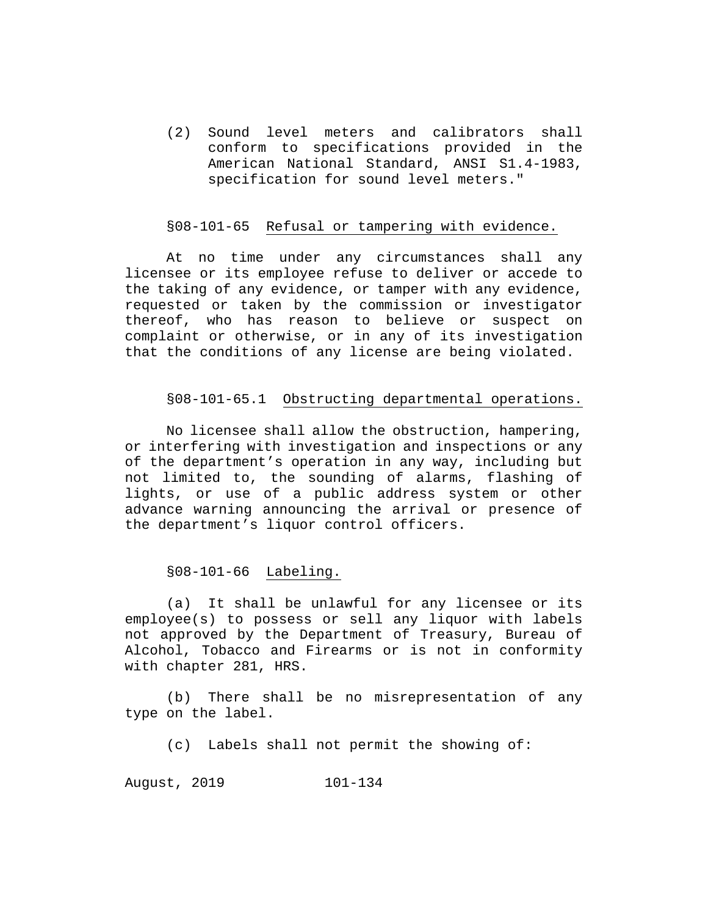(2) Sound level meters and calibrators shall conform to specifications provided in the American National Standard, ANSI S1.4-1983, specification for sound level meters."

§08-101-65 Refusal or tampering with evidence.

At no time under any circumstances shall any licensee or its employee refuse to deliver or accede to the taking of any evidence, or tamper with any evidence, requested or taken by the commission or investigator thereof, who has reason to believe or suspect on complaint or otherwise, or in any of its investigation that the conditions of any license are being violated.

§08-101-65.1 Obstructing departmental operations.

No licensee shall allow the obstruction, hampering, or interfering with investigation and inspections or any of the department's operation in any way, including but not limited to, the sounding of alarms, flashing of lights, or use of a public address system or other advance warning announcing the arrival or presence of the department's liquor control officers.

§08-101-66 Labeling.

(a) It shall be unlawful for any licensee or its employee(s) to possess or sell any liquor with labels not approved by the Department of Treasury, Bureau of Alcohol, Tobacco and Firearms or is not in conformity with chapter 281, HRS.

(b) There shall be no misrepresentation of any type on the label.

(c) Labels shall not permit the showing of: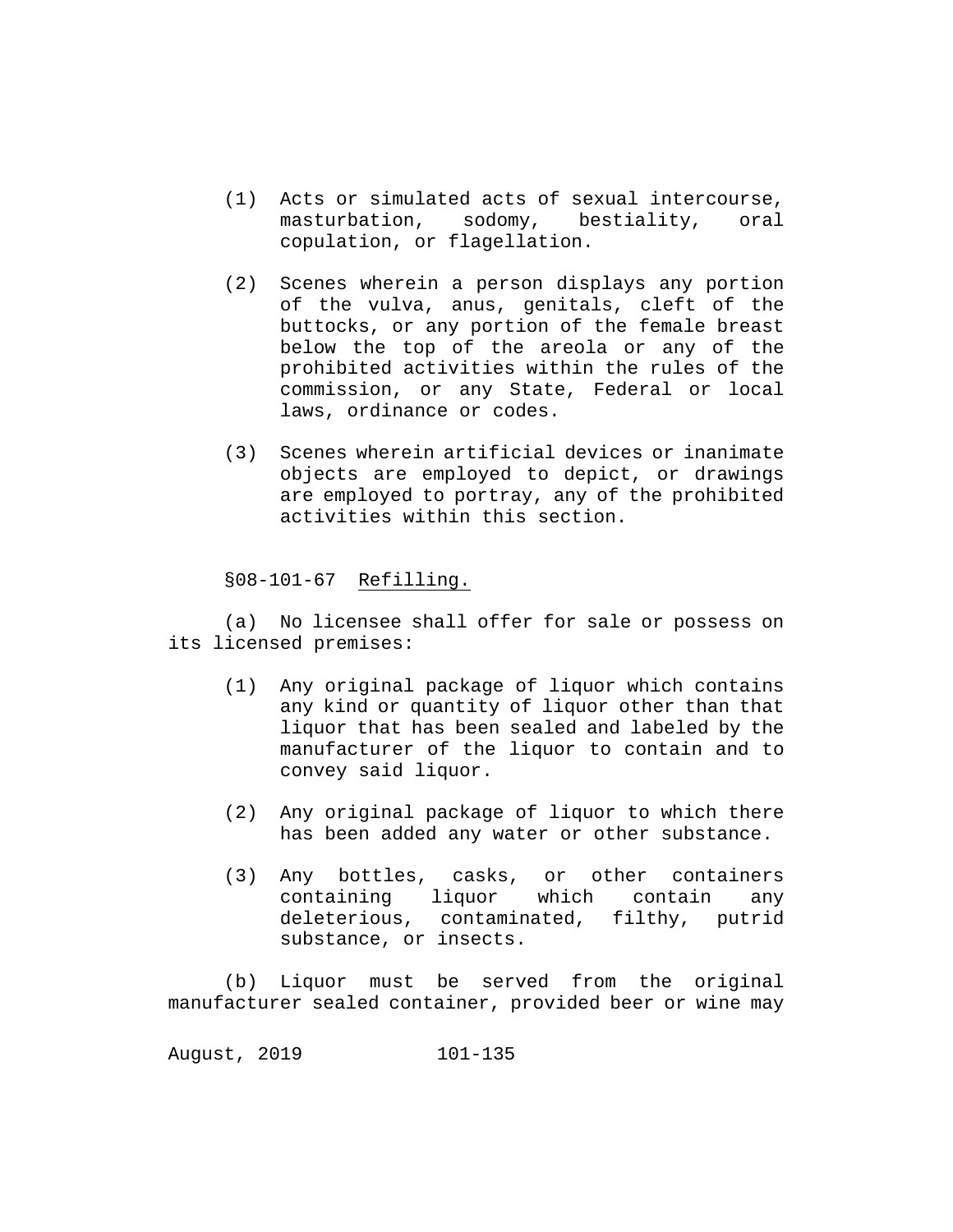(1) Acts or simulated acts of sexual intercourse, masturbation, sodomy, bestiality, oral copulation, or flagellation.

(2) Scenes wherein a person displays any portion of the vulva, anus, genitals, cleft of the buttocks, or any portion of the female breast below the top of the areola or any of the prohibited activities within the rules of the commission, or any State, Federal or local laws, ordinance or codes.

(3) Scenes wherein artificial devices or inanimate objects are employed to depict, or drawings are employed to portray, any of the prohibited activities within this section.

§08-101-67 Refilling.

(a) No licensee shall offer for sale or possess on its licensed premises:

(1) Any original package of liquor which contains any kind or quantity of liquor other than that liquor that has been sealed and labeled by the manufacturer of the liquor to contain and to convey said liquor.

(2) Any original package of liquor to which there has been added any water or other substance.

(3) Any bottles, casks, or other containers containing liquor which contain any deleterious, contaminated, filthy, putrid substance, or insects.

(b) Liquor must be served from the original manufacturer sealed container, provided beer or wine may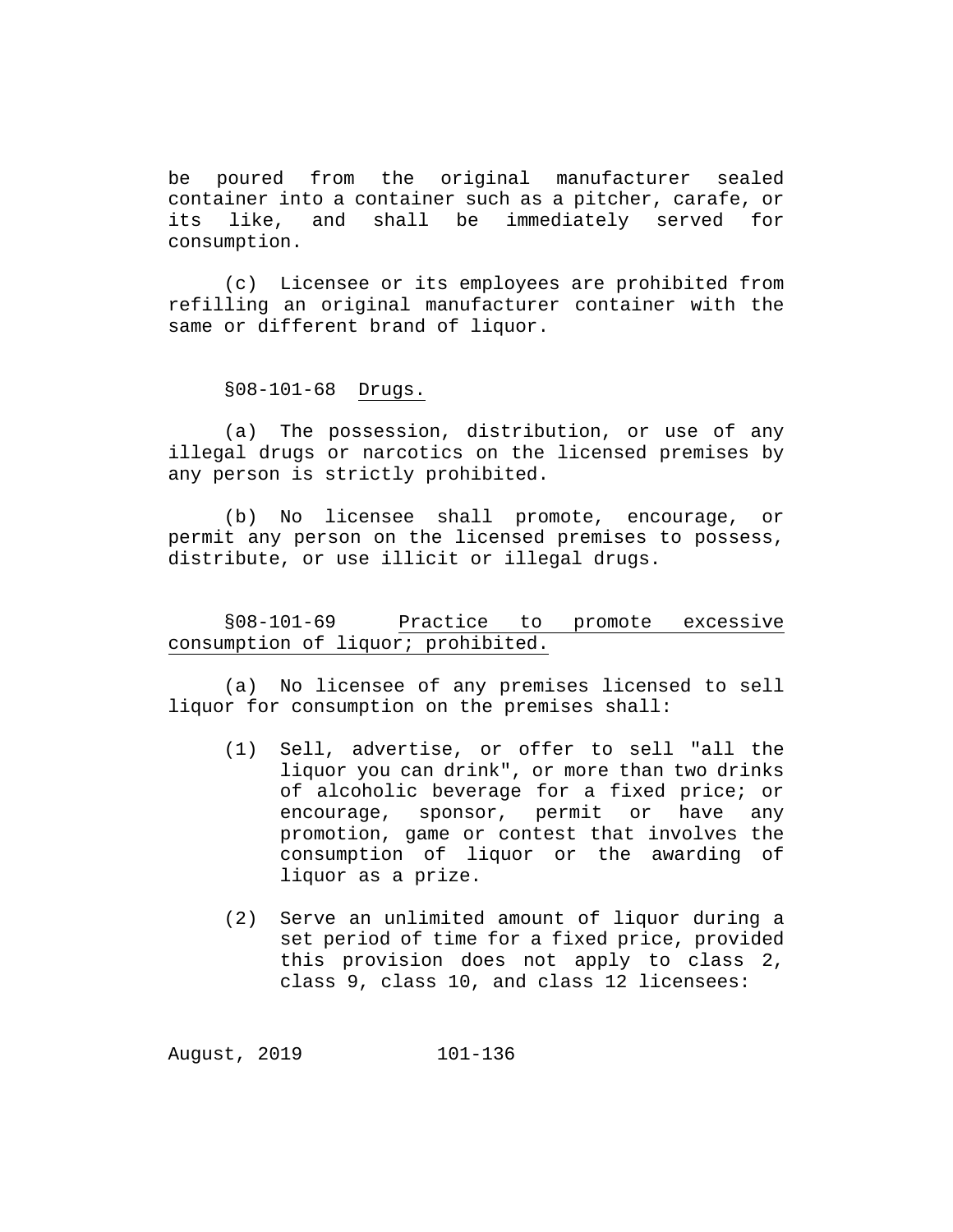be poured from the original manufacturer sealed container into a container such as a pitcher, carafe, or its like, and shall be immediately served for consumption.

(c) Licensee or its employees are prohibited from refilling an original manufacturer container with the same or different brand of liquor.

§08-101-68 Drugs.

(a) The possession, distribution, or use of any illegal drugs or narcotics on the licensed premises by any person is strictly prohibited.

(b) No licensee shall promote, encourage, or permit any person on the licensed premises to possess, distribute, or use illicit or illegal drugs.

§08-101-69 Practice to promote excessive consumption of liquor; prohibited.

(a) No licensee of any premises licensed to sell liquor for consumption on the premises shall:

(1) Sell, advertise, or offer to sell "all the liquor you can drink", or more than two drinks of alcoholic beverage for a fixed price; or encourage, sponsor, permit or have any promotion, game or contest that involves the consumption of liquor or the awarding of liquor as a prize.

(2) Serve an unlimited amount of liquor during a set period of time for a fixed price, provided this provision does not apply to class 2, class 9, class 10, and class 12 licensees: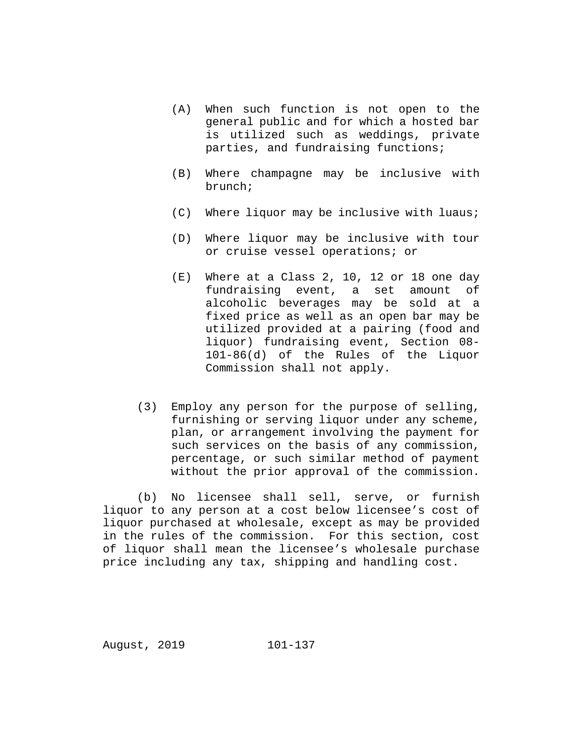(A) When such function is not open to the general public and for which a hosted bar is utilized such as weddings, private parties, and fundraising functions;

(B) Where champagne may be inclusive with brunch;

(C) Where liquor may be inclusive with luaus;

(D) Where liquor may be inclusive with tour or cruise vessel operations; or

(E) Where at a Class 2, 10, 12 or 18 one day fundraising event, a set amount of alcoholic beverages may be sold at a fixed price as well as an open bar may be utilized provided at a pairing (food and liquor) fundraising event, Section 08-101-86(d) of the Rules of the Liquor Commission shall not apply.

(3) Employ any person for the purpose of selling, furnishing or serving liquor under any scheme, plan, or arrangement involving the payment for such services on the basis of any commission, percentage, or such similar method of payment without the prior approval of the commission.

(b) No licensee shall sell, serve, or furnish liquor to any person at a cost below licensee's cost of liquor purchased at wholesale, except as may be provided in the rules of the commission. For this section, cost of liquor shall mean the licensee's wholesale purchase price including any tax, shipping and handling cost.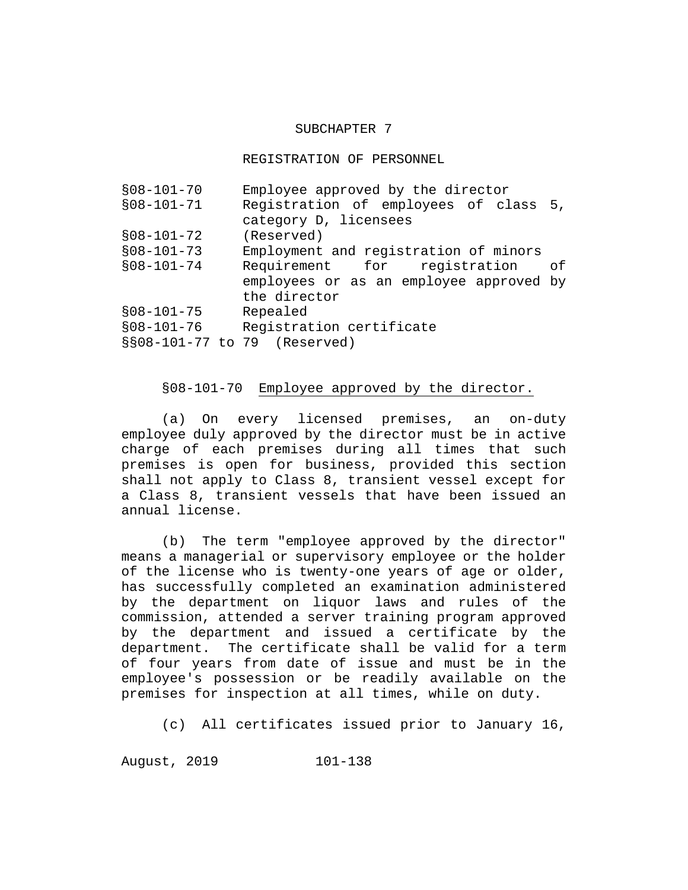## SUBCHAPTER 7

## REGISTRATION OF PERSONNEL

| | |
|---|---|
| §08-101-70 | Employee approved by the director |
| §08-101-71 | Registration of employees of class 5, category D, licensees |
| §08-101-72 | (Reserved) |
| §08-101-73 | Employment and registration of minors |
| §08-101-74 | Requirement for registration of employees or as an employee approved by the director |
| §08-101-75 | Repealed |
| §08-101-76 | Registration certificate |
| §§08-101-77 to 79 | (Reserved) |

§08-101-70 Employee approved by the director.

(a) On every licensed premises, an on-duty employee duly approved by the director must be in active charge of each premises during all times that such premises is open for business, provided this section shall not apply to Class 8, transient vessel except for a Class 8, transient vessels that have been issued an annual license.

(b) The term "employee approved by the director" means a managerial or supervisory employee or the holder of the license who is twenty-one years of age or older, has successfully completed an examination administered by the department on liquor laws and rules of the commission, attended a server training program approved by the department and issued a certificate by the department. The certificate shall be valid for a term of four years from date of issue and must be in the employee's possession or be readily available on the premises for inspection at all times, while on duty.

(c) All certificates issued prior to January 16,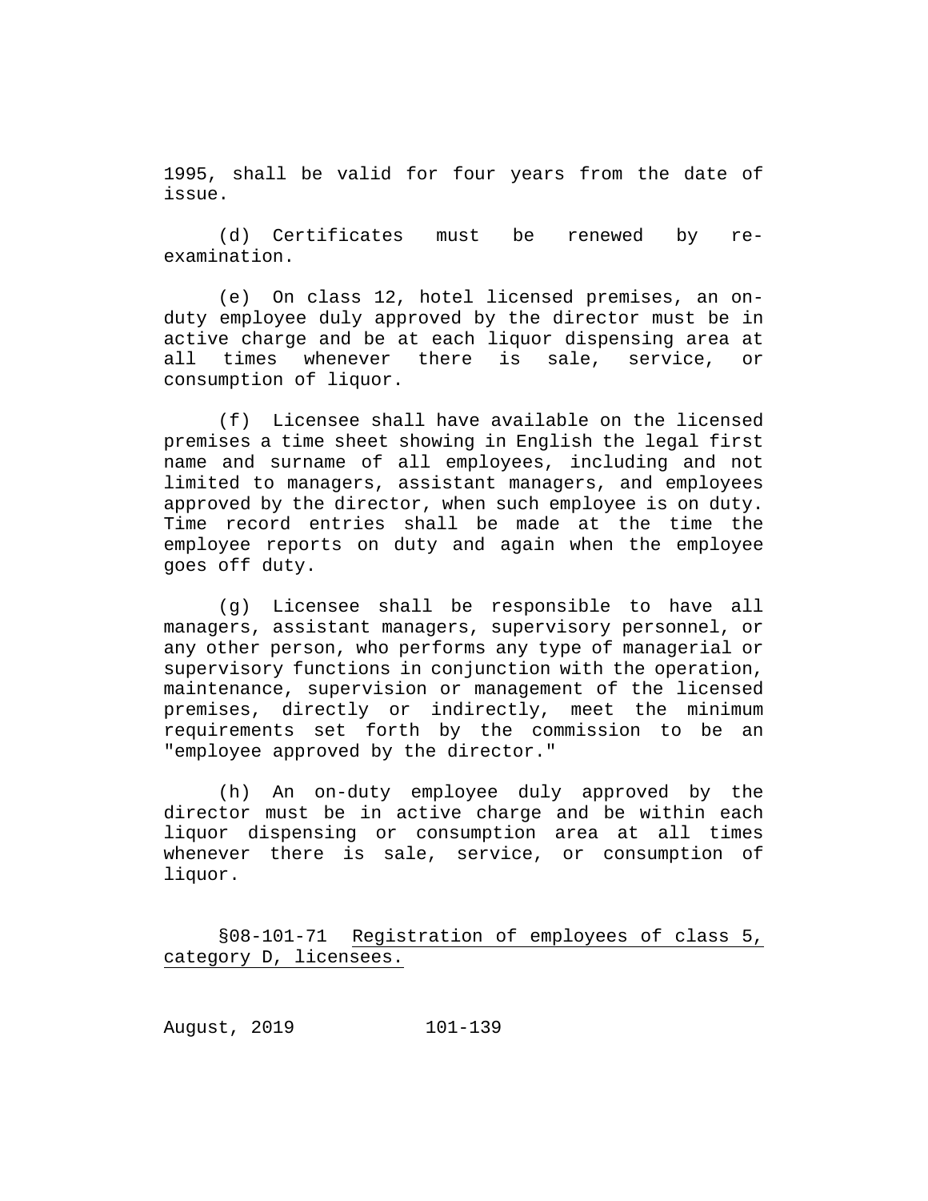1995, shall be valid for four years from the date of issue.

(d) Certificates must be renewed by re-examination.

(e) On class 12, hotel licensed premises, an on-duty employee duly approved by the director must be in active charge and be at each liquor dispensing area at all times whenever there is sale, service, or consumption of liquor.

(f) Licensee shall have available on the licensed premises a time sheet showing in English the legal first name and surname of all employees, including and not limited to managers, assistant managers, and employees approved by the director, when such employee is on duty. Time record entries shall be made at the time the employee reports on duty and again when the employee goes off duty.

(g) Licensee shall be responsible to have all managers, assistant managers, supervisory personnel, or any other person, who performs any type of managerial or supervisory functions in conjunction with the operation, maintenance, supervision or management of the licensed premises, directly or indirectly, meet the minimum requirements set forth by the commission to be an "employee approved by the director."

(h) An on-duty employee duly approved by the director must be in active charge and be within each liquor dispensing or consumption area at all times whenever there is sale, service, or consumption of liquor.

§08-101-71 <u>Registration of employees of class 5, category D, licensees.</u>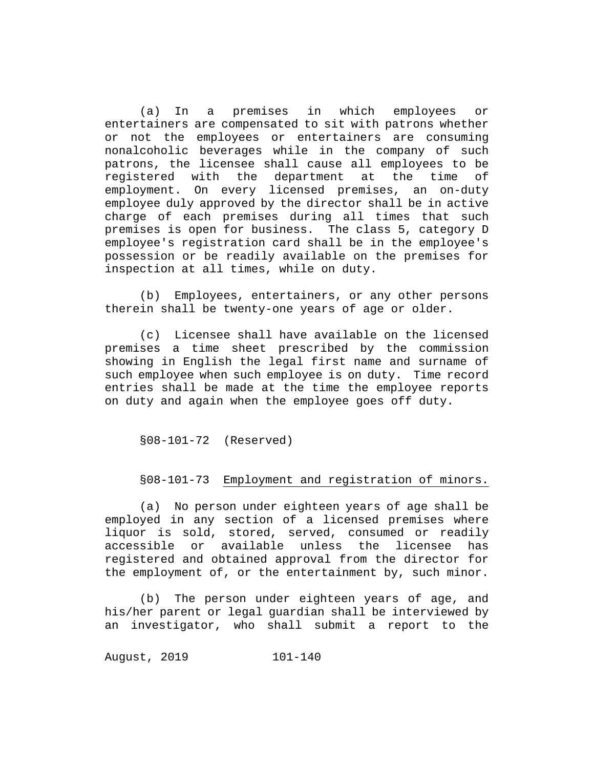(a) In a premises in which employees or entertainers are compensated to sit with patrons whether or not the employees or entertainers are consuming nonalcoholic beverages while in the company of such patrons, the licensee shall cause all employees to be registered with the department at the time of employment. On every licensed premises, an on-duty employee duly approved by the director shall be in active charge of each premises during all times that such premises is open for business. The class 5, category D employee's registration card shall be in the employee's possession or be readily available on the premises for inspection at all times, while on duty.

(b) Employees, entertainers, or any other persons therein shall be twenty-one years of age or older.

(c) Licensee shall have available on the licensed premises a time sheet prescribed by the commission showing in English the legal first name and surname of such employee when such employee is on duty. Time record entries shall be made at the time the employee reports on duty and again when the employee goes off duty.

§08-101-72 (Reserved)

§08-101-73 Employment and registration of minors.

(a) No person under eighteen years of age shall be employed in any section of a licensed premises where liquor is sold, stored, served, consumed or readily accessible or available unless the licensee has registered and obtained approval from the director for the employment of, or the entertainment by, such minor.

(b) The person under eighteen years of age, and his/her parent or legal guardian shall be interviewed by an investigator, who shall submit a report to the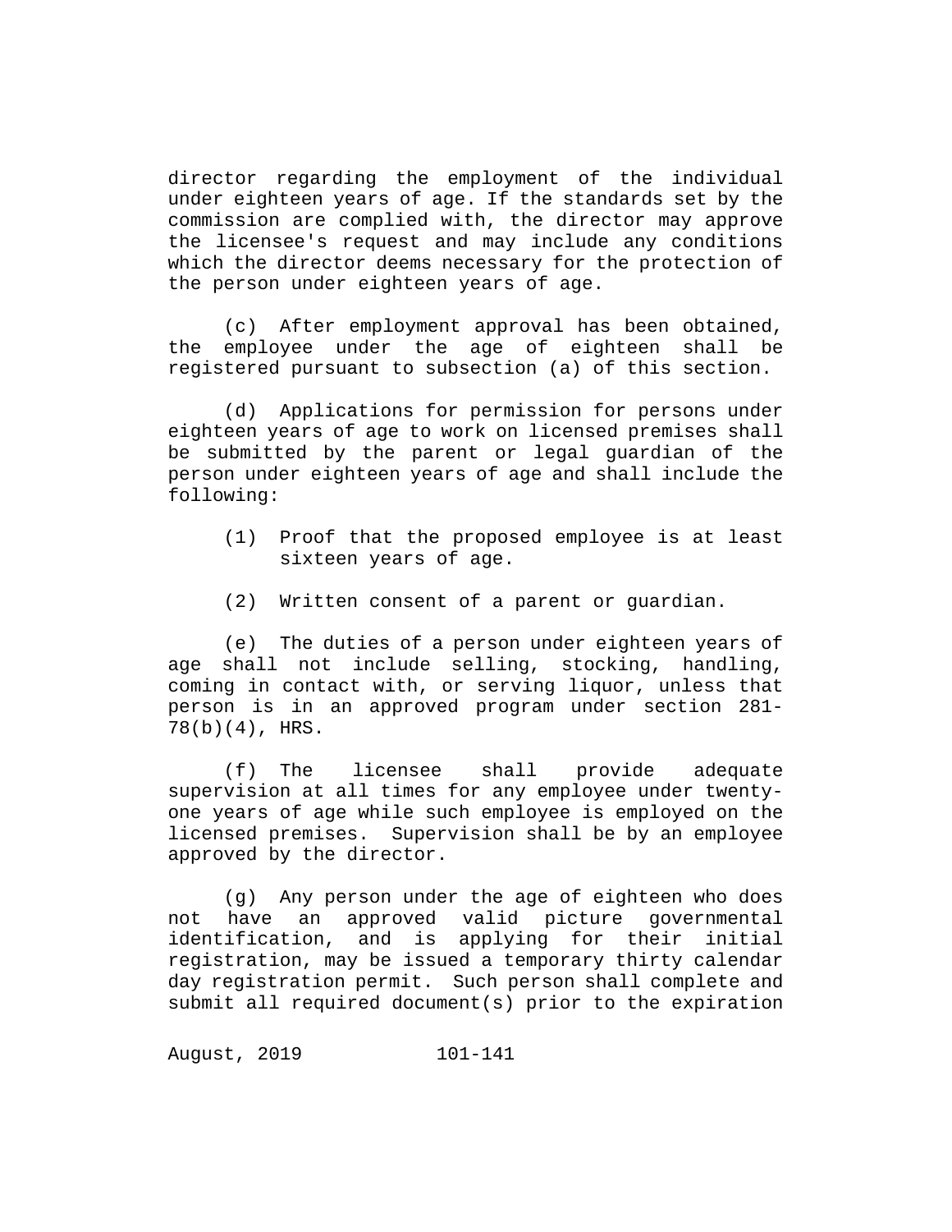director regarding the employment of the individual under eighteen years of age. If the standards set by the commission are complied with, the director may approve the licensee's request and may include any conditions which the director deems necessary for the protection of the person under eighteen years of age.

(c) After employment approval has been obtained, the employee under the age of eighteen shall be registered pursuant to subsection (a) of this section.

(d) Applications for permission for persons under eighteen years of age to work on licensed premises shall be submitted by the parent or legal guardian of the person under eighteen years of age and shall include the following:

(1) Proof that the proposed employee is at least sixteen years of age.

(2) Written consent of a parent or guardian.

(e) The duties of a person under eighteen years of age shall not include selling, stocking, handling, coming in contact with, or serving liquor, unless that person is in an approved program under section 281-78(b)(4), HRS.

(f) The licensee shall provide adequate supervision at all times for any employee under twenty-one years of age while such employee is employed on the licensed premises. Supervision shall be by an employee approved by the director.

(g) Any person under the age of eighteen who does not have an approved valid picture governmental identification, and is applying for their initial registration, may be issued a temporary thirty calendar day registration permit. Such person shall complete and submit all required document(s) prior to the expiration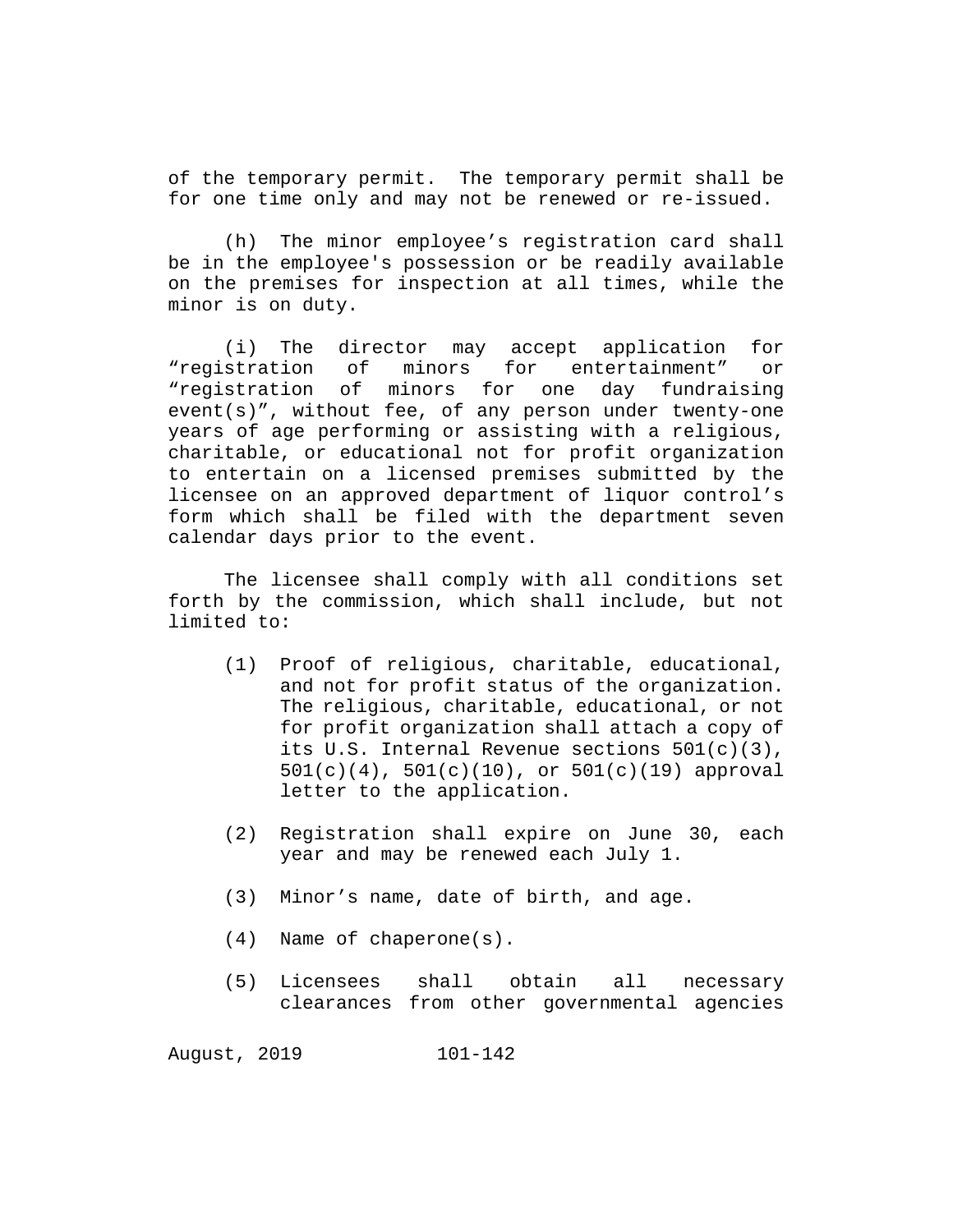of the temporary permit. The temporary permit shall be for one time only and may not be renewed or re-issued.

(h) The minor employee’s registration card shall be in the employee's possession or be readily available on the premises for inspection at all times, while the minor is on duty.

(i) The director may accept application for “registration of minors for entertainment” or “registration of minors for one day fundraising event(s)”, without fee, of any person under twenty-one years of age performing or assisting with a religious, charitable, or educational not for profit organization to entertain on a licensed premises submitted by the licensee on an approved department of liquor control’s form which shall be filed with the department seven calendar days prior to the event.

The licensee shall comply with all conditions set forth by the commission, which shall include, but not limited to:

(1) Proof of religious, charitable, educational, and not for profit status of the organization. The religious, charitable, educational, or not for profit organization shall attach a copy of its U.S. Internal Revenue sections 501(c)(3), 501(c)(4), 501(c)(10), or 501(c)(19) approval letter to the application.

(2) Registration shall expire on June 30, each year and may be renewed each July 1.

(3) Minor’s name, date of birth, and age.

(4) Name of chaperone(s).

(5) Licensees shall obtain all necessary clearances from other governmental agencies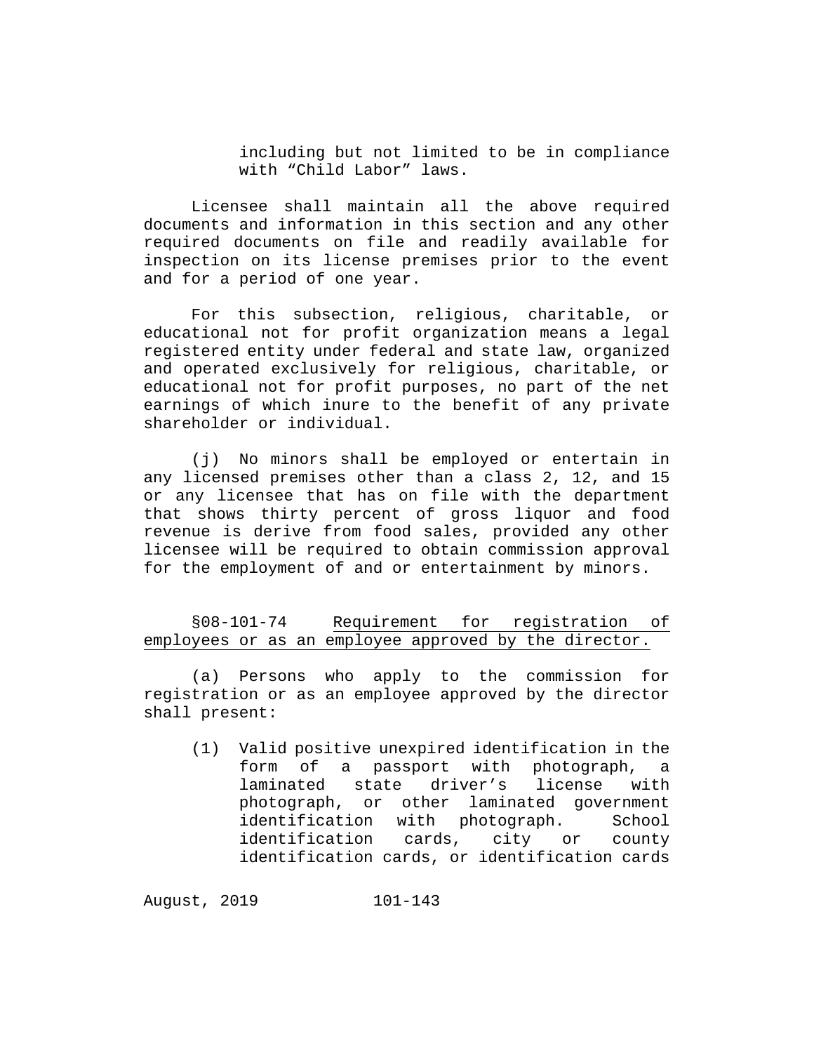including but not limited to be in compliance with "Child Labor" laws.

Licensee shall maintain all the above required documents and information in this section and any other required documents on file and readily available for inspection on its license premises prior to the event and for a period of one year.

For this subsection, religious, charitable, or educational not for profit organization means a legal registered entity under federal and state law, organized and operated exclusively for religious, charitable, or educational not for profit purposes, no part of the net earnings of which inure to the benefit of any private shareholder or individual.

(j) No minors shall be employed or entertain in any licensed premises other than a class 2, 12, and 15 or any licensee that has on file with the department that shows thirty percent of gross liquor and food revenue is derive from food sales, provided any other licensee will be required to obtain commission approval for the employment of and or entertainment by minors.

§08-101-74 Requirement for registration of employees or as an employee approved by the director.

(a) Persons who apply to the commission for registration or as an employee approved by the director shall present:

(1) Valid positive unexpired identification in the form of a passport with photograph, a laminated state driver's license with photograph, or other laminated government identification with photograph. School identification cards, city or county identification cards, or identification cards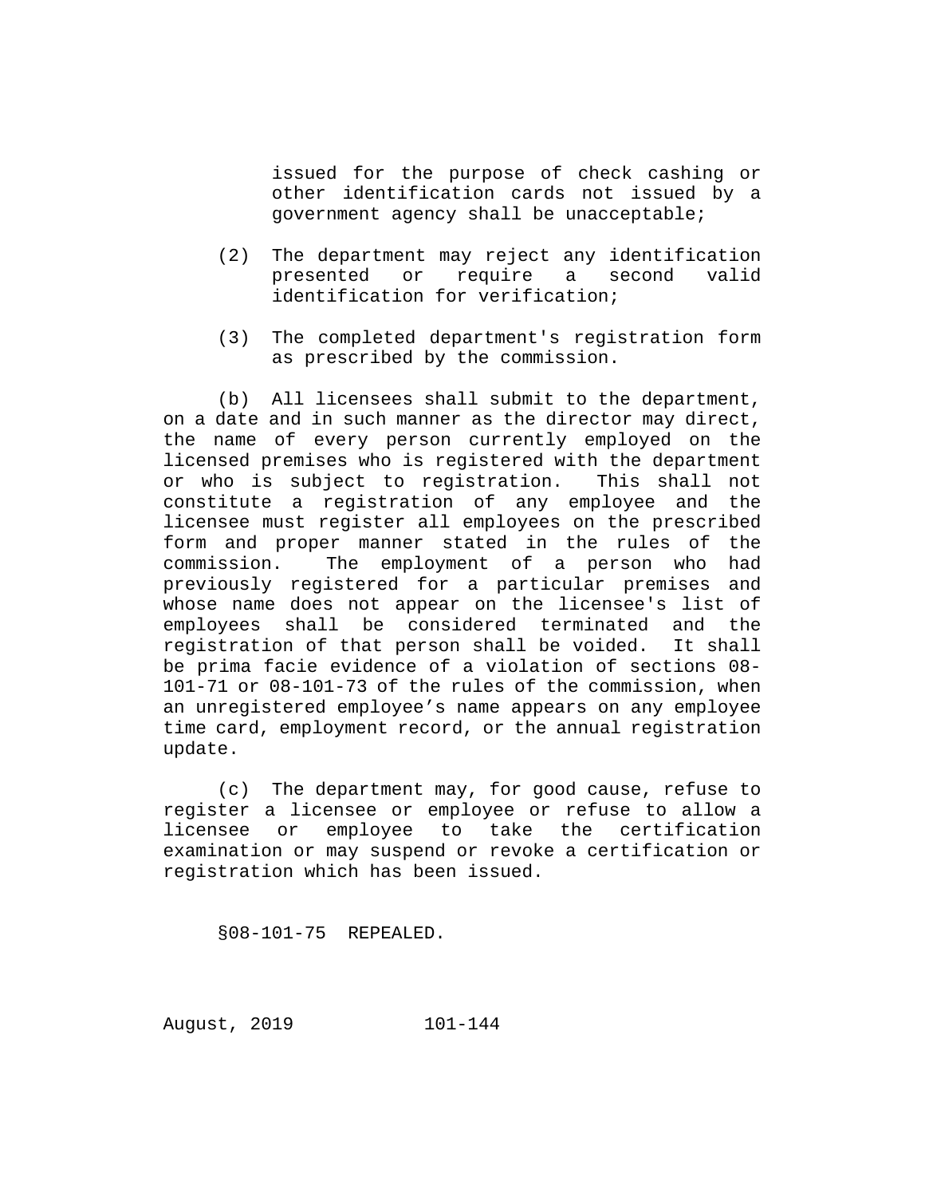issued for the purpose of check cashing or other identification cards not issued by a government agency shall be unacceptable;

(2) The department may reject any identification presented or require a second valid identification for verification;

(3) The completed department's registration form as prescribed by the commission.

(b) All licensees shall submit to the department, on a date and in such manner as the director may direct, the name of every person currently employed on the licensed premises who is registered with the department or who is subject to registration. This shall not constitute a registration of any employee and the licensee must register all employees on the prescribed form and proper manner stated in the rules of the commission. The employment of a person who had previously registered for a particular premises and whose name does not appear on the licensee's list of employees shall be considered terminated and the registration of that person shall be voided. It shall be prima facie evidence of a violation of sections 08-101-71 or 08-101-73 of the rules of the commission, when an unregistered employee's name appears on any employee time card, employment record, or the annual registration update.

(c) The department may, for good cause, refuse to register a licensee or employee or refuse to allow a licensee or employee to take the certification examination or may suspend or revoke a certification or registration which has been issued.

§08-101-75 REPEALED.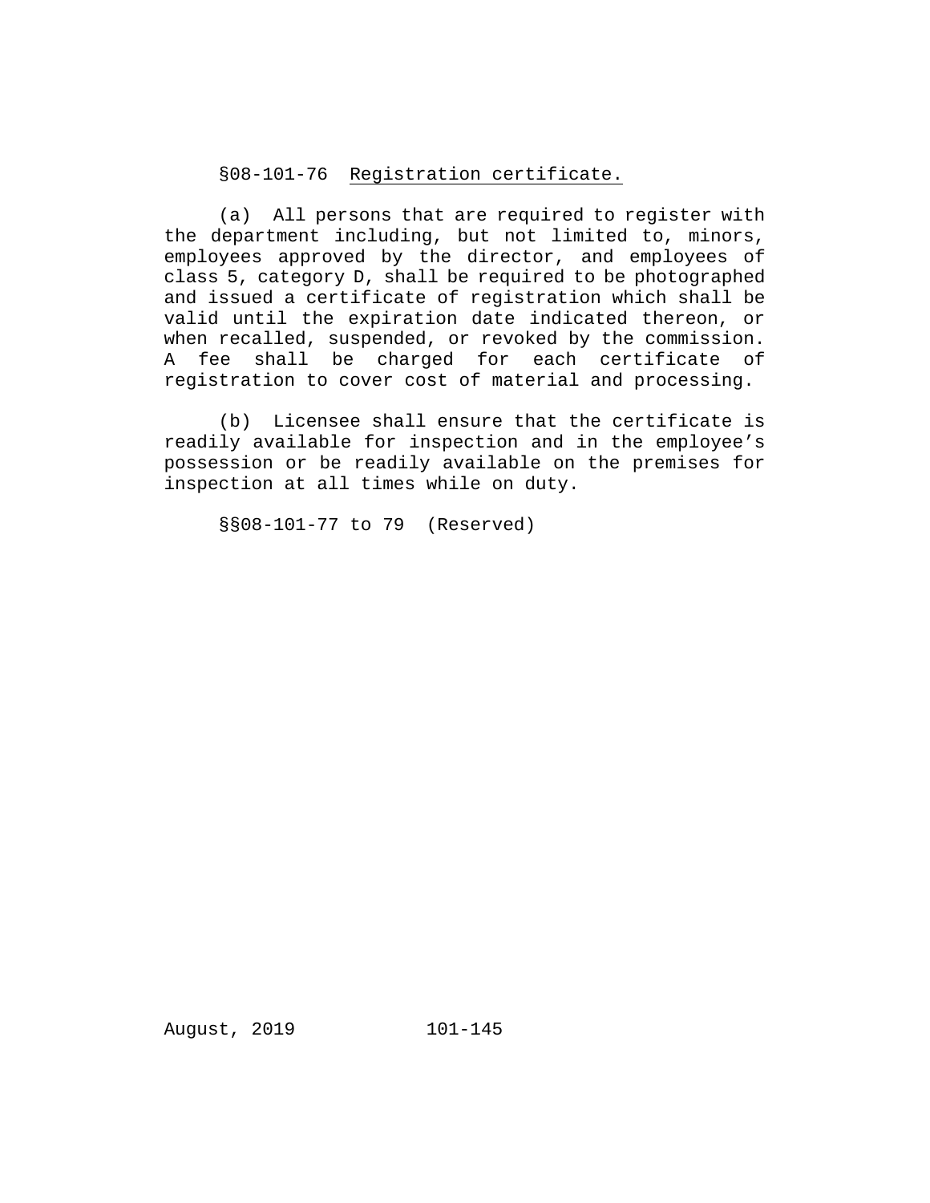§08-101-76 Registration certificate.

(a) All persons that are required to register with the department including, but not limited to, minors, employees approved by the director, and employees of class 5, category D, shall be required to be photographed and issued a certificate of registration which shall be valid until the expiration date indicated thereon, or when recalled, suspended, or revoked by the commission. A fee shall be charged for each certificate of registration to cover cost of material and processing.

(b) Licensee shall ensure that the certificate is readily available for inspection and in the employee's possession or be readily available on the premises for inspection at all times while on duty.

§§08-101-77 to 79 (Reserved)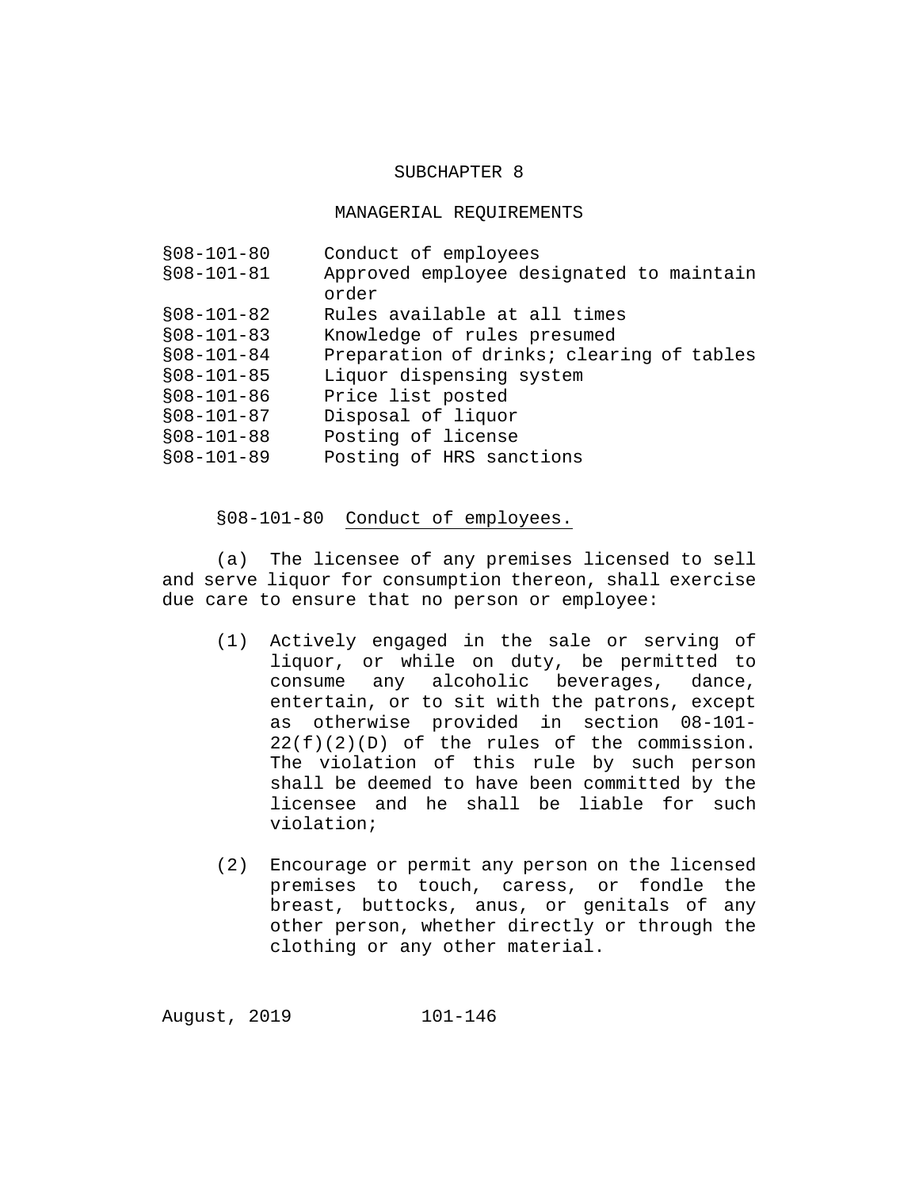## SUBCHAPTER 8

## MANAGERIAL REQUIREMENTS

| | |
|---|---|
| §08-101-80 | Conduct of employees |
| §08-101-81 | Approved employee designated to maintain order |
| §08-101-82 | Rules available at all times |
| §08-101-83 | Knowledge of rules presumed |
| §08-101-84 | Preparation of drinks; clearing of tables |
| §08-101-85 | Liquor dispensing system |
| §08-101-86 | Price list posted |
| §08-101-87 | Disposal of liquor |
| §08-101-88 | Posting of license |
| §08-101-89 | Posting of HRS sanctions |

§08-101-80 Conduct of employees.

(a) The licensee of any premises licensed to sell and serve liquor for consumption thereon, shall exercise due care to ensure that no person or employee:

(1) Actively engaged in the sale or serving of liquor, or while on duty, be permitted to consume any alcoholic beverages, dance, entertain, or to sit with the patrons, except as otherwise provided in section 08-101-22(f)(2)(D) of the rules of the commission. The violation of this rule by such person shall be deemed to have been committed by the licensee and he shall be liable for such violation;

(2) Encourage or permit any person on the licensed premises to touch, caress, or fondle the breast, buttocks, anus, or genitals of any other person, whether directly or through the clothing or any other material.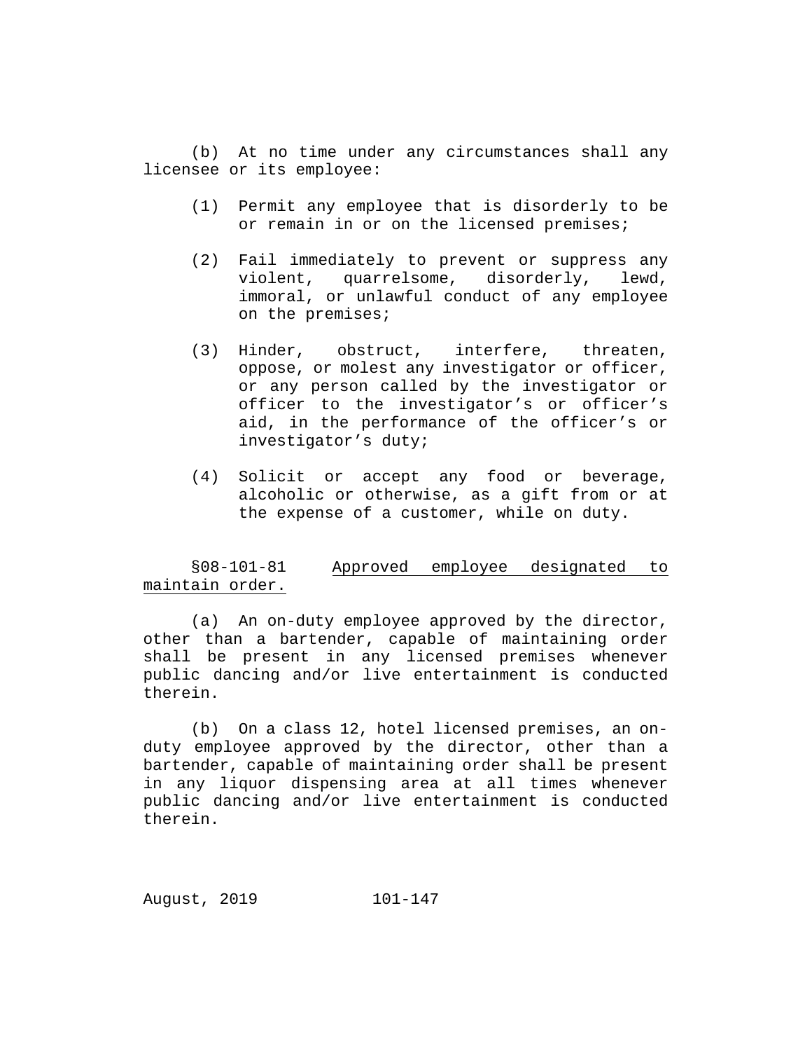(b) At no time under any circumstances shall any licensee or its employee:

(1) Permit any employee that is disorderly to be or remain in or on the licensed premises;

(2) Fail immediately to prevent or suppress any violent, quarrelsome, disorderly, lewd, immoral, or unlawful conduct of any employee on the premises;

(3) Hinder, obstruct, interfere, threaten, oppose, or molest any investigator or officer, or any person called by the investigator or officer to the investigator's or officer's aid, in the performance of the officer's or investigator's duty;

(4) Solicit or accept any food or beverage, alcoholic or otherwise, as a gift from or at the expense of a customer, while on duty.

§08-101-81 Approved employee designated to maintain order.

(a) An on-duty employee approved by the director, other than a bartender, capable of maintaining order shall be present in any licensed premises whenever public dancing and/or live entertainment is conducted therein.

(b) On a class 12, hotel licensed premises, an on-duty employee approved by the director, other than a bartender, capable of maintaining order shall be present in any liquor dispensing area at all times whenever public dancing and/or live entertainment is conducted therein.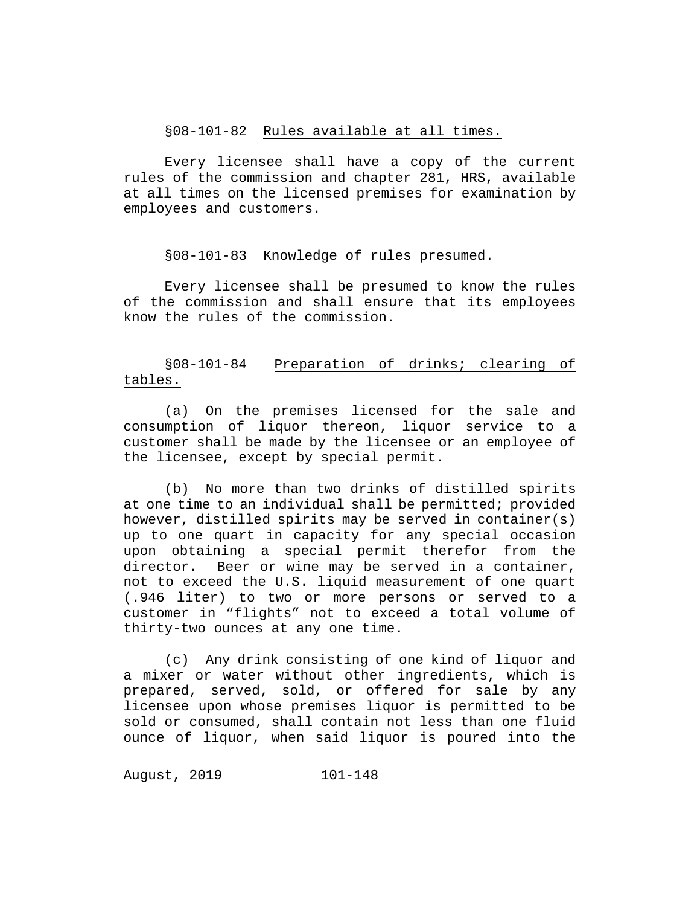§08-101-82 Rules available at all times.

Every licensee shall have a copy of the current rules of the commission and chapter 281, HRS, available at all times on the licensed premises for examination by employees and customers.

§08-101-83 Knowledge of rules presumed.

Every licensee shall be presumed to know the rules of the commission and shall ensure that its employees know the rules of the commission.

§08-101-84 Preparation of drinks; clearing of tables.

(a) On the premises licensed for the sale and consumption of liquor thereon, liquor service to a customer shall be made by the licensee or an employee of the licensee, except by special permit.

(b) No more than two drinks of distilled spirits at one time to an individual shall be permitted; provided however, distilled spirits may be served in container(s) up to one quart in capacity for any special occasion upon obtaining a special permit therefor from the director. Beer or wine may be served in a container, not to exceed the U.S. liquid measurement of one quart (.946 liter) to two or more persons or served to a customer in "flights" not to exceed a total volume of thirty-two ounces at any one time.

(c) Any drink consisting of one kind of liquor and a mixer or water without other ingredients, which is prepared, served, sold, or offered for sale by any licensee upon whose premises liquor is permitted to be sold or consumed, shall contain not less than one fluid ounce of liquor, when said liquor is poured into the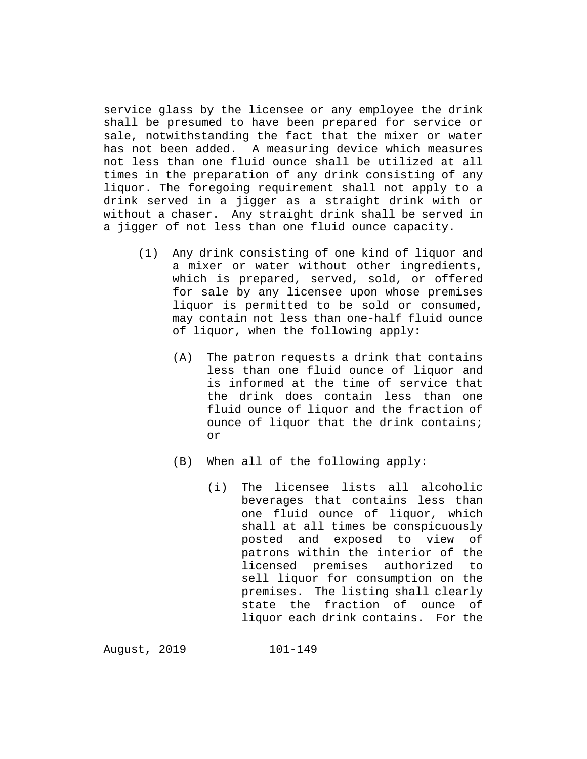service glass by the licensee or any employee the drink shall be presumed to have been prepared for service or sale, notwithstanding the fact that the mixer or water has not been added. A measuring device which measures not less than one fluid ounce shall be utilized at all times in the preparation of any drink consisting of any liquor. The foregoing requirement shall not apply to a drink served in a jigger as a straight drink with or without a chaser. Any straight drink shall be served in a jigger of not less than one fluid ounce capacity.

(1) Any drink consisting of one kind of liquor and a mixer or water without other ingredients, which is prepared, served, sold, or offered for sale by any licensee upon whose premises liquor is permitted to be sold or consumed, may contain not less than one-half fluid ounce of liquor, when the following apply:

(A) The patron requests a drink that contains less than one fluid ounce of liquor and is informed at the time of service that the drink does contain less than one fluid ounce of liquor and the fraction of ounce of liquor that the drink contains; or

(B) When all of the following apply:

(i) The licensee lists all alcoholic beverages that contains less than one fluid ounce of liquor, which shall at all times be conspicuously posted and exposed to view of patrons within the interior of the licensed premises authorized to sell liquor for consumption on the premises. The listing shall clearly state the fraction of ounce of liquor each drink contains. For the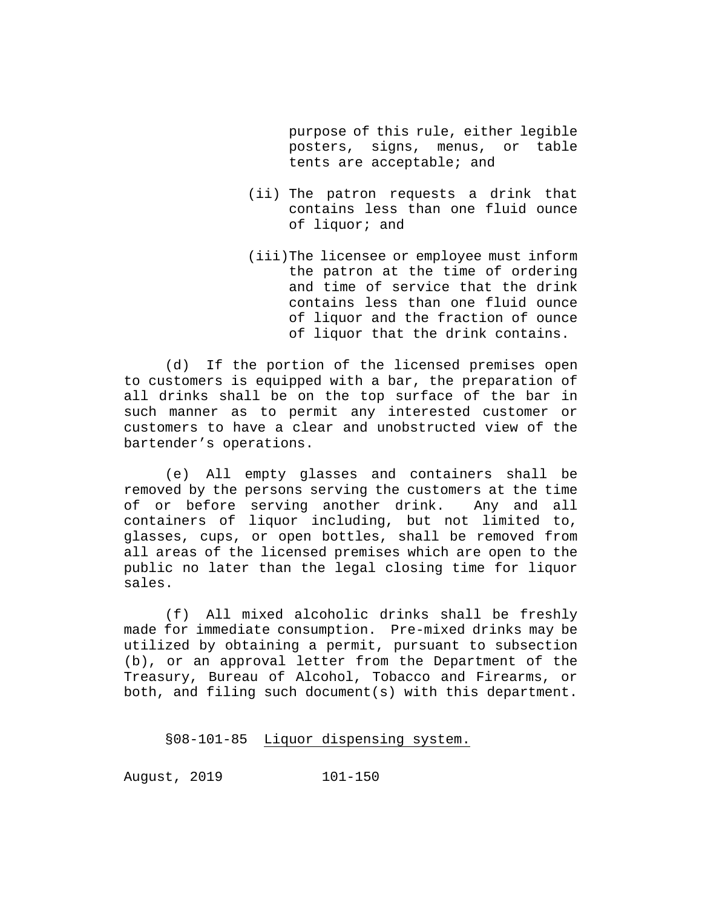purpose of this rule, either legible posters, signs, menus, or table tents are acceptable; and

(ii) The patron requests a drink that contains less than one fluid ounce of liquor; and

(iii) The licensee or employee must inform the patron at the time of ordering and time of service that the drink contains less than one fluid ounce of liquor and the fraction of ounce of liquor that the drink contains.

(d) If the portion of the licensed premises open to customers is equipped with a bar, the preparation of all drinks shall be on the top surface of the bar in such manner as to permit any interested customer or customers to have a clear and unobstructed view of the bartender's operations.

(e) All empty glasses and containers shall be removed by the persons serving the customers at the time of or before serving another drink. Any and all containers of liquor including, but not limited to, glasses, cups, or open bottles, shall be removed from all areas of the licensed premises which are open to the public no later than the legal closing time for liquor sales.

(f) All mixed alcoholic drinks shall be freshly made for immediate consumption. Pre-mixed drinks may be utilized by obtaining a permit, pursuant to subsection (b), or an approval letter from the Department of the Treasury, Bureau of Alcohol, Tobacco and Firearms, or both, and filing such document(s) with this department.

§08-101-85 Liquor dispensing system.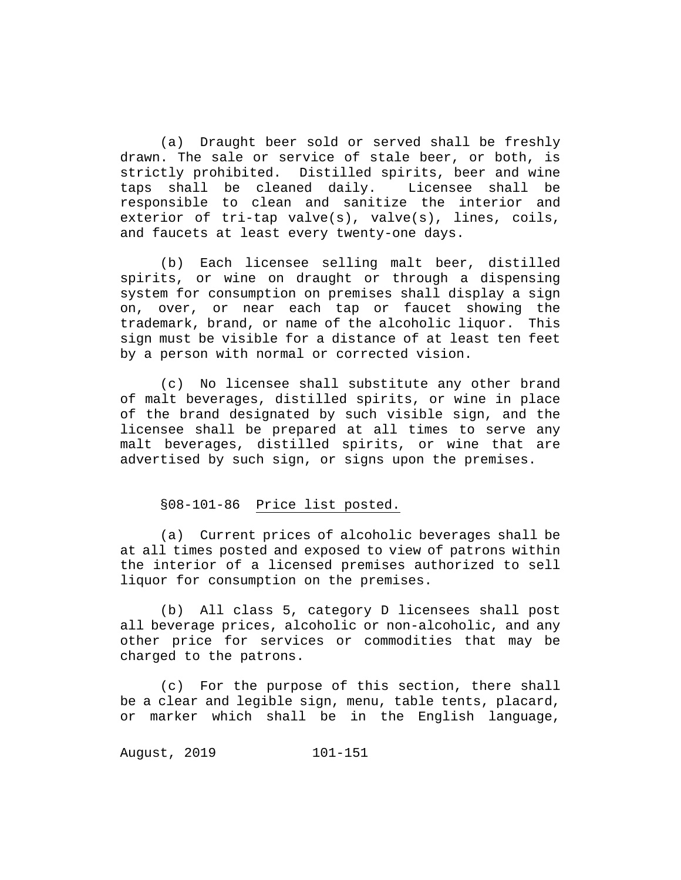(a) Draught beer sold or served shall be freshly drawn. The sale or service of stale beer, or both, is strictly prohibited. Distilled spirits, beer and wine taps shall be cleaned daily. Licensee shall be responsible to clean and sanitize the interior and exterior of tri-tap valve(s), valve(s), lines, coils, and faucets at least every twenty-one days.

(b) Each licensee selling malt beer, distilled spirits, or wine on draught or through a dispensing system for consumption on premises shall display a sign on, over, or near each tap or faucet showing the trademark, brand, or name of the alcoholic liquor. This sign must be visible for a distance of at least ten feet by a person with normal or corrected vision.

(c) No licensee shall substitute any other brand of malt beverages, distilled spirits, or wine in place of the brand designated by such visible sign, and the licensee shall be prepared at all times to serve any malt beverages, distilled spirits, or wine that are advertised by such sign, or signs upon the premises.

§08-101-86 Price list posted.

(a) Current prices of alcoholic beverages shall be at all times posted and exposed to view of patrons within the interior of a licensed premises authorized to sell liquor for consumption on the premises.

(b) All class 5, category D licensees shall post all beverage prices, alcoholic or non-alcoholic, and any other price for services or commodities that may be charged to the patrons.

(c) For the purpose of this section, there shall be a clear and legible sign, menu, table tents, placard, or marker which shall be in the English language,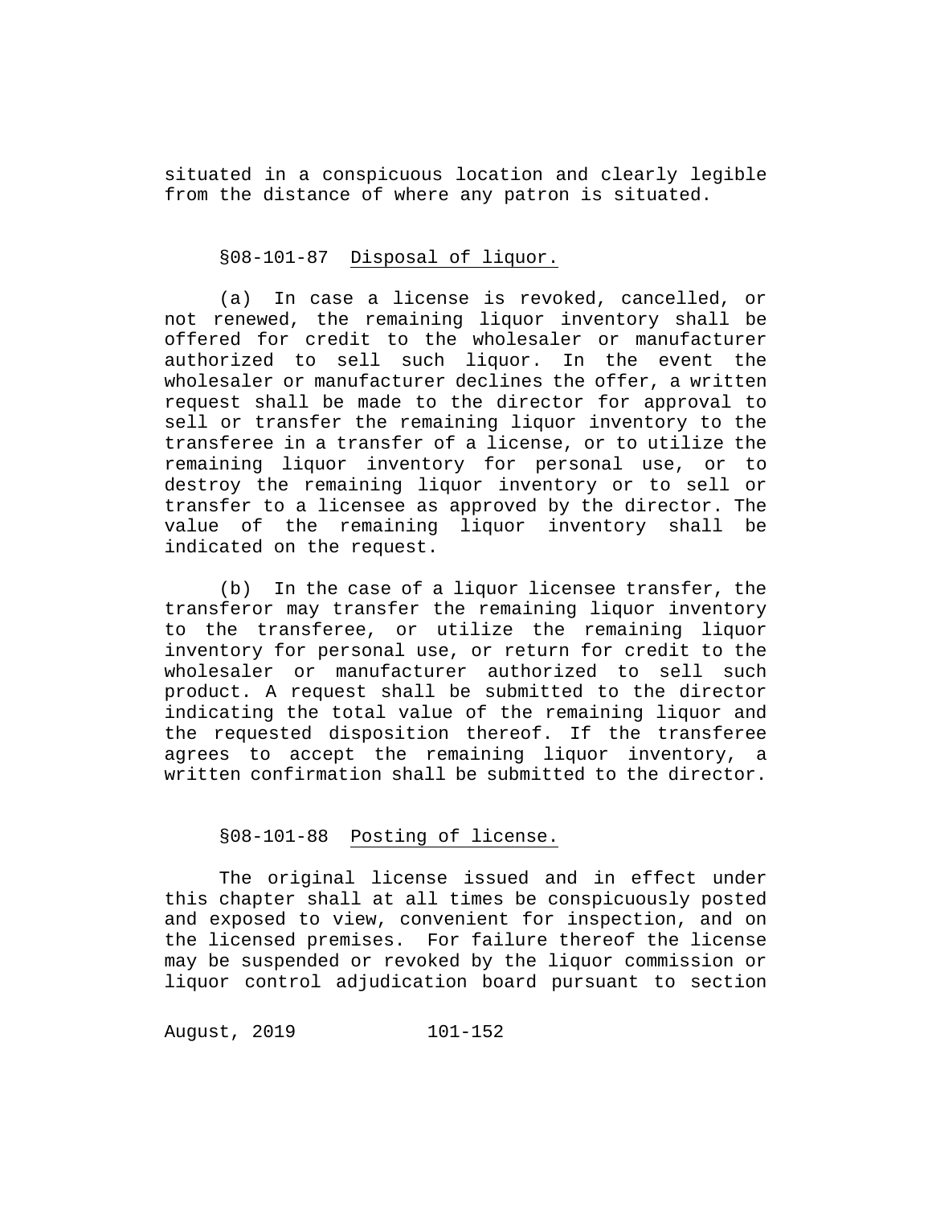situated in a conspicuous location and clearly legible from the distance of where any patron is situated.

§08-101-87 Disposal of liquor.

(a) In case a license is revoked, cancelled, or not renewed, the remaining liquor inventory shall be offered for credit to the wholesaler or manufacturer authorized to sell such liquor. In the event the wholesaler or manufacturer declines the offer, a written request shall be made to the director for approval to sell or transfer the remaining liquor inventory to the transferee in a transfer of a license, or to utilize the remaining liquor inventory for personal use, or to destroy the remaining liquor inventory or to sell or transfer to a licensee as approved by the director. The value of the remaining liquor inventory shall be indicated on the request.

(b) In the case of a liquor licensee transfer, the transferor may transfer the remaining liquor inventory to the transferee, or utilize the remaining liquor inventory for personal use, or return for credit to the wholesaler or manufacturer authorized to sell such product. A request shall be submitted to the director indicating the total value of the remaining liquor and the requested disposition thereof. If the transferee agrees to accept the remaining liquor inventory, a written confirmation shall be submitted to the director.

§08-101-88 Posting of license.

The original license issued and in effect under this chapter shall at all times be conspicuously posted and exposed to view, convenient for inspection, and on the licensed premises. For failure thereof the license may be suspended or revoked by the liquor commission or liquor control adjudication board pursuant to section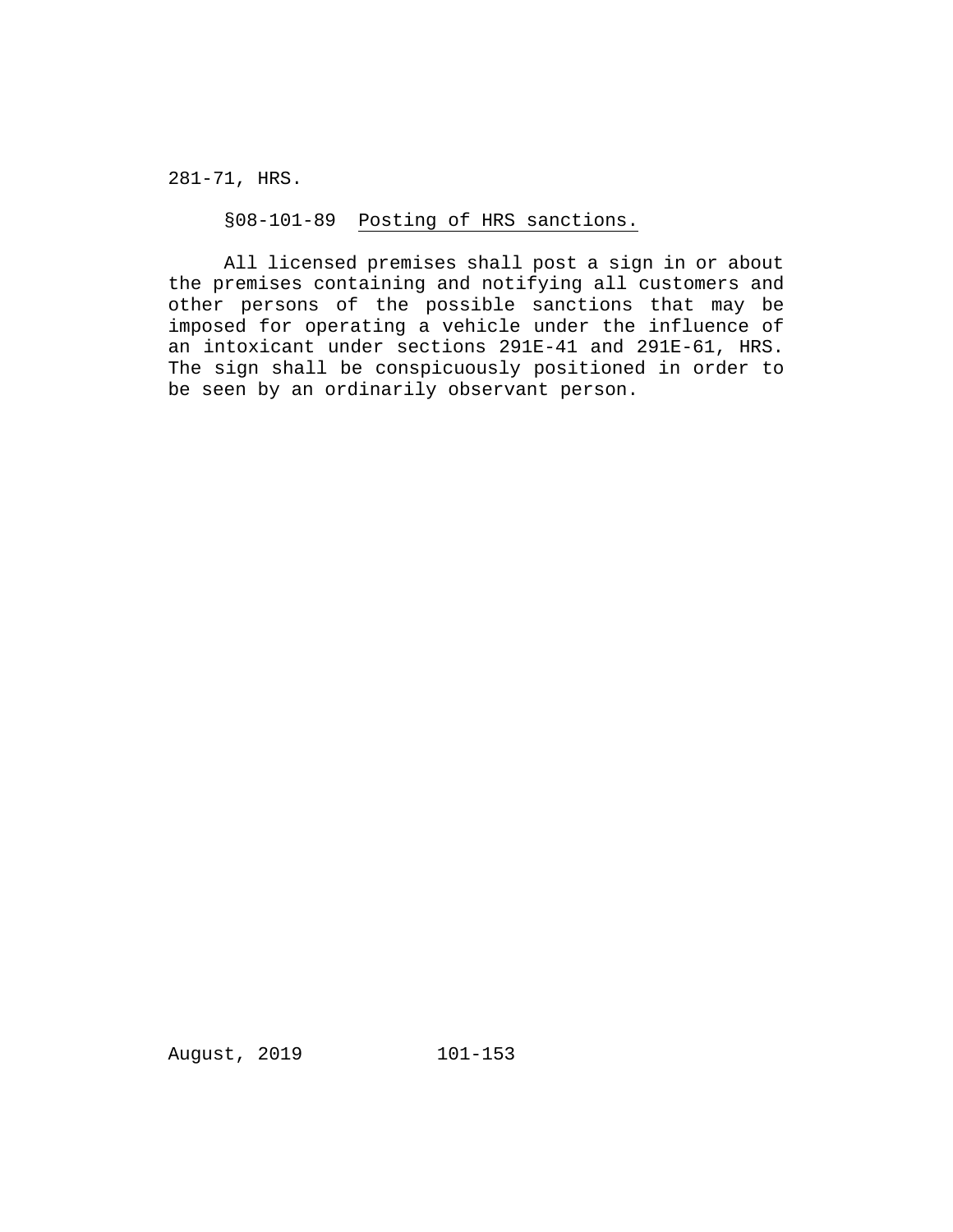281-71, HRS.

§08-101-89  Posting of HRS sanctions.

All licensed premises shall post a sign in or about the premises containing and notifying all customers and other persons of the possible sanctions that may be imposed for operating a vehicle under the influence of an intoxicant under sections 291E-41 and 291E-61, HRS. The sign shall be conspicuously positioned in order to be seen by an ordinarily observant person.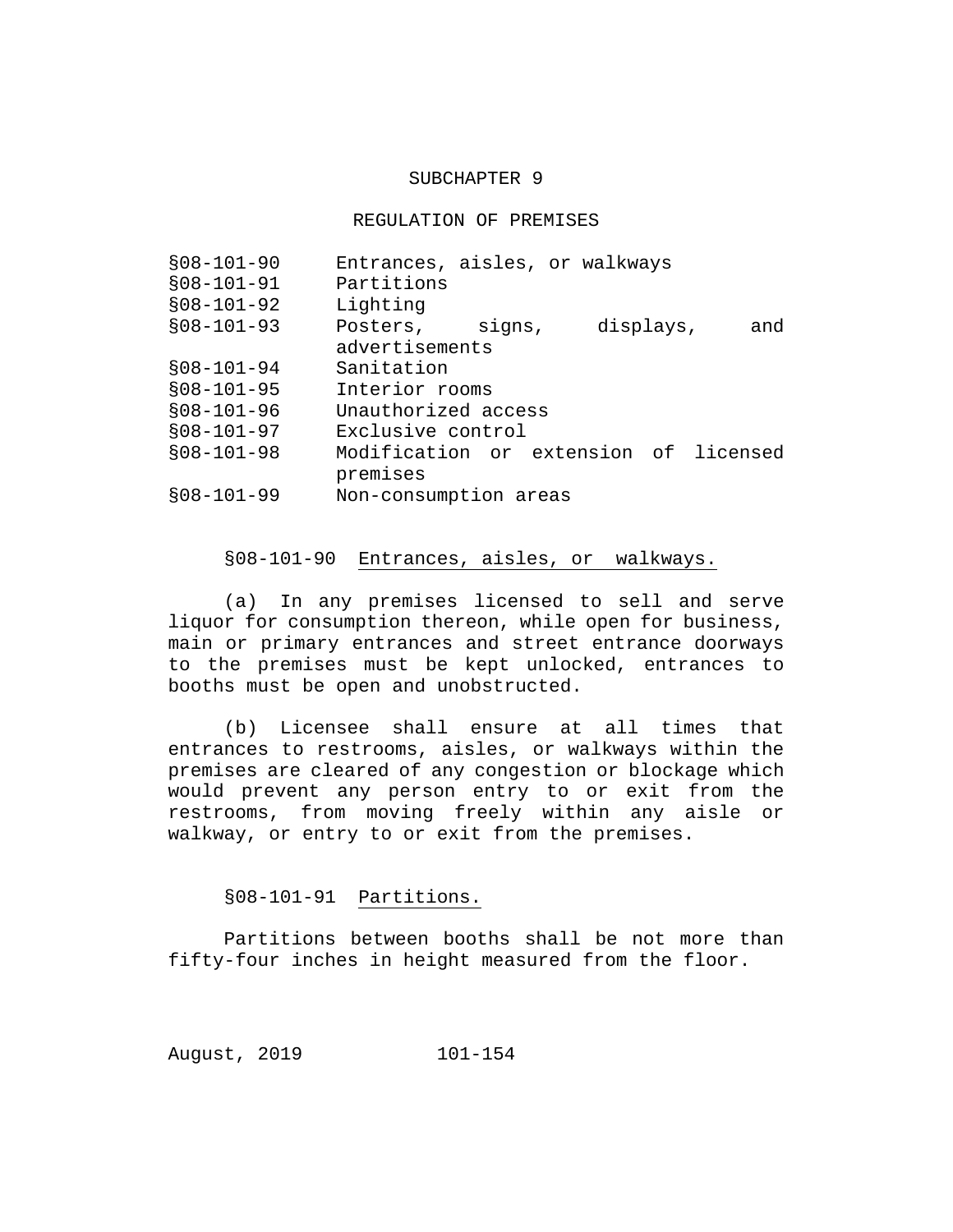## SUBCHAPTER 9

## REGULATION OF PREMISES

| | |
|---|---|
| §08-101-90 | Entrances, aisles, or walkways |
| §08-101-91 | Partitions |
| §08-101-92 | Lighting |
| §08-101-93 | Posters, signs, displays, and advertisements |
| §08-101-94 | Sanitation |
| §08-101-95 | Interior rooms |
| §08-101-96 | Unauthorized access |
| §08-101-97 | Exclusive control |
| §08-101-98 | Modification or extension of licensed premises |
| §08-101-99 | Non-consumption areas |

§08-101-90 Entrances, aisles, or walkways.

(a) In any premises licensed to sell and serve liquor for consumption thereon, while open for business, main or primary entrances and street entrance doorways to the premises must be kept unlocked, entrances to booths must be open and unobstructed.

(b) Licensee shall ensure at all times that entrances to restrooms, aisles, or walkways within the premises are cleared of any congestion or blockage which would prevent any person entry to or exit from the restrooms, from moving freely within any aisle or walkway, or entry to or exit from the premises.

§08-101-91 Partitions.

Partitions between booths shall be not more than fifty-four inches in height measured from the floor.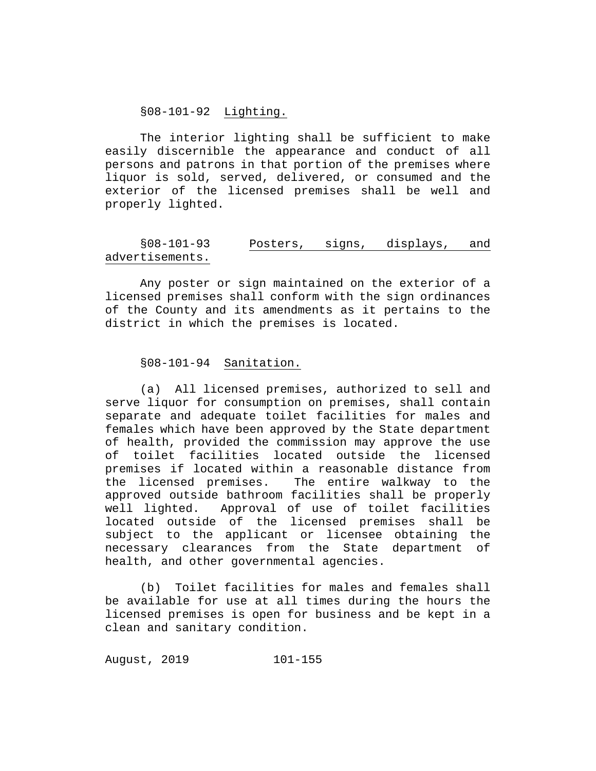§08-101-92 Lighting.

The interior lighting shall be sufficient to make easily discernible the appearance and conduct of all persons and patrons in that portion of the premises where liquor is sold, served, delivered, or consumed and the exterior of the licensed premises shall be well and properly lighted.

§08-101-93 Posters, signs, displays, and advertisements.

Any poster or sign maintained on the exterior of a licensed premises shall conform with the sign ordinances of the County and its amendments as it pertains to the district in which the premises is located.

§08-101-94 Sanitation.

(a) All licensed premises, authorized to sell and serve liquor for consumption on premises, shall contain separate and adequate toilet facilities for males and females which have been approved by the State department of health, provided the commission may approve the use of toilet facilities located outside the licensed premises if located within a reasonable distance from the licensed premises. The entire walkway to the approved outside bathroom facilities shall be properly well lighted. Approval of use of toilet facilities located outside of the licensed premises shall be subject to the applicant or licensee obtaining the necessary clearances from the State department of health, and other governmental agencies.

(b) Toilet facilities for males and females shall be available for use at all times during the hours the licensed premises is open for business and be kept in a clean and sanitary condition.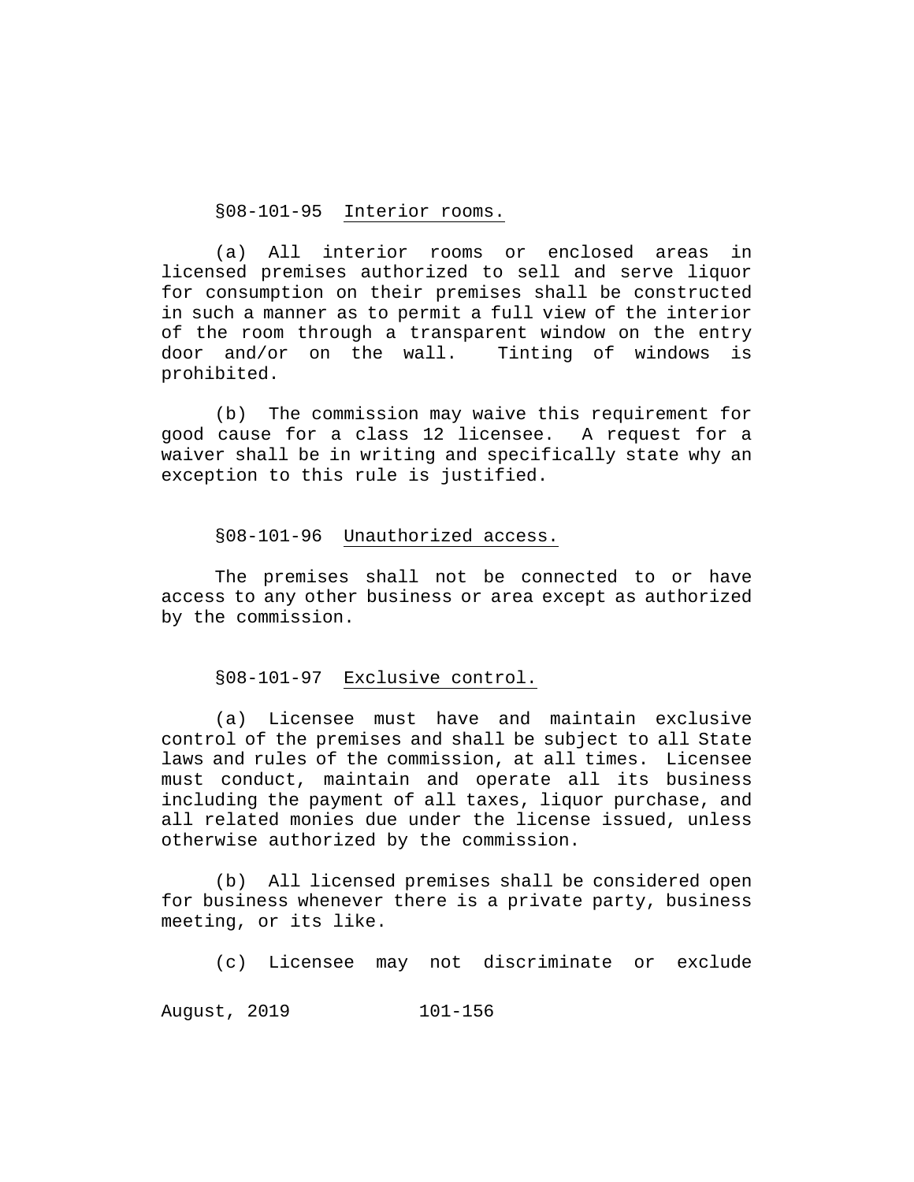## §08-101-95 Interior rooms.

(a) All interior rooms or enclosed areas in licensed premises authorized to sell and serve liquor for consumption on their premises shall be constructed in such a manner as to permit a full view of the interior of the room through a transparent window on the entry door and/or on the wall. Tinting of windows is prohibited.

(b) The commission may waive this requirement for good cause for a class 12 licensee. A request for a waiver shall be in writing and specifically state why an exception to this rule is justified.

## §08-101-96 Unauthorized access.

The premises shall not be connected to or have access to any other business or area except as authorized by the commission.

## §08-101-97 Exclusive control.

(a) Licensee must have and maintain exclusive control of the premises and shall be subject to all State laws and rules of the commission, at all times. Licensee must conduct, maintain and operate all its business including the payment of all taxes, liquor purchase, and all related monies due under the license issued, unless otherwise authorized by the commission.

(b) All licensed premises shall be considered open for business whenever there is a private party, business meeting, or its like.

(c) Licensee may not discriminate or exclude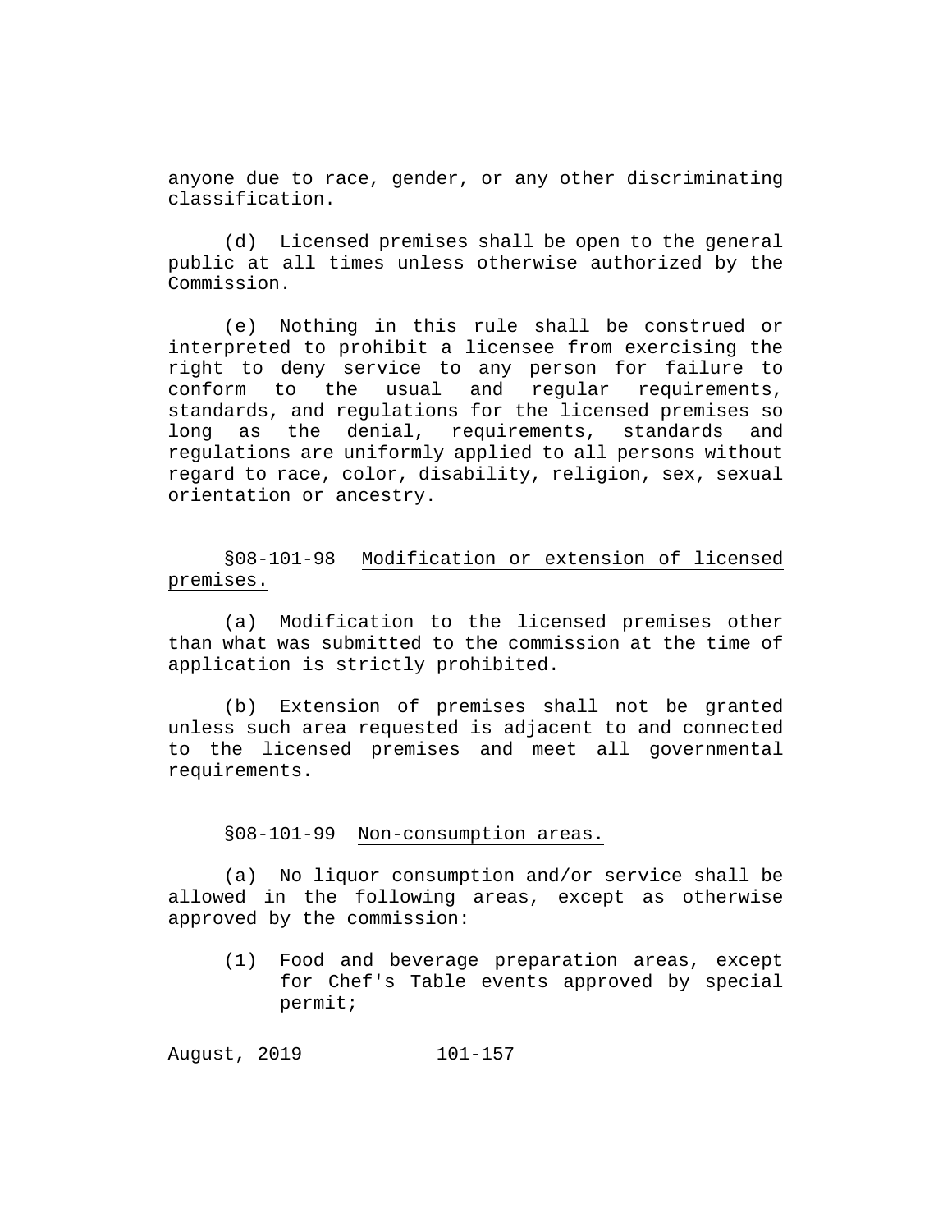anyone due to race, gender, or any other discriminating classification.

(d) Licensed premises shall be open to the general public at all times unless otherwise authorized by the Commission.

(e) Nothing in this rule shall be construed or interpreted to prohibit a licensee from exercising the right to deny service to any person for failure to conform to the usual and regular requirements, standards, and regulations for the licensed premises so long as the denial, requirements, standards and regulations are uniformly applied to all persons without regard to race, color, disability, religion, sex, sexual orientation or ancestry.

§08-101-98 Modification or extension of licensed premises.

(a) Modification to the licensed premises other than what was submitted to the commission at the time of application is strictly prohibited.

(b) Extension of premises shall not be granted unless such area requested is adjacent to and connected to the licensed premises and meet all governmental requirements.

§08-101-99 Non-consumption areas.

(a) No liquor consumption and/or service shall be allowed in the following areas, except as otherwise approved by the commission:

(1) Food and beverage preparation areas, except for Chef's Table events approved by special permit;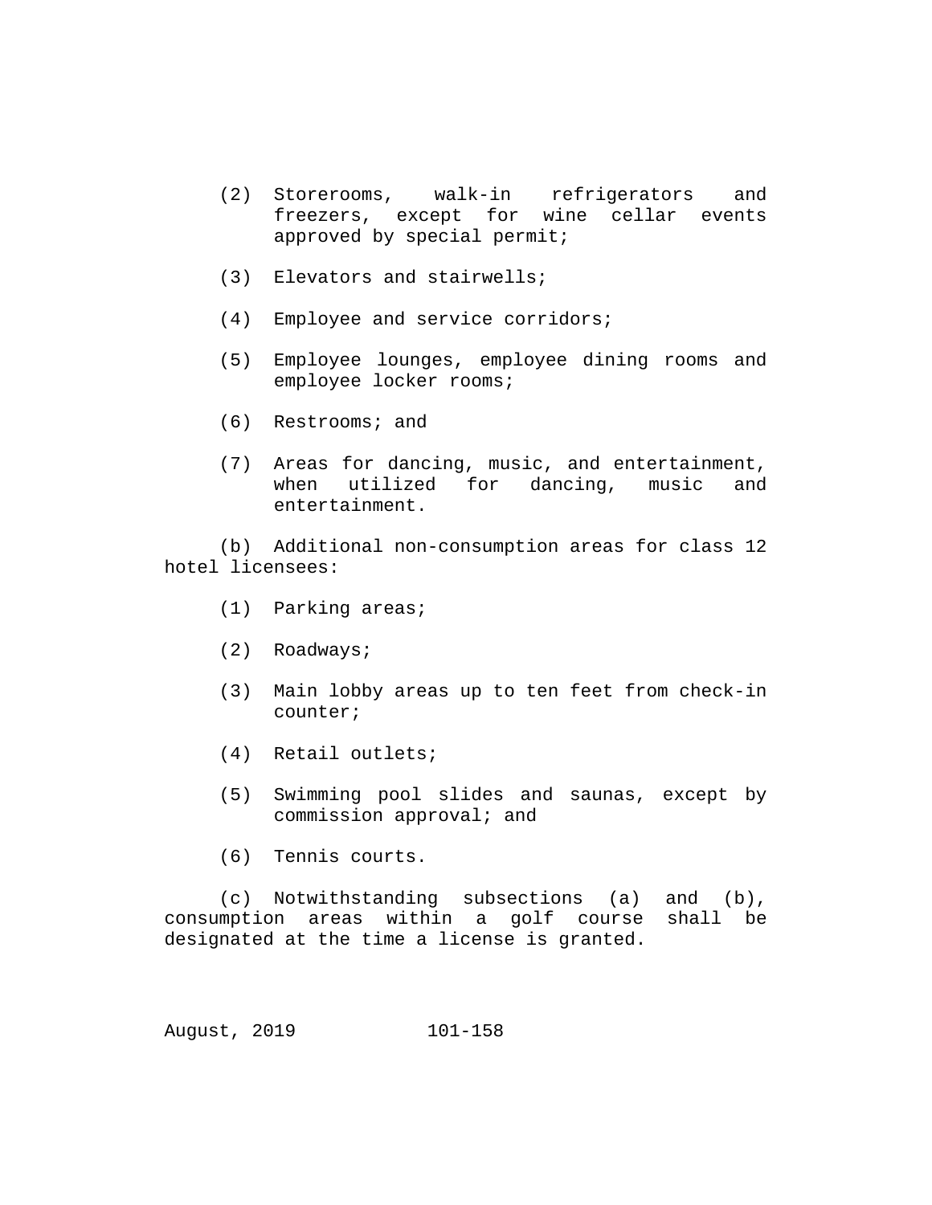(2) Storerooms, walk-in refrigerators and freezers, except for wine cellar events approved by special permit;

(3) Elevators and stairwells;

(4) Employee and service corridors;

(5) Employee lounges, employee dining rooms and employee locker rooms;

(6) Restrooms; and

(7) Areas for dancing, music, and entertainment, when utilized for dancing, music and entertainment.

(b) Additional non-consumption areas for class 12 hotel licensees:

(1) Parking areas;

(2) Roadways;

(3) Main lobby areas up to ten feet from check-in counter;

(4) Retail outlets;

(5) Swimming pool slides and saunas, except by commission approval; and

(6) Tennis courts.

(c) Notwithstanding subsections (a) and (b), consumption areas within a golf course shall be designated at the time a license is granted.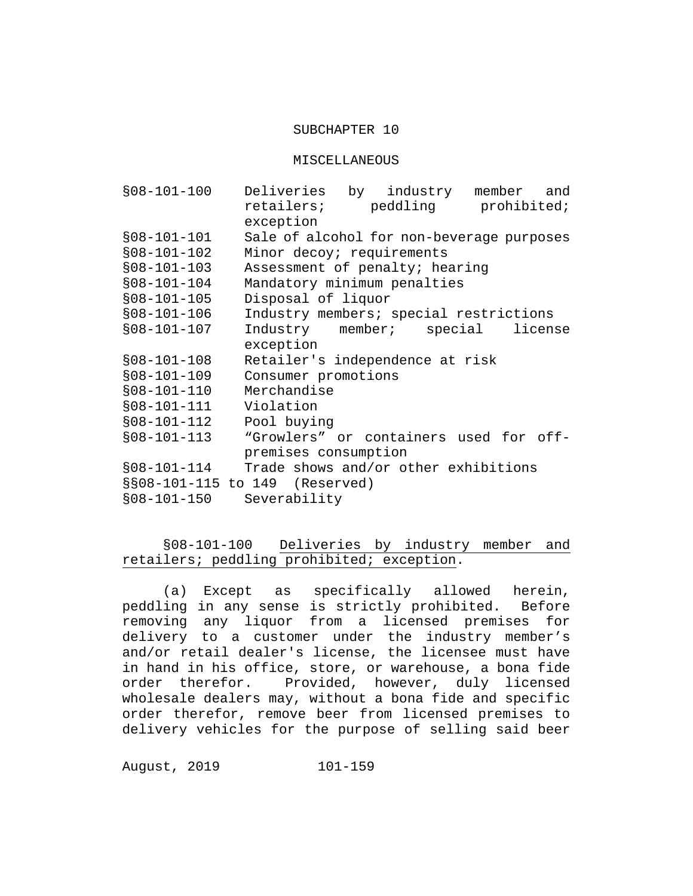## SUBCHAPTER 10

## MISCELLANEOUS

| | |
|---|---|
| §08-101-100 | Deliveries by industry member and retailers; peddling prohibited; exception |
| §08-101-101 | Sale of alcohol for non-beverage purposes |
| §08-101-102 | Minor decoy; requirements |
| §08-101-103 | Assessment of penalty; hearing |
| §08-101-104 | Mandatory minimum penalties |
| §08-101-105 | Disposal of liquor |
| §08-101-106 | Industry members; special restrictions |
| §08-101-107 | Industry member; special license exception |
| §08-101-108 | Retailer's independence at risk |
| §08-101-109 | Consumer promotions |
| §08-101-110 | Merchandise |
| §08-101-111 | Violation |
| §08-101-112 | Pool buying |
| §08-101-113 | “Growlers” or containers used for off-premises consumption |
| §08-101-114 | Trade shows and/or other exhibitions |
| §§08-101-115 to 149 | (Reserved) |
| §08-101-150 | Severability |

**§08-101-100** Deliveries by industry member and retailers; peddling prohibited; exception.

(a) Except as specifically allowed herein, peddling in any sense is strictly prohibited. Before removing any liquor from a licensed premises for delivery to a customer under the industry member’s and/or retail dealer's license, the licensee must have in hand in his office, store, or warehouse, a bona fide order therefor. Provided, however, duly licensed wholesale dealers may, without a bona fide and specific order therefor, remove beer from licensed premises to delivery vehicles for the purpose of selling said beer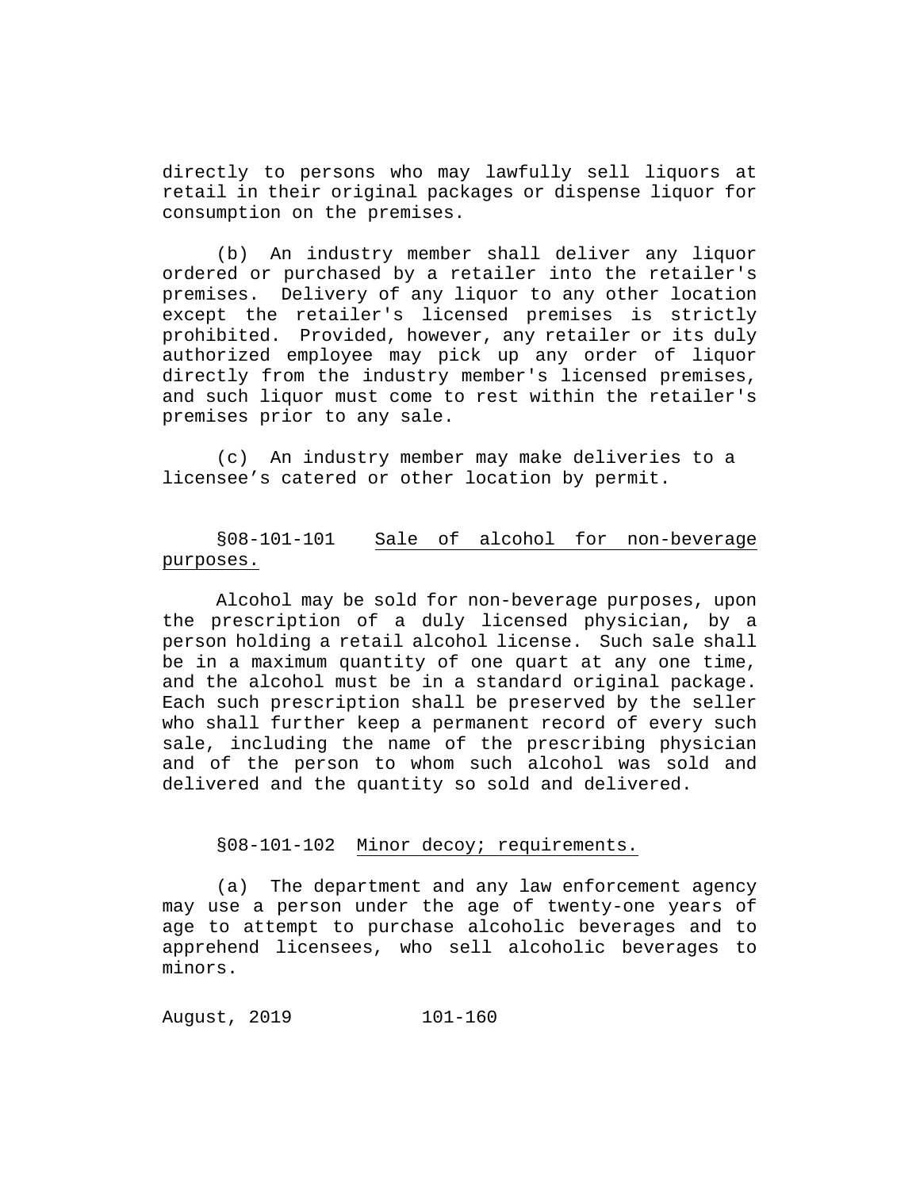directly to persons who may lawfully sell liquors at retail in their original packages or dispense liquor for consumption on the premises.

(b) An industry member shall deliver any liquor ordered or purchased by a retailer into the retailer's premises. Delivery of any liquor to any other location except the retailer's licensed premises is strictly prohibited. Provided, however, any retailer or its duly authorized employee may pick up any order of liquor directly from the industry member's licensed premises, and such liquor must come to rest within the retailer's premises prior to any sale.

(c) An industry member may make deliveries to a licensee's catered or other location by permit.

§08-101-101 Sale of alcohol for non-beverage purposes.

Alcohol may be sold for non-beverage purposes, upon the prescription of a duly licensed physician, by a person holding a retail alcohol license. Such sale shall be in a maximum quantity of one quart at any one time, and the alcohol must be in a standard original package. Each such prescription shall be preserved by the seller who shall further keep a permanent record of every such sale, including the name of the prescribing physician and of the person to whom such alcohol was sold and delivered and the quantity so sold and delivered.

§08-101-102 Minor decoy; requirements.

(a) The department and any law enforcement agency may use a person under the age of twenty-one years of age to attempt to purchase alcoholic beverages and to apprehend licensees, who sell alcoholic beverages to minors.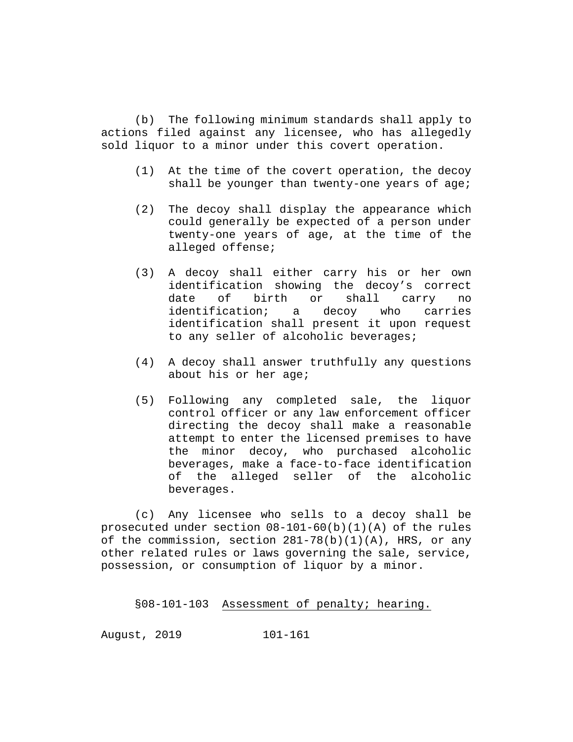(b) The following minimum standards shall apply to actions filed against any licensee, who has allegedly sold liquor to a minor under this covert operation.

(1) At the time of the covert operation, the decoy shall be younger than twenty-one years of age;

(2) The decoy shall display the appearance which could generally be expected of a person under twenty-one years of age, at the time of the alleged offense;

(3) A decoy shall either carry his or her own identification showing the decoy's correct date of birth or shall carry no identification; a decoy who carries identification shall present it upon request to any seller of alcoholic beverages;

(4) A decoy shall answer truthfully any questions about his or her age;

(5) Following any completed sale, the liquor control officer or any law enforcement officer directing the decoy shall make a reasonable attempt to enter the licensed premises to have the minor decoy, who purchased alcoholic beverages, make a face-to-face identification of the alleged seller of the alcoholic beverages.

(c) Any licensee who sells to a decoy shall be prosecuted under section 08-101-60(b)(1)(A) of the rules of the commission, section 281-78(b)(1)(A), HRS, or any other related rules or laws governing the sale, service, possession, or consumption of liquor by a minor.

§08-101-103 <u>Assessment of penalty; hearing.</u>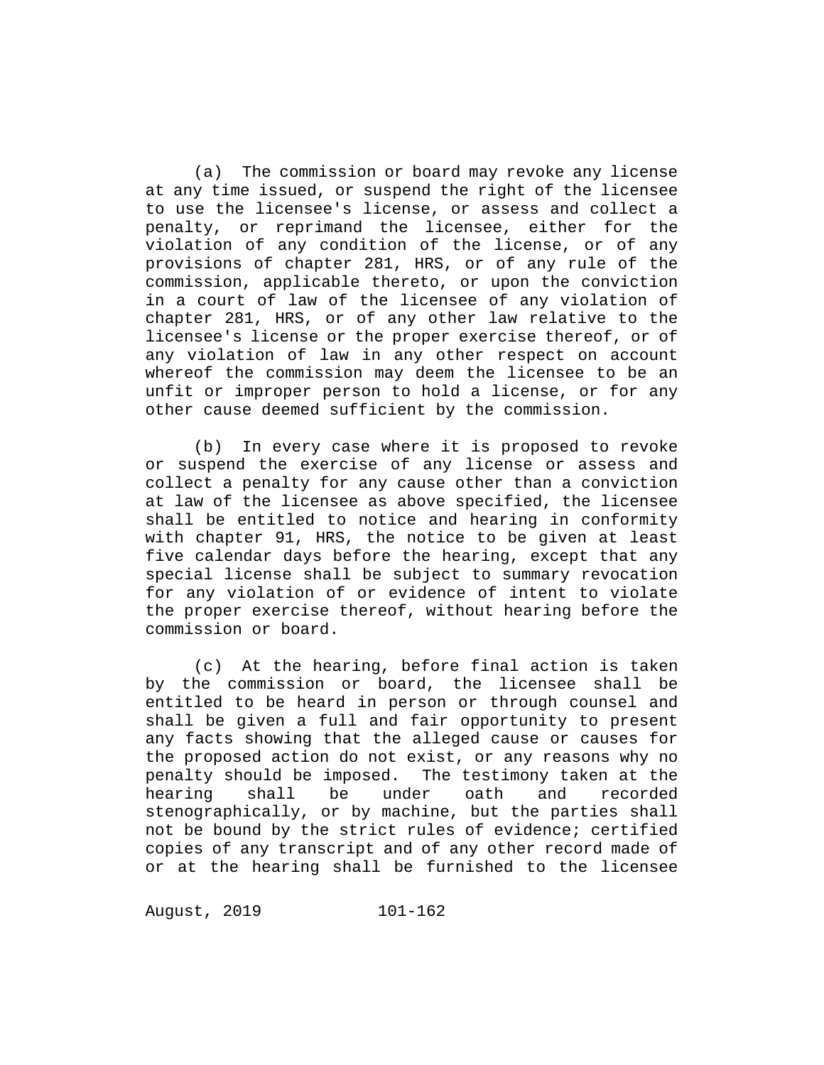(a) The commission or board may revoke any license at any time issued, or suspend the right of the licensee to use the licensee's license, or assess and collect a penalty, or reprimand the licensee, either for the violation of any condition of the license, or of any provisions of chapter 281, HRS, or of any rule of the commission, applicable thereto, or upon the conviction in a court of law of the licensee of any violation of chapter 281, HRS, or of any other law relative to the licensee's license or the proper exercise thereof, or of any violation of law in any other respect on account whereof the commission may deem the licensee to be an unfit or improper person to hold a license, or for any other cause deemed sufficient by the commission.

(b) In every case where it is proposed to revoke or suspend the exercise of any license or assess and collect a penalty for any cause other than a conviction at law of the licensee as above specified, the licensee shall be entitled to notice and hearing in conformity with chapter 91, HRS, the notice to be given at least five calendar days before the hearing, except that any special license shall be subject to summary revocation for any violation of or evidence of intent to violate the proper exercise thereof, without hearing before the commission or board.

(c) At the hearing, before final action is taken by the commission or board, the licensee shall be entitled to be heard in person or through counsel and shall be given a full and fair opportunity to present any facts showing that the alleged cause or causes for the proposed action do not exist, or any reasons why no penalty should be imposed. The testimony taken at the hearing shall be under oath and recorded stenographically, or by machine, but the parties shall not be bound by the strict rules of evidence; certified copies of any transcript and of any other record made of or at the hearing shall be furnished to the licensee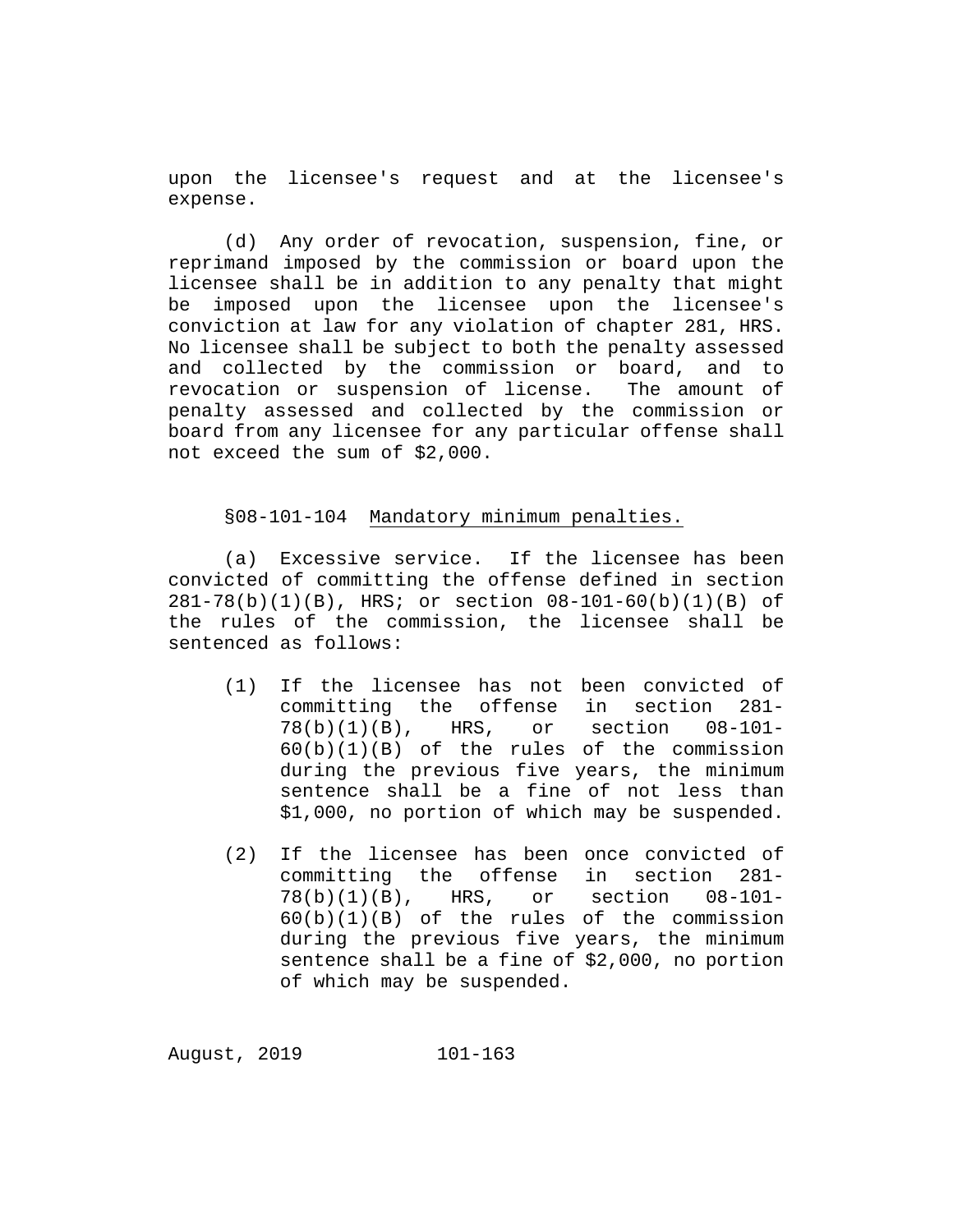upon the licensee's request and at the licensee's expense.

(d) Any order of revocation, suspension, fine, or reprimand imposed by the commission or board upon the licensee shall be in addition to any penalty that might be imposed upon the licensee upon the licensee's conviction at law for any violation of chapter 281, HRS. No licensee shall be subject to both the penalty assessed and collected by the commission or board, and to revocation or suspension of license. The amount of penalty assessed and collected by the commission or board from any licensee for any particular offense shall not exceed the sum of $2,000.

§08-101-104 Mandatory minimum penalties.

(a) Excessive service. If the licensee has been convicted of committing the offense defined in section 281-78(b)(1)(B), HRS; or section 08-101-60(b)(1)(B) of the rules of the commission, the licensee shall be sentenced as follows:

(1) If the licensee has not been convicted of committing the offense in section 281-78(b)(1)(B), HRS, or section 08-101-60(b)(1)(B) of the rules of the commission during the previous five years, the minimum sentence shall be a fine of not less than $1,000, no portion of which may be suspended.

(2) If the licensee has been once convicted of committing the offense in section 281-78(b)(1)(B), HRS, or section 08-101-60(b)(1)(B) of the rules of the commission during the previous five years, the minimum sentence shall be a fine of $2,000, no portion of which may be suspended.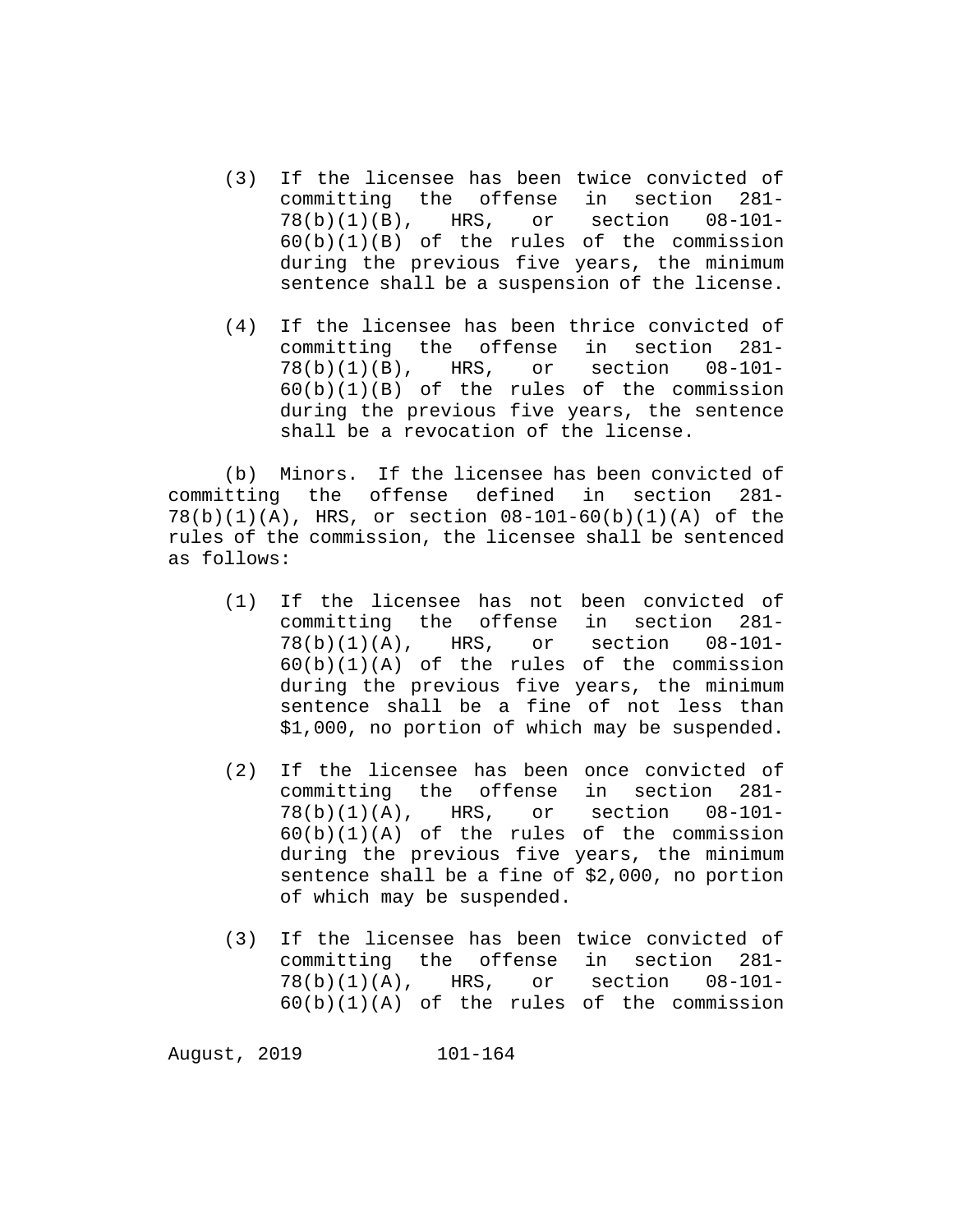(3) If the licensee has been twice convicted of committing the offense in section 281-78(b)(1)(B), HRS, or section 08-101-60(b)(1)(B) of the rules of the commission during the previous five years, the minimum sentence shall be a suspension of the license.

(4) If the licensee has been thrice convicted of committing the offense in section 281-78(b)(1)(B), HRS, or section 08-101-60(b)(1)(B) of the rules of the commission during the previous five years, the sentence shall be a revocation of the license.

(b) Minors. If the licensee has been convicted of committing the offense defined in section 281-78(b)(1)(A), HRS, or section 08-101-60(b)(1)(A) of the rules of the commission, the licensee shall be sentenced as follows:

(1) If the licensee has not been convicted of committing the offense in section 281-78(b)(1)(A), HRS, or section 08-101-60(b)(1)(A) of the rules of the commission during the previous five years, the minimum sentence shall be a fine of not less than $1,000, no portion of which may be suspended.

(2) If the licensee has been once convicted of committing the offense in section 281-78(b)(1)(A), HRS, or section 08-101-60(b)(1)(A) of the rules of the commission during the previous five years, the minimum sentence shall be a fine of $2,000, no portion of which may be suspended.

(3) If the licensee has been twice convicted of committing the offense in section 281-78(b)(1)(A), HRS, or section 08-101-60(b)(1)(A) of the rules of the commission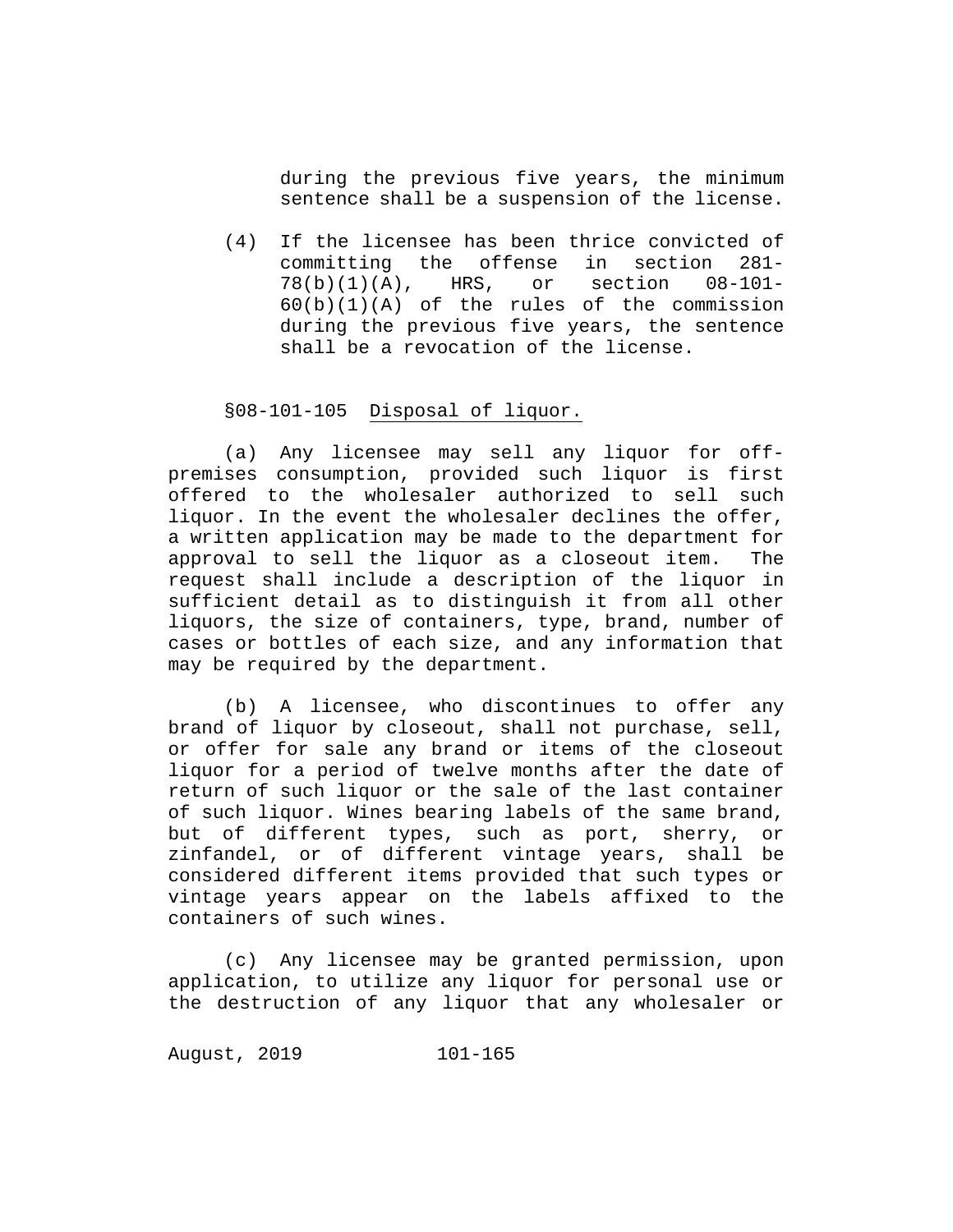during the previous five years, the minimum sentence shall be a suspension of the license.

(4) If the licensee has been thrice convicted of committing the offense in section 281-78(b)(1)(A), HRS, or section 08-101-60(b)(1)(A) of the rules of the commission during the previous five years, the sentence shall be a revocation of the license.

§08-101-105 Disposal of liquor.

(a) Any licensee may sell any liquor for off-premises consumption, provided such liquor is first offered to the wholesaler authorized to sell such liquor. In the event the wholesaler declines the offer, a written application may be made to the department for approval to sell the liquor as a closeout item. The request shall include a description of the liquor in sufficient detail as to distinguish it from all other liquors, the size of containers, type, brand, number of cases or bottles of each size, and any information that may be required by the department.

(b) A licensee, who discontinues to offer any brand of liquor by closeout, shall not purchase, sell, or offer for sale any brand or items of the closeout liquor for a period of twelve months after the date of return of such liquor or the sale of the last container of such liquor. Wines bearing labels of the same brand, but of different types, such as port, sherry, or zinfandel, or of different vintage years, shall be considered different items provided that such types or vintage years appear on the labels affixed to the containers of such wines.

(c) Any licensee may be granted permission, upon application, to utilize any liquor for personal use or the destruction of any liquor that any wholesaler or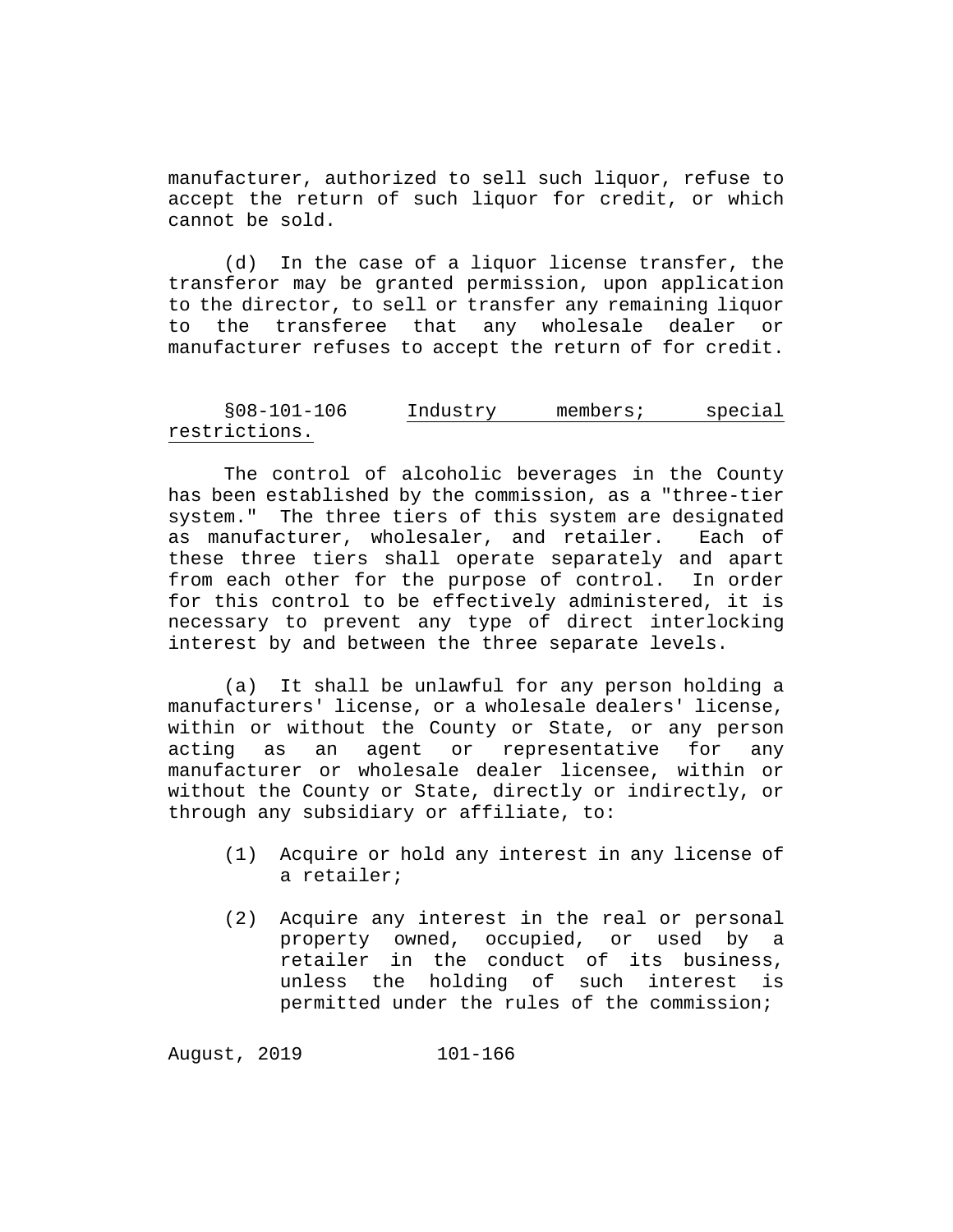manufacturer, authorized to sell such liquor, refuse to accept the return of such liquor for credit, or which cannot be sold.

(d) In the case of a liquor license transfer, the transferor may be granted permission, upon application to the director, to sell or transfer any remaining liquor to the transferee that any wholesale dealer or manufacturer refuses to accept the return of for credit.

## §08-101-106 Industry members; special restrictions.

The control of alcoholic beverages in the County has been established by the commission, as a "three-tier system." The three tiers of this system are designated as manufacturer, wholesaler, and retailer. Each of these three tiers shall operate separately and apart from each other for the purpose of control. In order for this control to be effectively administered, it is necessary to prevent any type of direct interlocking interest by and between the three separate levels.

(a) It shall be unlawful for any person holding a manufacturers' license, or a wholesale dealers' license, within or without the County or State, or any person acting as an agent or representative for any manufacturer or wholesale dealer licensee, within or without the County or State, directly or indirectly, or through any subsidiary or affiliate, to:

(1) Acquire or hold any interest in any license of a retailer;

(2) Acquire any interest in the real or personal property owned, occupied, or used by a retailer in the conduct of its business, unless the holding of such interest is permitted under the rules of the commission;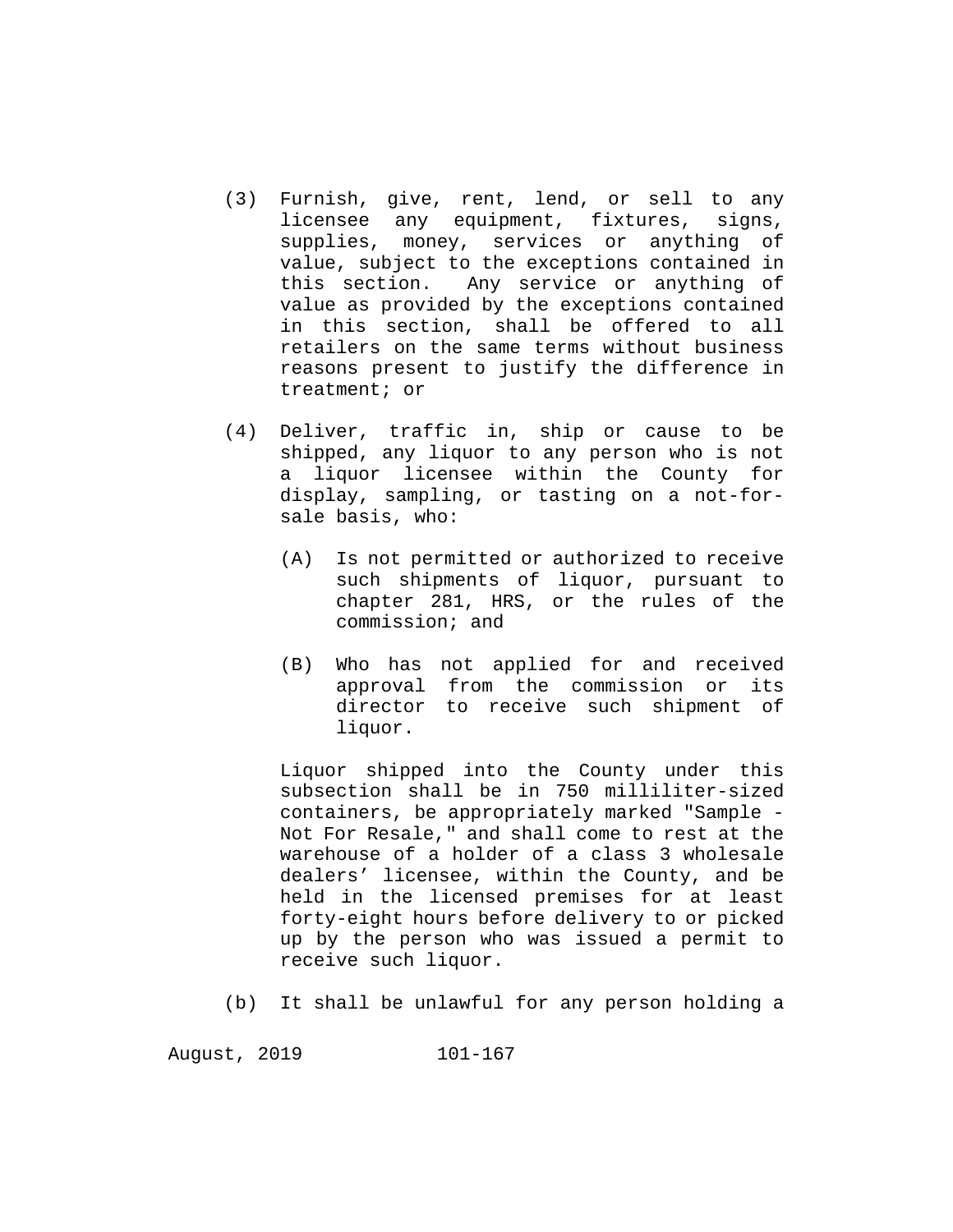(3) Furnish, give, rent, lend, or sell to any licensee any equipment, fixtures, signs, supplies, money, services or anything of value, subject to the exceptions contained in this section. Any service or anything of value as provided by the exceptions contained in this section, shall be offered to all retailers on the same terms without business reasons present to justify the difference in treatment; or

(4) Deliver, traffic in, ship or cause to be shipped, any liquor to any person who is not a liquor licensee within the County for display, sampling, or tasting on a not-for-sale basis, who:

  (A) Is not permitted or authorized to receive such shipments of liquor, pursuant to chapter 281, HRS, or the rules of the commission; and

  (B) Who has not applied for and received approval from the commission or its director to receive such shipment of liquor.

  Liquor shipped into the County under this subsection shall be in 750 milliliter-sized containers, be appropriately marked "Sample - Not For Resale," and shall come to rest at the warehouse of a holder of a class 3 wholesale dealers' licensee, within the County, and be held in the licensed premises for at least forty-eight hours before delivery to or picked up by the person who was issued a permit to receive such liquor.

(b) It shall be unlawful for any person holding a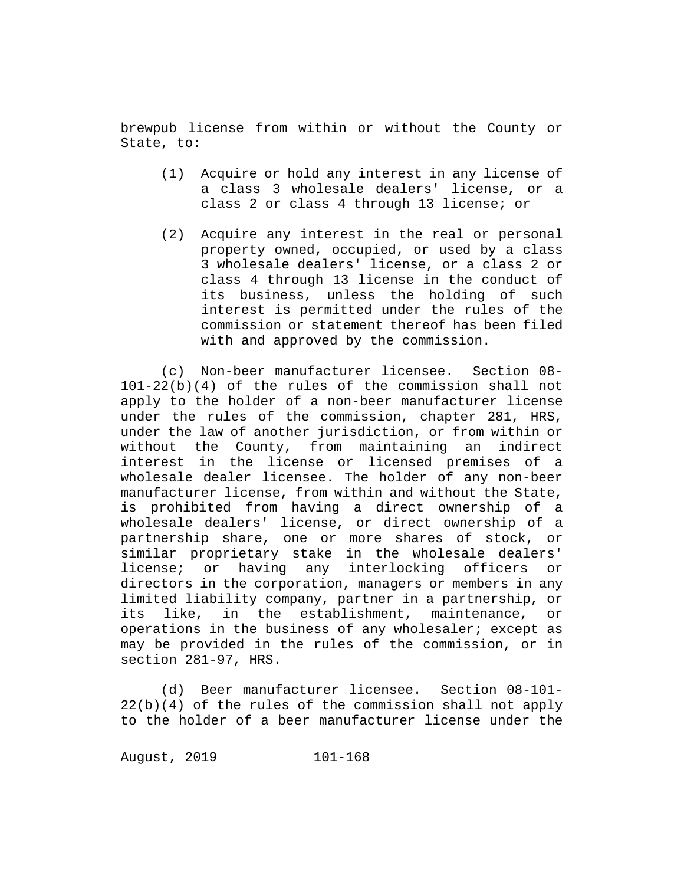brewpub license from within or without the County or State, to:

(1) Acquire or hold any interest in any license of a class 3 wholesale dealers' license, or a class 2 or class 4 through 13 license; or

(2) Acquire any interest in the real or personal property owned, occupied, or used by a class 3 wholesale dealers' license, or a class 2 or class 4 through 13 license in the conduct of its business, unless the holding of such interest is permitted under the rules of the commission or statement thereof has been filed with and approved by the commission.

(c) Non-beer manufacturer licensee. Section 08-101-22(b)(4) of the rules of the commission shall not apply to the holder of a non-beer manufacturer license under the rules of the commission, chapter 281, HRS, under the law of another jurisdiction, or from within or without the County, from maintaining an indirect interest in the license or licensed premises of a wholesale dealer licensee. The holder of any non-beer manufacturer license, from within and without the State, is prohibited from having a direct ownership of a wholesale dealers' license, or direct ownership of a partnership share, one or more shares of stock, or similar proprietary stake in the wholesale dealers' license; or having any interlocking officers or directors in the corporation, managers or members in any limited liability company, partner in a partnership, or its like, in the establishment, maintenance, or operations in the business of any wholesaler; except as may be provided in the rules of the commission, or in section 281-97, HRS.

(d) Beer manufacturer licensee. Section 08-101-22(b)(4) of the rules of the commission shall not apply to the holder of a beer manufacturer license under the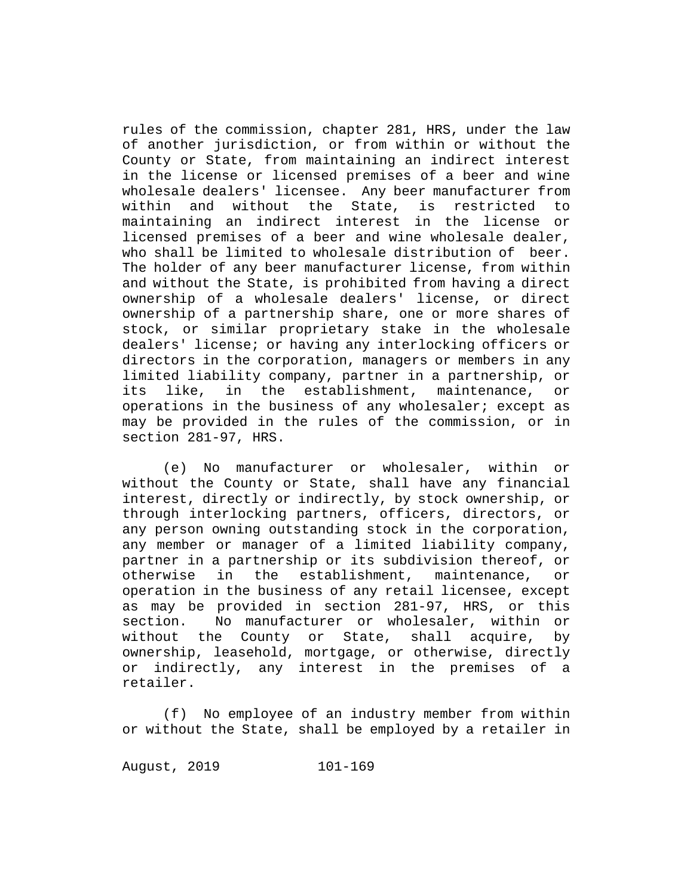rules of the commission, chapter 281, HRS, under the law of another jurisdiction, or from within or without the County or State, from maintaining an indirect interest in the license or licensed premises of a beer and wine wholesale dealers' licensee. Any beer manufacturer from within and without the State, is restricted to maintaining an indirect interest in the license or licensed premises of a beer and wine wholesale dealer, who shall be limited to wholesale distribution of beer. The holder of any beer manufacturer license, from within and without the State, is prohibited from having a direct ownership of a wholesale dealers' license, or direct ownership of a partnership share, one or more shares of stock, or similar proprietary stake in the wholesale dealers' license; or having any interlocking officers or directors in the corporation, managers or members in any limited liability company, partner in a partnership, or its like, in the establishment, maintenance, or operations in the business of any wholesaler; except as may be provided in the rules of the commission, or in section 281-97, HRS.

(e) No manufacturer or wholesaler, within or without the County or State, shall have any financial interest, directly or indirectly, by stock ownership, or through interlocking partners, officers, directors, or any person owning outstanding stock in the corporation, any member or manager of a limited liability company, partner in a partnership or its subdivision thereof, or otherwise in the establishment, maintenance, or operation in the business of any retail licensee, except as may be provided in section 281-97, HRS, or this section. No manufacturer or wholesaler, within or without the County or State, shall acquire, by ownership, leasehold, mortgage, or otherwise, directly or indirectly, any interest in the premises of a retailer.

(f) No employee of an industry member from within or without the State, shall be employed by a retailer in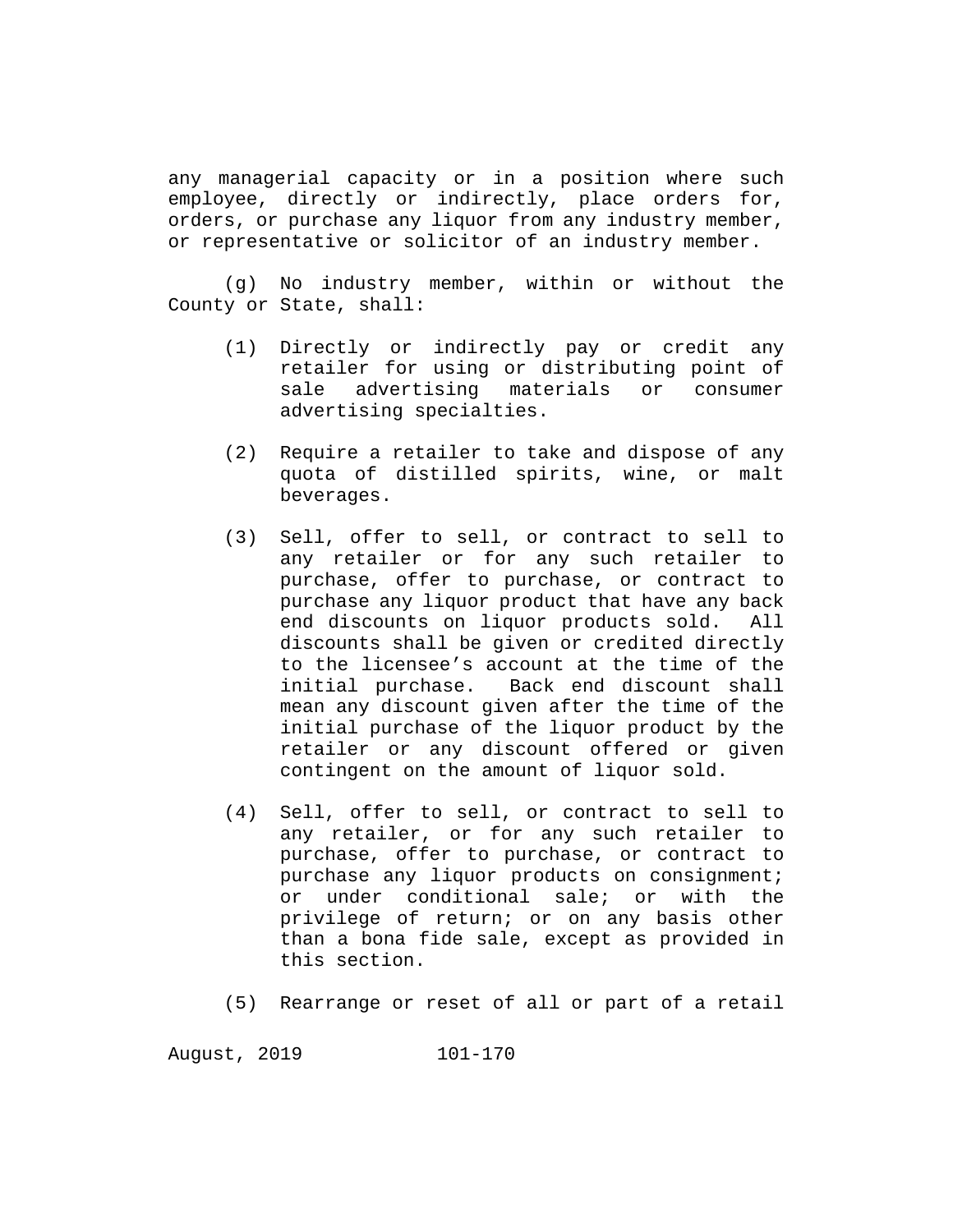any managerial capacity or in a position where such employee, directly or indirectly, place orders for, orders, or purchase any liquor from any industry member, or representative or solicitor of an industry member.

(g) No industry member, within or without the County or State, shall:

(1) Directly or indirectly pay or credit any retailer for using or distributing point of sale advertising materials or consumer advertising specialties.

(2) Require a retailer to take and dispose of any quota of distilled spirits, wine, or malt beverages.

(3) Sell, offer to sell, or contract to sell to any retailer or for any such retailer to purchase, offer to purchase, or contract to purchase any liquor product that have any back end discounts on liquor products sold. All discounts shall be given or credited directly to the licensee's account at the time of the initial purchase. Back end discount shall mean any discount given after the time of the initial purchase of the liquor product by the retailer or any discount offered or given contingent on the amount of liquor sold.

(4) Sell, offer to sell, or contract to sell to any retailer, or for any such retailer to purchase, offer to purchase, or contract to purchase any liquor products on consignment; or under conditional sale; or with the privilege of return; or on any basis other than a bona fide sale, except as provided in this section.

(5) Rearrange or reset of all or part of a retail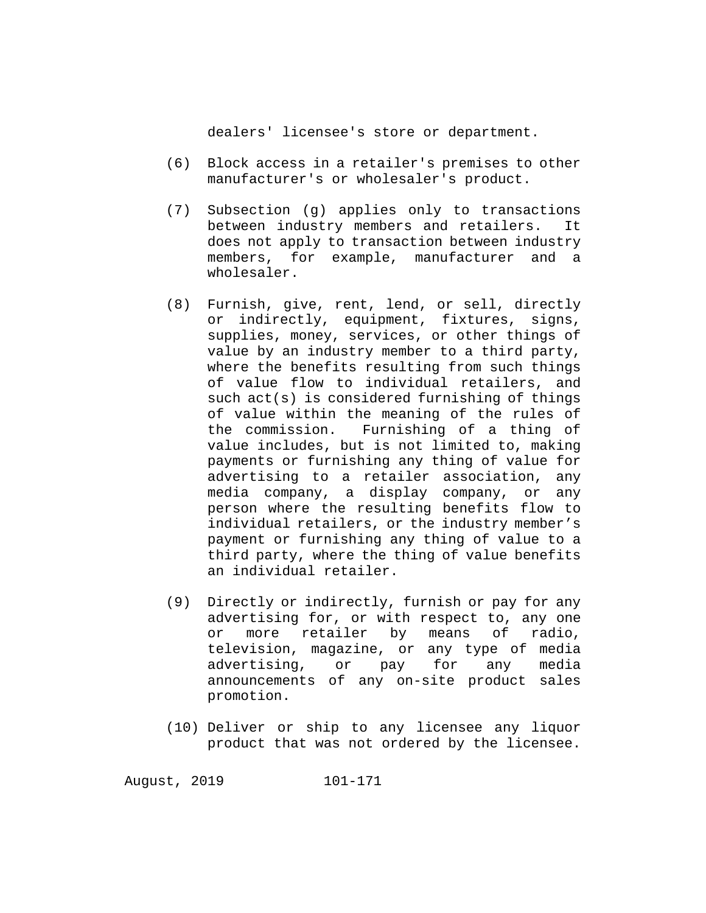dealers' licensee's store or department.

(6) Block access in a retailer's premises to other manufacturer's or wholesaler's product.

(7) Subsection (g) applies only to transactions between industry members and retailers. It does not apply to transaction between industry members, for example, manufacturer and a wholesaler.

(8) Furnish, give, rent, lend, or sell, directly or indirectly, equipment, fixtures, signs, supplies, money, services, or other things of value by an industry member to a third party, where the benefits resulting from such things of value flow to individual retailers, and such act(s) is considered furnishing of things of value within the meaning of the rules of the commission. Furnishing of a thing of value includes, but is not limited to, making payments or furnishing any thing of value for advertising to a retailer association, any media company, a display company, or any person where the resulting benefits flow to individual retailers, or the industry member's payment or furnishing any thing of value to a third party, where the thing of value benefits an individual retailer.

(9) Directly or indirectly, furnish or pay for any advertising for, or with respect to, any one or more retailer by means of radio, television, magazine, or any type of media advertising, or pay for any media announcements of any on-site product sales promotion.

(10) Deliver or ship to any licensee any liquor product that was not ordered by the licensee.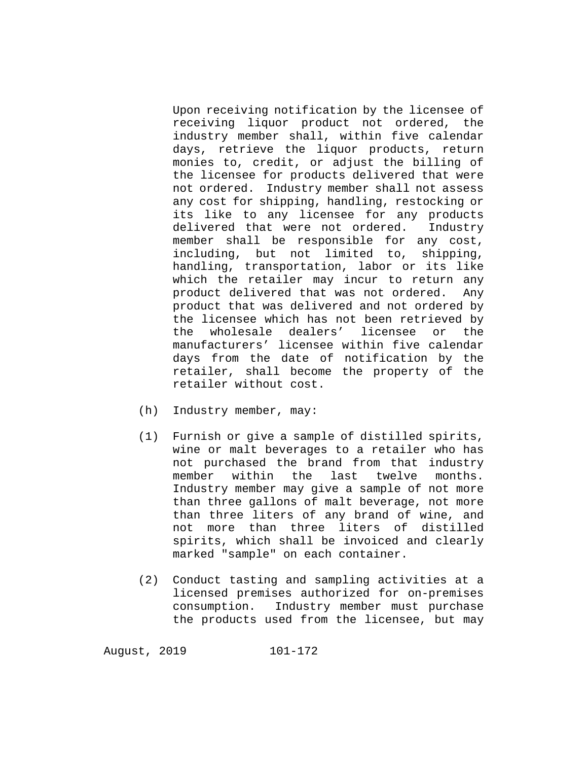Upon receiving notification by the licensee of receiving liquor product not ordered, the industry member shall, within five calendar days, retrieve the liquor products, return monies to, credit, or adjust the billing of the licensee for products delivered that were not ordered. Industry member shall not assess any cost for shipping, handling, restocking or its like to any licensee for any products delivered that were not ordered. Industry member shall be responsible for any cost, including, but not limited to, shipping, handling, transportation, labor or its like which the retailer may incur to return any product delivered that was not ordered. Any product that was delivered and not ordered by the licensee which has not been retrieved by the wholesale dealers' licensee or the manufacturers' licensee within five calendar days from the date of notification by the retailer, shall become the property of the retailer without cost.

(h) Industry member, may:

(1) Furnish or give a sample of distilled spirits, wine or malt beverages to a retailer who has not purchased the brand from that industry member within the last twelve months. Industry member may give a sample of not more than three gallons of malt beverage, not more than three liters of any brand of wine, and not more than three liters of distilled spirits, which shall be invoiced and clearly marked "sample" on each container.

(2) Conduct tasting and sampling activities at a licensed premises authorized for on-premises consumption. Industry member must purchase the products used from the licensee, but may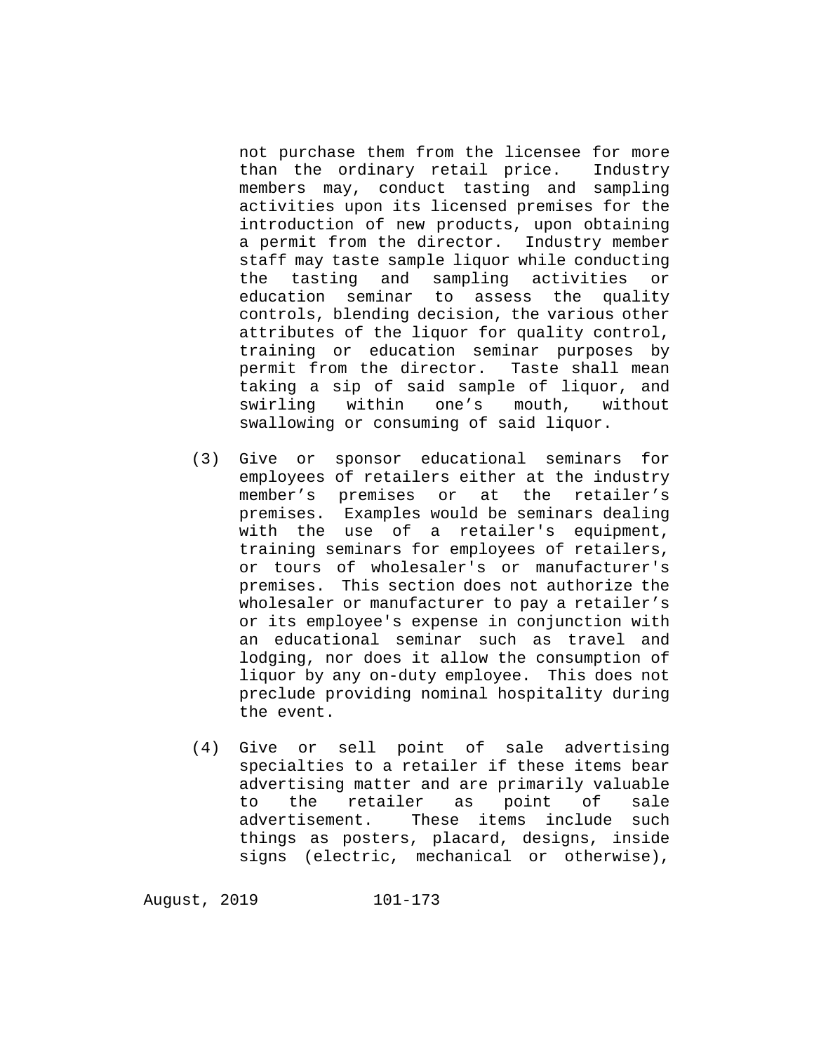not purchase them from the licensee for more than the ordinary retail price. Industry members may, conduct tasting and sampling activities upon its licensed premises for the introduction of new products, upon obtaining a permit from the director. Industry member staff may taste sample liquor while conducting the tasting and sampling activities or education seminar to assess the quality controls, blending decision, the various other attributes of the liquor for quality control, training or education seminar purposes by permit from the director. Taste shall mean taking a sip of said sample of liquor, and swirling within one's mouth, without swallowing or consuming of said liquor.

(3) Give or sponsor educational seminars for employees of retailers either at the industry member's premises or at the retailer's premises. Examples would be seminars dealing with the use of a retailer's equipment, training seminars for employees of retailers, or tours of wholesaler's or manufacturer's premises. This section does not authorize the wholesaler or manufacturer to pay a retailer's or its employee's expense in conjunction with an educational seminar such as travel and lodging, nor does it allow the consumption of liquor by any on-duty employee. This does not preclude providing nominal hospitality during the event.

(4) Give or sell point of sale advertising specialties to a retailer if these items bear advertising matter and are primarily valuable to the retailer as point of sale advertisement. These items include such things as posters, placard, designs, inside signs (electric, mechanical or otherwise),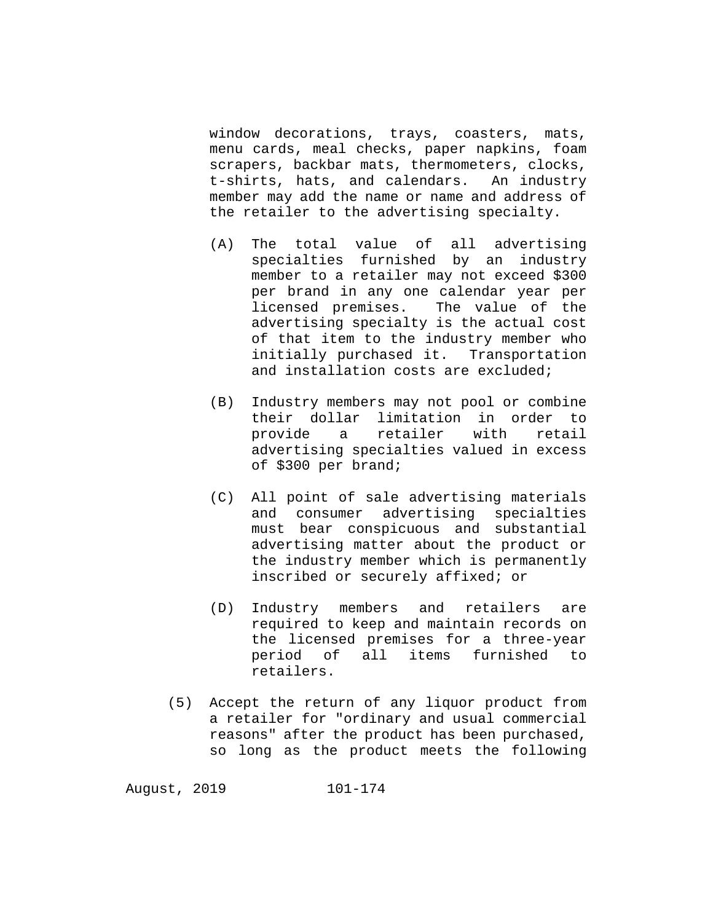window decorations, trays, coasters, mats, menu cards, meal checks, paper napkins, foam scrapers, backbar mats, thermometers, clocks, t-shirts, hats, and calendars. An industry member may add the name or name and address of the retailer to the advertising specialty.

(A) The total value of all advertising specialties furnished by an industry member to a retailer may not exceed $300 per brand in any one calendar year per licensed premises. The value of the advertising specialty is the actual cost of that item to the industry member who initially purchased it. Transportation and installation costs are excluded;

(B) Industry members may not pool or combine their dollar limitation in order to provide a retailer with retail advertising specialties valued in excess of $300 per brand;

(C) All point of sale advertising materials and consumer advertising specialties must bear conspicuous and substantial advertising matter about the product or the industry member which is permanently inscribed or securely affixed; or

(D) Industry members and retailers are required to keep and maintain records on the licensed premises for a three-year period of all items furnished to retailers.

(5) Accept the return of any liquor product from a retailer for "ordinary and usual commercial reasons" after the product has been purchased, so long as the product meets the following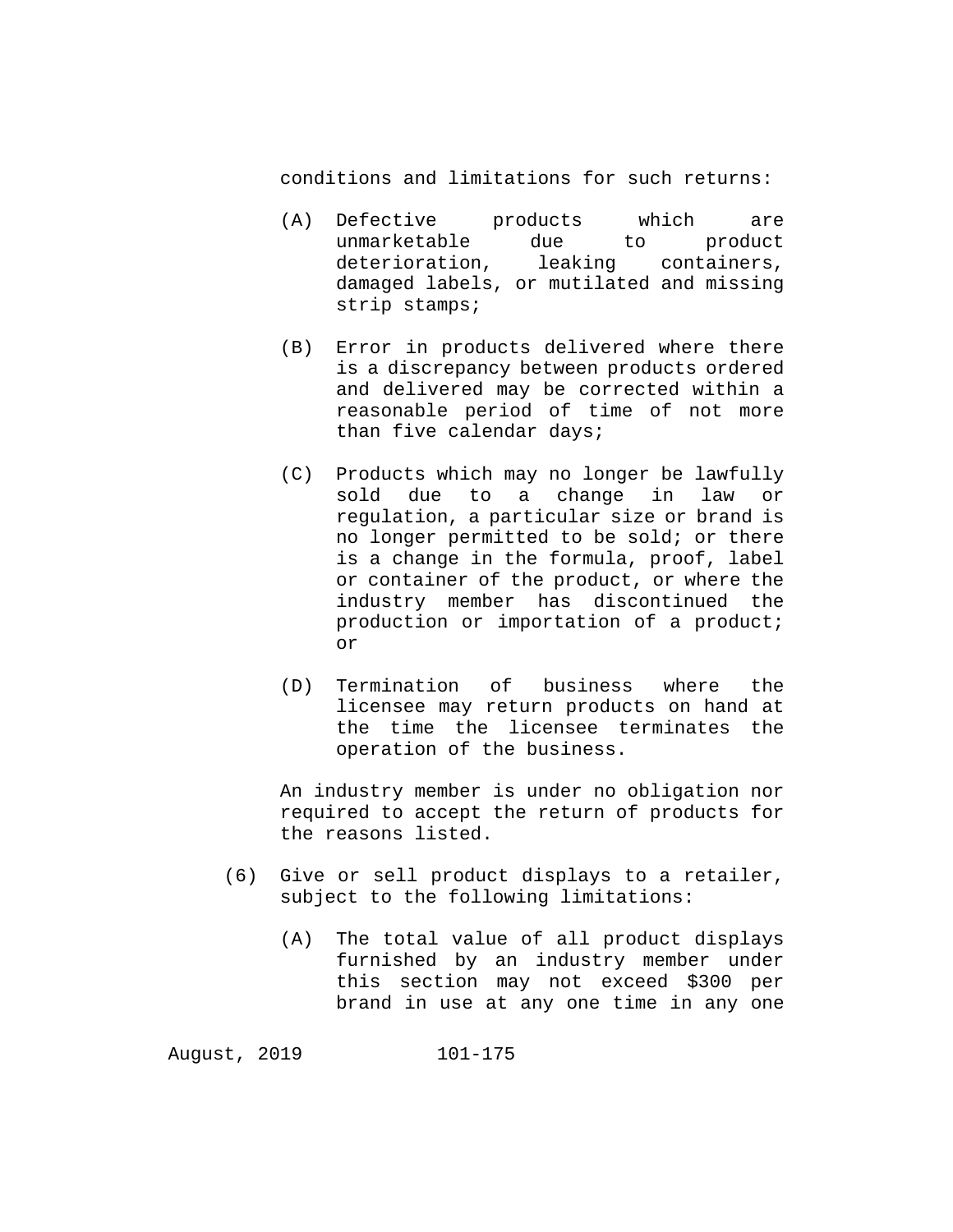conditions and limitations for such returns:

(A) Defective products which are unmarketable due to product deterioration, leaking containers, damaged labels, or mutilated and missing strip stamps;

(B) Error in products delivered where there is a discrepancy between products ordered and delivered may be corrected within a reasonable period of time of not more than five calendar days;

(C) Products which may no longer be lawfully sold due to a change in law or regulation, a particular size or brand is no longer permitted to be sold; or there is a change in the formula, proof, label or container of the product, or where the industry member has discontinued the production or importation of a product; or

(D) Termination of business where the licensee may return products on hand at the time the licensee terminates the operation of the business.

An industry member is under no obligation nor required to accept the return of products for the reasons listed.

(6) Give or sell product displays to a retailer, subject to the following limitations:

(A) The total value of all product displays furnished by an industry member under this section may not exceed $300 per brand in use at any one time in any one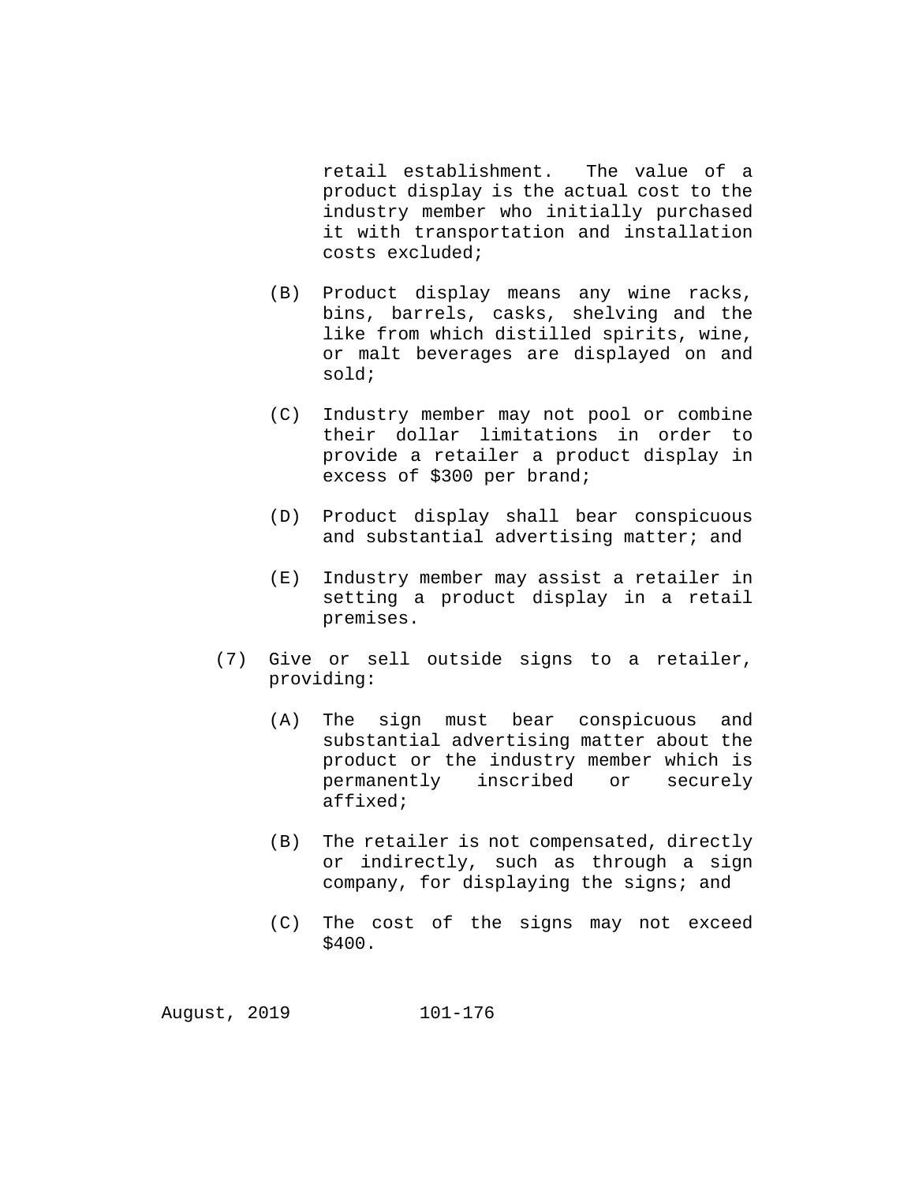retail establishment. The value of a product display is the actual cost to the industry member who initially purchased it with transportation and installation costs excluded;

(B) Product display means any wine racks, bins, barrels, casks, shelving and the like from which distilled spirits, wine, or malt beverages are displayed on and sold;

(C) Industry member may not pool or combine their dollar limitations in order to provide a retailer a product display in excess of $300 per brand;

(D) Product display shall bear conspicuous and substantial advertising matter; and

(E) Industry member may assist a retailer in setting a product display in a retail premises.

(7) Give or sell outside signs to a retailer, providing:

(A) The sign must bear conspicuous and substantial advertising matter about the product or the industry member which is permanently inscribed or securely affixed;

(B) The retailer is not compensated, directly or indirectly, such as through a sign company, for displaying the signs; and

(C) The cost of the signs may not exceed $400.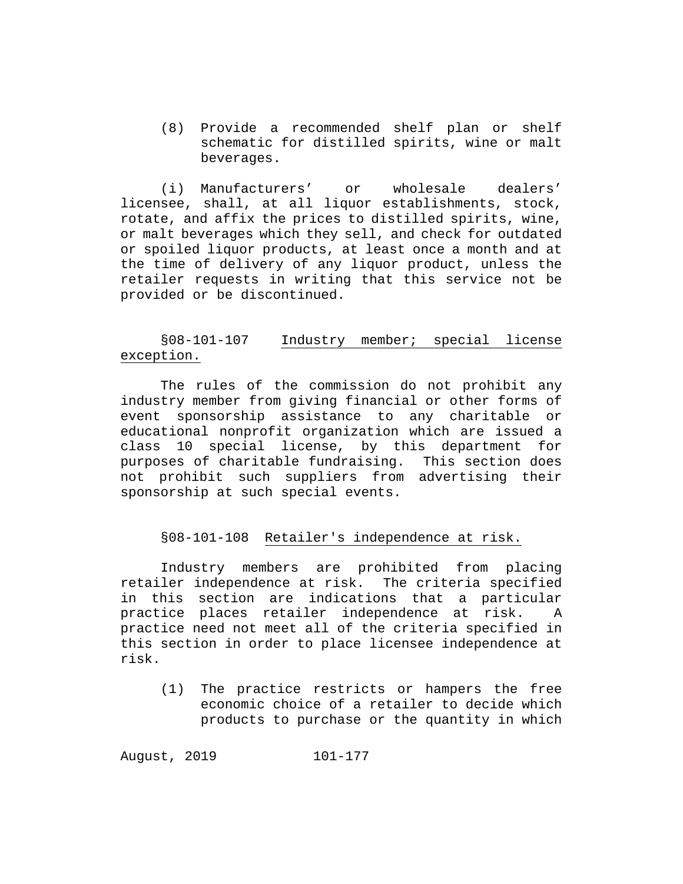(8) Provide a recommended shelf plan or shelf schematic for distilled spirits, wine or malt beverages.

(i) Manufacturers' or wholesale dealers' licensee, shall, at all liquor establishments, stock, rotate, and affix the prices to distilled spirits, wine, or malt beverages which they sell, and check for outdated or spoiled liquor products, at least once a month and at the time of delivery of any liquor product, unless the retailer requests in writing that this service not be provided or be discontinued.

§08-101-107 Industry member; special license exception.

The rules of the commission do not prohibit any industry member from giving financial or other forms of event sponsorship assistance to any charitable or educational nonprofit organization which are issued a class 10 special license, by this department for purposes of charitable fundraising. This section does not prohibit such suppliers from advertising their sponsorship at such special events.

§08-101-108 Retailer's independence at risk.

Industry members are prohibited from placing retailer independence at risk. The criteria specified in this section are indications that a particular practice places retailer independence at risk. A practice need not meet all of the criteria specified in this section in order to place licensee independence at risk.

(1) The practice restricts or hampers the free economic choice of a retailer to decide which products to purchase or the quantity in which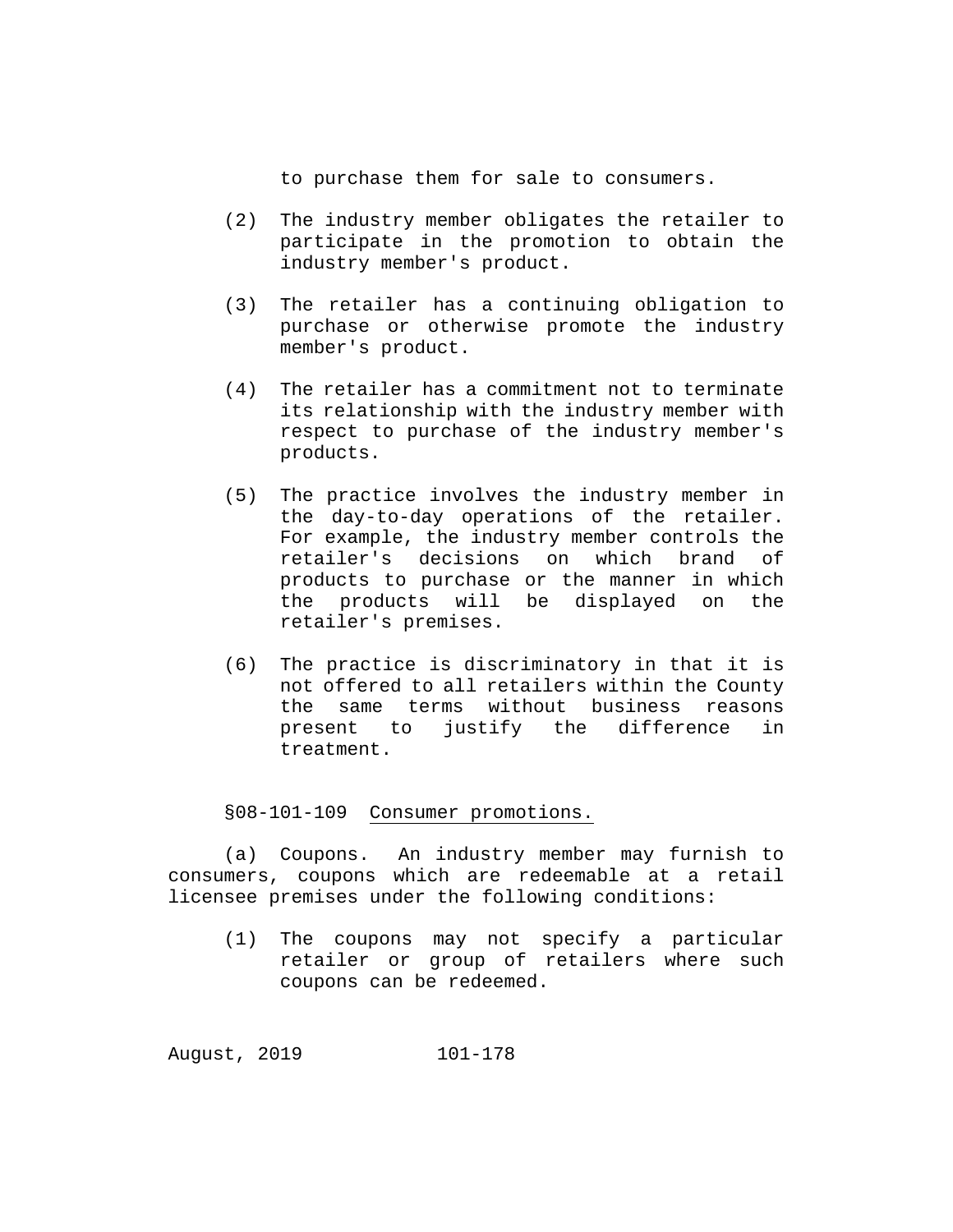to purchase them for sale to consumers.

(2) The industry member obligates the retailer to participate in the promotion to obtain the industry member's product.

(3) The retailer has a continuing obligation to purchase or otherwise promote the industry member's product.

(4) The retailer has a commitment not to terminate its relationship with the industry member with respect to purchase of the industry member's products.

(5) The practice involves the industry member in the day-to-day operations of the retailer. For example, the industry member controls the retailer's decisions on which brand of products to purchase or the manner in which the products will be displayed on the retailer's premises.

(6) The practice is discriminatory in that it is not offered to all retailers within the County the same terms without business reasons present to justify the difference in treatment.

§08-101-109 Consumer promotions.

(a) Coupons. An industry member may furnish to consumers, coupons which are redeemable at a retail licensee premises under the following conditions:

(1) The coupons may not specify a particular retailer or group of retailers where such coupons can be redeemed.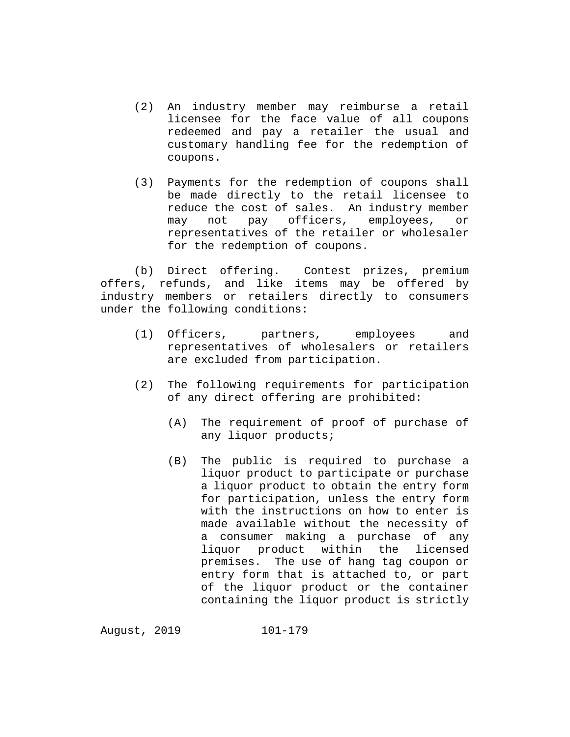(2) An industry member may reimburse a retail licensee for the face value of all coupons redeemed and pay a retailer the usual and customary handling fee for the redemption of coupons.

(3) Payments for the redemption of coupons shall be made directly to the retail licensee to reduce the cost of sales. An industry member may not pay officers, employees, or representatives of the retailer or wholesaler for the redemption of coupons.

(b) Direct offering. Contest prizes, premium offers, refunds, and like items may be offered by industry members or retailers directly to consumers under the following conditions:

(1) Officers, partners, employees and representatives of wholesalers or retailers are excluded from participation.

(2) The following requirements for participation of any direct offering are prohibited:

(A) The requirement of proof of purchase of any liquor products;

(B) The public is required to purchase a liquor product to participate or purchase a liquor product to obtain the entry form for participation, unless the entry form with the instructions on how to enter is made available without the necessity of a consumer making a purchase of any liquor product within the licensed premises. The use of hang tag coupon or entry form that is attached to, or part of the liquor product or the container containing the liquor product is strictly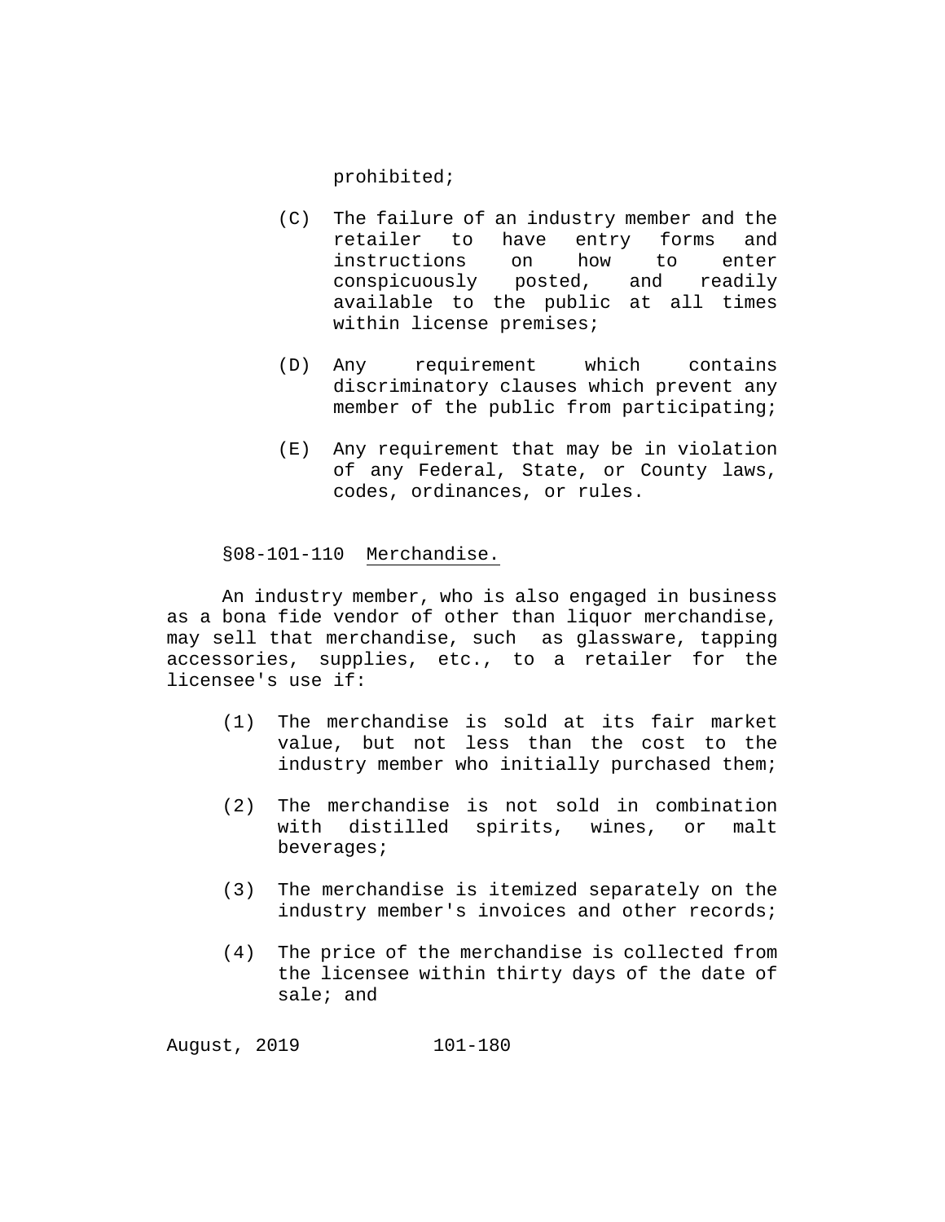prohibited;

(C) The failure of an industry member and the retailer to have entry forms and instructions on how to enter conspicuously posted, and readily available to the public at all times within license premises;

(D) Any requirement which contains discriminatory clauses which prevent any member of the public from participating;

(E) Any requirement that may be in violation of any Federal, State, or County laws, codes, ordinances, or rules.

§08-101-110 Merchandise.

An industry member, who is also engaged in business as a bona fide vendor of other than liquor merchandise, may sell that merchandise, such as glassware, tapping accessories, supplies, etc., to a retailer for the licensee's use if:

(1) The merchandise is sold at its fair market value, but not less than the cost to the industry member who initially purchased them;

(2) The merchandise is not sold in combination with distilled spirits, wines, or malt beverages;

(3) The merchandise is itemized separately on the industry member's invoices and other records;

(4) The price of the merchandise is collected from the licensee within thirty days of the date of sale; and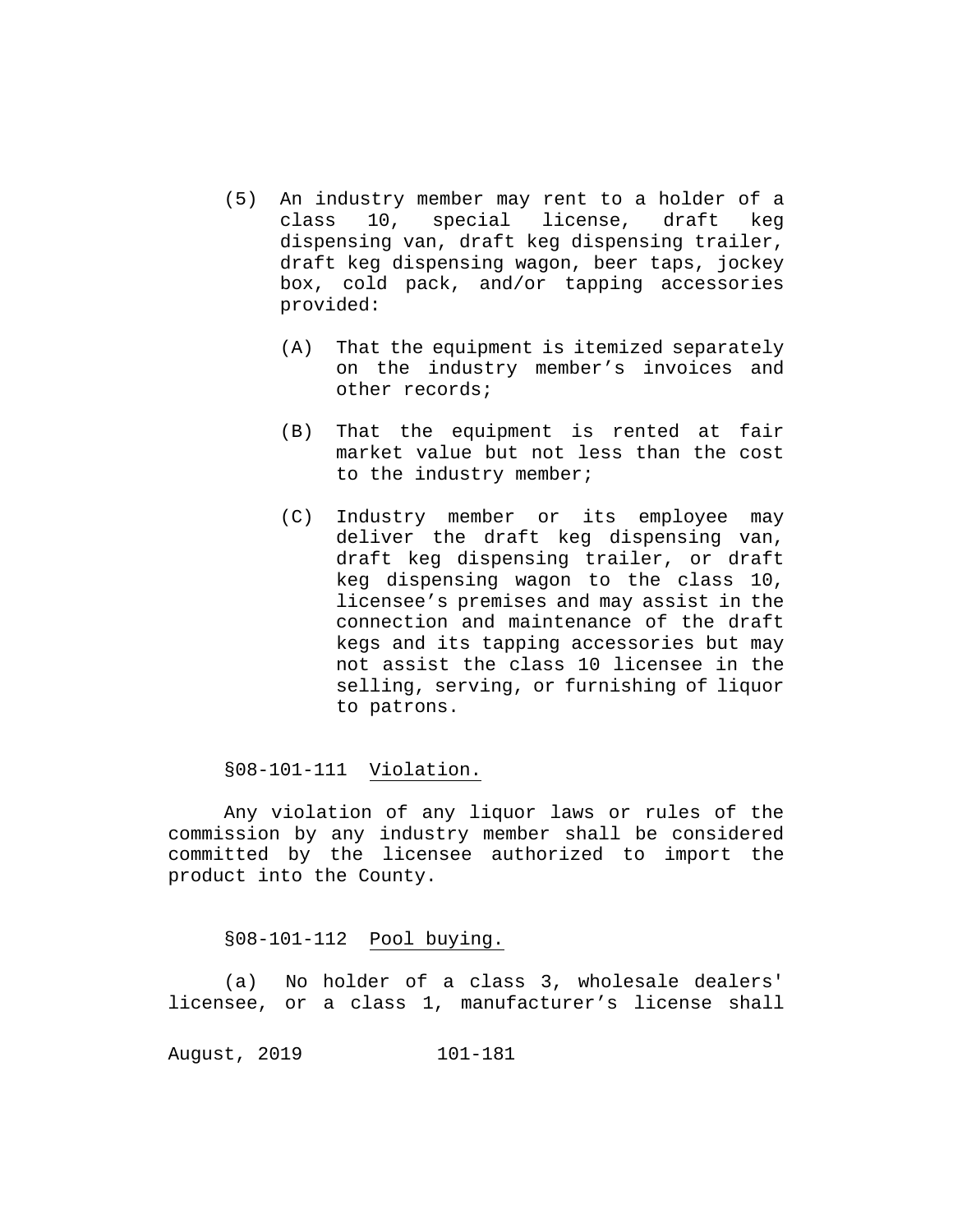(5) An industry member may rent to a holder of a class 10, special license, draft keg dispensing van, draft keg dispensing trailer, draft keg dispensing wagon, beer taps, jockey box, cold pack, and/or tapping accessories provided:

(A) That the equipment is itemized separately on the industry member's invoices and other records;

(B) That the equipment is rented at fair market value but not less than the cost to the industry member;

(C) Industry member or its employee may deliver the draft keg dispensing van, draft keg dispensing trailer, or draft keg dispensing wagon to the class 10, licensee's premises and may assist in the connection and maintenance of the draft kegs and its tapping accessories but may not assist the class 10 licensee in the selling, serving, or furnishing of liquor to patrons.

§08-101-111 Violation.

Any violation of any liquor laws or rules of the commission by any industry member shall be considered committed by the licensee authorized to import the product into the County.

§08-101-112 Pool buying.

(a) No holder of a class 3, wholesale dealers' licensee, or a class 1, manufacturer's license shall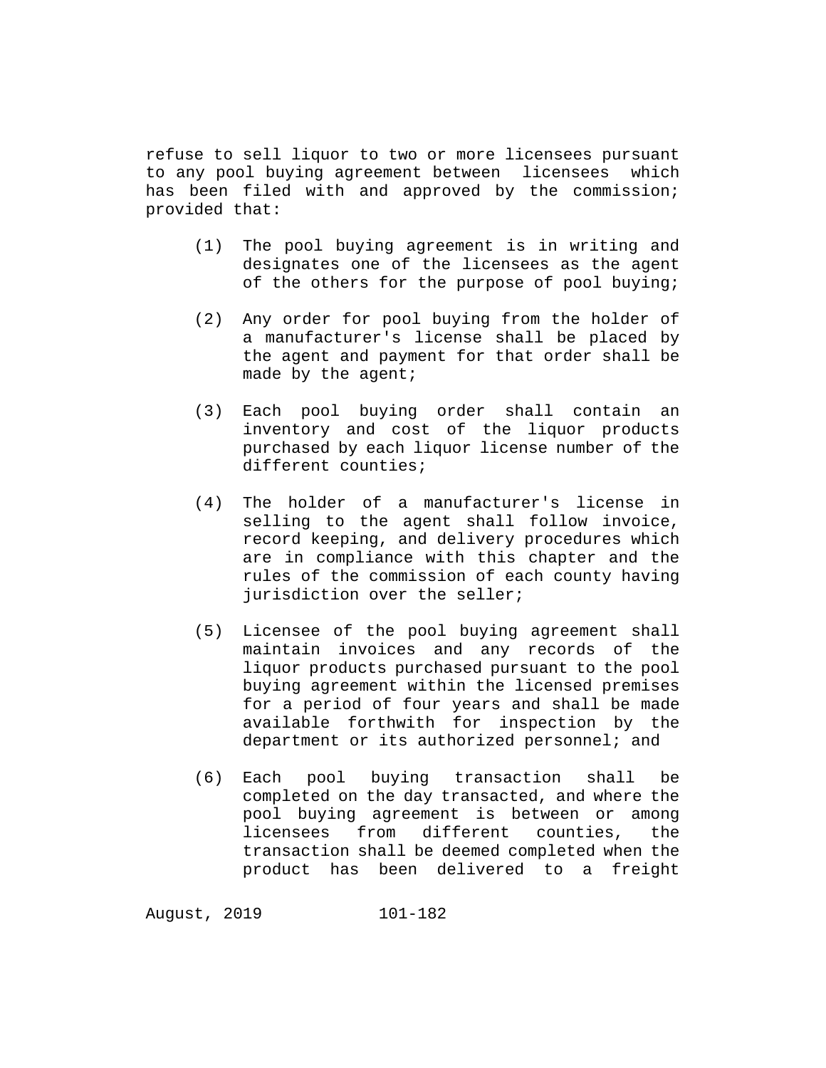refuse to sell liquor to two or more licensees pursuant to any pool buying agreement between licensees which has been filed with and approved by the commission; provided that:

(1) The pool buying agreement is in writing and designates one of the licensees as the agent of the others for the purpose of pool buying;

(2) Any order for pool buying from the holder of a manufacturer's license shall be placed by the agent and payment for that order shall be made by the agent;

(3) Each pool buying order shall contain an inventory and cost of the liquor products purchased by each liquor license number of the different counties;

(4) The holder of a manufacturer's license in selling to the agent shall follow invoice, record keeping, and delivery procedures which are in compliance with this chapter and the rules of the commission of each county having jurisdiction over the seller;

(5) Licensee of the pool buying agreement shall maintain invoices and any records of the liquor products purchased pursuant to the pool buying agreement within the licensed premises for a period of four years and shall be made available forthwith for inspection by the department or its authorized personnel; and

(6) Each pool buying transaction shall be completed on the day transacted, and where the pool buying agreement is between or among licensees from different counties, the transaction shall be deemed completed when the product has been delivered to a freight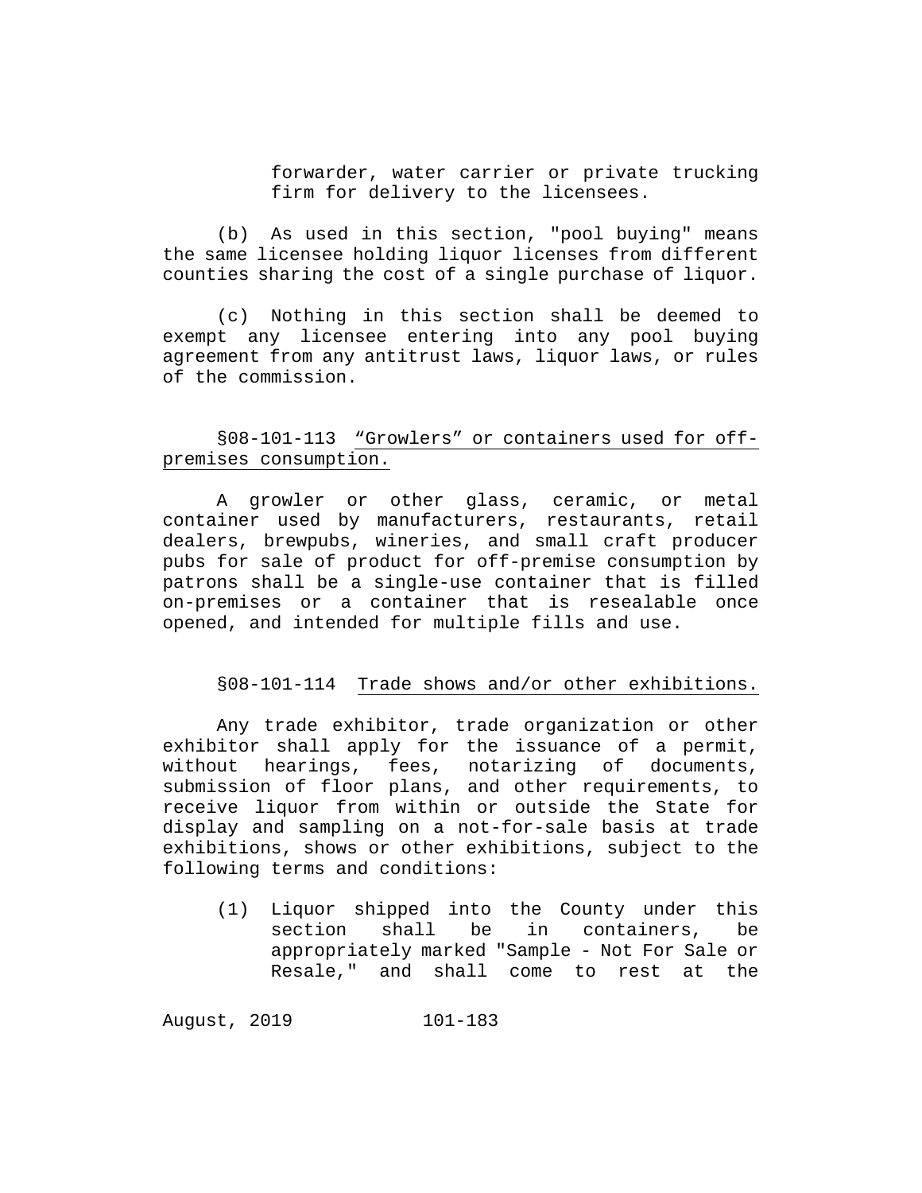forwarder, water carrier or private trucking firm for delivery to the licensees.

(b) As used in this section, "pool buying" means the same licensee holding liquor licenses from different counties sharing the cost of a single purchase of liquor.

(c) Nothing in this section shall be deemed to exempt any licensee entering into any pool buying agreement from any antitrust laws, liquor laws, or rules of the commission.

## §08-101-113 “Growlers” or containers used for off-premises consumption.

A growler or other glass, ceramic, or metal container used by manufacturers, restaurants, retail dealers, brewpubs, wineries, and small craft producer pubs for sale of product for off-premise consumption by patrons shall be a single-use container that is filled on-premises or a container that is resealable once opened, and intended for multiple fills and use.

## §08-101-114 Trade shows and/or other exhibitions.

Any trade exhibitor, trade organization or other exhibitor shall apply for the issuance of a permit, without hearings, fees, notarizing of documents, submission of floor plans, and other requirements, to receive liquor from within or outside the State for display and sampling on a not-for-sale basis at trade exhibitions, shows or other exhibitions, subject to the following terms and conditions:

(1) Liquor shipped into the County under this section shall be in containers, be appropriately marked "Sample - Not For Sale or Resale," and shall come to rest at the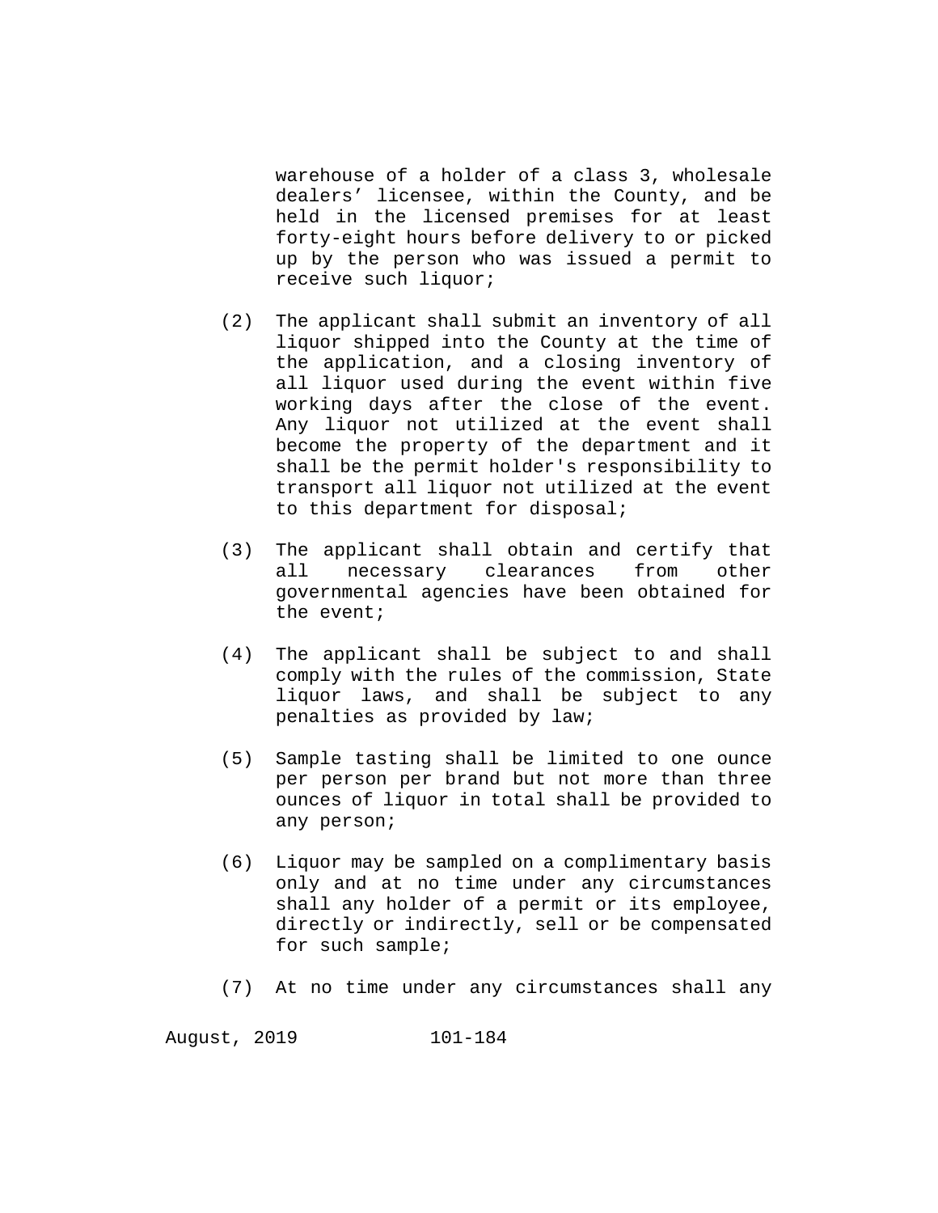warehouse of a holder of a class 3, wholesale dealers' licensee, within the County, and be held in the licensed premises for at least forty-eight hours before delivery to or picked up by the person who was issued a permit to receive such liquor;

(2) The applicant shall submit an inventory of all liquor shipped into the County at the time of the application, and a closing inventory of all liquor used during the event within five working days after the close of the event. Any liquor not utilized at the event shall become the property of the department and it shall be the permit holder's responsibility to transport all liquor not utilized at the event to this department for disposal;

(3) The applicant shall obtain and certify that all necessary clearances from other governmental agencies have been obtained for the event;

(4) The applicant shall be subject to and shall comply with the rules of the commission, State liquor laws, and shall be subject to any penalties as provided by law;

(5) Sample tasting shall be limited to one ounce per person per brand but not more than three ounces of liquor in total shall be provided to any person;

(6) Liquor may be sampled on a complimentary basis only and at no time under any circumstances shall any holder of a permit or its employee, directly or indirectly, sell or be compensated for such sample;

(7) At no time under any circumstances shall any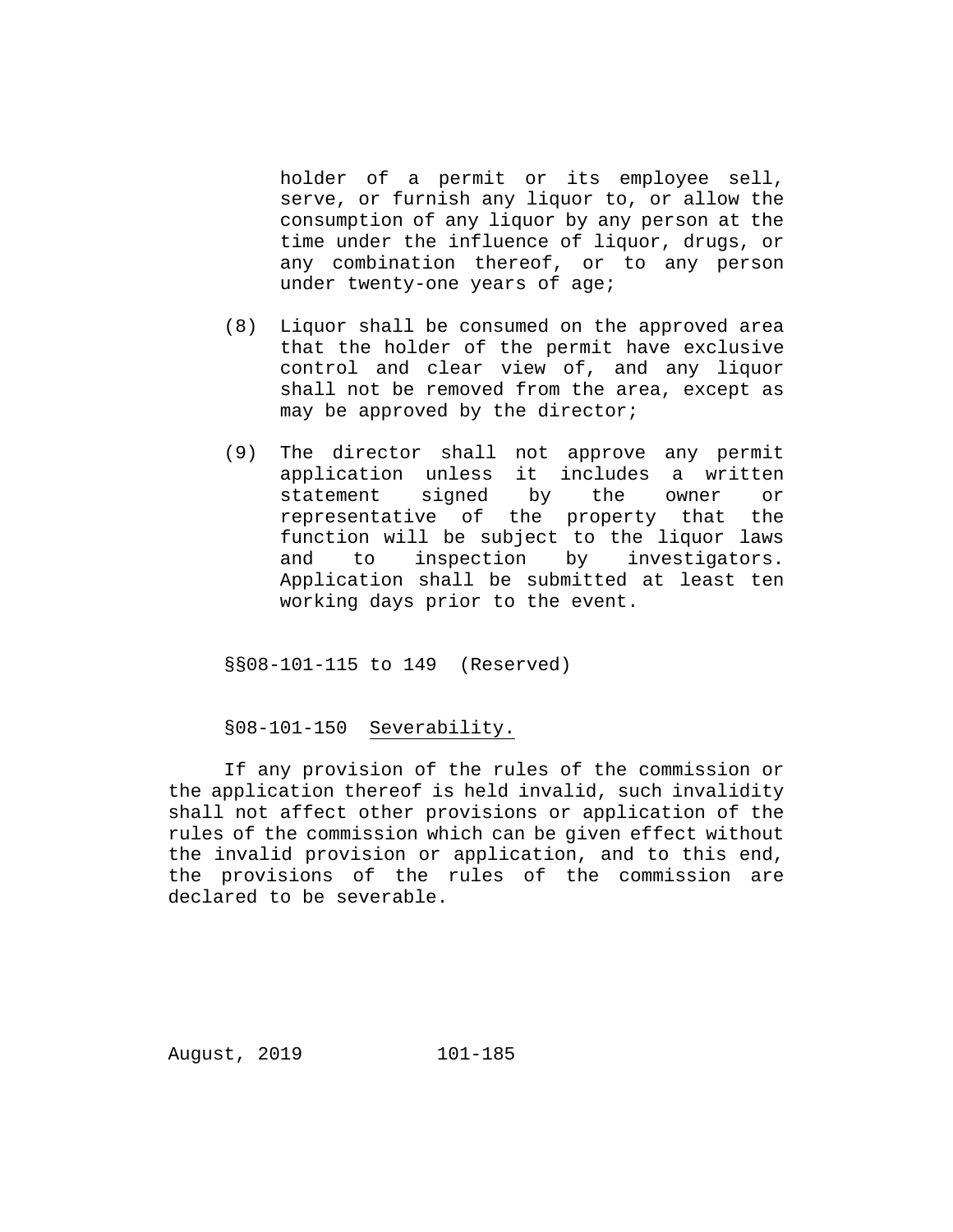holder of a permit or its employee sell, serve, or furnish any liquor to, or allow the consumption of any liquor by any person at the time under the influence of liquor, drugs, or any combination thereof, or to any person under twenty-one years of age;

(8) Liquor shall be consumed on the approved area that the holder of the permit have exclusive control and clear view of, and any liquor shall not be removed from the area, except as may be approved by the director;

(9) The director shall not approve any permit application unless it includes a written statement signed by the owner or representative of the property that the function will be subject to the liquor laws and to inspection by investigators. Application shall be submitted at least ten working days prior to the event.

§§08-101-115 to 149 (Reserved)

§08-101-150 Severability.

If any provision of the rules of the commission or the application thereof is held invalid, such invalidity shall not affect other provisions or application of the rules of the commission which can be given effect without the invalid provision or application, and to this end, the provisions of the rules of the commission are declared to be severable.